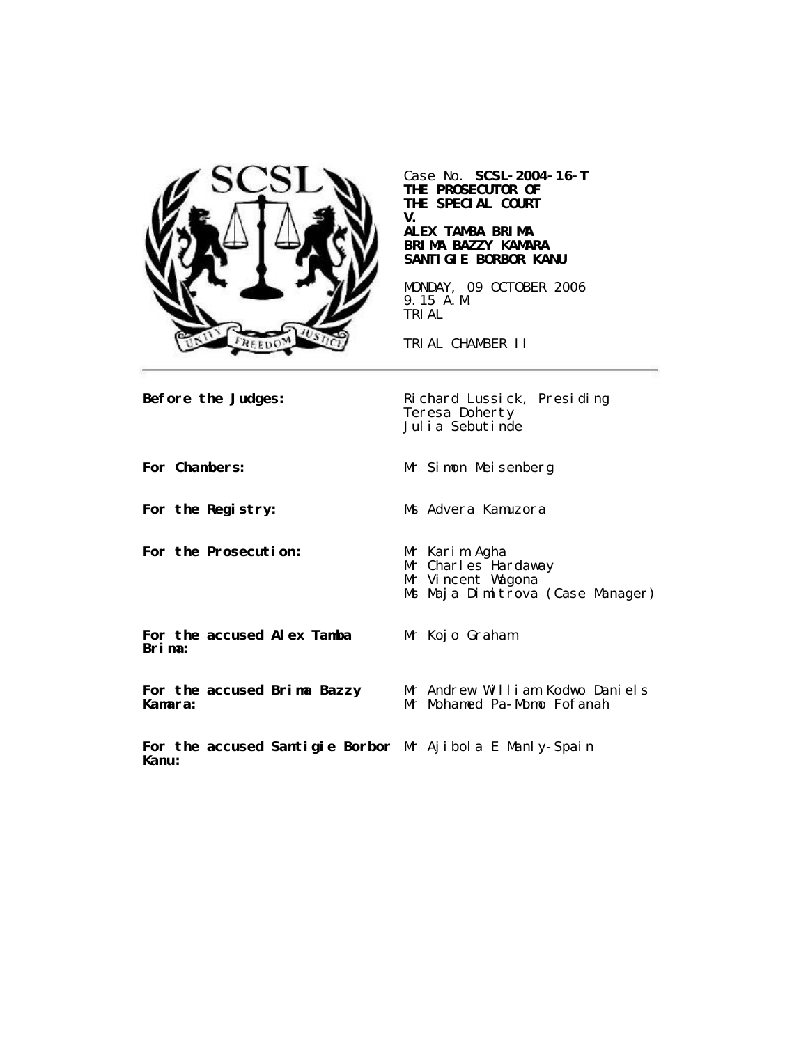Case No. **SCSL-2004-16-T**
**THE PROSECUTOR OF THE SPECIAL COURT**
**V.**
**ALEX TAMBA BRIMA**
**BRIMA BAZZY KAMARA**
**SANTIGIE BORBOR KANU**

MONDAY, 09 OCTOBER 2006
9.15 A.M.
TRIAL

TRIAL CHAMBER II

| | |
|---|---|
| **Before the Judges:** | Richard Lussick, Presiding<br>Teresa Doherty<br>Julia Sebutinde |
| **For Chambers:** | Mr Simon Meisenberg |
| **For the Registry:** | Ms Advera Kamuzora |
| **For the Prosecution:** | Mr Karim Agha<br>Mr Charles Hardaway<br>Mr Vincent Wagona<br>Ms Maja Dimitrova (Case Manager) |
| **For the accused Alex Tamba Brima:** | Mr Kojo Graham |
| **For the accused Brima Bazzy Kamara:** | Mr Andrew William Kodwo Daniels<br>Mr Mohamed Pa-Momo Fofanah |
| **For the accused Santigie Borbor Kanu:** | Mr Ajibola E Manly-Spain |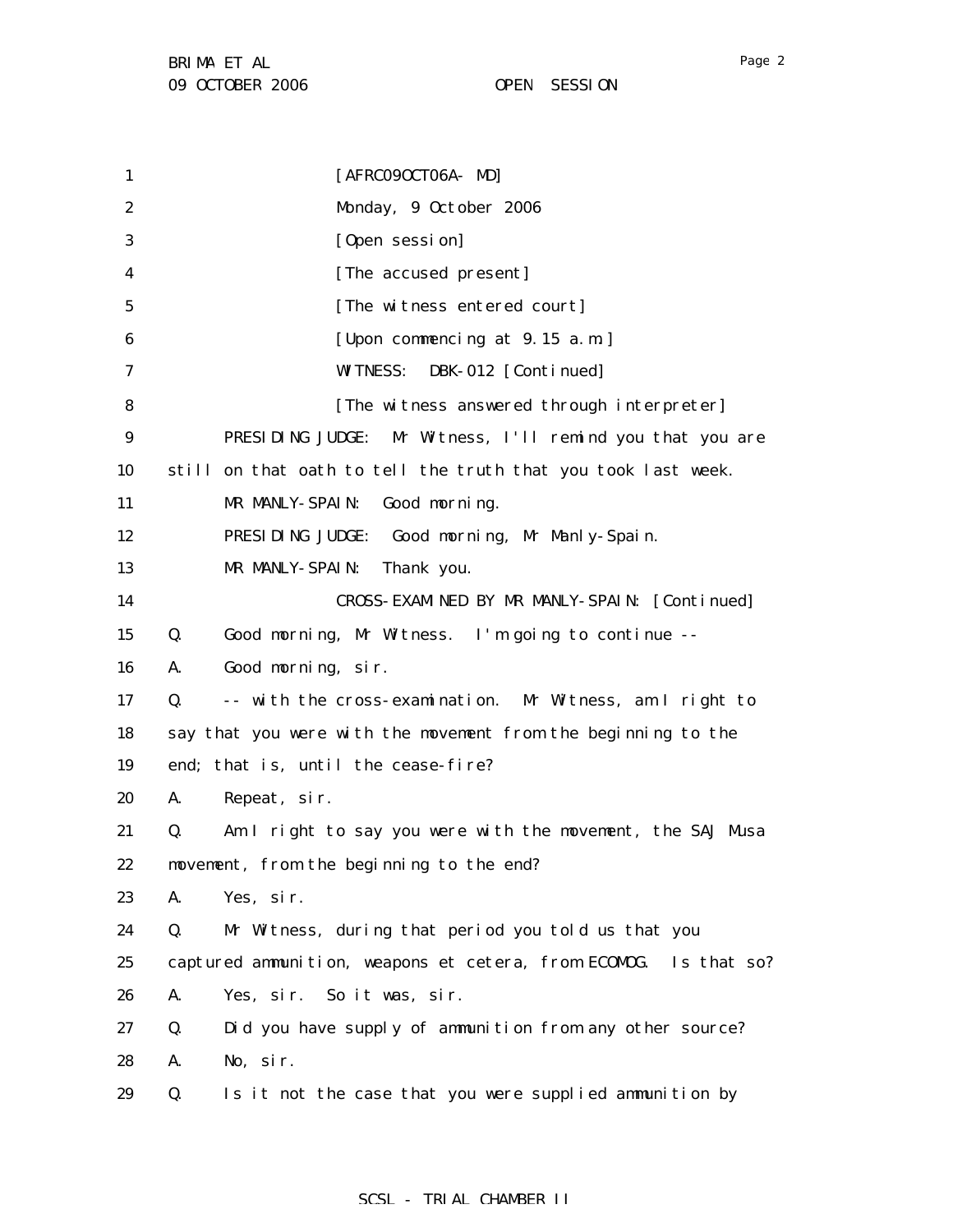[AFRC09OCT06A- MD]

Monday, 9 October 2006

[Open session]

[The accused present]

[The witness entered court]

[Upon commencing at 9.15 a.m.]

WITNESS: DBK-012 [Continued]

[The witness answered through interpreter]

PRESIDING JUDGE: Mr Witness, I'll remind you that you are still on that oath to tell the truth that you took last week.

MR MANLY-SPAIN: Good morning.

PRESIDING JUDGE: Good morning, Mr Manly-Spain.

MR MANLY-SPAIN: Thank you.

CROSS-EXAMINED BY MR MANLY-SPAIN: [Continued]

Q. Good morning, Mr Witness. I'm going to continue --

A. Good morning, sir.

Q. -- with the cross-examination. Mr Witness, am I right to say that you were with the movement from the beginning to the end; that is, until the cease-fire?

A. Repeat, sir.

Q. Am I right to say you were with the movement, the SAJ Musa movement, from the beginning to the end?

A. Yes, sir.

Q. Mr Witness, during that period you told us that you captured ammunition, weapons et cetera, from ECOMOG. Is that so?

A. Yes, sir. So it was, sir.

Q. Did you have supply of ammunition from any other source?

A. No, sir.

Q. Is it not the case that you were supplied ammunition by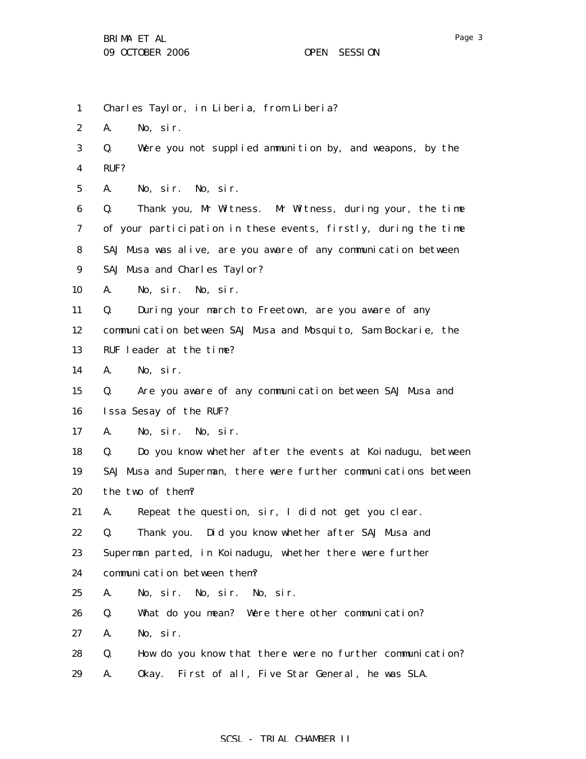Charles Taylor, in Liberia, from Liberia?

A. No, sir.

Q. Were you not supplied ammunition by, and weapons, by the RUF?

A. No, sir. No, sir.

Q. Thank you, Mr Witness. Mr Witness, during your, the time of your participation in these events, firstly, during the time SAJ Musa was alive, are you aware of any communication between SAJ Musa and Charles Taylor?

A. No, sir. No, sir.

Q. During your march to Freetown, are you aware of any communication between SAJ Musa and Mosquito, Sam Bockarie, the RUF leader at the time?

A. No, sir.

Q. Are you aware of any communication between SAJ Musa and Issa Sesay of the RUF?

A. No, sir. No, sir.

Q. Do you know whether after the events at Koinadugu, between SAJ Musa and Superman, there were further communications between the two of them?

A. Repeat the question, sir, I did not get you clear.

Q. Thank you. Did you know whether after SAJ Musa and Superman parted, in Koinadugu, whether there were further communication between them?

A. No, sir. No, sir. No, sir.

Q. What do you mean? Were there other communication?

A. No, sir.

Q. How do you know that there were no further communication?

A. Okay. First of all, Five Star General, he was SLA.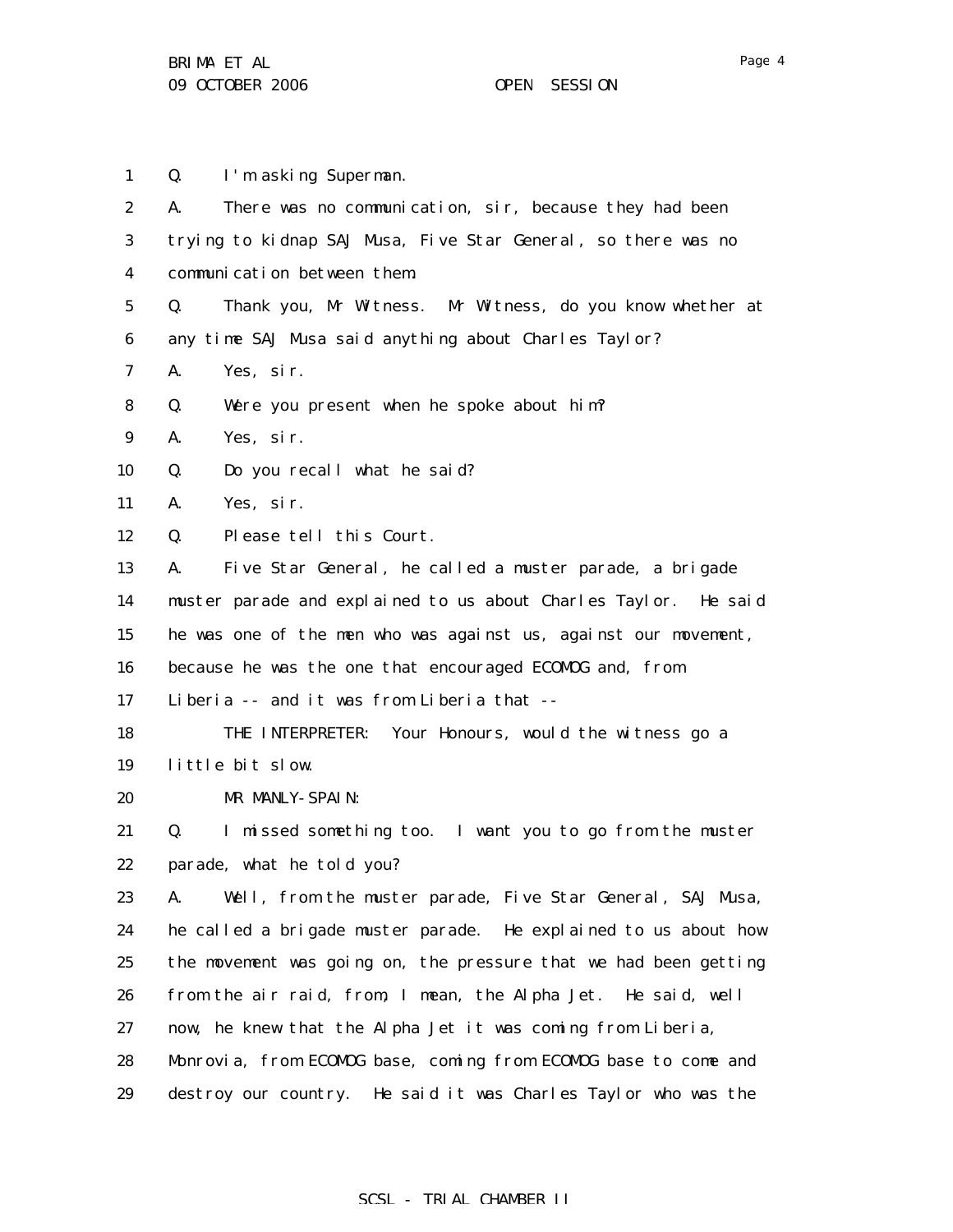Q. I'm asking Superman.

A. There was no communication, sir, because they had been trying to kidnap SAJ Musa, Five Star General, so there was no communication between them.

Q. Thank you, Mr Witness. Mr Witness, do you know whether at any time SAJ Musa said anything about Charles Taylor?

A. Yes, sir.

Q. Were you present when he spoke about him?

A. Yes, sir.

Q. Do you recall what he said?

A. Yes, sir.

Q. Please tell this Court.

A. Five Star General, he called a muster parade, a brigade muster parade and explained to us about Charles Taylor. He said he was one of the men who was against us, against our movement, because he was the one that encouraged ECOMOG and, from Liberia -- and it was from Liberia that --

THE INTERPRETER: Your Honours, would the witness go a little bit slow.

MR MANLY-SPAIN:

Q. I missed something too. I want you to go from the muster parade, what he told you?

A. Well, from the muster parade, Five Star General, SAJ Musa, he called a brigade muster parade. He explained to us about how the movement was going on, the pressure that we had been getting from the air raid, from, I mean, the Alpha Jet. He said, well now, he knew that the Alpha Jet it was coming from Liberia, Monrovia, from ECOMOG base, coming from ECOMOG base to come and destroy our country. He said it was Charles Taylor who was the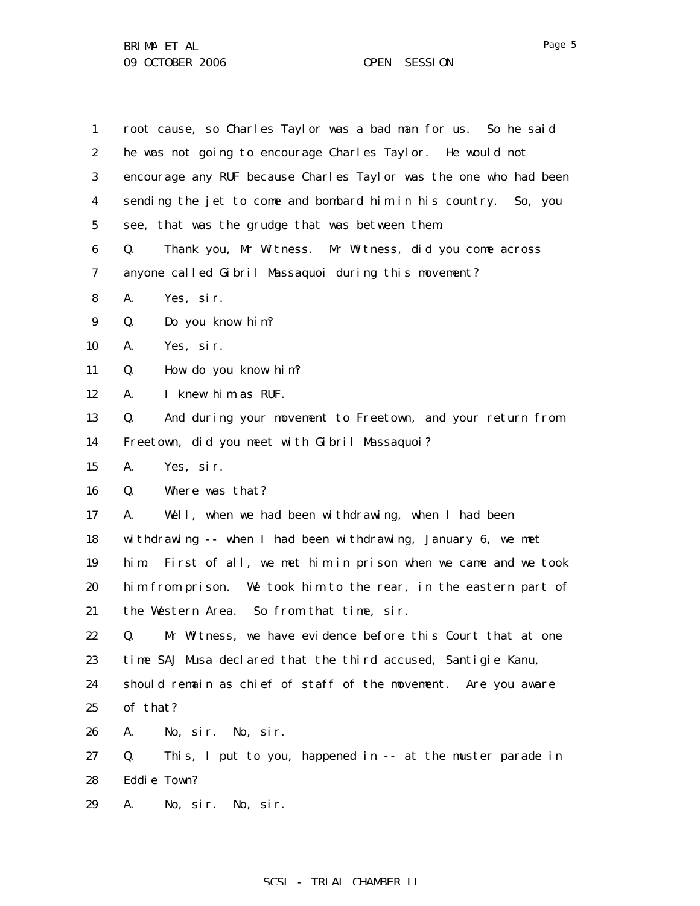root cause, so Charles Taylor was a bad man for us. So he said he was not going to encourage Charles Taylor. He would not encourage any RUF because Charles Taylor was the one who had been sending the jet to come and bombard him in his country. So, you see, that was the grudge that was between them.

Q. Thank you, Mr Witness. Mr Witness, did you come across anyone called Gibril Massaquoi during this movement?

A. Yes, sir.

Q. Do you know him?

A. Yes, sir.

Q. How do you know him?

A. I knew him as RUF.

Q. And during your movement to Freetown, and your return from Freetown, did you meet with Gibril Massaquoi?

A. Yes, sir.

Q. Where was that?

A. Well, when we had been withdrawing, when I had been withdrawing -- when I had been withdrawing, January 6, we met him. First of all, we met him in prison when we came and we took him from prison. We took him to the rear, in the eastern part of the Western Area. So from that time, sir.

Q. Mr Witness, we have evidence before this Court that at one time SAJ Musa declared that the third accused, Santigie Kanu, should remain as chief of staff of the movement. Are you aware of that?

A. No, sir. No, sir.

Q. This, I put to you, happened in -- at the muster parade in Eddie Town?

A. No, sir. No, sir.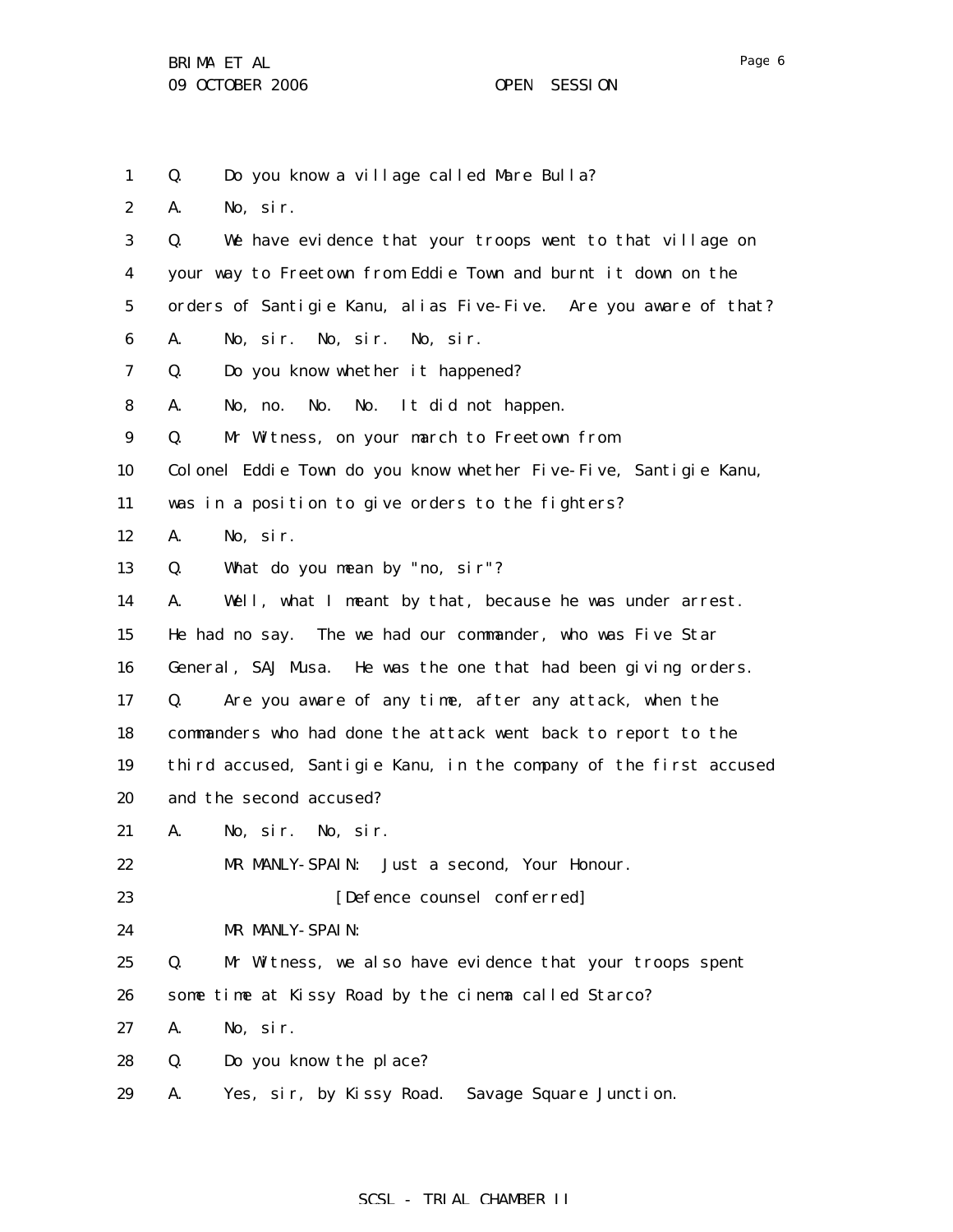Q. Do you know a village called Mare Bulla?

A. No, sir.

Q. We have evidence that your troops went to that village on your way to Freetown from Eddie Town and burnt it down on the orders of Santigie Kanu, alias Five-Five. Are you aware of that?

A. No, sir. No, sir. No, sir.

Q. Do you know whether it happened?

A. No, no. No. No. It did not happen.

Q. Mr Witness, on your march to Freetown from Colonel Eddie Town do you know whether Five-Five, Santigie Kanu, was in a position to give orders to the fighters?

A. No, sir.

Q. What do you mean by "no, sir"?

A. Well, what I meant by that, because he was under arrest. He had no say. The we had our commander, who was Five Star General, SAJ Musa. He was the one that had been giving orders.

Q. Are you aware of any time, after any attack, when the commanders who had done the attack went back to report to the third accused, Santigie Kanu, in the company of the first accused and the second accused?

A. No, sir. No, sir.

MR MANLY-SPAIN: Just a second, Your Honour.

[Defence counsel conferred]

MR MANLY-SPAIN:

Q. Mr Witness, we also have evidence that your troops spent some time at Kissy Road by the cinema called Starco?

A. No, sir.

Q. Do you know the place?

A. Yes, sir, by Kissy Road. Savage Square Junction.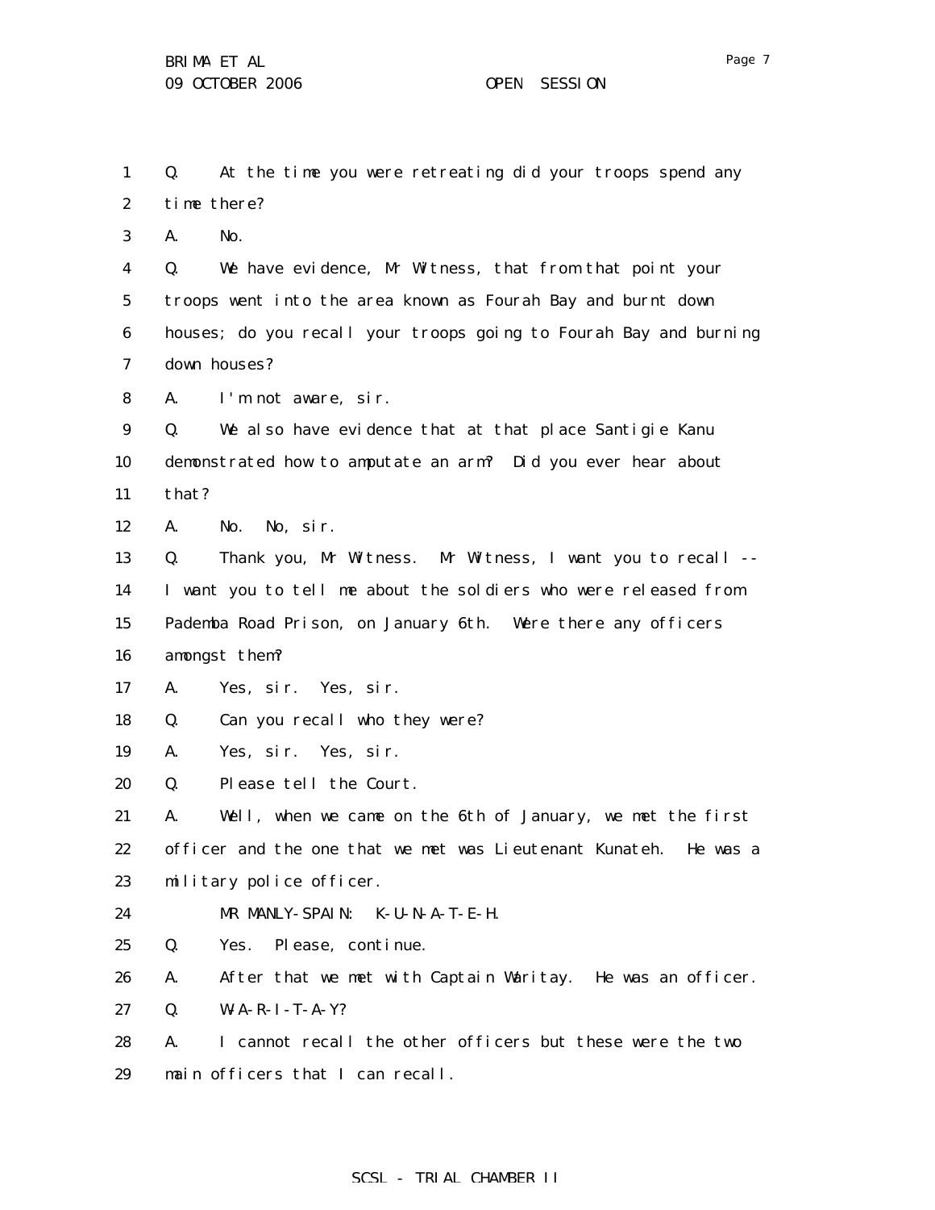Q. At the time you were retreating did your troops spend any time there?

A. No.

Q. We have evidence, Mr Witness, that from that point your troops went into the area known as Fourah Bay and burnt down houses; do you recall your troops going to Fourah Bay and burning down houses?

A. I'm not aware, sir.

Q. We also have evidence that at that place Santigie Kanu demonstrated how to amputate an arm? Did you ever hear about that?

A. No. No, sir.

Q. Thank you, Mr Witness. Mr Witness, I want you to recall -- I want you to tell me about the soldiers who were released from Pademba Road Prison, on January 6th. Were there any officers amongst them?

A. Yes, sir. Yes, sir.

Q. Can you recall who they were?

A. Yes, sir. Yes, sir.

Q. Please tell the Court.

A. Well, when we came on the 6th of January, we met the first officer and the one that we met was Lieutenant Kunateh. He was a military police officer.

MR MANLY-SPAIN: K-U-N-A-T-E-H.

Q. Yes. Please, continue.

A. After that we met with Captain Waritay. He was an officer.

Q. W-A-R-I-T-A-Y?

A. I cannot recall the other officers but these were the two main officers that I can recall.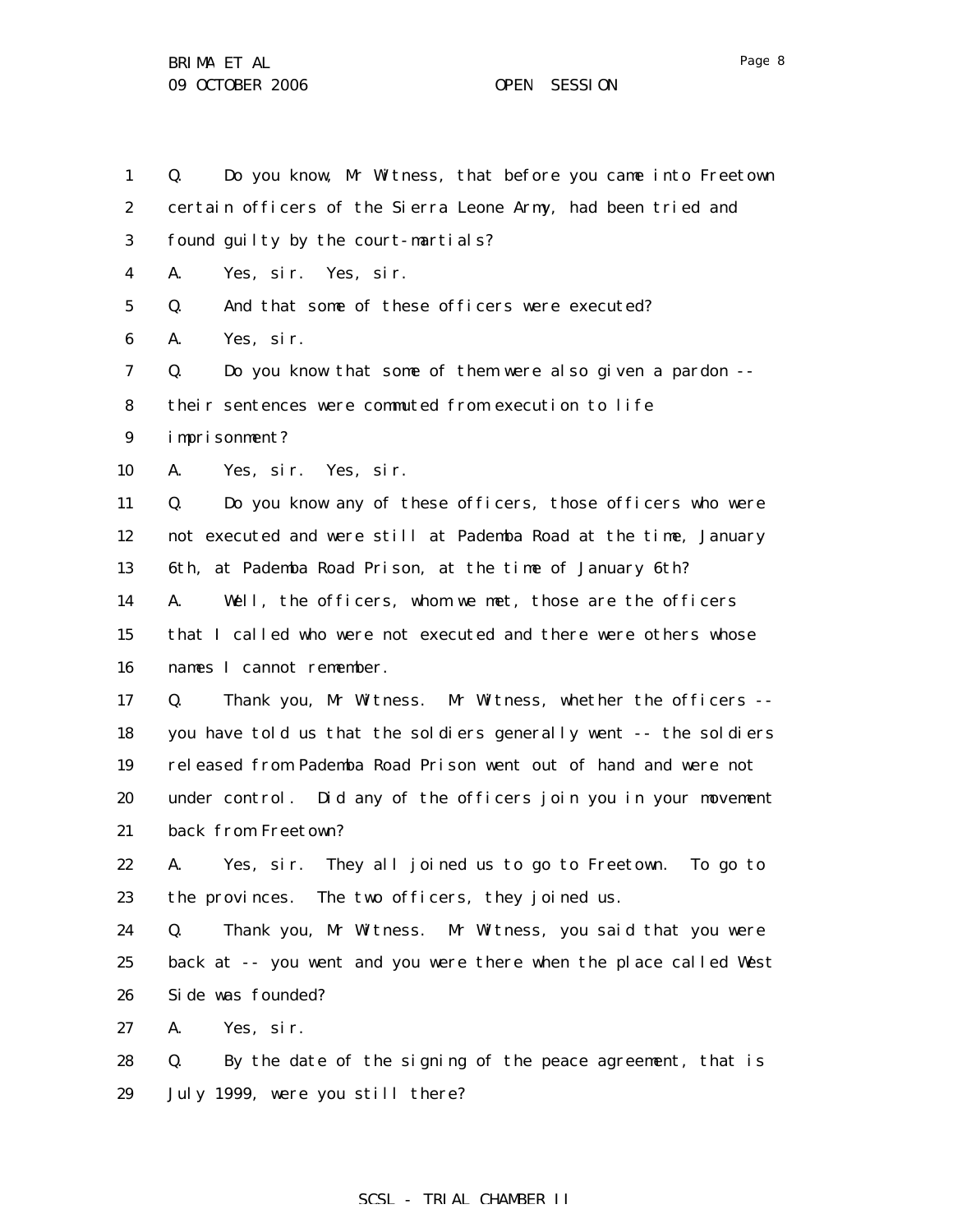Q. Do you know, Mr Witness, that before you came into Freetown certain officers of the Sierra Leone Army, had been tried and found guilty by the court-martials?

A. Yes, sir. Yes, sir.

Q. And that some of these officers were executed?

A. Yes, sir.

Q. Do you know that some of them were also given a pardon -- their sentences were commuted from execution to life imprisonment?

A. Yes, sir. Yes, sir.

Q. Do you know any of these officers, those officers who were not executed and were still at Pademba Road at the time, January 6th, at Pademba Road Prison, at the time of January 6th?

A. Well, the officers, whom we met, those are the officers that I called who were not executed and there were others whose names I cannot remember.

Q. Thank you, Mr Witness. Mr Witness, whether the officers -- you have told us that the soldiers generally went -- the soldiers released from Pademba Road Prison went out of hand and were not under control. Did any of the officers join you in your movement back from Freetown?

A. Yes, sir. They all joined us to go to Freetown. To go to the provinces. The two officers, they joined us.

Q. Thank you, Mr Witness. Mr Witness, you said that you were back at -- you went and you were there when the place called West Side was founded?

A. Yes, sir.

Q. By the date of the signing of the peace agreement, that is July 1999, were you still there?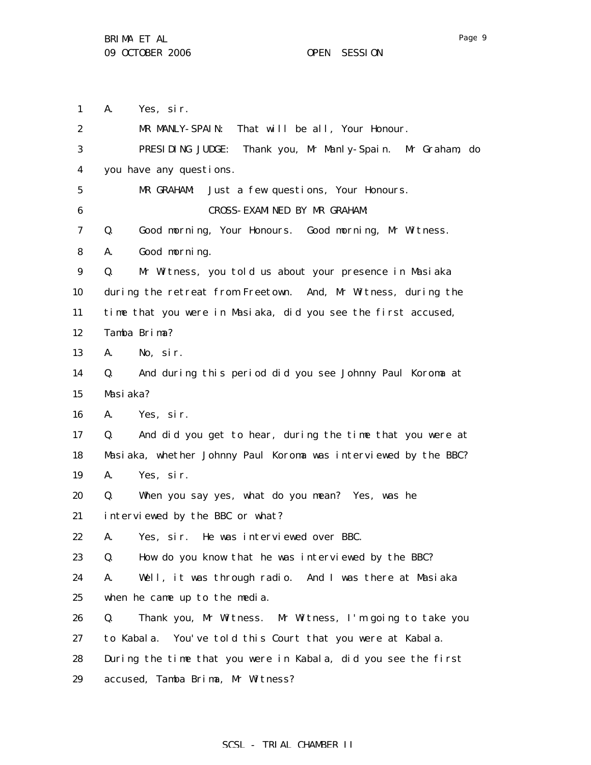A. Yes, sir.

MR MANLY-SPAIN: That will be all, Your Honour.

PRESIDING JUDGE: Thank you, Mr Manly-Spain. Mr Graham, do you have any questions.

MR GRAHAM: Just a few questions, Your Honours.

CROSS-EXAMINED BY MR GRAHAM:

Q. Good morning, Your Honours. Good morning, Mr Witness.

A. Good morning.

Q. Mr Witness, you told us about your presence in Masiaka during the retreat from Freetown. And, Mr Witness, during the time that you were in Masiaka, did you see the first accused, Tamba Brima?

A. No, sir.

Q. And during this period did you see Johnny Paul Koroma at Masiaka?

A. Yes, sir.

Q. And did you get to hear, during the time that you were at Masiaka, whether Johnny Paul Koroma was interviewed by the BBC?

A. Yes, sir.

Q. When you say yes, what do you mean? Yes, was he interviewed by the BBC or what?

A. Yes, sir. He was interviewed over BBC.

Q. How do you know that he was interviewed by the BBC?

A. Well, it was through radio. And I was there at Masiaka when he came up to the media.

Q. Thank you, Mr Witness. Mr Witness, I'm going to take you to Kabala. You've told this Court that you were at Kabala. During the time that you were in Kabala, did you see the first accused, Tamba Brima, Mr Witness?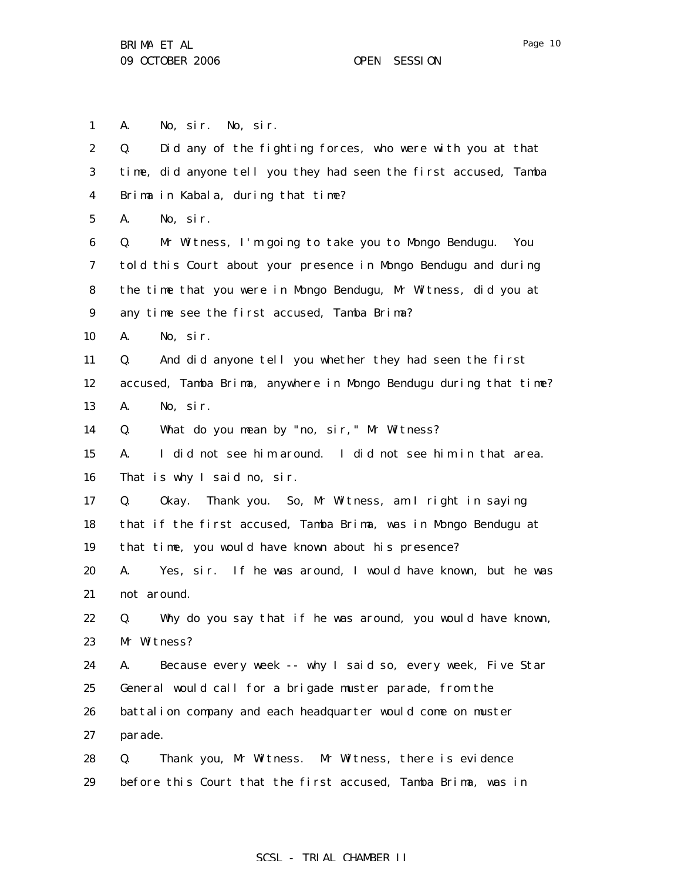1 A. No, sir. No, sir.

2 Q. Did any of the fighting forces, who were with you at that

3 time, did anyone tell you they had seen the first accused, Tamba

4 Brima in Kabala, during that time?

5 A. No, sir.

6 Q. Mr Witness, I'm going to take you to Mongo Bendugu. You

7 told this Court about your presence in Mongo Bendugu and during

8 the time that you were in Mongo Bendugu, Mr Witness, did you at

9 any time see the first accused, Tamba Brima?

10 A. No, sir.

11 Q. And did anyone tell you whether they had seen the first

12 accused, Tamba Brima, anywhere in Mongo Bendugu during that time?

13 A. No, sir.

14 Q. What do you mean by "no, sir," Mr Witness?

15 A. I did not see him around. I did not see him in that area.

16 That is why I said no, sir.

17 Q. Okay. Thank you. So, Mr Witness, am I right in saying

18 that if the first accused, Tamba Brima, was in Mongo Bendugu at

19 that time, you would have known about his presence?

20 A. Yes, sir. If he was around, I would have known, but he was

21 not around.

22 Q. Why do you say that if he was around, you would have known,

23 Mr Witness?

24 A. Because every week -- why I said so, every week, Five Star

25 General would call for a brigade muster parade, from the

26 battalion company and each headquarter would come on muster

27 parade.

28 Q. Thank you, Mr Witness. Mr Witness, there is evidence

29 before this Court that the first accused, Tamba Brima, was in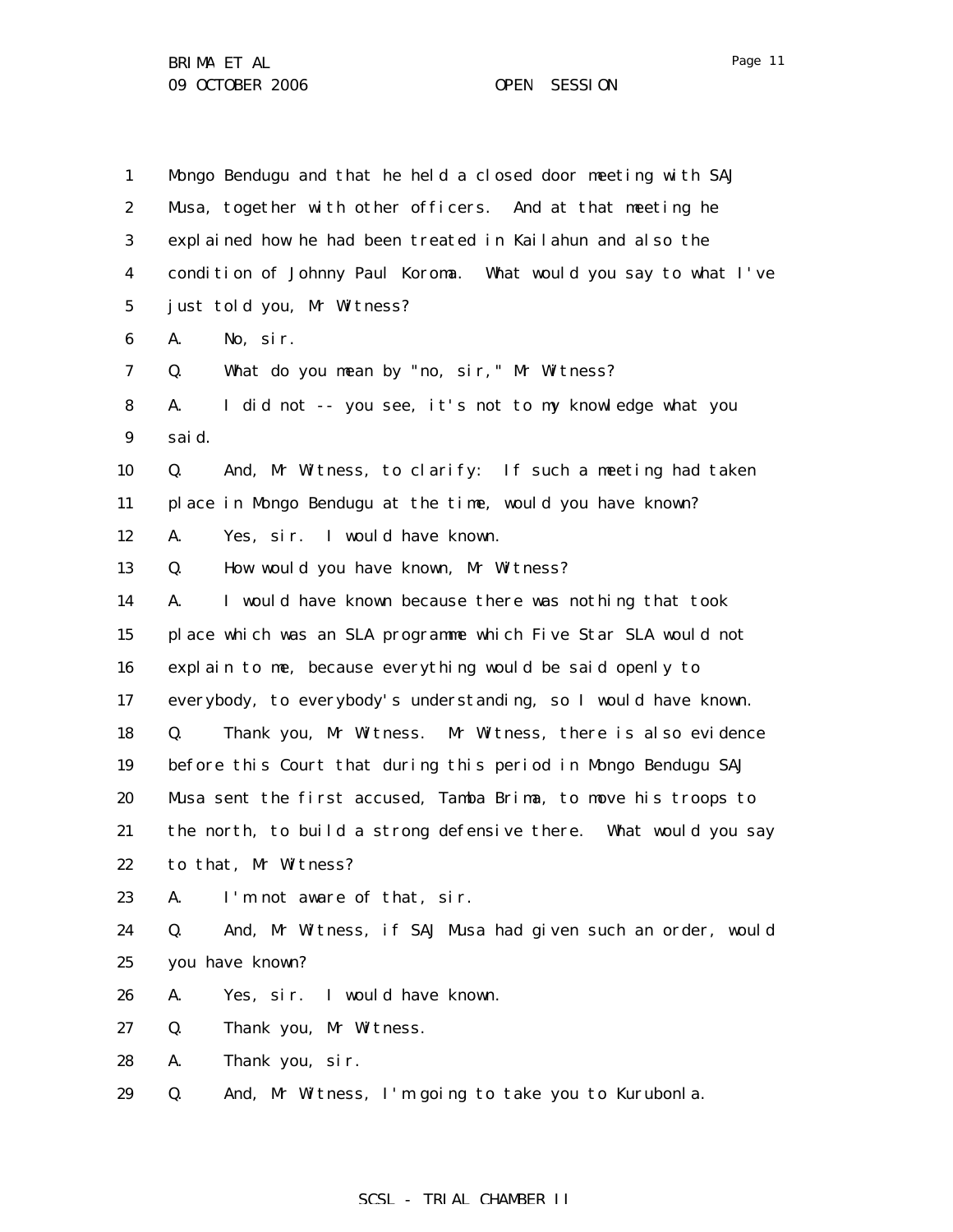Mongo Bendugu and that he held a closed door meeting with SAJ Musa, together with other officers. And at that meeting he explained how he had been treated in Kailahun and also the condition of Johnny Paul Koroma. What would you say to what I've just told you, Mr Witness?

A. No, sir.

Q. What do you mean by "no, sir," Mr Witness?

A. I did not -- you see, it's not to my knowledge what you said.

Q. And, Mr Witness, to clarify: If such a meeting had taken place in Mongo Bendugu at the time, would you have known?

A. Yes, sir. I would have known.

Q. How would you have known, Mr Witness?

A. I would have known because there was nothing that took place which was an SLA programme which Five Star SLA would not explain to me, because everything would be said openly to everybody, to everybody's understanding, so I would have known.

Q. Thank you, Mr Witness. Mr Witness, there is also evidence before this Court that during this period in Mongo Bendugu SAJ Musa sent the first accused, Tamba Brima, to move his troops to the north, to build a strong defensive there. What would you say to that, Mr Witness?

A. I'm not aware of that, sir.

Q. And, Mr Witness, if SAJ Musa had given such an order, would you have known?

A. Yes, sir. I would have known.

Q. Thank you, Mr Witness.

A. Thank you, sir.

Q. And, Mr Witness, I'm going to take you to Kurubonla.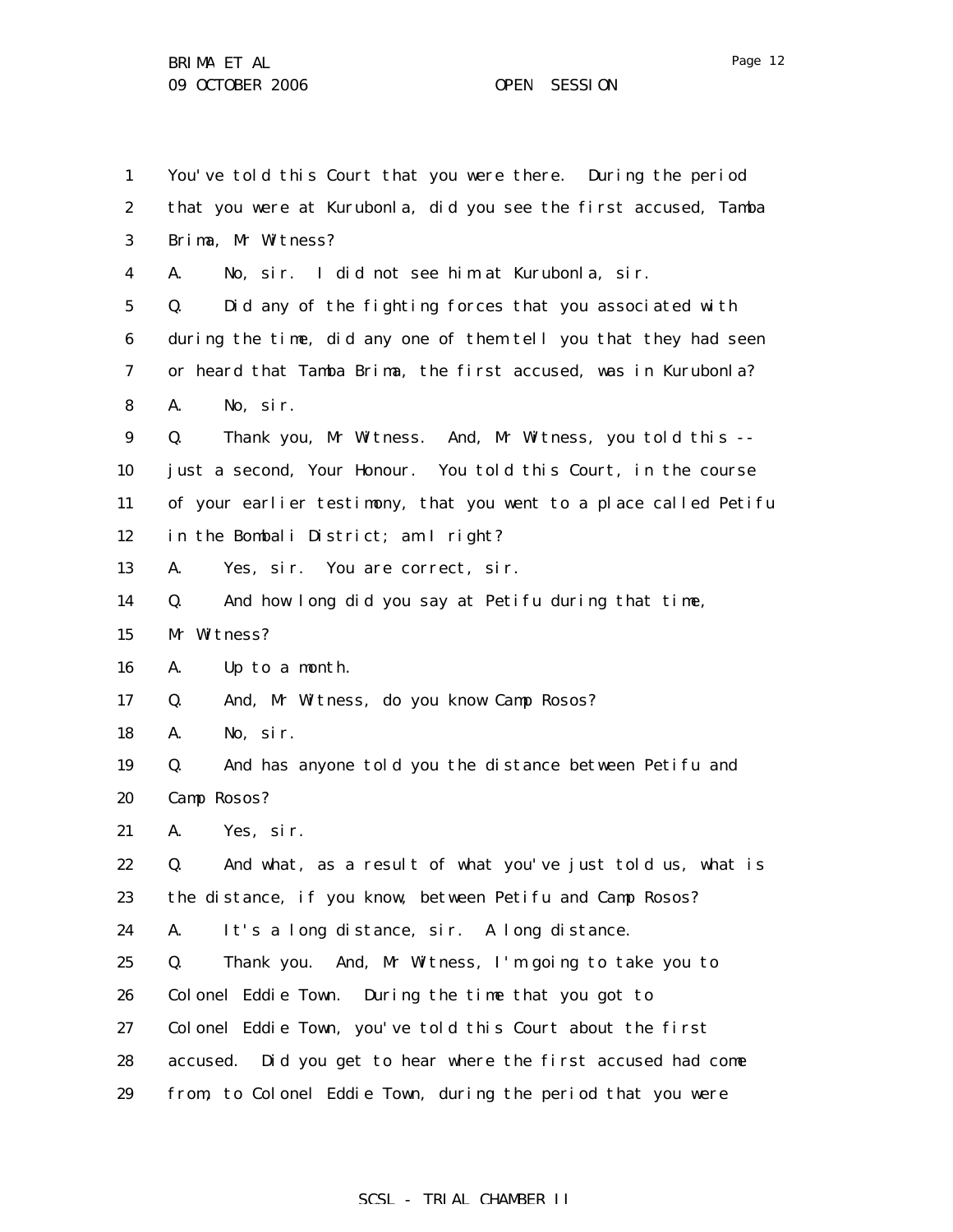You've told this Court that you were there. During the period that you were at Kurubonla, did you see the first accused, Tamba Brima, Mr Witness?

A. No, sir. I did not see him at Kurubonla, sir.

Q. Did any of the fighting forces that you associated with during the time, did any one of them tell you that they had seen or heard that Tamba Brima, the first accused, was in Kurubonla?

A. No, sir.

Q. Thank you, Mr Witness. And, Mr Witness, you told this -- just a second, Your Honour. You told this Court, in the course of your earlier testimony, that you went to a place called Petifu in the Bombali District; am I right?

A. Yes, sir. You are correct, sir.

Q. And how long did you say at Petifu during that time, Mr Witness?

A. Up to a month.

Q. And, Mr Witness, do you know Camp Rosos?

A. No, sir.

Q. And has anyone told you the distance between Petifu and Camp Rosos?

A. Yes, sir.

Q. And what, as a result of what you've just told us, what is the distance, if you know, between Petifu and Camp Rosos?

A. It's a long distance, sir. A long distance.

Q. Thank you. And, Mr Witness, I'm going to take you to Colonel Eddie Town. During the time that you got to Colonel Eddie Town, you've told this Court about the first accused. Did you get to hear where the first accused had come from, to Colonel Eddie Town, during the period that you were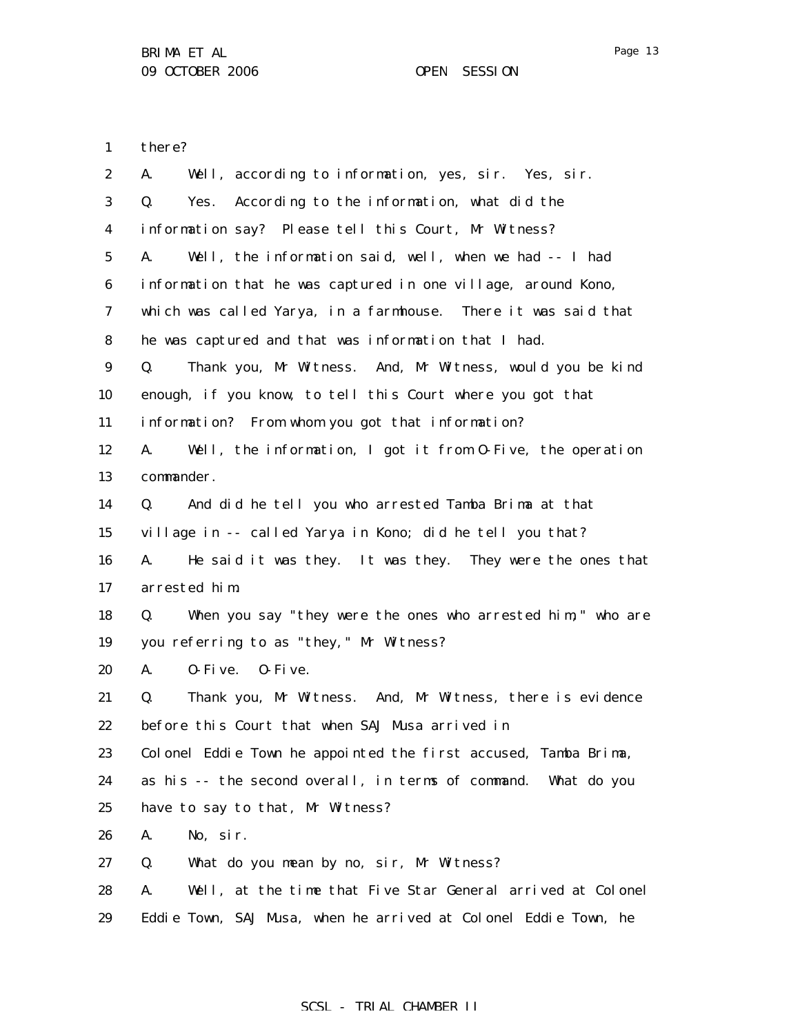there?

A. Well, according to information, yes, sir. Yes, sir.

Q. Yes. According to the information, what did the information say? Please tell this Court, Mr Witness?

A. Well, the information said, well, when we had -- I had information that he was captured in one village, around Kono, which was called Yarya, in a farmhouse. There it was said that he was captured and that was information that I had.

Q. Thank you, Mr Witness. And, Mr Witness, would you be kind enough, if you know, to tell this Court where you got that information? From whom you got that information?

A. Well, the information, I got it from O-Five, the operation commander.

Q. And did he tell you who arrested Tamba Brima at that village in -- called Yarya in Kono; did he tell you that?

A. He said it was they. It was they. They were the ones that arrested him.

Q. When you say "they were the ones who arrested him," who are you referring to as "they," Mr Witness?

A. O-Five. O-Five.

Q. Thank you, Mr Witness. And, Mr Witness, there is evidence before this Court that when SAJ Musa arrived in Colonel Eddie Town he appointed the first accused, Tamba Brima, as his -- the second overall, in terms of command. What do you have to say to that, Mr Witness?

A. No, sir.

Q. What do you mean by no, sir, Mr Witness?

A. Well, at the time that Five Star General arrived at Colonel Eddie Town, SAJ Musa, when he arrived at Colonel Eddie Town, he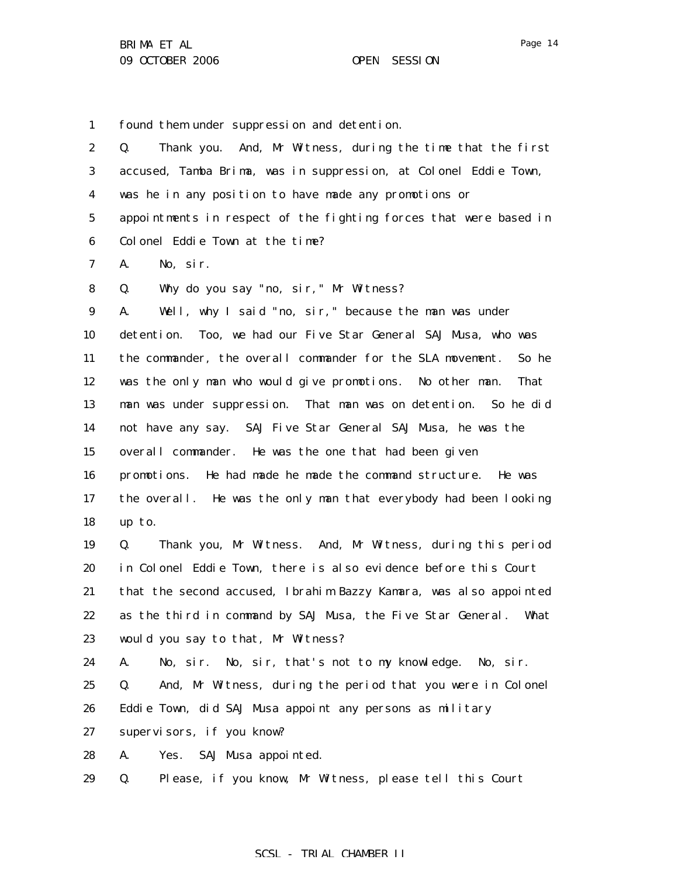found them under suppression and detention.

Q. Thank you. And, Mr Witness, during the time that the first accused, Tamba Brima, was in suppression, at Colonel Eddie Town, was he in any position to have made any promotions or appointments in respect of the fighting forces that were based in Colonel Eddie Town at the time?

A. No, sir.

Q. Why do you say "no, sir," Mr Witness?

A. Well, why I said "no, sir," because the man was under detention. Too, we had our Five Star General SAJ Musa, who was the commander, the overall commander for the SLA movement. So he was the only man who would give promotions. No other man. That man was under suppression. That man was on detention. So he did not have any say. SAJ Five Star General SAJ Musa, he was the overall commander. He was the one that had been given promotions. He had made he made the command structure. He was the overall. He was the only man that everybody had been looking up to.

Q. Thank you, Mr Witness. And, Mr Witness, during this period in Colonel Eddie Town, there is also evidence before this Court that the second accused, Ibrahim Bazzy Kamara, was also appointed as the third in command by SAJ Musa, the Five Star General. What would you say to that, Mr Witness?

A. No, sir. No, sir, that's not to my knowledge. No, sir.

Q. And, Mr Witness, during the period that you were in Colonel Eddie Town, did SAJ Musa appoint any persons as military supervisors, if you know?

A. Yes. SAJ Musa appointed.

Q. Please, if you know, Mr Witness, please tell this Court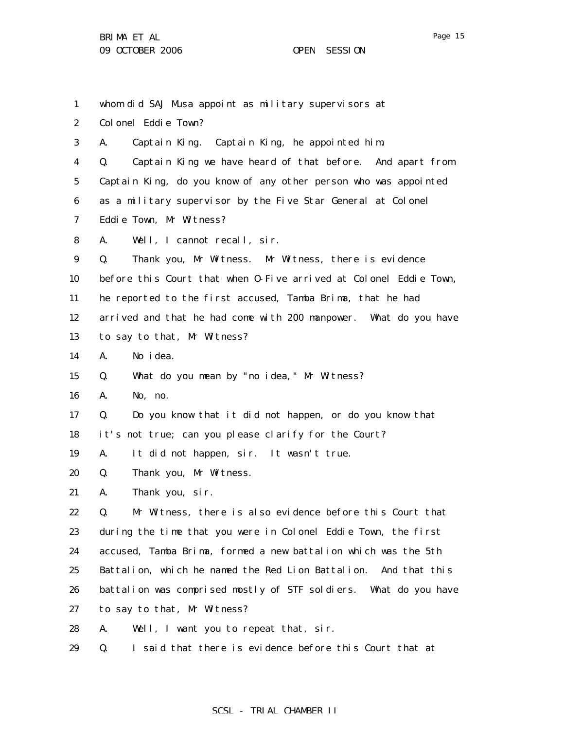1 whom did SAJ Musa appoint as military supervisors at

2 Colonel Eddie Town?

3 A. Captain King. Captain King, he appointed him.

4 Q. Captain King we have heard of that before. And apart from

5 Captain King, do you know of any other person who was appointed

6 as a military supervisor by the Five Star General at Colonel

7 Eddie Town, Mr Witness?

8 A. Well, I cannot recall, sir.

9 Q. Thank you, Mr Witness. Mr Witness, there is evidence

10 before this Court that when O-Five arrived at Colonel Eddie Town,

11 he reported to the first accused, Tamba Brima, that he had

12 arrived and that he had come with 200 manpower. What do you have

13 to say to that, Mr Witness?

14 A. No idea.

15 Q. What do you mean by "no idea," Mr Witness?

16 A. No, no.

17 Q. Do you know that it did not happen, or do you know that

18 it's not true; can you please clarify for the Court?

19 A. It did not happen, sir. It wasn't true.

20 Q. Thank you, Mr Witness.

21 A. Thank you, sir.

22 Q. Mr Witness, there is also evidence before this Court that

23 during the time that you were in Colonel Eddie Town, the first

24 accused, Tamba Brima, formed a new battalion which was the 5th

25 Battalion, which he named the Red Lion Battalion. And that this

26 battalion was comprised mostly of STF soldiers. What do you have

27 to say to that, Mr Witness?

28 A. Well, I want you to repeat that, sir.

29 Q. I said that there is evidence before this Court that at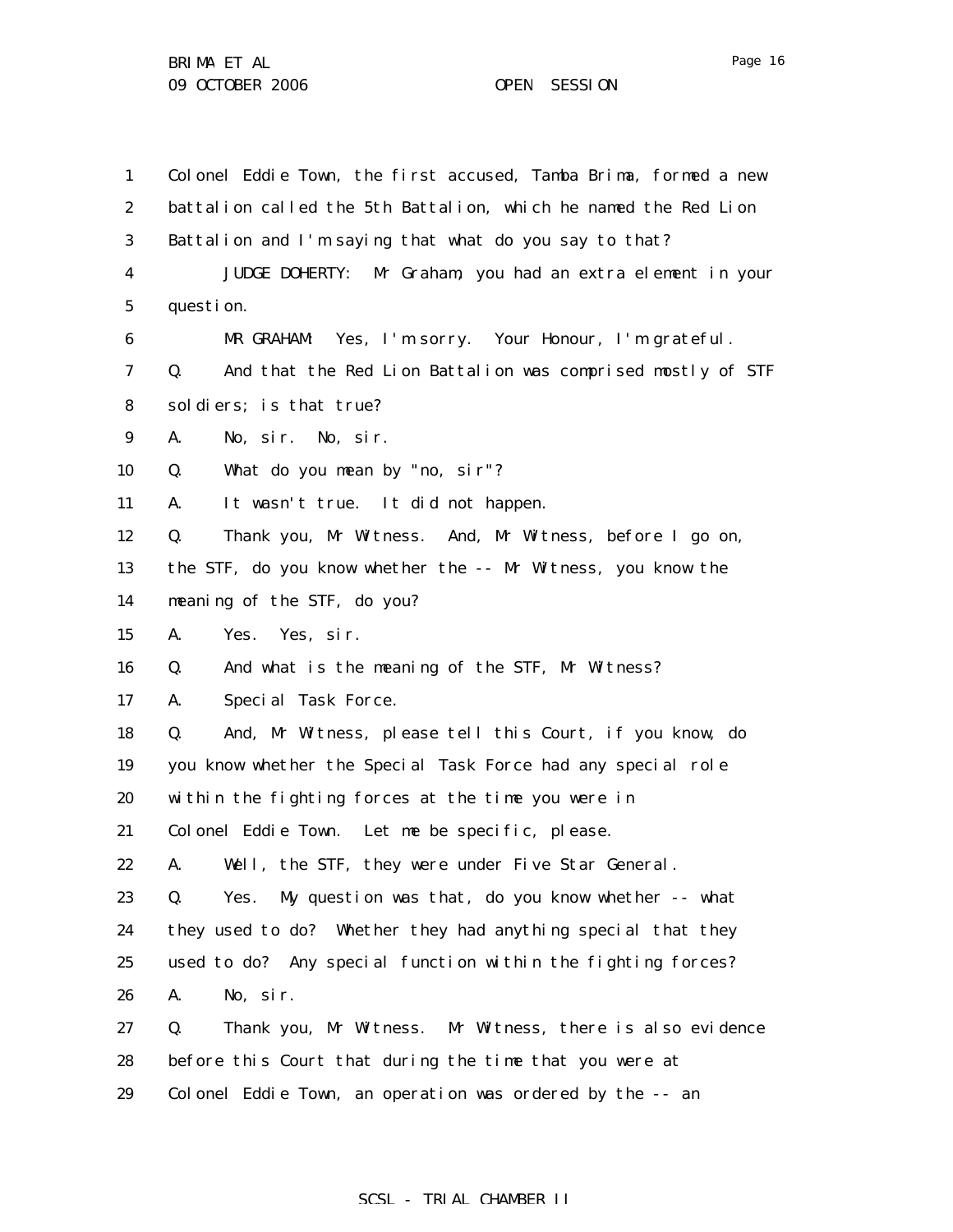Colonel Eddie Town, the first accused, Tamba Brima, formed a new battalion called the 5th Battalion, which he named the Red Lion Battalion and I'm saying that what do you say to that?

JUDGE DOHERTY: Mr Graham, you had an extra element in your question.

MR GRAHAM: Yes, I'm sorry. Your Honour, I'm grateful.

Q. And that the Red Lion Battalion was comprised mostly of STF soldiers; is that true?

A. No, sir. No, sir.

Q. What do you mean by "no, sir"?

A. It wasn't true. It did not happen.

Q. Thank you, Mr Witness. And, Mr Witness, before I go on, the STF, do you know whether the -- Mr Witness, you know the meaning of the STF, do you?

A. Yes. Yes, sir.

Q. And what is the meaning of the STF, Mr Witness?

A. Special Task Force.

Q. And, Mr Witness, please tell this Court, if you know, do you know whether the Special Task Force had any special role within the fighting forces at the time you were in Colonel Eddie Town. Let me be specific, please.

A. Well, the STF, they were under Five Star General.

Q. Yes. My question was that, do you know whether -- what they used to do? Whether they had anything special that they used to do? Any special function within the fighting forces?

A. No, sir.

Q. Thank you, Mr Witness. Mr Witness, there is also evidence before this Court that during the time that you were at Colonel Eddie Town, an operation was ordered by the -- an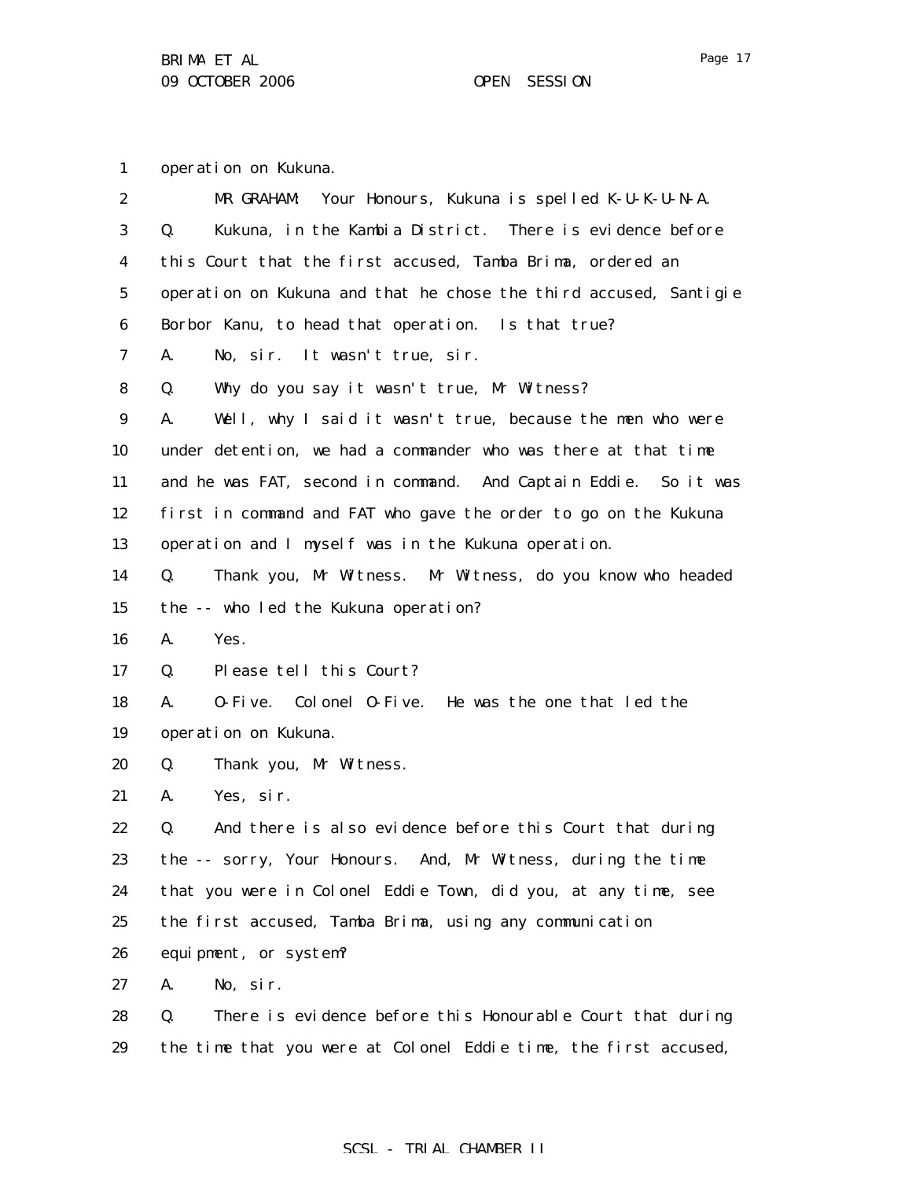operation on Kukuna.

MR GRAHAM: Your Honours, Kukuna is spelled K-U-K-U-N-A.

Q. Kukuna, in the Kambia District. There is evidence before this Court that the first accused, Tamba Brima, ordered an operation on Kukuna and that he chose the third accused, Santigie Borbor Kanu, to head that operation. Is that true?

A. No, sir. It wasn't true, sir.

Q. Why do you say it wasn't true, Mr Witness?

A. Well, why I said it wasn't true, because the men who were under detention, we had a commander who was there at that time and he was FAT, second in command. And Captain Eddie. So it was first in command and FAT who gave the order to go on the Kukuna operation and I myself was in the Kukuna operation.

Q. Thank you, Mr Witness. Mr Witness, do you know who headed the -- who led the Kukuna operation?

A. Yes.

Q. Please tell this Court?

A. O-Five. Colonel O-Five. He was the one that led the operation on Kukuna.

Q. Thank you, Mr Witness.

A. Yes, sir.

Q. And there is also evidence before this Court that during the -- sorry, Your Honours. And, Mr Witness, during the time that you were in Colonel Eddie Town, did you, at any time, see the first accused, Tamba Brima, using any communication equipment, or system?

A. No, sir.

Q. There is evidence before this Honourable Court that during the time that you were at Colonel Eddie time, the first accused,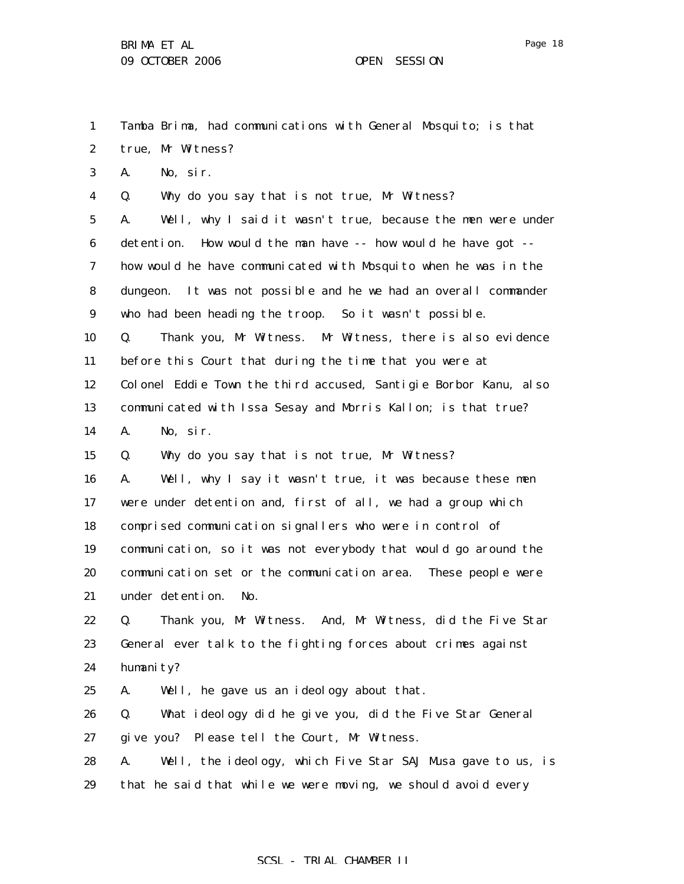1 Tamba Brima, had communications with General Mosquito; is that
2 true, Mr Witness?
3 A. No, sir.
4 Q. Why do you say that is not true, Mr Witness?
5 A. Well, why I said it wasn't true, because the men were under
6 detention. How would the man have -- how would he have got --
7 how would he have communicated with Mosquito when he was in the
8 dungeon. It was not possible and he we had an overall commander
9 who had been heading the troop. So it wasn't possible.
10 Q. Thank you, Mr Witness. Mr Witness, there is also evidence
11 before this Court that during the time that you were at
12 Colonel Eddie Town the third accused, Santigie Borbor Kanu, also
13 communicated with Issa Sesay and Morris Kallon; is that true?
14 A. No, sir.
15 Q. Why do you say that is not true, Mr Witness?
16 A. Well, why I say it wasn't true, it was because these men
17 were under detention and, first of all, we had a group which
18 comprised communication signallers who were in control of
19 communication, so it was not everybody that would go around the
20 communication set or the communication area. These people were
21 under detention. No.
22 Q. Thank you, Mr Witness. And, Mr Witness, did the Five Star
23 General ever talk to the fighting forces about crimes against
24 humanity?
25 A. Well, he gave us an ideology about that.
26 Q. What ideology did he give you, did the Five Star General
27 give you? Please tell the Court, Mr Witness.
28 A. Well, the ideology, which Five Star SAJ Musa gave to us, is
29 that he said that while we were moving, we should avoid every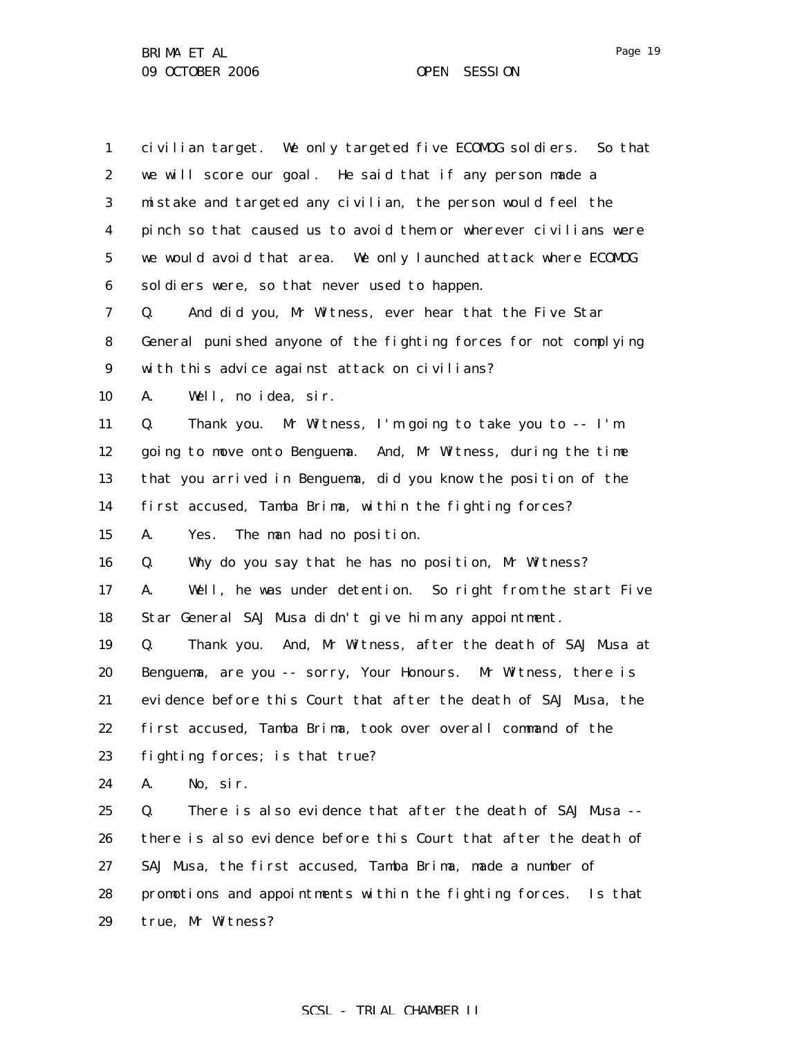civilian target. We only targeted five ECOMOG soldiers. So that we will score our goal. He said that if any person made a mistake and targeted any civilian, the person would feel the pinch so that caused us to avoid them or wherever civilians were we would avoid that area. We only launched attack where ECOMOG soldiers were, so that never used to happen.

Q. And did you, Mr Witness, ever hear that the Five Star General punished anyone of the fighting forces for not complying with this advice against attack on civilians?

A. Well, no idea, sir.

Q. Thank you. Mr Witness, I'm going to take you to -- I'm going to move onto Benguema. And, Mr Witness, during the time that you arrived in Benguema, did you know the position of the first accused, Tamba Brima, within the fighting forces?

A. Yes. The man had no position.

Q. Why do you say that he has no position, Mr Witness?

A. Well, he was under detention. So right from the start Five Star General SAJ Musa didn't give him any appointment.

Q. Thank you. And, Mr Witness, after the death of SAJ Musa at Benguema, are you -- sorry, Your Honours. Mr Witness, there is evidence before this Court that after the death of SAJ Musa, the first accused, Tamba Brima, took over overall command of the fighting forces; is that true?

A. No, sir.

Q. There is also evidence that after the death of SAJ Musa -- there is also evidence before this Court that after the death of SAJ Musa, the first accused, Tamba Brima, made a number of promotions and appointments within the fighting forces. Is that true, Mr Witness?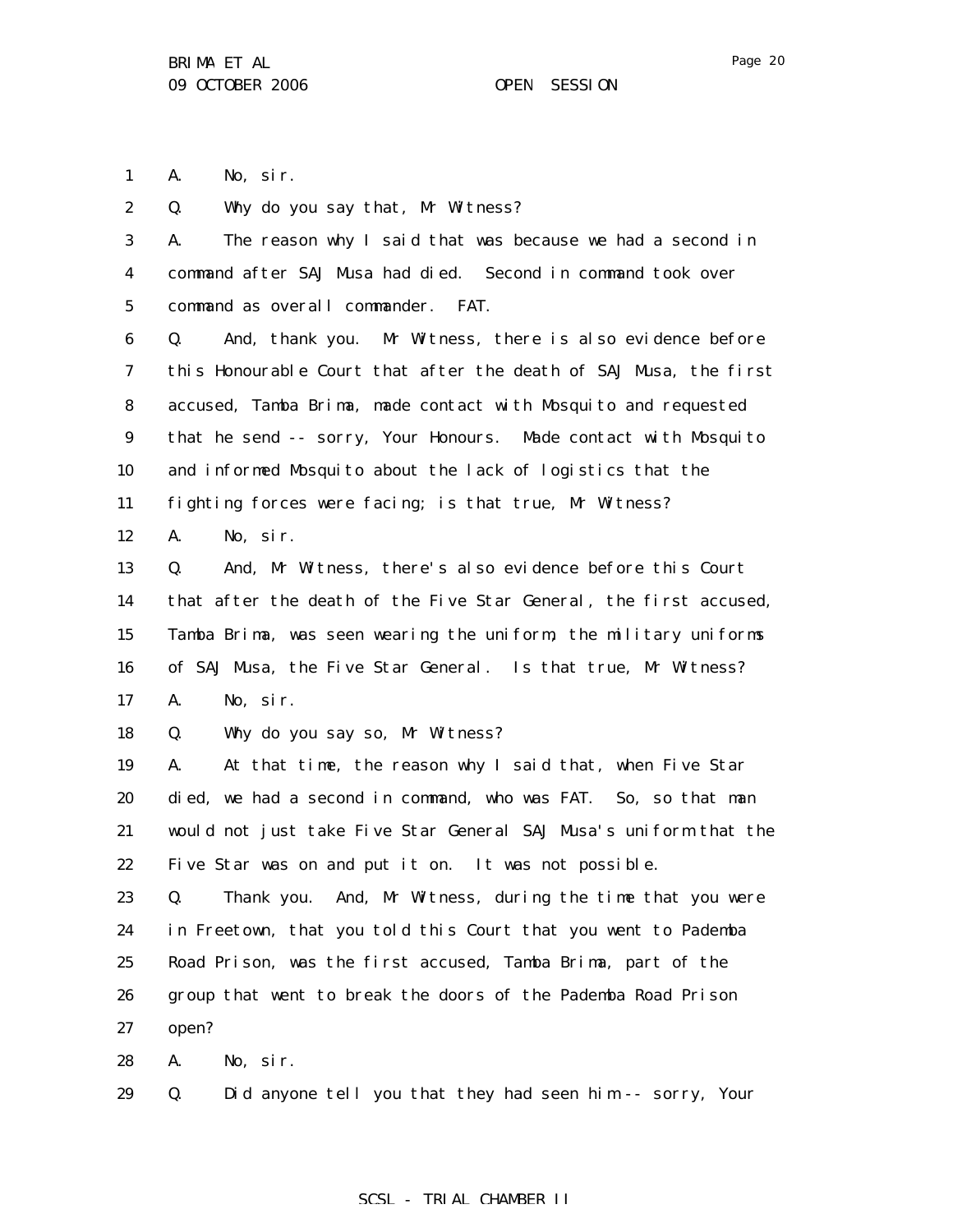A. No, sir.

Q. Why do you say that, Mr Witness?

A. The reason why I said that was because we had a second in command after SAJ Musa had died. Second in command took over command as overall commander. FAT.

Q. And, thank you. Mr Witness, there is also evidence before this Honourable Court that after the death of SAJ Musa, the first accused, Tamba Brima, made contact with Mosquito and requested that he send -- sorry, Your Honours. Made contact with Mosquito and informed Mosquito about the lack of logistics that the fighting forces were facing; is that true, Mr Witness?

A. No, sir.

Q. And, Mr Witness, there's also evidence before this Court that after the death of the Five Star General, the first accused, Tamba Brima, was seen wearing the uniform, the military uniforms of SAJ Musa, the Five Star General. Is that true, Mr Witness?

A. No, sir.

Q. Why do you say so, Mr Witness?

A. At that time, the reason why I said that, when Five Star died, we had a second in command, who was FAT. So, so that man would not just take Five Star General SAJ Musa's uniform that the Five Star was on and put it on. It was not possible.

Q. Thank you. And, Mr Witness, during the time that you were in Freetown, that you told this Court that you went to Pademba Road Prison, was the first accused, Tamba Brima, part of the group that went to break the doors of the Pademba Road Prison open?

A. No, sir.

Q. Did anyone tell you that they had seen him -- sorry, Your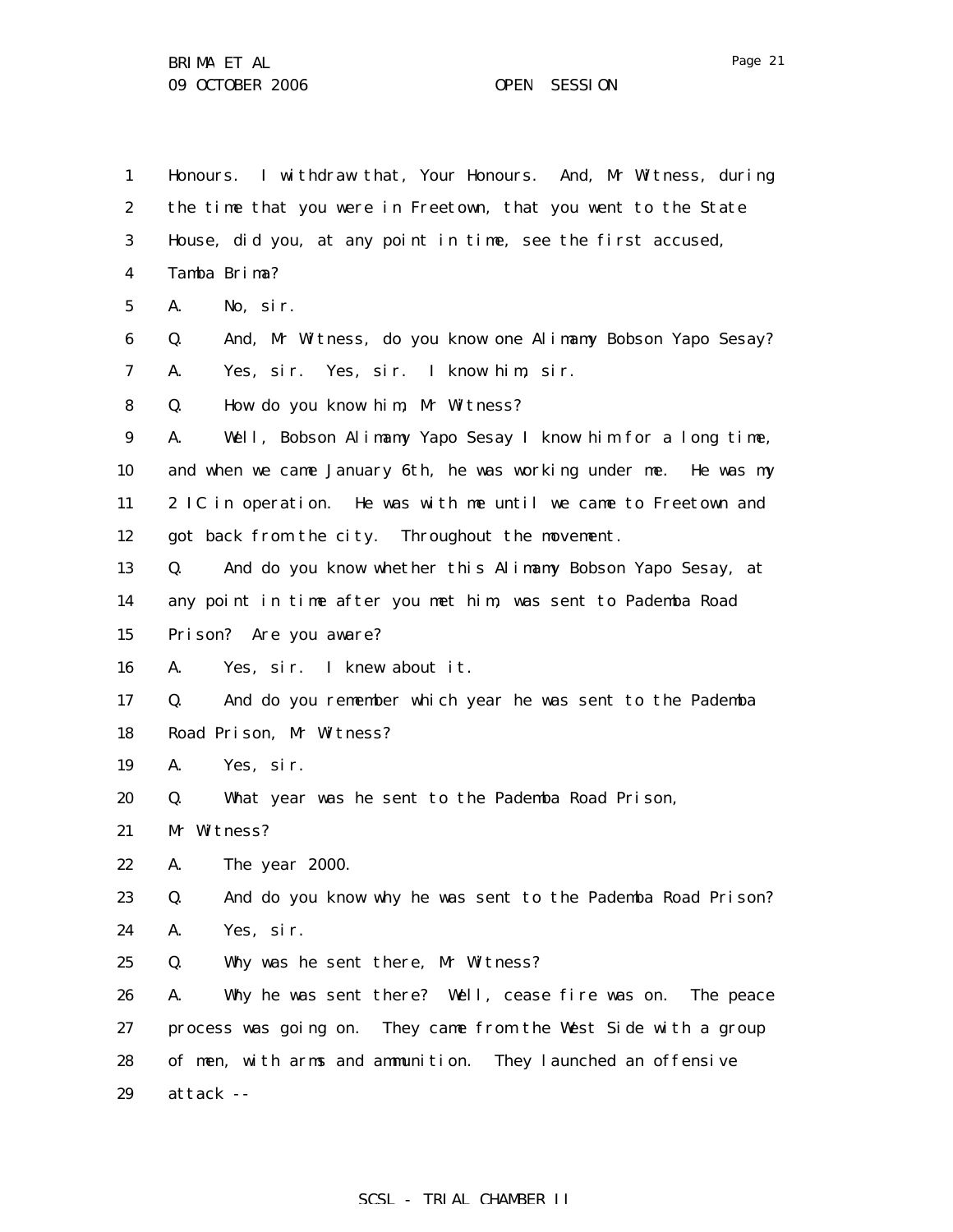Honours. I withdraw that, Your Honours. And, Mr Witness, during the time that you were in Freetown, that you went to the State House, did you, at any point in time, see the first accused, Tamba Brima?

A. No, sir.

Q. And, Mr Witness, do you know one Alimamy Bobson Yapo Sesay?

A. Yes, sir. Yes, sir. I know him, sir.

Q. How do you know him, Mr Witness?

A. Well, Bobson Alimamy Yapo Sesay I know him for a long time, and when we came January 6th, he was working under me. He was my 2 IC in operation. He was with me until we came to Freetown and got back from the city. Throughout the movement.

Q. And do you know whether this Alimamy Bobson Yapo Sesay, at any point in time after you met him, was sent to Pademba Road Prison? Are you aware?

A. Yes, sir. I knew about it.

Q. And do you remember which year he was sent to the Pademba Road Prison, Mr Witness?

A. Yes, sir.

Q. What year was he sent to the Pademba Road Prison, Mr Witness?

A. The year 2000.

Q. And do you know why he was sent to the Pademba Road Prison?

A. Yes, sir.

Q. Why was he sent there, Mr Witness?

A. Why he was sent there? Well, cease fire was on. The peace process was going on. They came from the West Side with a group of men, with arms and ammunition. They launched an offensive attack --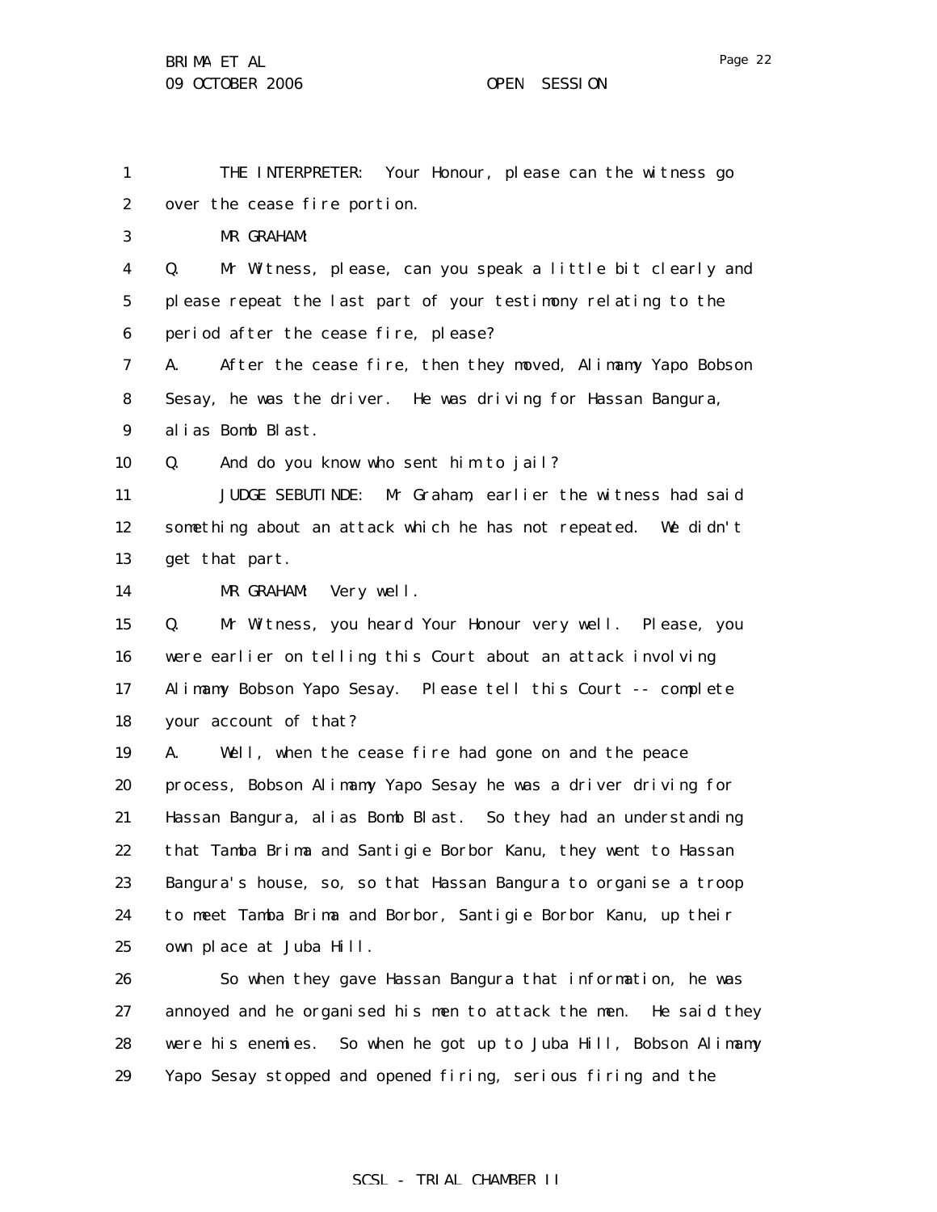THE INTERPRETER: Your Honour, please can the witness go over the cease fire portion.

MR GRAHAM:

Q. Mr Witness, please, can you speak a little bit clearly and please repeat the last part of your testimony relating to the period after the cease fire, please?

A. After the cease fire, then they moved, Alimamy Yapo Bobson Sesay, he was the driver. He was driving for Hassan Bangura, alias Bomb Blast.

Q. And do you know who sent him to jail?

JUDGE SEBUTINDE: Mr Graham, earlier the witness had said something about an attack which he has not repeated. We didn't get that part.

MR GRAHAM: Very well.

Q. Mr Witness, you heard Your Honour very well. Please, you were earlier on telling this Court about an attack involving Alimamy Bobson Yapo Sesay. Please tell this Court -- complete your account of that?

A. Well, when the cease fire had gone on and the peace process, Bobson Alimamy Yapo Sesay he was a driver driving for Hassan Bangura, alias Bomb Blast. So they had an understanding that Tamba Brima and Santigie Borbor Kanu, they went to Hassan Bangura's house, so, so that Hassan Bangura to organise a troop to meet Tamba Brima and Borbor, Santigie Borbor Kanu, up their own place at Juba Hill.

So when they gave Hassan Bangura that information, he was annoyed and he organised his men to attack the men. He said they were his enemies. So when he got up to Juba Hill, Bobson Alimamy Yapo Sesay stopped and opened firing, serious firing and the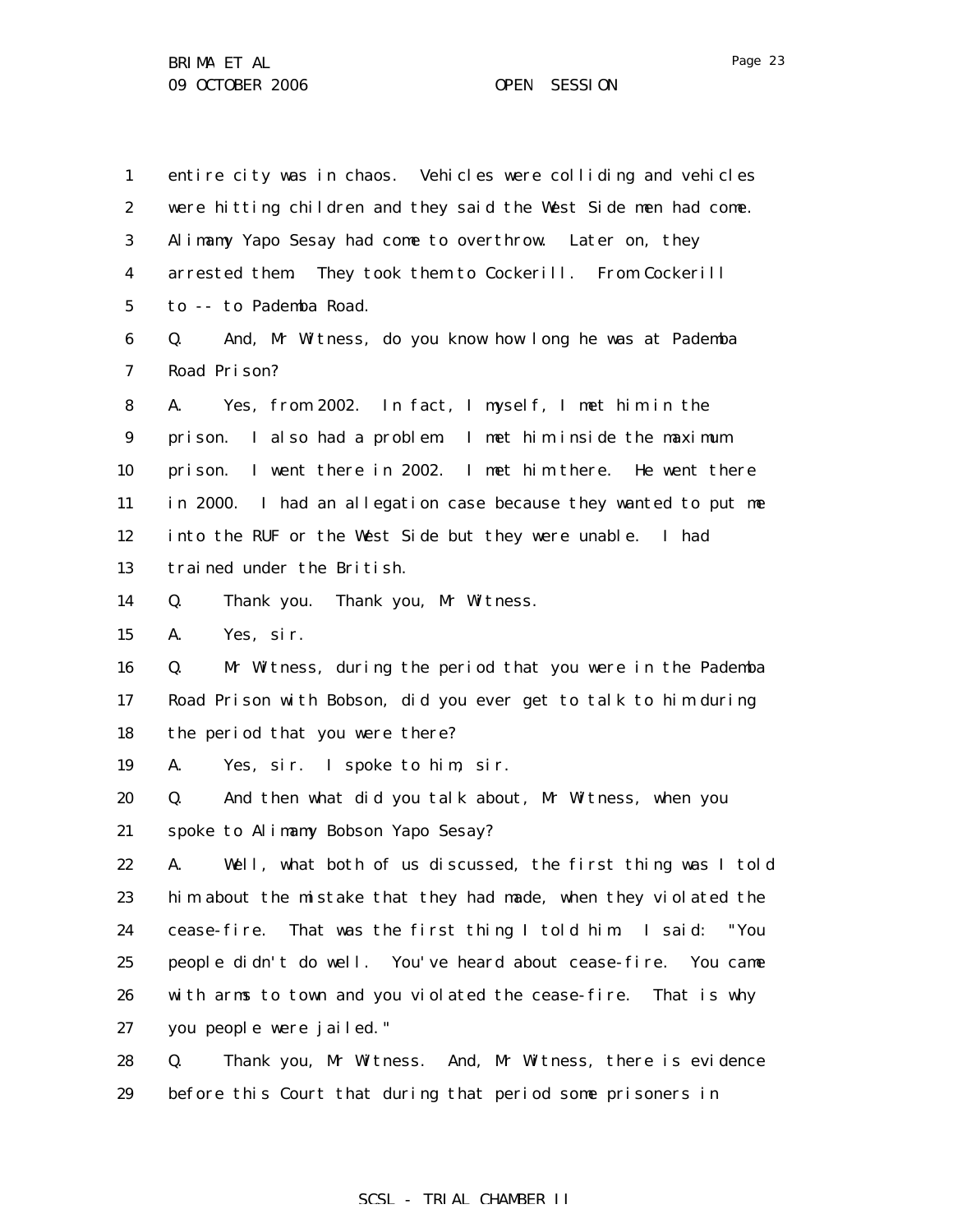1 entire city was in chaos. Vehicles were colliding and vehicles
2 were hitting children and they said the West Side men had come.
3 Alimamy Yapo Sesay had come to overthrow. Later on, they
4 arrested them. They took them to Cockerill. From Cockerill
5 to -- to Pademba Road.

6 Q. And, Mr Witness, do you know how long he was at Pademba
7 Road Prison?

8 A. Yes, from 2002. In fact, I myself, I met him in the
9 prison. I also had a problem. I met him inside the maximum
10 prison. I went there in 2002. I met him there. He went there
11 in 2000. I had an allegation case because they wanted to put me
12 into the RUF or the West Side but they were unable. I had
13 trained under the British.

14 Q. Thank you. Thank you, Mr Witness.

15 A. Yes, sir.

16 Q. Mr Witness, during the period that you were in the Pademba
17 Road Prison with Bobson, did you ever get to talk to him during
18 the period that you were there?

19 A. Yes, sir. I spoke to him, sir.

20 Q. And then what did you talk about, Mr Witness, when you
21 spoke to Alimamy Bobson Yapo Sesay?

22 A. Well, what both of us discussed, the first thing was I told
23 him about the mistake that they had made, when they violated the
24 cease-fire. That was the first thing I told him. I said: "You
25 people didn't do well. You've heard about cease-fire. You came
26 with arms to town and you violated the cease-fire. That is why
27 you people were jailed."

28 Q. Thank you, Mr Witness. And, Mr Witness, there is evidence
29 before this Court that during that period some prisoners in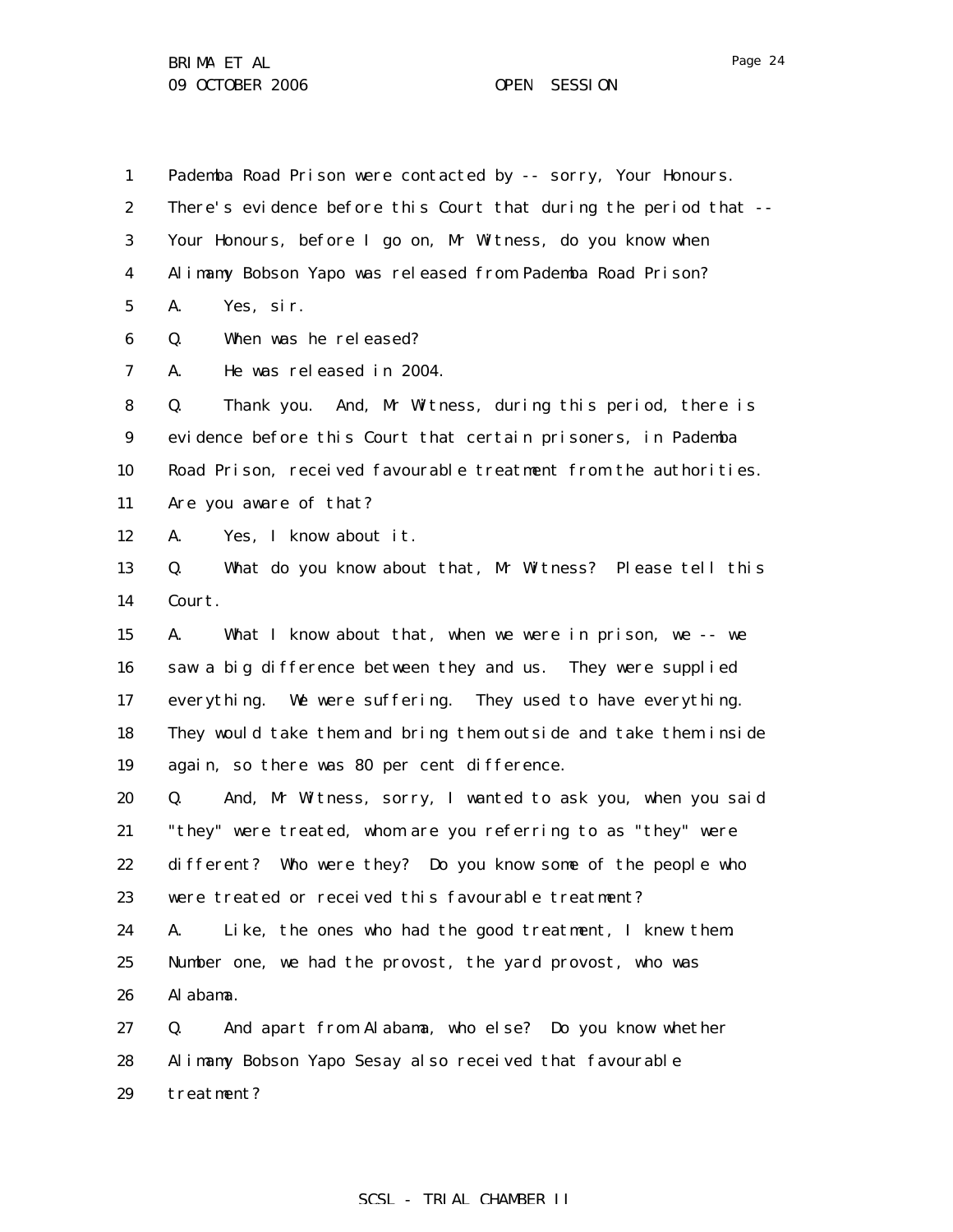Pademba Road Prison were contacted by -- sorry, Your Honours. There's evidence before this Court that during the period that -- Your Honours, before I go on, Mr Witness, do you know when Alimamy Bobson Yapo was released from Pademba Road Prison?

A. Yes, sir.

Q. When was he released?

A. He was released in 2004.

Q. Thank you. And, Mr Witness, during this period, there is evidence before this Court that certain prisoners, in Pademba Road Prison, received favourable treatment from the authorities. Are you aware of that?

A. Yes, I know about it.

Q. What do you know about that, Mr Witness? Please tell this Court.

A. What I know about that, when we were in prison, we -- we saw a big difference between they and us. They were supplied everything. We were suffering. They used to have everything. They would take them and bring them outside and take them inside again, so there was 80 per cent difference.

Q. And, Mr Witness, sorry, I wanted to ask you, when you said "they" were treated, whom are you referring to as "they" were different? Who were they? Do you know some of the people who were treated or received this favourable treatment?

A. Like, the ones who had the good treatment, I knew them. Number one, we had the provost, the yard provost, who was Alabama.

Q. And apart from Alabama, who else? Do you know whether Alimamy Bobson Yapo Sesay also received that favourable treatment?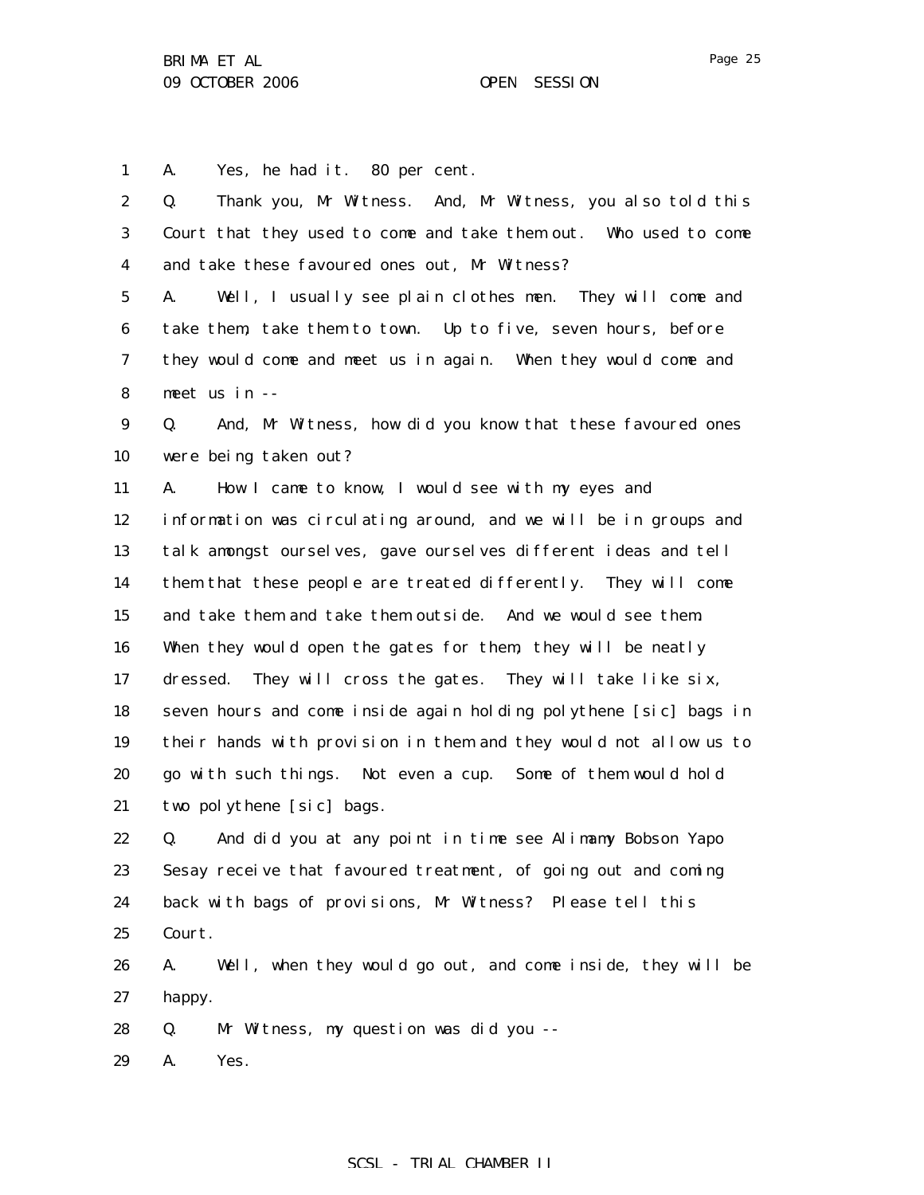1 A. Yes, he had it. 80 per cent.

2 Q. Thank you, Mr Witness. And, Mr Witness, you also told this
3 Court that they used to come and take them out. Who used to come
4 and take these favoured ones out, Mr Witness?

5 A. Well, I usually see plain clothes men. They will come and
6 take them, take them to town. Up to five, seven hours, before
7 they would come and meet us in again. When they would come and
8 meet us in --

9 Q. And, Mr Witness, how did you know that these favoured ones
10 were being taken out?

11 A. How I came to know, I would see with my eyes and
12 information was circulating around, and we will be in groups and
13 talk amongst ourselves, gave ourselves different ideas and tell
14 them that these people are treated differently. They will come
15 and take them and take them outside. And we would see them.
16 When they would open the gates for them, they will be neatly
17 dressed. They will cross the gates. They will take like six,
18 seven hours and come inside again holding polythene [sic] bags in
19 their hands with provision in them and they would not allow us to
20 go with such things. Not even a cup. Some of them would hold
21 two polythene [sic] bags.

22 Q. And did you at any point in time see Alimamy Bobson Yapo
23 Sesay receive that favoured treatment, of going out and coming
24 back with bags of provisions, Mr Witness? Please tell this
25 Court.

26 A. Well, when they would go out, and come inside, they will be
27 happy.

28 Q. Mr Witness, my question was did you --

29 A. Yes.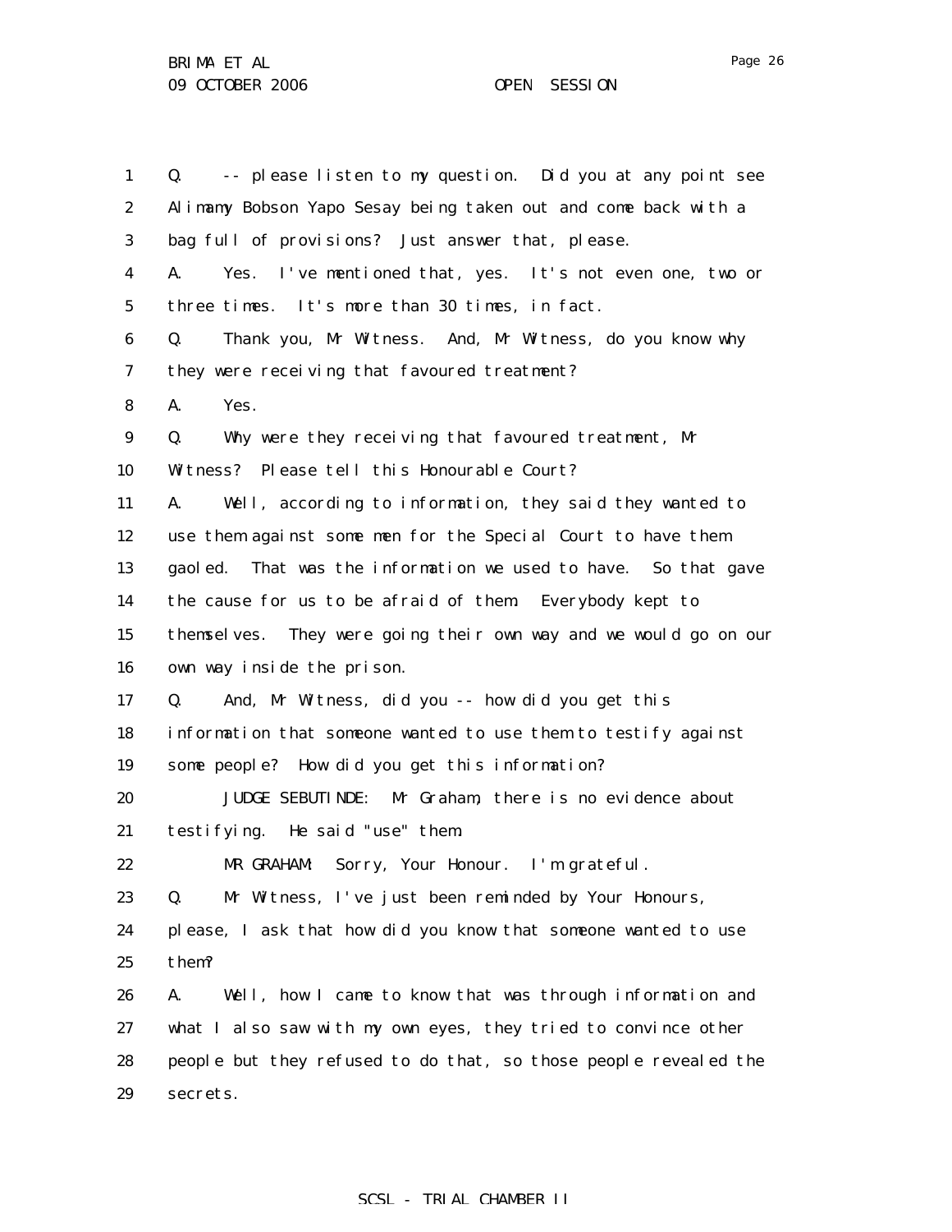Q. -- please listen to my question. Did you at any point see Alimamy Bobson Yapo Sesay being taken out and come back with a bag full of provisions? Just answer that, please.

A. Yes. I've mentioned that, yes. It's not even one, two or three times. It's more than 30 times, in fact.

Q. Thank you, Mr Witness. And, Mr Witness, do you know why they were receiving that favoured treatment?

A. Yes.

Q. Why were they receiving that favoured treatment, Mr Witness? Please tell this Honourable Court?

A. Well, according to information, they said they wanted to use them against some men for the Special Court to have them gaoled. That was the information we used to have. So that gave the cause for us to be afraid of them. Everybody kept to themselves. They were going their own way and we would go on our own way inside the prison.

Q. And, Mr Witness, did you -- how did you get this information that someone wanted to use them to testify against some people? How did you get this information?

JUDGE SEBUTINDE: Mr Graham, there is no evidence about testifying. He said "use" them.

MR GRAHAM: Sorry, Your Honour. I'm grateful.

Q. Mr Witness, I've just been reminded by Your Honours, please, I ask that how did you know that someone wanted to use them?

A. Well, how I came to know that was through information and what I also saw with my own eyes, they tried to convince other people but they refused to do that, so those people revealed the secrets.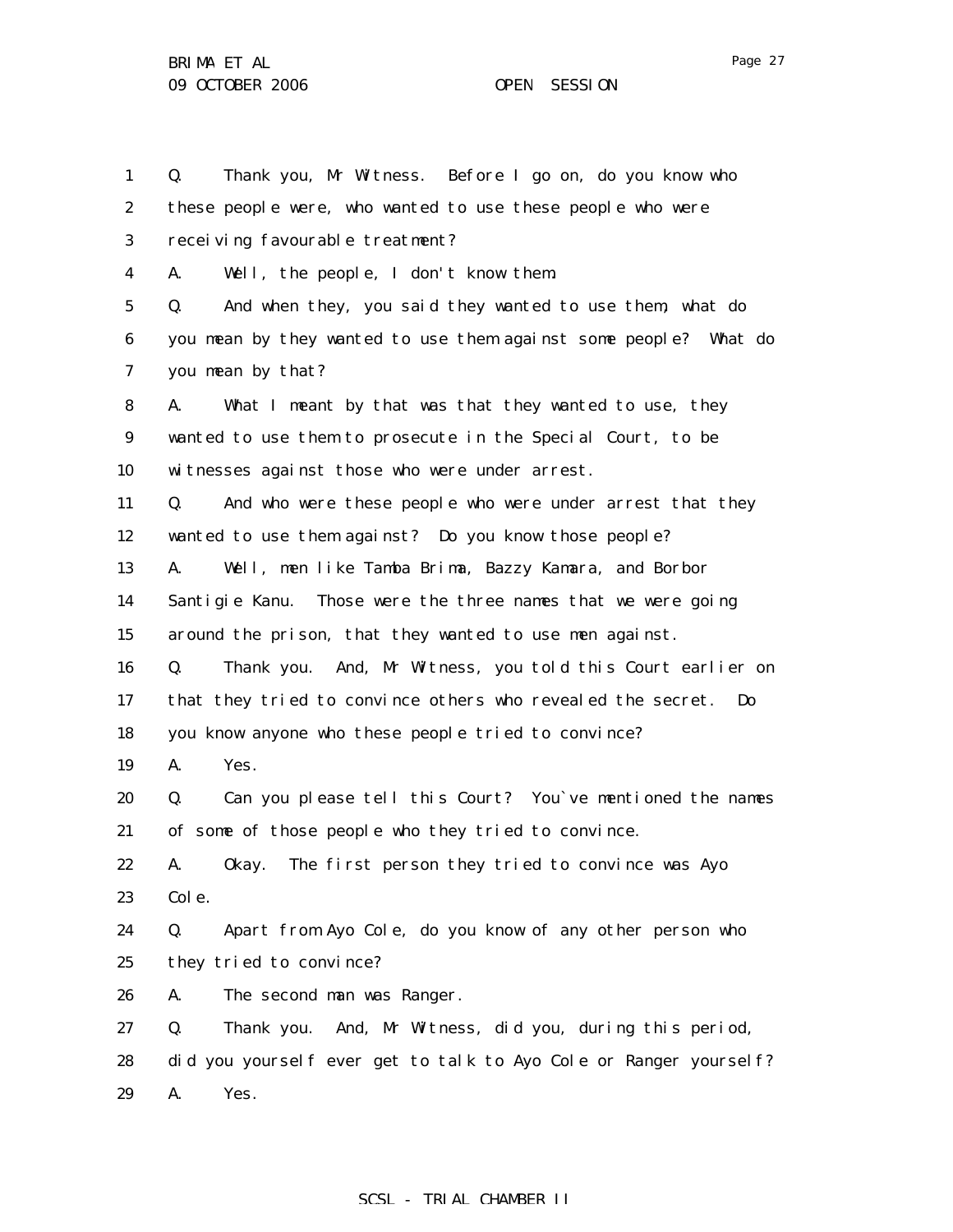Q. Thank you, Mr Witness. Before I go on, do you know who these people were, who wanted to use these people who were receiving favourable treatment?

A. Well, the people, I don't know them.

Q. And when they, you said they wanted to use them, what do you mean by they wanted to use them against some people? What do you mean by that?

A. What I meant by that was that they wanted to use, they wanted to use them to prosecute in the Special Court, to be witnesses against those who were under arrest.

Q. And who were these people who were under arrest that they wanted to use them against? Do you know those people?

A. Well, men like Tamba Brima, Bazzy Kamara, and Borbor Santigie Kanu. Those were the three names that we were going around the prison, that they wanted to use men against.

Q. Thank you. And, Mr Witness, you told this Court earlier on that they tried to convince others who revealed the secret. Do you know anyone who these people tried to convince?

A. Yes.

Q. Can you please tell this Court? You`ve mentioned the names of some of those people who they tried to convince.

A. Okay. The first person they tried to convince was Ayo Cole.

Q. Apart from Ayo Cole, do you know of any other person who they tried to convince?

A. The second man was Ranger.

Q. Thank you. And, Mr Witness, did you, during this period, did you yourself ever get to talk to Ayo Cole or Ranger yourself?

A. Yes.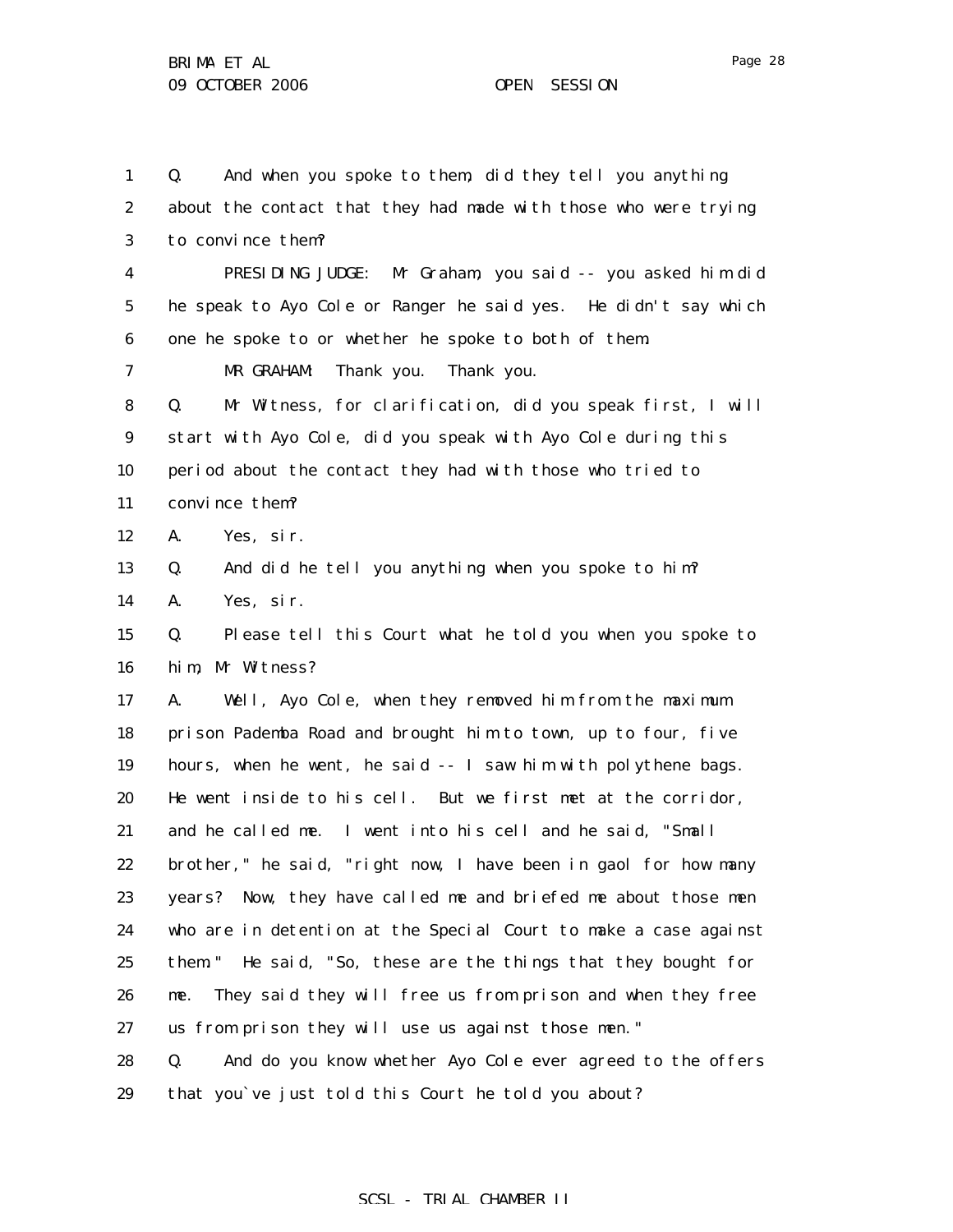Q. And when you spoke to them, did they tell you anything about the contact that they had made with those who were trying to convince them?

PRESIDING JUDGE: Mr Graham, you said -- you asked him did he speak to Ayo Cole or Ranger he said yes. He didn't say which one he spoke to or whether he spoke to both of them.

MR GRAHAM: Thank you. Thank you.

Q. Mr Witness, for clarification, did you speak first, I will start with Ayo Cole, did you speak with Ayo Cole during this period about the contact they had with those who tried to convince them?

A. Yes, sir.

Q. And did he tell you anything when you spoke to him?

A. Yes, sir.

Q. Please tell this Court what he told you when you spoke to him, Mr Witness?

A. Well, Ayo Cole, when they removed him from the maximum prison Pademba Road and brought him to town, up to four, five hours, when he went, he said -- I saw him with polythene bags. He went inside to his cell. But we first met at the corridor, and he called me. I went into his cell and he said, "Small brother," he said, "right now, I have been in gaol for how many years? Now, they have called me and briefed me about those men who are in detention at the Special Court to make a case against them." He said, "So, these are the things that they bought for me. They said they will free us from prison and when they free us from prison they will use us against those men."

Q. And do you know whether Ayo Cole ever agreed to the offers that you`ve just told this Court he told you about?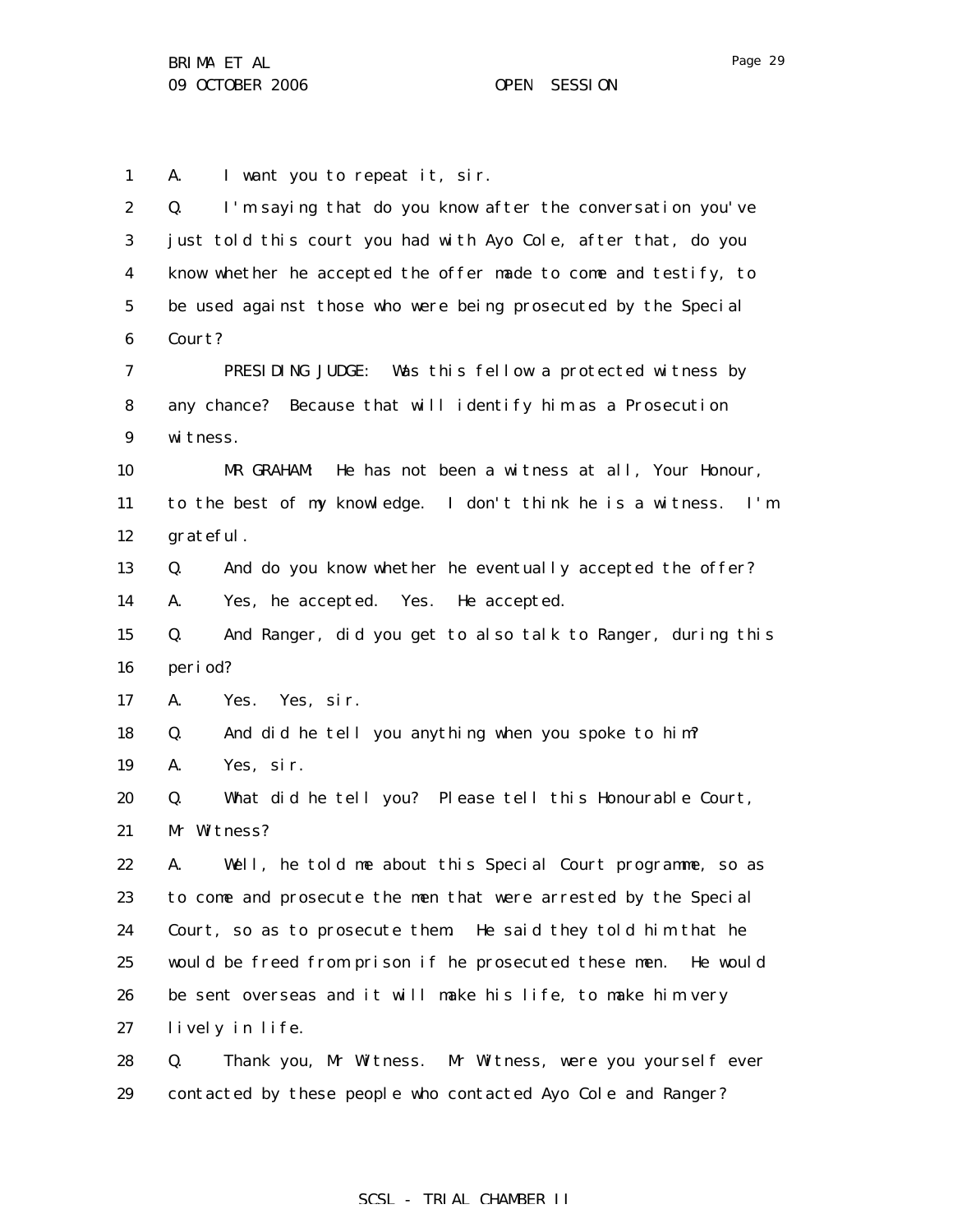1 A. I want you to repeat it, sir.

2 Q. I'm saying that do you know after the conversation you've
3 just told this court you had with Ayo Cole, after that, do you
4 know whether he accepted the offer made to come and testify, to
5 be used against those who were being prosecuted by the Special
6 Court?

7 PRESIDING JUDGE: Was this fellow a protected witness by
8 any chance? Because that will identify him as a Prosecution
9 witness.

10 MR GRAHAM: He has not been a witness at all, Your Honour,
11 to the best of my knowledge. I don't think he is a witness. I'm
12 grateful.

13 Q. And do you know whether he eventually accepted the offer?

14 A. Yes, he accepted. Yes. He accepted.

15 Q. And Ranger, did you get to also talk to Ranger, during this
16 period?

17 A. Yes. Yes, sir.

18 Q. And did he tell you anything when you spoke to him?

19 A. Yes, sir.

20 Q. What did he tell you? Please tell this Honourable Court,
21 Mr Witness?

22 A. Well, he told me about this Special Court programme, so as
23 to come and prosecute the men that were arrested by the Special
24 Court, so as to prosecute them. He said they told him that he
25 would be freed from prison if he prosecuted these men. He would
26 be sent overseas and it will make his life, to make him very
27 lively in life.

28 Q. Thank you, Mr Witness. Mr Witness, were you yourself ever
29 contacted by these people who contacted Ayo Cole and Ranger?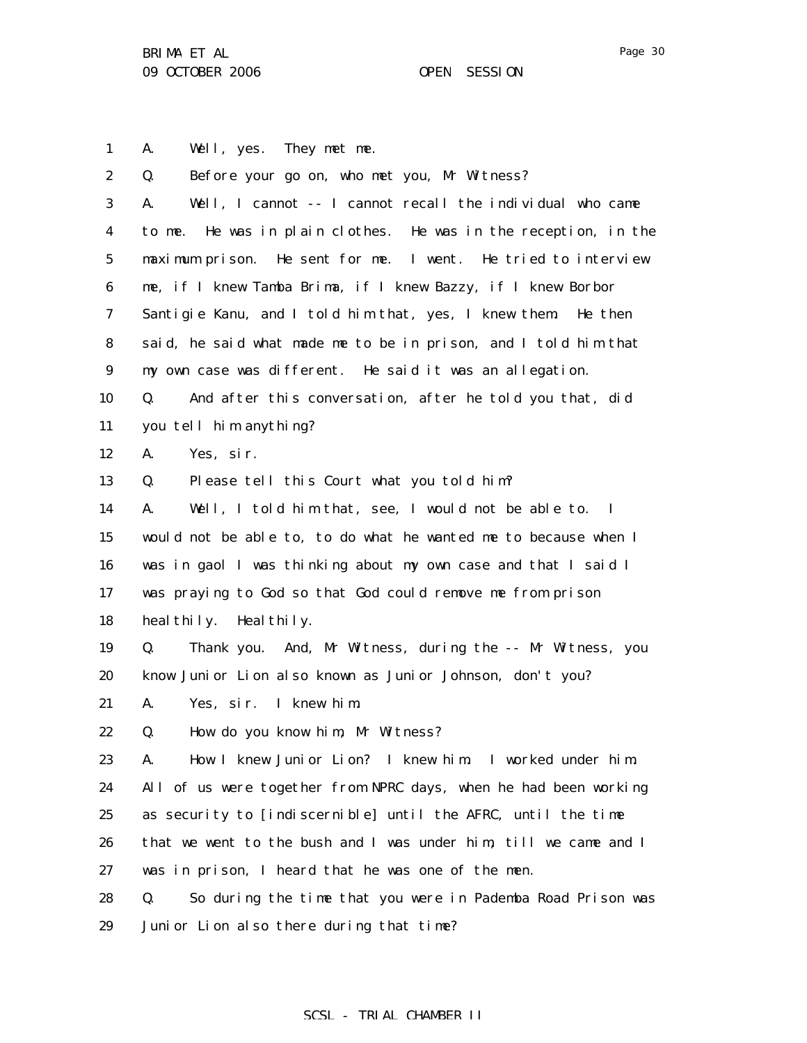A. Well, yes. They met me.

Q. Before your go on, who met you, Mr Witness?

A. Well, I cannot -- I cannot recall the individual who came to me. He was in plain clothes. He was in the reception, in the maximum prison. He sent for me. I went. He tried to interview me, if I knew Tamba Brima, if I knew Bazzy, if I knew Borbor Santigie Kanu, and I told him that, yes, I knew them. He then said, he said what made me to be in prison, and I told him that my own case was different. He said it was an allegation.

Q. And after this conversation, after he told you that, did you tell him anything?

A. Yes, sir.

Q. Please tell this Court what you told him?

A. Well, I told him that, see, I would not be able to. I would not be able to, to do what he wanted me to because when I was in gaol I was thinking about my own case and that I said I was praying to God so that God could remove me from prison healthily. Healthily.

Q. Thank you. And, Mr Witness, during the -- Mr Witness, you know Junior Lion also known as Junior Johnson, don't you?

A. Yes, sir. I knew him.

Q. How do you know him, Mr Witness?

A. How I knew Junior Lion? I knew him. I worked under him. All of us were together from NPRC days, when he had been working as security to [indiscernible] until the AFRC, until the time that we went to the bush and I was under him, till we came and I was in prison, I heard that he was one of the men.

Q. So during the time that you were in Pademba Road Prison was Junior Lion also there during that time?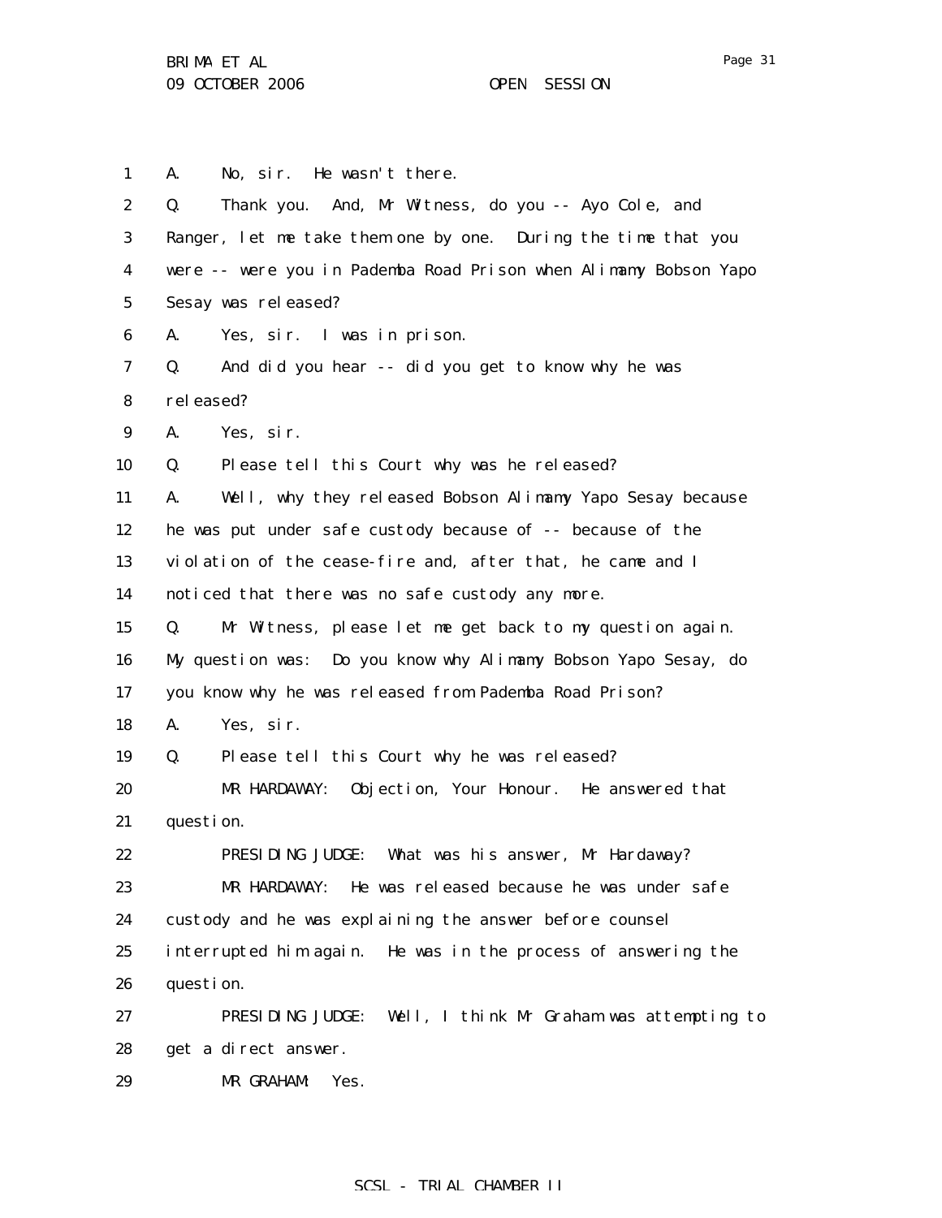1 A. No, sir. He wasn't there.

2 Q. Thank you. And, Mr Witness, do you -- Ayo Cole, and

3 Ranger, let me take them one by one. During the time that you

4 were -- were you in Pademba Road Prison when Alimamy Bobson Yapo

5 Sesay was released?

6 A. Yes, sir. I was in prison.

7 Q. And did you hear -- did you get to know why he was

8 released?

9 A. Yes, sir.

10 Q. Please tell this Court why was he released?

11 A. Well, why they released Bobson Alimamy Yapo Sesay because

12 he was put under safe custody because of -- because of the

13 violation of the cease-fire and, after that, he came and I

14 noticed that there was no safe custody any more.

15 Q. Mr Witness, please let me get back to my question again.

16 My question was: Do you know why Alimamy Bobson Yapo Sesay, do

17 you know why he was released from Pademba Road Prison?

18 A. Yes, sir.

19 Q. Please tell this Court why he was released?

20 MR HARDAWAY: Objection, Your Honour. He answered that

21 question.

22 PRESIDING JUDGE: What was his answer, Mr Hardaway?

23 MR HARDAWAY: He was released because he was under safe

24 custody and he was explaining the answer before counsel

25 interrupted him again. He was in the process of answering the

26 question.

27 PRESIDING JUDGE: Well, I think Mr Graham was attempting to

28 get a direct answer.

29 MR GRAHAM: Yes.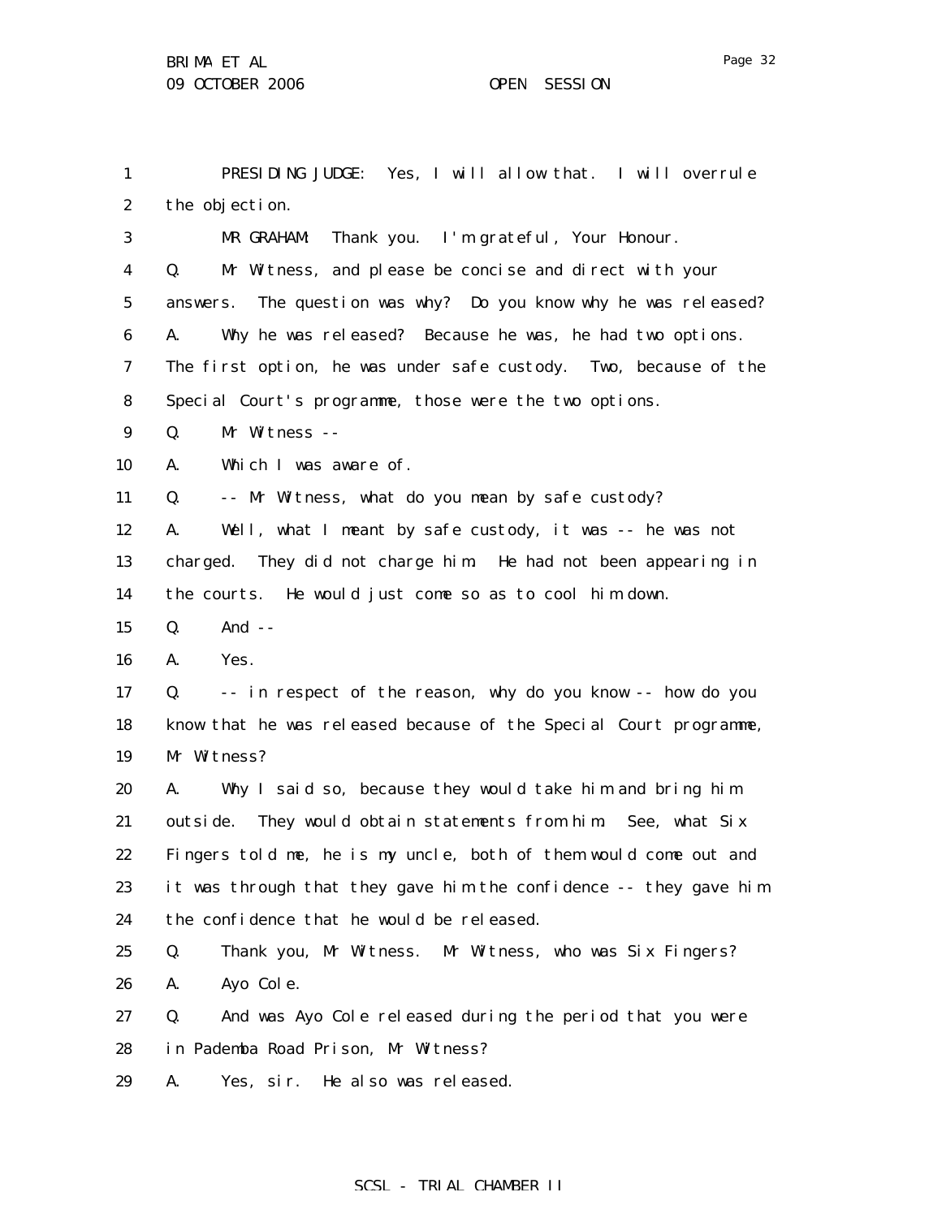PRESIDING JUDGE: Yes, I will allow that. I will overrule the objection.

MR GRAHAM: Thank you. I'm grateful, Your Honour.

Q. Mr Witness, and please be concise and direct with your answers. The question was why? Do you know why he was released?

A. Why he was released? Because he was, he had two options. The first option, he was under safe custody. Two, because of the Special Court's programme, those were the two options.

Q. Mr Witness --

A. Which I was aware of.

Q. -- Mr Witness, what do you mean by safe custody?

A. Well, what I meant by safe custody, it was -- he was not charged. They did not charge him. He had not been appearing in the courts. He would just come so as to cool him down.

Q. And --

A. Yes.

Q. -- in respect of the reason, why do you know -- how do you know that he was released because of the Special Court programme, Mr Witness?

A. Why I said so, because they would take him and bring him outside. They would obtain statements from him. See, what Six Fingers told me, he is my uncle, both of them would come out and it was through that they gave him the confidence -- they gave him the confidence that he would be released.

Q. Thank you, Mr Witness. Mr Witness, who was Six Fingers?

A. Ayo Cole.

Q. And was Ayo Cole released during the period that you were in Pademba Road Prison, Mr Witness?

A. Yes, sir. He also was released.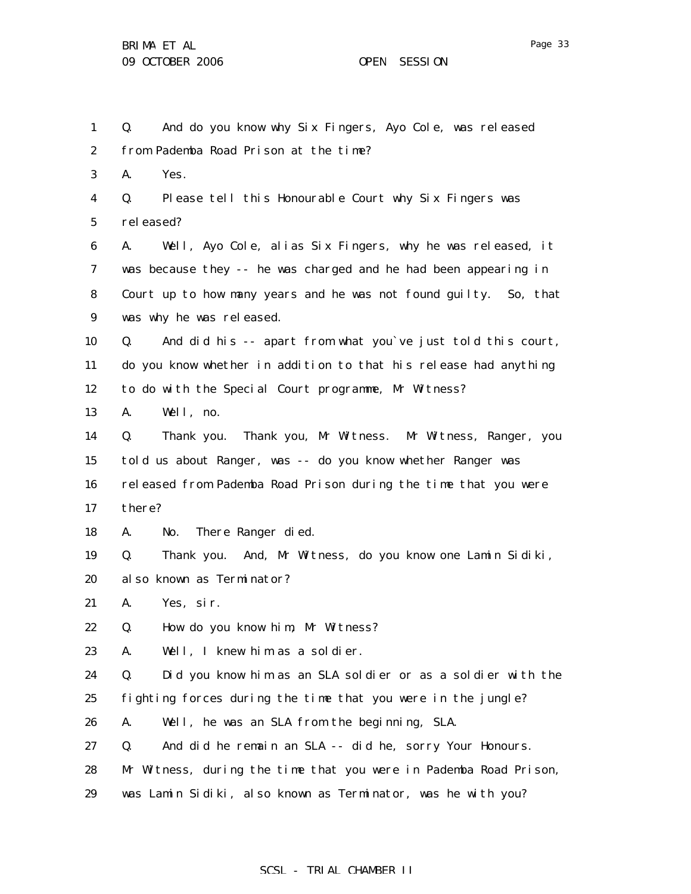Q. And do you know why Six Fingers, Ayo Cole, was released from Pademba Road Prison at the time?

A. Yes.

Q. Please tell this Honourable Court why Six Fingers was released?

A. Well, Ayo Cole, alias Six Fingers, why he was released, it was because they -- he was charged and he had been appearing in Court up to how many years and he was not found guilty. So, that was why he was released.

Q. And did his -- apart from what you`ve just told this court, do you know whether in addition to that his release had anything to do with the Special Court programme, Mr Witness?

A. Well, no.

Q. Thank you. Thank you, Mr Witness. Mr Witness, Ranger, you told us about Ranger, was -- do you know whether Ranger was released from Pademba Road Prison during the time that you were there?

A. No. There Ranger died.

Q. Thank you. And, Mr Witness, do you know one Lamin Sidiki, also known as Terminator?

A. Yes, sir.

Q. How do you know him, Mr Witness?

A. Well, I knew him as a soldier.

Q. Did you know him as an SLA soldier or as a soldier with the fighting forces during the time that you were in the jungle?

A. Well, he was an SLA from the beginning, SLA.

Q. And did he remain an SLA -- did he, sorry Your Honours. Mr Witness, during the time that you were in Pademba Road Prison, was Lamin Sidiki, also known as Terminator, was he with you?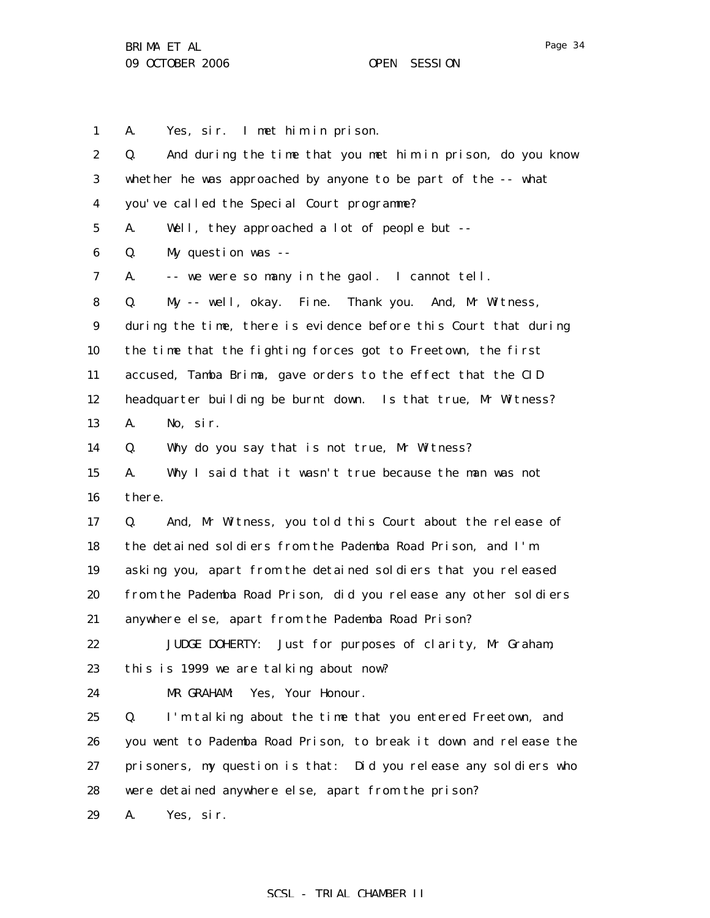A. Yes, sir. I met him in prison.

Q. And during the time that you met him in prison, do you know whether he was approached by anyone to be part of the -- what you've called the Special Court programme?

A. Well, they approached a lot of people but --

Q. My question was --

A. -- we were so many in the gaol. I cannot tell.

Q. My -- well, okay. Fine. Thank you. And, Mr Witness, during the time, there is evidence before this Court that during the time that the fighting forces got to Freetown, the first accused, Tamba Brima, gave orders to the effect that the CID headquarter building be burnt down. Is that true, Mr Witness?

A. No, sir.

Q. Why do you say that is not true, Mr Witness?

A. Why I said that it wasn't true because the man was not there.

Q. And, Mr Witness, you told this Court about the release of the detained soldiers from the Pademba Road Prison, and I'm asking you, apart from the detained soldiers that you released from the Pademba Road Prison, did you release any other soldiers anywhere else, apart from the Pademba Road Prison?

JUDGE DOHERTY: Just for purposes of clarity, Mr Graham, this is 1999 we are talking about now?

MR GRAHAM: Yes, Your Honour.

Q. I'm talking about the time that you entered Freetown, and you went to Pademba Road Prison, to break it down and release the prisoners, my question is that: Did you release any soldiers who were detained anywhere else, apart from the prison?

A. Yes, sir.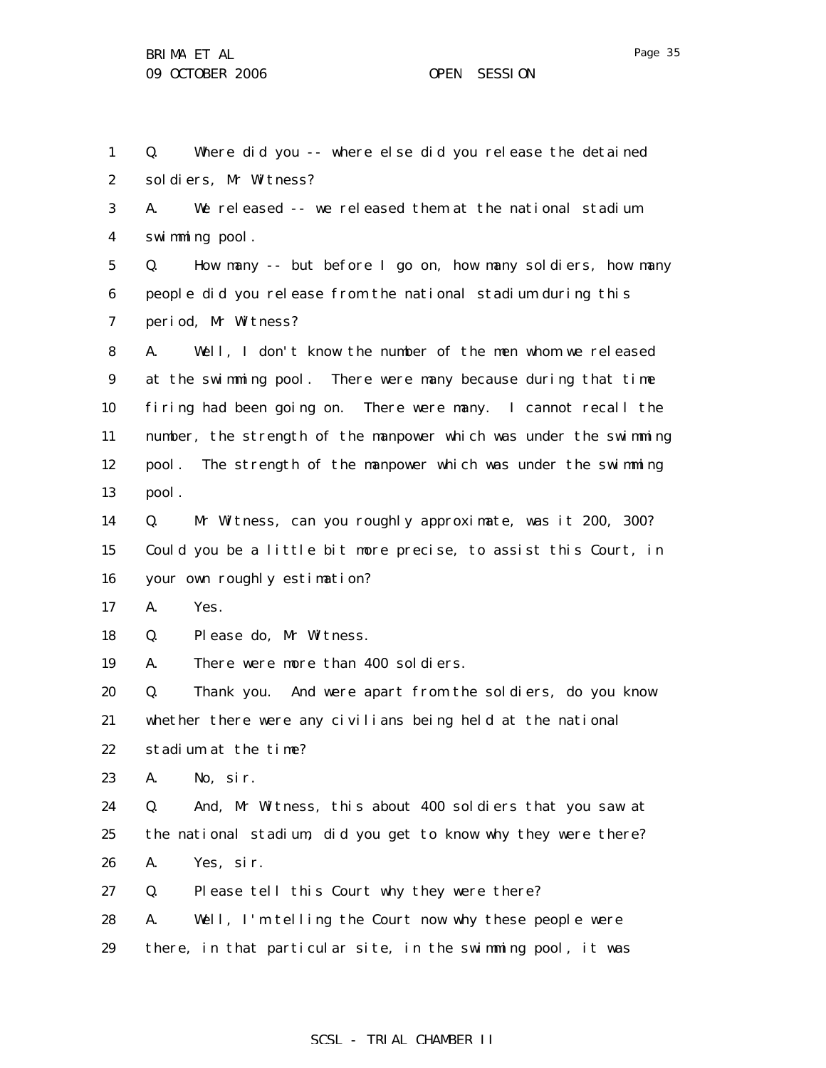Q. Where did you -- where else did you release the detained soldiers, Mr Witness?

A. We released -- we released them at the national stadium swimming pool.

Q. How many -- but before I go on, how many soldiers, how many people did you release from the national stadium during this period, Mr Witness?

A. Well, I don't know the number of the men whom we released at the swimming pool. There were many because during that time firing had been going on. There were many. I cannot recall the number, the strength of the manpower which was under the swimming pool. The strength of the manpower which was under the swimming pool.

Q. Mr Witness, can you roughly approximate, was it 200, 300? Could you be a little bit more precise, to assist this Court, in your own roughly estimation?

A. Yes.

Q. Please do, Mr Witness.

A. There were more than 400 soldiers.

Q. Thank you. And were apart from the soldiers, do you know whether there were any civilians being held at the national stadium at the time?

A. No, sir.

Q. And, Mr Witness, this about 400 soldiers that you saw at the national stadium, did you get to know why they were there?

A. Yes, sir.

Q. Please tell this Court why they were there?

A. Well, I'm telling the Court now why these people were there, in that particular site, in the swimming pool, it was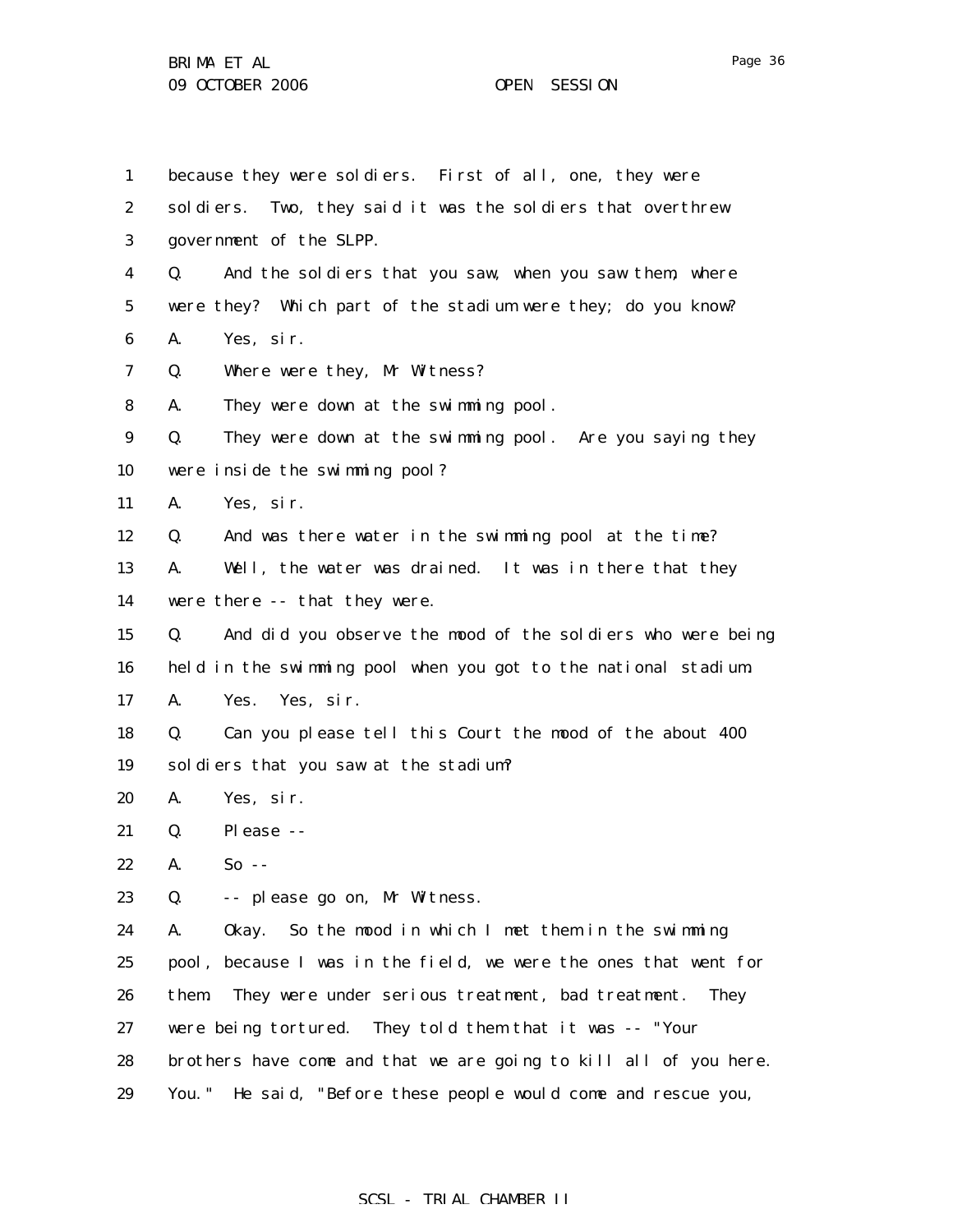1 because they were soldiers. First of all, one, they were
2 soldiers. Two, they said it was the soldiers that overthrew
3 government of the SLPP.
4 Q. And the soldiers that you saw, when you saw them, where
5 were they? Which part of the stadium were they; do you know?
6 A. Yes, sir.
7 Q. Where were they, Mr Witness?
8 A. They were down at the swimming pool.
9 Q. They were down at the swimming pool. Are you saying they
10 were inside the swimming pool?
11 A. Yes, sir.
12 Q. And was there water in the swimming pool at the time?
13 A. Well, the water was drained. It was in there that they
14 were there -- that they were.
15 Q. And did you observe the mood of the soldiers who were being
16 held in the swimming pool when you got to the national stadium.
17 A. Yes. Yes, sir.
18 Q. Can you please tell this Court the mood of the about 400
19 soldiers that you saw at the stadium?
20 A. Yes, sir.
21 Q. Please --
22 A. So --
23 Q. -- please go on, Mr Witness.
24 A. Okay. So the mood in which I met them in the swimming
25 pool, because I was in the field, we were the ones that went for
26 them. They were under serious treatment, bad treatment. They
27 were being tortured. They told them that it was -- "Your
28 brothers have come and that we are going to kill all of you here.
29 You." He said, "Before these people would come and rescue you,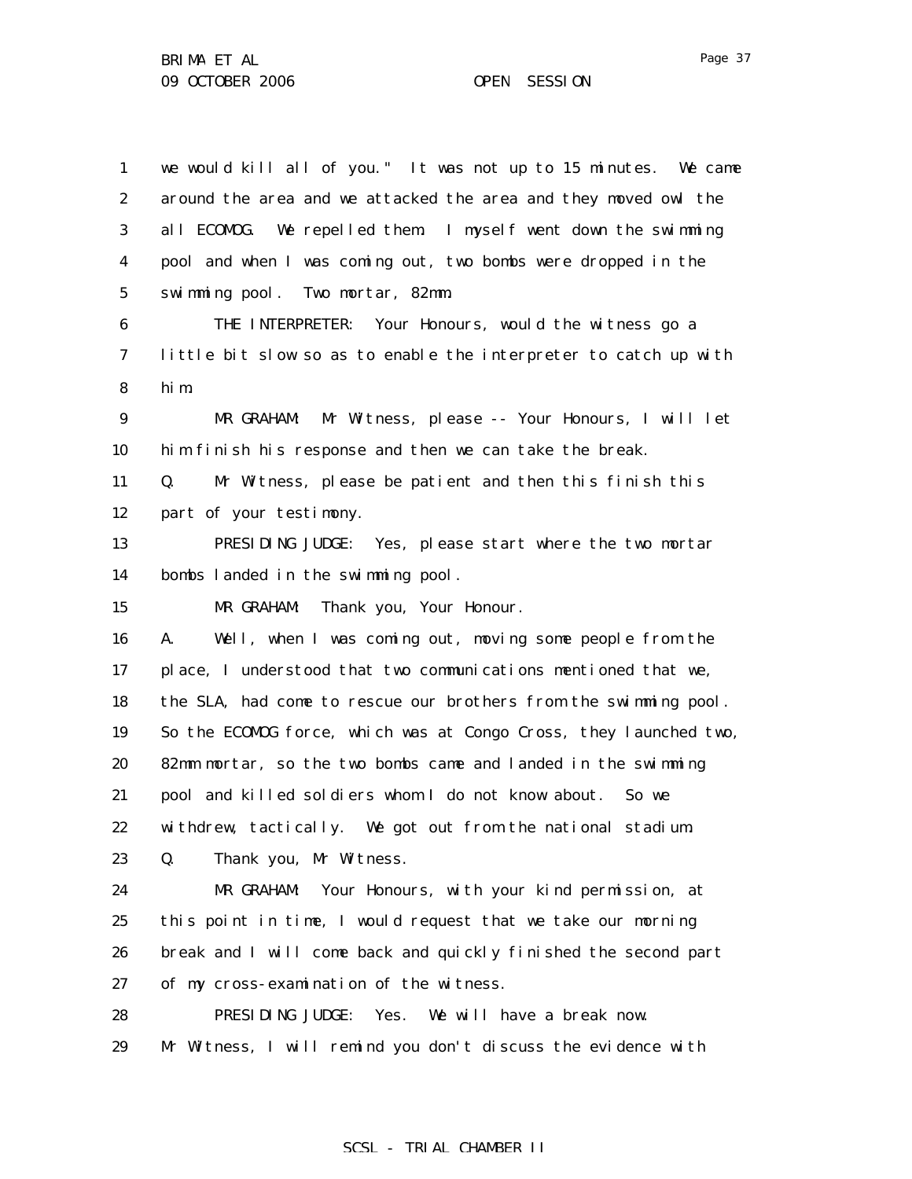we would kill all of you." It was not up to 15 minutes. We came around the area and we attacked the area and they moved owl the all ECOMOG. We repelled them. I myself went down the swimming pool and when I was coming out, two bombs were dropped in the swimming pool. Two mortar, 82mm.

THE INTERPRETER: Your Honours, would the witness go a little bit slow so as to enable the interpreter to catch up with him.

MR GRAHAM: Mr Witness, please -- Your Honours, I will let him finish his response and then we can take the break.

Q. Mr Witness, please be patient and then this finish this part of your testimony.

PRESIDING JUDGE: Yes, please start where the two mortar bombs landed in the swimming pool.

MR GRAHAM: Thank you, Your Honour.

A. Well, when I was coming out, moving some people from the place, I understood that two communications mentioned that we, the SLA, had come to rescue our brothers from the swimming pool. So the ECOMOG force, which was at Congo Cross, they launched two, 82mm mortar, so the two bombs came and landed in the swimming pool and killed soldiers whom I do not know about. So we withdrew, tactically. We got out from the national stadium.

Q. Thank you, Mr Witness.

MR GRAHAM: Your Honours, with your kind permission, at this point in time, I would request that we take our morning break and I will come back and quickly finished the second part of my cross-examination of the witness.

PRESIDING JUDGE: Yes. We will have a break now. Mr Witness, I will remind you don't discuss the evidence with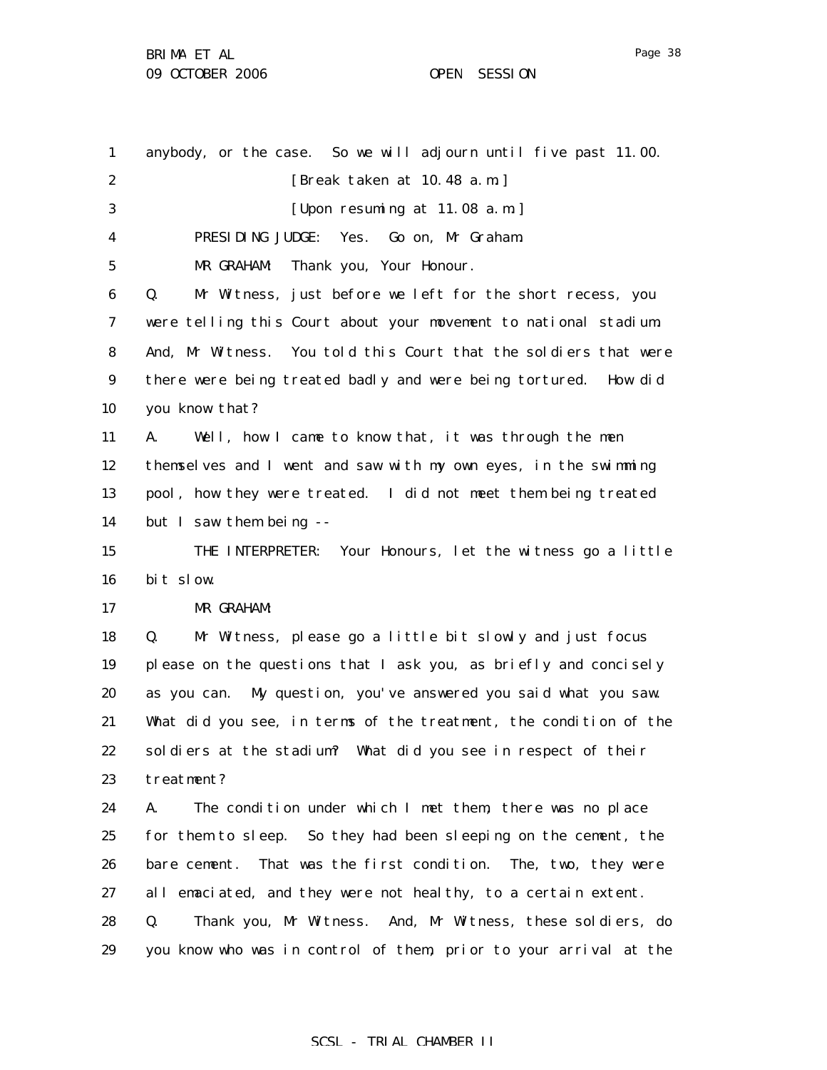anybody, or the case. So we will adjourn until five past 11.00.

[Break taken at 10.48 a.m.]

[Upon resuming at 11.08 a.m.]

PRESIDING JUDGE: Yes. Go on, Mr Graham.

MR GRAHAM: Thank you, Your Honour.

Q. Mr Witness, just before we left for the short recess, you were telling this Court about your movement to national stadium. And, Mr Witness. You told this Court that the soldiers that were there were being treated badly and were being tortured. How did you know that?

A. Well, how I came to know that, it was through the men themselves and I went and saw with my own eyes, in the swimming pool, how they were treated. I did not meet them being treated but I saw them being --

THE INTERPRETER: Your Honours, let the witness go a little bit slow.

MR GRAHAM:

Q. Mr Witness, please go a little bit slowly and just focus please on the questions that I ask you, as briefly and concisely as you can. My question, you've answered you said what you saw. What did you see, in terms of the treatment, the condition of the soldiers at the stadium? What did you see in respect of their treatment?

A. The condition under which I met them, there was no place for them to sleep. So they had been sleeping on the cement, the bare cement. That was the first condition. The, two, they were all emaciated, and they were not healthy, to a certain extent.

Q. Thank you, Mr Witness. And, Mr Witness, these soldiers, do you know who was in control of them, prior to your arrival at the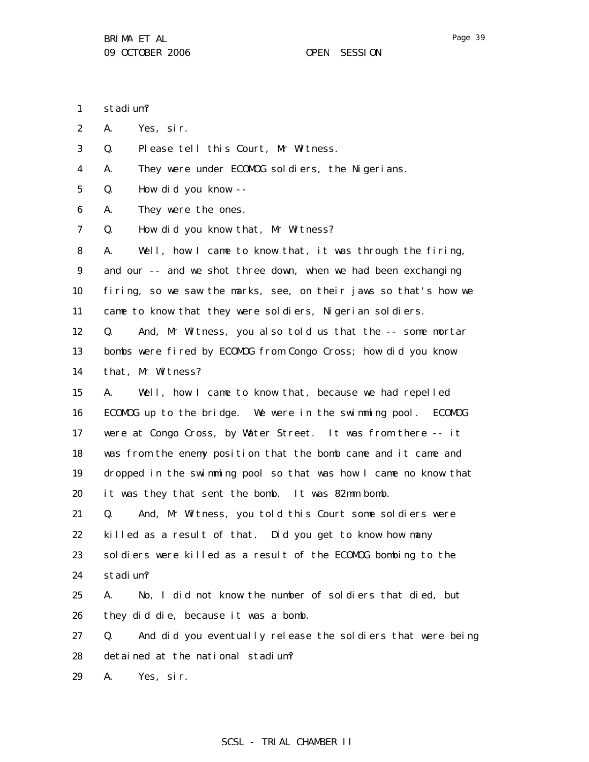stadium?

A. Yes, sir.

Q. Please tell this Court, Mr Witness.

A. They were under ECOMOG soldiers, the Nigerians.

Q. How did you know --

A. They were the ones.

Q. How did you know that, Mr Witness?

A. Well, how I came to know that, it was through the firing, and our -- and we shot three down, when we had been exchanging firing, so we saw the marks, see, on their jaws so that's how we came to know that they were soldiers, Nigerian soldiers.

Q. And, Mr Witness, you also told us that the -- some mortar bombs were fired by ECOMOG from Congo Cross; how did you know that, Mr Witness?

A. Well, how I came to know that, because we had repelled ECOMOG up to the bridge. We were in the swimming pool. ECOMOG were at Congo Cross, by Water Street. It was from there -- it was from the enemy position that the bomb came and it came and dropped in the swimming pool so that was how I came no know that it was they that sent the bomb. It was 82mm bomb.

Q. And, Mr Witness, you told this Court some soldiers were killed as a result of that. Did you get to know how many soldiers were killed as a result of the ECOMOG bombing to the stadium?

A. No, I did not know the number of soldiers that died, but they did die, because it was a bomb.

Q. And did you eventually release the soldiers that were being detained at the national stadium?

A. Yes, sir.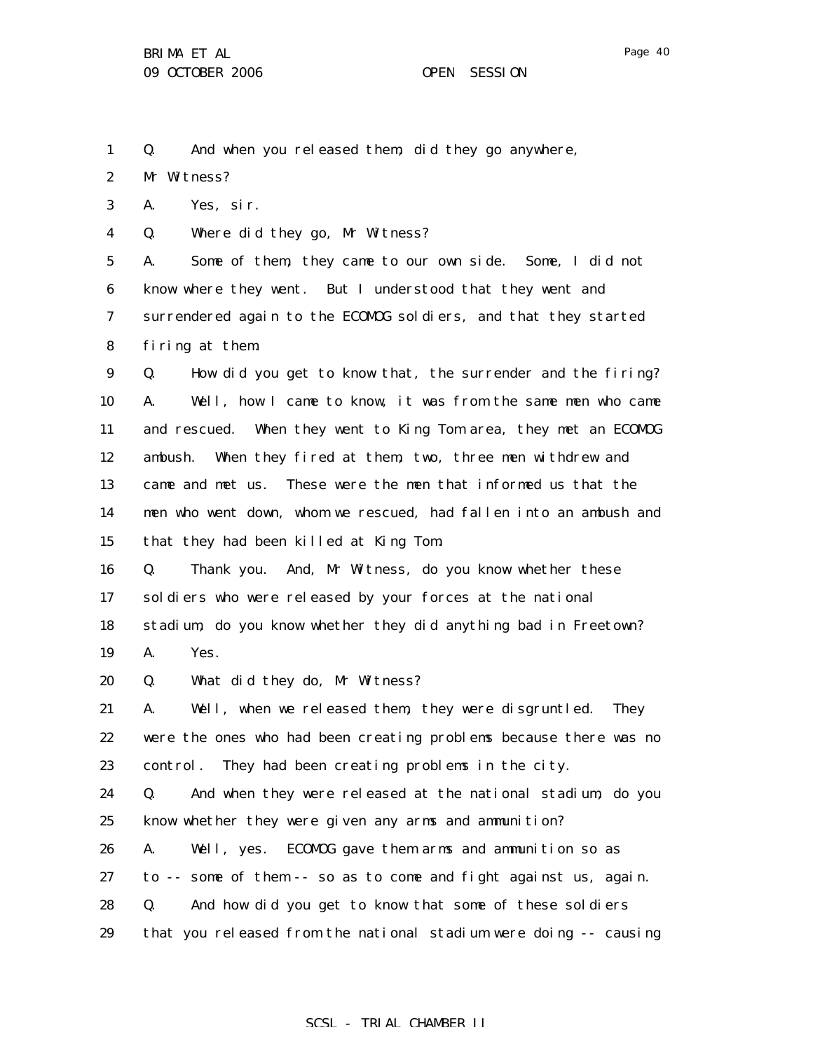Q. And when you released them, did they go anywhere, Mr Witness?

A. Yes, sir.

Q. Where did they go, Mr Witness?

A. Some of them, they came to our own side. Some, I did not know where they went. But I understood that they went and surrendered again to the ECOMOG soldiers, and that they started firing at them.

Q. How did you get to know that, the surrender and the firing?

A. Well, how I came to know, it was from the same men who came and rescued. When they went to King Tom area, they met an ECOMOG ambush. When they fired at them, two, three men withdrew and came and met us. These were the men that informed us that the men who went down, whom we rescued, had fallen into an ambush and that they had been killed at King Tom.

Q. Thank you. And, Mr Witness, do you know whether these soldiers who were released by your forces at the national stadium, do you know whether they did anything bad in Freetown?

A. Yes.

Q. What did they do, Mr Witness?

A. Well, when we released them, they were disgruntled. They were the ones who had been creating problems because there was no control. They had been creating problems in the city.

Q. And when they were released at the national stadium, do you know whether they were given any arms and ammunition?

A. Well, yes. ECOMOG gave them arms and ammunition so as to -- some of them -- so as to come and fight against us, again.

Q. And how did you get to know that some of these soldiers that you released from the national stadium were doing -- causing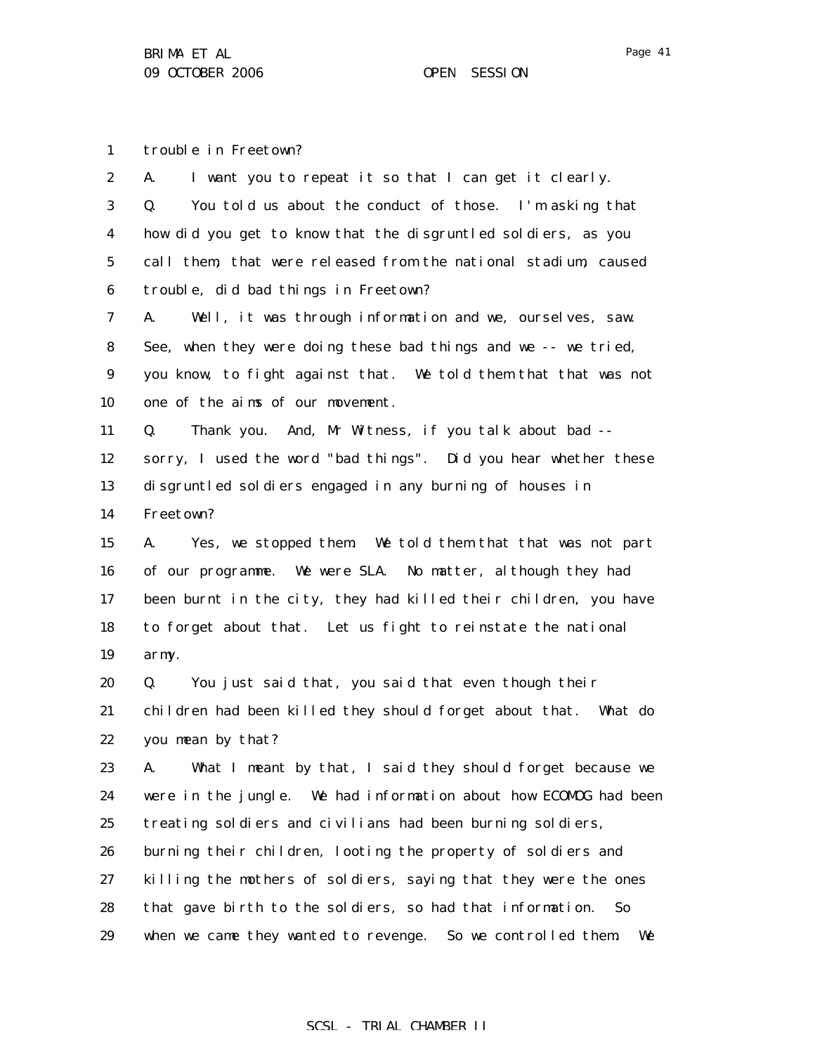trouble in Freetown?

A. I want you to repeat it so that I can get it clearly.

Q. You told us about the conduct of those. I'm asking that how did you get to know that the disgruntled soldiers, as you call them, that were released from the national stadium, caused trouble, did bad things in Freetown?

A. Well, it was through information and we, ourselves, saw. See, when they were doing these bad things and we -- we tried, you know, to fight against that. We told them that that was not one of the aims of our movement.

Q. Thank you. And, Mr Witness, if you talk about bad -- sorry, I used the word "bad things". Did you hear whether these disgruntled soldiers engaged in any burning of houses in Freetown?

A. Yes, we stopped them. We told them that that was not part of our programme. We were SLA. No matter, although they had been burnt in the city, they had killed their children, you have to forget about that. Let us fight to reinstate the national army.

Q. You just said that, you said that even though their children had been killed they should forget about that. What do you mean by that?

A. What I meant by that, I said they should forget because we were in the jungle. We had information about how ECOMOG had been treating soldiers and civilians had been burning soldiers, burning their children, looting the property of soldiers and killing the mothers of soldiers, saying that they were the ones that gave birth to the soldiers, so had that information. So when we came they wanted to revenge. So we controlled them. We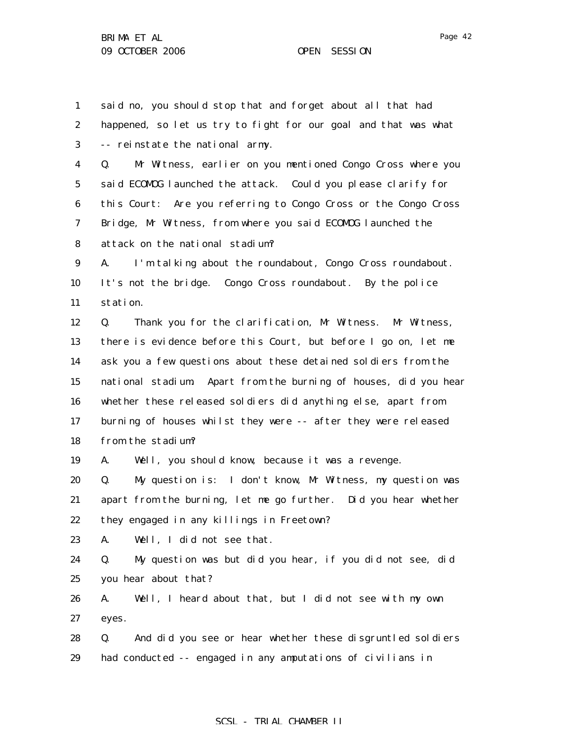1 said no, you should stop that and forget about all that had
2 happened, so let us try to fight for our goal and that was what
3 -- reinstate the national army.
4 Q. Mr Witness, earlier on you mentioned Congo Cross where you
5 said ECOMOG launched the attack. Could you please clarify for
6 this Court: Are you referring to Congo Cross or the Congo Cross
7 Bridge, Mr Witness, from where you said ECOMOG launched the
8 attack on the national stadium?
9 A. I'm talking about the roundabout, Congo Cross roundabout.
10 It's not the bridge. Congo Cross roundabout. By the police
11 station.
12 Q. Thank you for the clarification, Mr Witness. Mr Witness,
13 there is evidence before this Court, but before I go on, let me
14 ask you a few questions about these detained soldiers from the
15 national stadium. Apart from the burning of houses, did you hear
16 whether these released soldiers did anything else, apart from
17 burning of houses whilst they were -- after they were released
18 from the stadium?
19 A. Well, you should know, because it was a revenge.
20 Q. My question is: I don't know, Mr Witness, my question was
21 apart from the burning, let me go further. Did you hear whether
22 they engaged in any killings in Freetown?
23 A. Well, I did not see that.
24 Q. My question was but did you hear, if you did not see, did
25 you hear about that?
26 A. Well, I heard about that, but I did not see with my own
27 eyes.
28 Q. And did you see or hear whether these disgruntled soldiers
29 had conducted -- engaged in any amputations of civilians in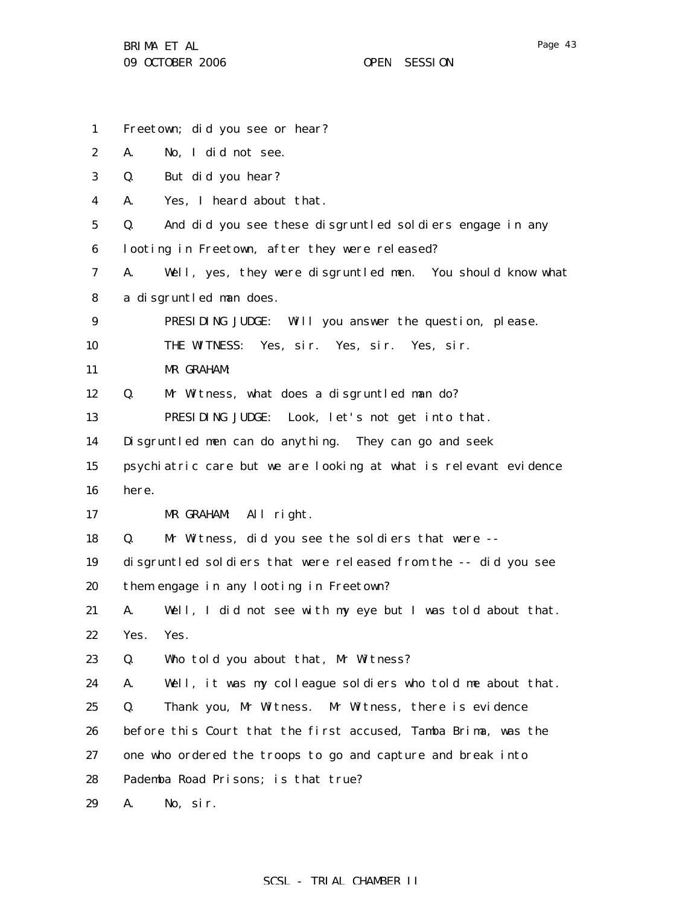Freetown; did you see or hear?

A. No, I did not see.

Q. But did you hear?

A. Yes, I heard about that.

Q. And did you see these disgruntled soldiers engage in any looting in Freetown, after they were released?

A. Well, yes, they were disgruntled men. You should know what a disgruntled man does.

PRESIDING JUDGE: Will you answer the question, please.

THE WITNESS: Yes, sir. Yes, sir. Yes, sir.

MR GRAHAM:

Q. Mr Witness, what does a disgruntled man do?

PRESIDING JUDGE: Look, let's not get into that. Disgruntled men can do anything. They can go and seek psychiatric care but we are looking at what is relevant evidence here.

MR GRAHAM: All right.

Q. Mr Witness, did you see the soldiers that were -- disgruntled soldiers that were released from the -- did you see them engage in any looting in Freetown?

A. Well, I did not see with my eye but I was told about that. Yes. Yes.

Q. Who told you about that, Mr Witness?

A. Well, it was my colleague soldiers who told me about that.

Q. Thank you, Mr Witness. Mr Witness, there is evidence before this Court that the first accused, Tamba Brima, was the one who ordered the troops to go and capture and break into Pademba Road Prisons; is that true?

A. No, sir.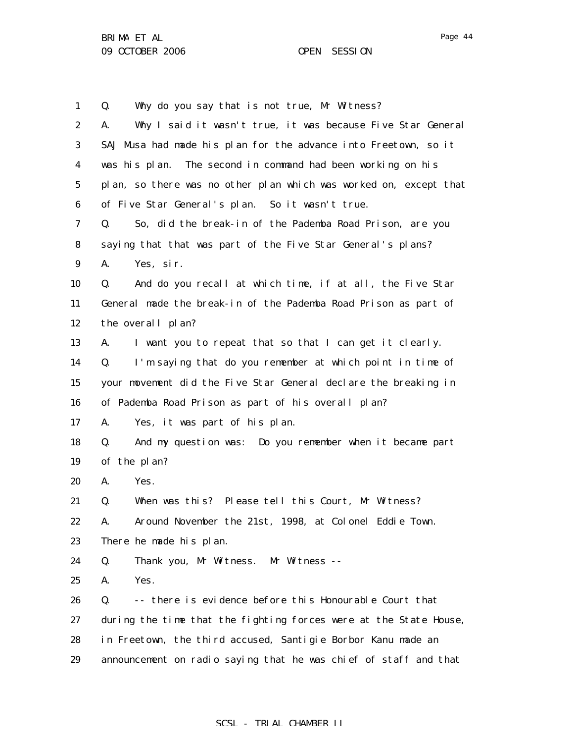Q. Why do you say that is not true, Mr Witness?

A. Why I said it wasn't true, it was because Five Star General SAJ Musa had made his plan for the advance into Freetown, so it was his plan. The second in command had been working on his plan, so there was no other plan which was worked on, except that of Five Star General's plan. So it wasn't true.

Q. So, did the break-in of the Pademba Road Prison, are you saying that that was part of the Five Star General's plans?

A. Yes, sir.

Q. And do you recall at which time, if at all, the Five Star General made the break-in of the Pademba Road Prison as part of the overall plan?

A. I want you to repeat that so that I can get it clearly.

Q. I'm saying that do you remember at which point in time of your movement did the Five Star General declare the breaking in of Pademba Road Prison as part of his overall plan?

A. Yes, it was part of his plan.

Q. And my question was: Do you remember when it became part of the plan?

A. Yes.

Q. When was this? Please tell this Court, Mr Witness?

A. Around November the 21st, 1998, at Colonel Eddie Town. There he made his plan.

Q. Thank you, Mr Witness. Mr Witness --

A. Yes.

Q. -- there is evidence before this Honourable Court that during the time that the fighting forces were at the State House, in Freetown, the third accused, Santigie Borbor Kanu made an announcement on radio saying that he was chief of staff and that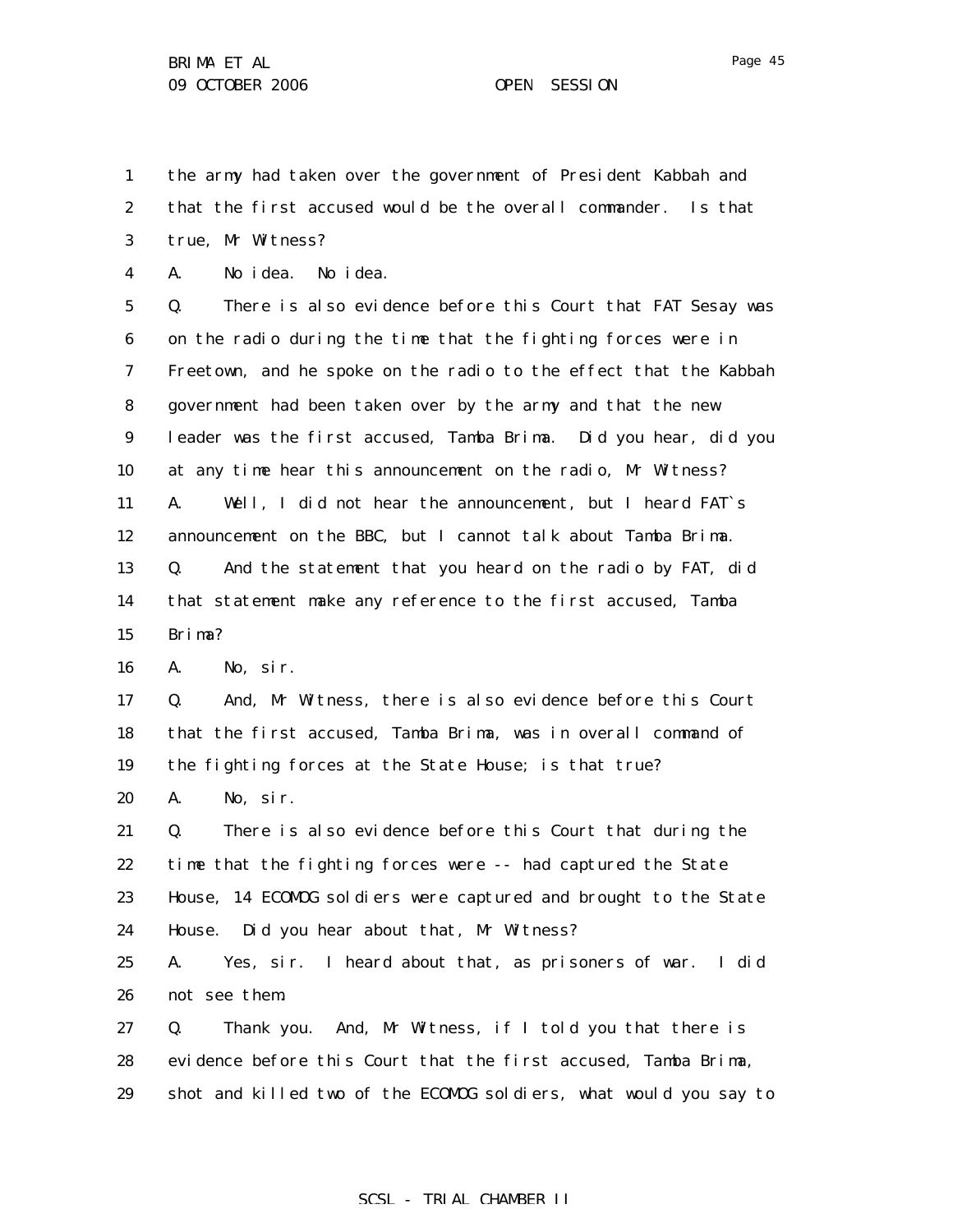1 the army had taken over the government of President Kabbah and
2 that the first accused would be the overall commander. Is that
3 true, Mr Witness?
4 A. No idea. No idea.
5 Q. There is also evidence before this Court that FAT Sesay was
6 on the radio during the time that the fighting forces were in
7 Freetown, and he spoke on the radio to the effect that the Kabbah
8 government had been taken over by the army and that the new
9 leader was the first accused, Tamba Brima. Did you hear, did you
10 at any time hear this announcement on the radio, Mr Witness?
11 A. Well, I did not hear the announcement, but I heard FAT`s
12 announcement on the BBC, but I cannot talk about Tamba Brima.
13 Q. And the statement that you heard on the radio by FAT, did
14 that statement make any reference to the first accused, Tamba
15 Brima?
16 A. No, sir.
17 Q. And, Mr Witness, there is also evidence before this Court
18 that the first accused, Tamba Brima, was in overall command of
19 the fighting forces at the State House; is that true?
20 A. No, sir.
21 Q. There is also evidence before this Court that during the
22 time that the fighting forces were -- had captured the State
23 House, 14 ECOMOG soldiers were captured and brought to the State
24 House. Did you hear about that, Mr Witness?
25 A. Yes, sir. I heard about that, as prisoners of war. I did
26 not see them.
27 Q. Thank you. And, Mr Witness, if I told you that there is
28 evidence before this Court that the first accused, Tamba Brima,
29 shot and killed two of the ECOMOG soldiers, what would you say to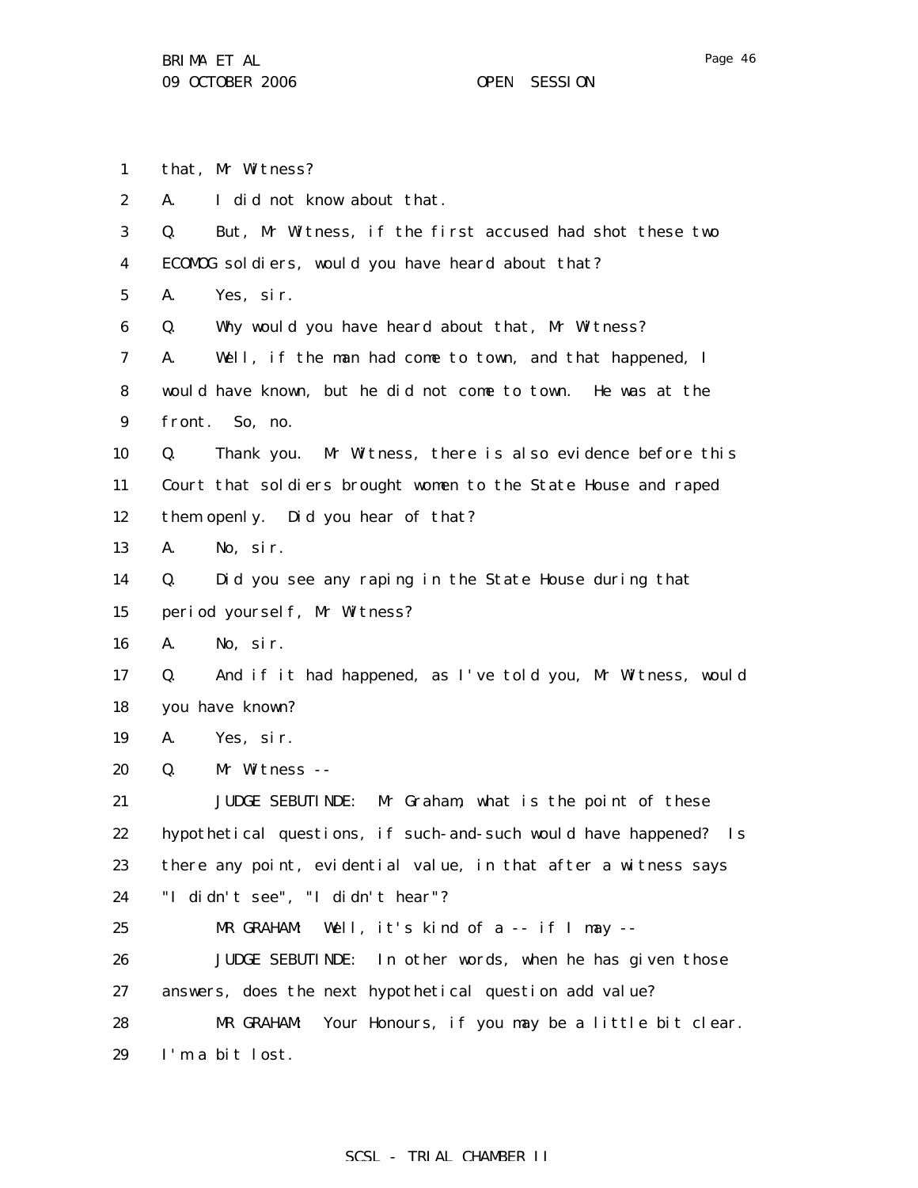that, Mr Witness?

A. I did not know about that.

Q. But, Mr Witness, if the first accused had shot these two ECOMOG soldiers, would you have heard about that?

A. Yes, sir.

Q. Why would you have heard about that, Mr Witness?

A. Well, if the man had come to town, and that happened, I would have known, but he did not come to town. He was at the front. So, no.

Q. Thank you. Mr Witness, there is also evidence before this Court that soldiers brought women to the State House and raped them openly. Did you hear of that?

A. No, sir.

Q. Did you see any raping in the State House during that period yourself, Mr Witness?

A. No, sir.

Q. And if it had happened, as I've told you, Mr Witness, would you have known?

A. Yes, sir.

Q. Mr Witness --

JUDGE SEBUTINDE: Mr Graham, what is the point of these hypothetical questions, if such-and-such would have happened? Is there any point, evidential value, in that after a witness says "I didn't see", "I didn't hear"?

MR GRAHAM: Well, it's kind of a -- if I may --

JUDGE SEBUTINDE: In other words, when he has given those answers, does the next hypothetical question add value?

MR GRAHAM: Your Honours, if you may be a little bit clear. I'm a bit lost.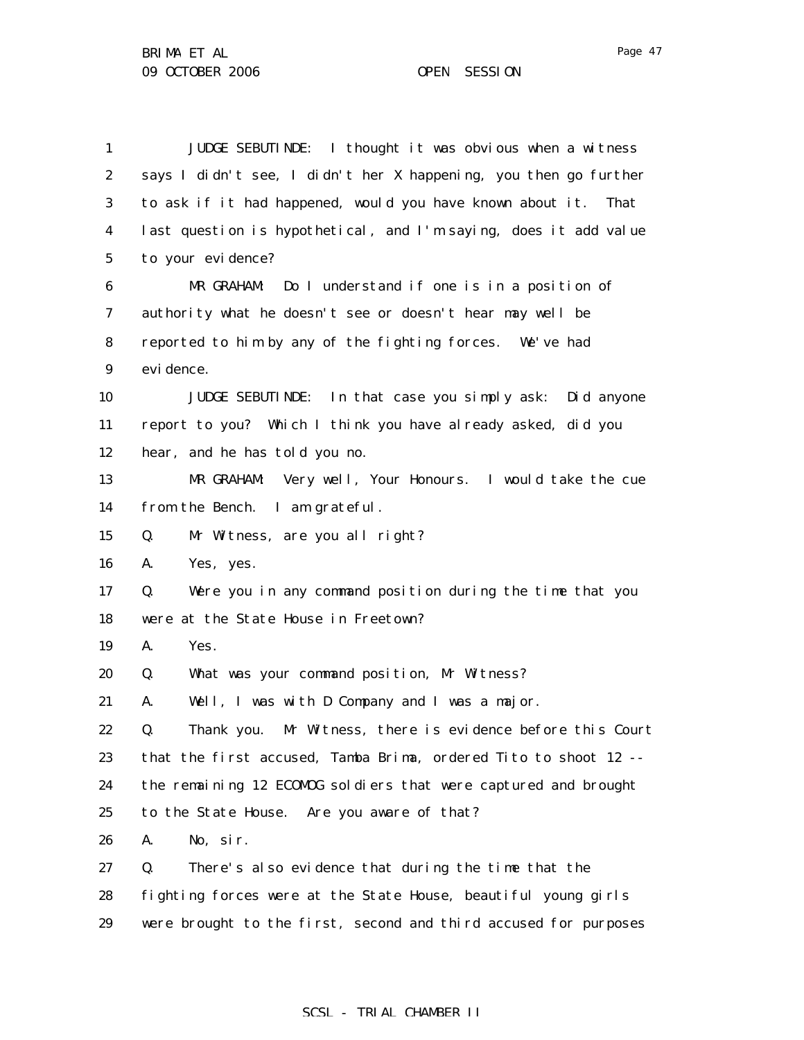JUDGE SEBUTINDE: I thought it was obvious when a witness says I didn't see, I didn't her X happening, you then go further to ask if it had happened, would you have known about it. That last question is hypothetical, and I'm saying, does it add value to your evidence?

MR GRAHAM: Do I understand if one is in a position of authority what he doesn't see or doesn't hear may well be reported to him by any of the fighting forces. We've had evidence.

JUDGE SEBUTINDE: In that case you simply ask: Did anyone report to you? Which I think you have already asked, did you hear, and he has told you no.

MR GRAHAM: Very well, Your Honours. I would take the cue from the Bench. I am grateful.

Q. Mr Witness, are you all right?

A. Yes, yes.

Q. Were you in any command position during the time that you were at the State House in Freetown?

A. Yes.

Q. What was your command position, Mr Witness?

A. Well, I was with D Company and I was a major.

Q. Thank you. Mr Witness, there is evidence before this Court that the first accused, Tamba Brima, ordered Tito to shoot 12 -- the remaining 12 ECOMOG soldiers that were captured and brought to the State House. Are you aware of that?

A. No, sir.

Q. There's also evidence that during the time that the fighting forces were at the State House, beautiful young girls were brought to the first, second and third accused for purposes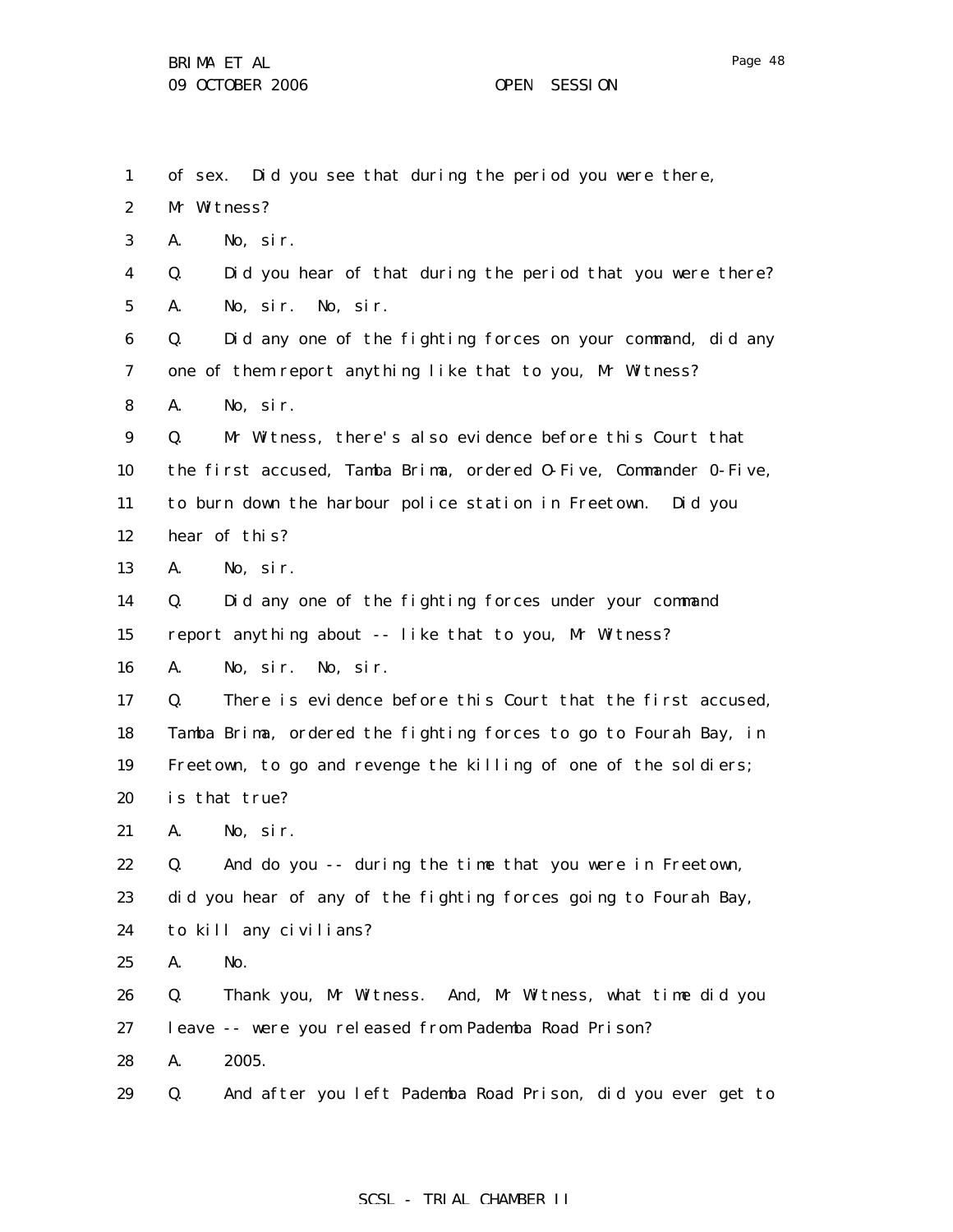of sex. Did you see that during the period you were there, Mr Witness?

A. No, sir.

Q. Did you hear of that during the period that you were there?

A. No, sir. No, sir.

Q. Did any one of the fighting forces on your command, did any one of them report anything like that to you, Mr Witness?

A. No, sir.

Q. Mr Witness, there's also evidence before this Court that the first accused, Tamba Brima, ordered O-Five, Commander O-Five, to burn down the harbour police station in Freetown. Did you hear of this?

A. No, sir.

Q. Did any one of the fighting forces under your command report anything about -- like that to you, Mr Witness?

A. No, sir. No, sir.

Q. There is evidence before this Court that the first accused, Tamba Brima, ordered the fighting forces to go to Fourah Bay, in Freetown, to go and revenge the killing of one of the soldiers; is that true?

A. No, sir.

Q. And do you -- during the time that you were in Freetown, did you hear of any of the fighting forces going to Fourah Bay, to kill any civilians?

A. No.

Q. Thank you, Mr Witness. And, Mr Witness, what time did you leave -- were you released from Pademba Road Prison?

A. 2005.

Q. And after you left Pademba Road Prison, did you ever get to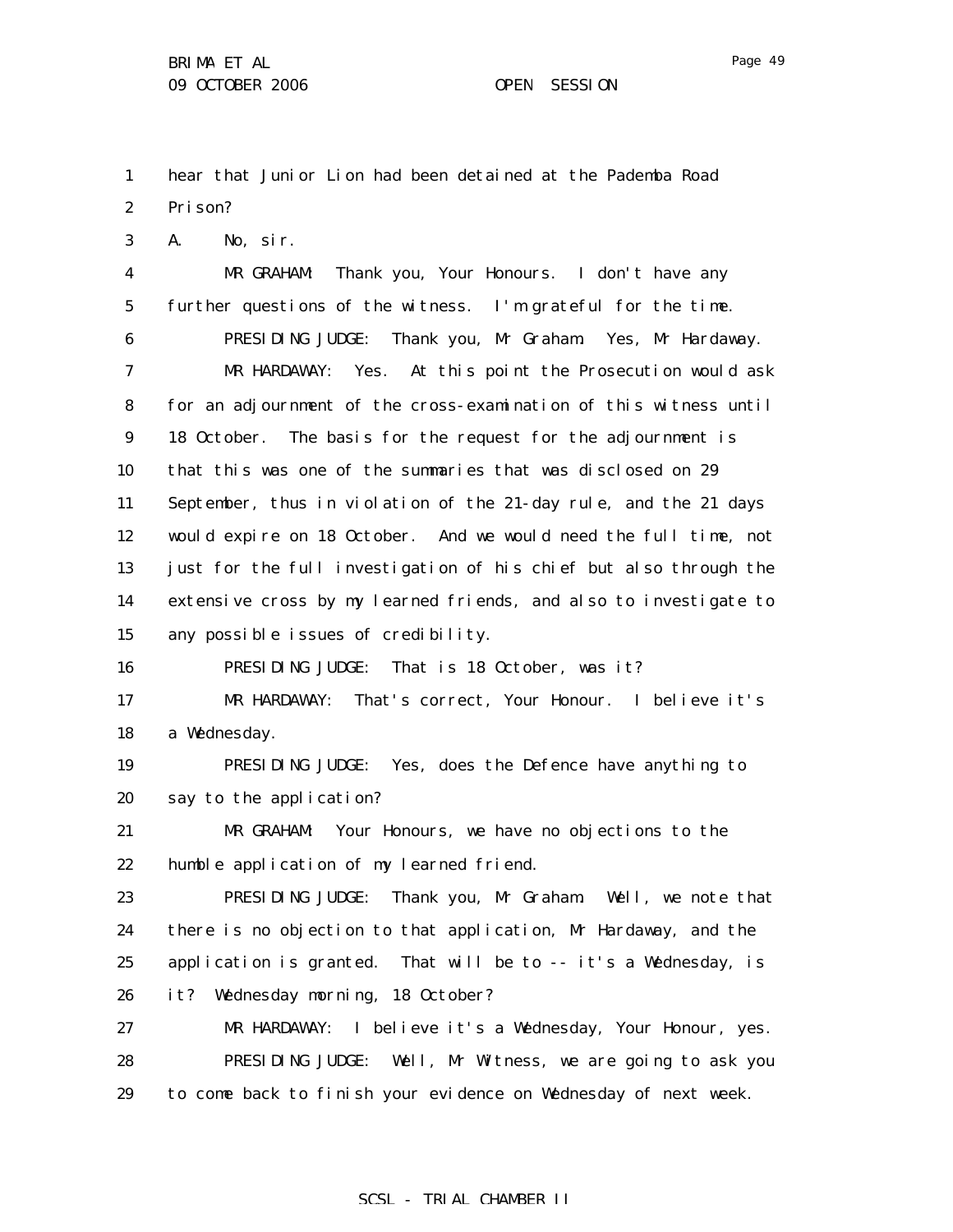hear that Junior Lion had been detained at the Pademba Road Prison?

A. No, sir.

MR GRAHAM: Thank you, Your Honours. I don't have any further questions of the witness. I'm grateful for the time.

PRESIDING JUDGE: Thank you, Mr Graham. Yes, Mr Hardaway.

MR HARDAWAY: Yes. At this point the Prosecution would ask for an adjournment of the cross-examination of this witness until 18 October. The basis for the request for the adjournment is that this was one of the summaries that was disclosed on 29 September, thus in violation of the 21-day rule, and the 21 days would expire on 18 October. And we would need the full time, not just for the full investigation of his chief but also through the extensive cross by my learned friends, and also to investigate to any possible issues of credibility.

PRESIDING JUDGE: That is 18 October, was it?

MR HARDAWAY: That's correct, Your Honour. I believe it's a Wednesday.

PRESIDING JUDGE: Yes, does the Defence have anything to say to the application?

MR GRAHAM: Your Honours, we have no objections to the humble application of my learned friend.

PRESIDING JUDGE: Thank you, Mr Graham. Well, we note that there is no objection to that application, Mr Hardaway, and the application is granted. That will be to -- it's a Wednesday, is it? Wednesday morning, 18 October?

MR HARDAWAY: I believe it's a Wednesday, Your Honour, yes.

PRESIDING JUDGE: Well, Mr Witness, we are going to ask you to come back to finish your evidence on Wednesday of next week.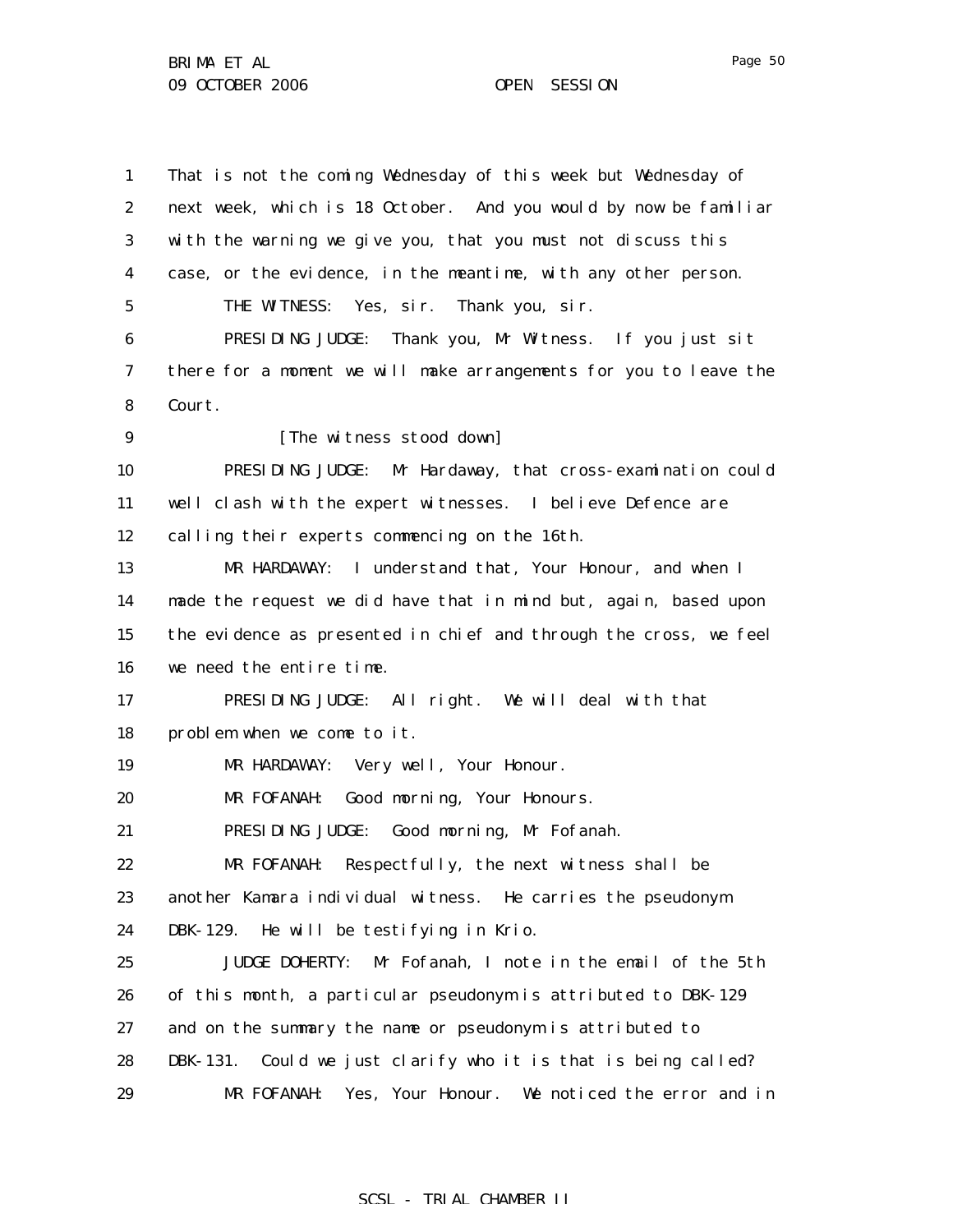1 That is not the coming Wednesday of this week but Wednesday of
2 next week, which is 18 October. And you would by now be familiar
3 with the warning we give you, that you must not discuss this
4 case, or the evidence, in the meantime, with any other person.
5 THE WITNESS: Yes, sir. Thank you, sir.
6 PRESIDING JUDGE: Thank you, Mr Witness. If you just sit
7 there for a moment we will make arrangements for you to leave the
8 Court.
9 [The witness stood down]
10 PRESIDING JUDGE: Mr Hardaway, that cross-examination could
11 well clash with the expert witnesses. I believe Defence are
12 calling their experts commencing on the 16th.
13 MR HARDAWAY: I understand that, Your Honour, and when I
14 made the request we did have that in mind but, again, based upon
15 the evidence as presented in chief and through the cross, we feel
16 we need the entire time.
17 PRESIDING JUDGE: All right. We will deal with that
18 problem when we come to it.
19 MR HARDAWAY: Very well, Your Honour.
20 MR FOFANAH: Good morning, Your Honours.
21 PRESIDING JUDGE: Good morning, Mr Fofanah.
22 MR FOFANAH: Respectfully, the next witness shall be
23 another Kamara individual witness. He carries the pseudonym
24 DBK-129. He will be testifying in Krio.
25 JUDGE DOHERTY: Mr Fofanah, I note in the email of the 5th
26 of this month, a particular pseudonym is attributed to DBK-129
27 and on the summary the name or pseudonym is attributed to
28 DBK-131. Could we just clarify who it is that is being called?
29 MR FOFANAH: Yes, Your Honour. We noticed the error and in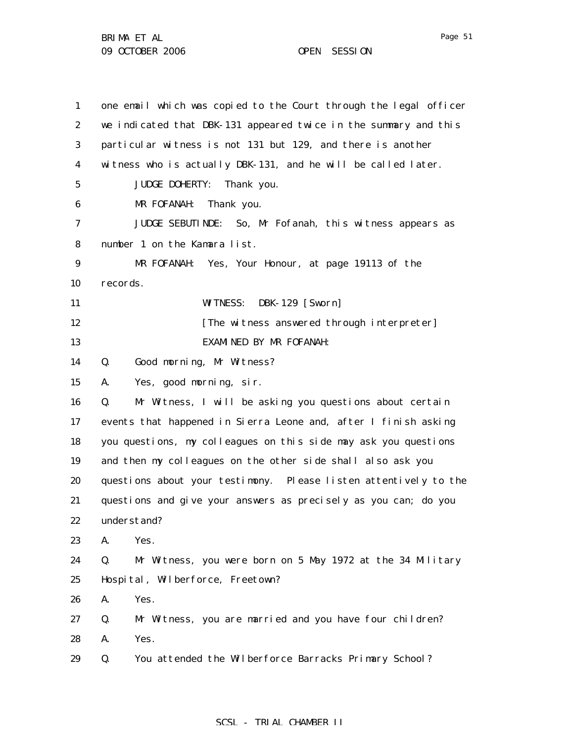one email which was copied to the Court through the legal officer we indicated that DBK-131 appeared twice in the summary and this particular witness is not 131 but 129, and there is another witness who is actually DBK-131, and he will be called later.

JUDGE DOHERTY: Thank you.

MR FOFANAH: Thank you.

JUDGE SEBUTINDE: So, Mr Fofanah, this witness appears as number 1 on the Kamara list.

MR FOFANAH: Yes, Your Honour, at page 19113 of the records.

WITNESS: DBK-129 [Sworn]

[The witness answered through interpreter]

EXAMINED BY MR FOFANAH:

Q. Good morning, Mr Witness?

A. Yes, good morning, sir.

Q. Mr Witness, I will be asking you questions about certain events that happened in Sierra Leone and, after I finish asking you questions, my colleagues on this side may ask you questions and then my colleagues on the other side shall also ask you questions about your testimony. Please listen attentively to the questions and give your answers as precisely as you can; do you understand?

A. Yes.

Q. Mr Witness, you were born on 5 May 1972 at the 34 Military Hospital, Wilberforce, Freetown?

A. Yes.

Q. Mr Witness, you are married and you have four children?

A. Yes.

Q. You attended the Wilberforce Barracks Primary School?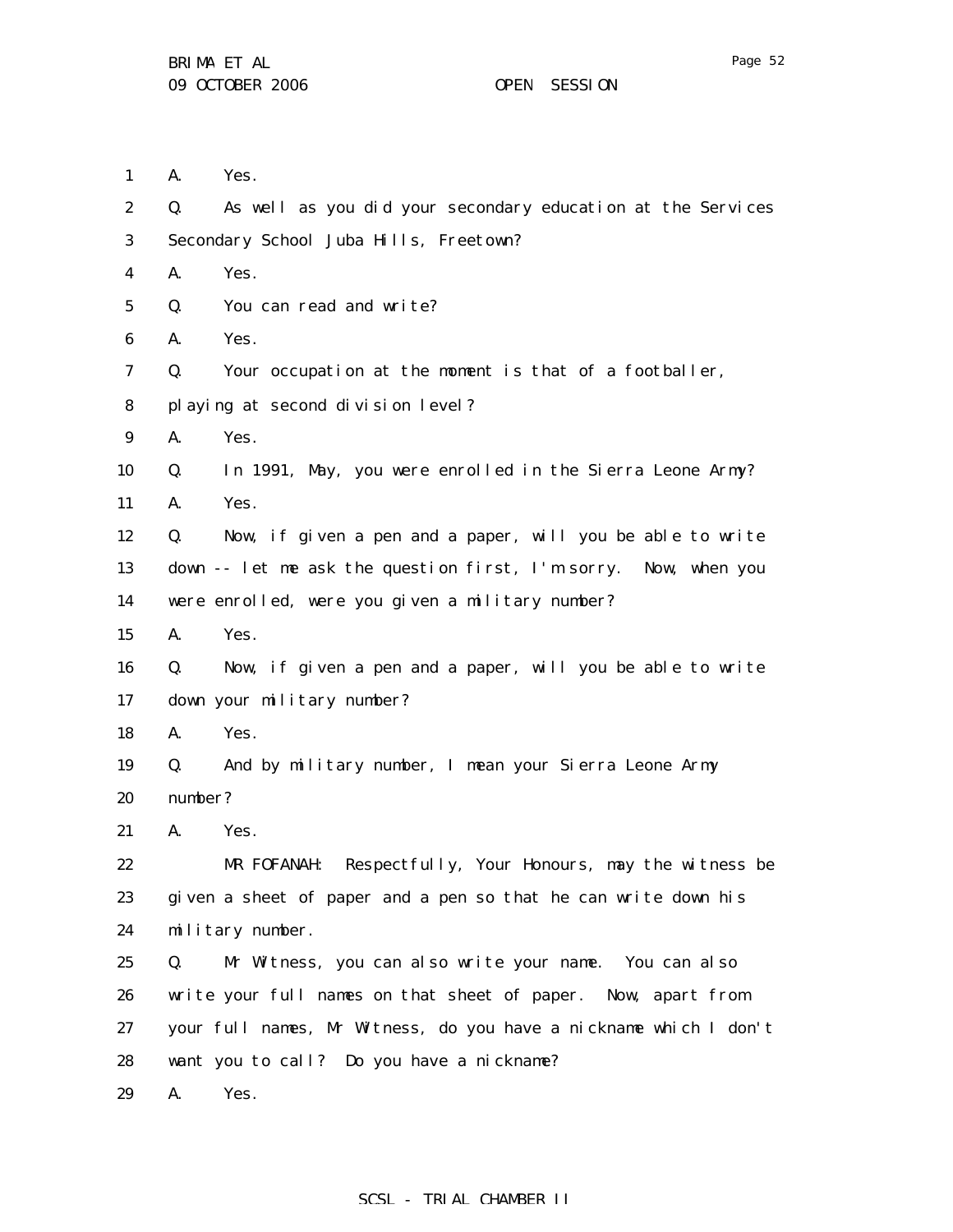A. Yes.

Q. As well as you did your secondary education at the Services Secondary School Juba Hills, Freetown?

A. Yes.

Q. You can read and write?

A. Yes.

Q. Your occupation at the moment is that of a footballer, playing at second division level?

A. Yes.

Q. In 1991, May, you were enrolled in the Sierra Leone Army?

A. Yes.

Q. Now, if given a pen and a paper, will you be able to write down -- let me ask the question first, I'm sorry. Now, when you were enrolled, were you given a military number?

A. Yes.

Q. Now, if given a pen and a paper, will you be able to write down your military number?

A. Yes.

Q. And by military number, I mean your Sierra Leone Army number?

A. Yes.

MR FOFANAH: Respectfully, Your Honours, may the witness be given a sheet of paper and a pen so that he can write down his military number.

Q. Mr Witness, you can also write your name. You can also write your full names on that sheet of paper. Now, apart from your full names, Mr Witness, do you have a nickname which I don't want you to call? Do you have a nickname?

A. Yes.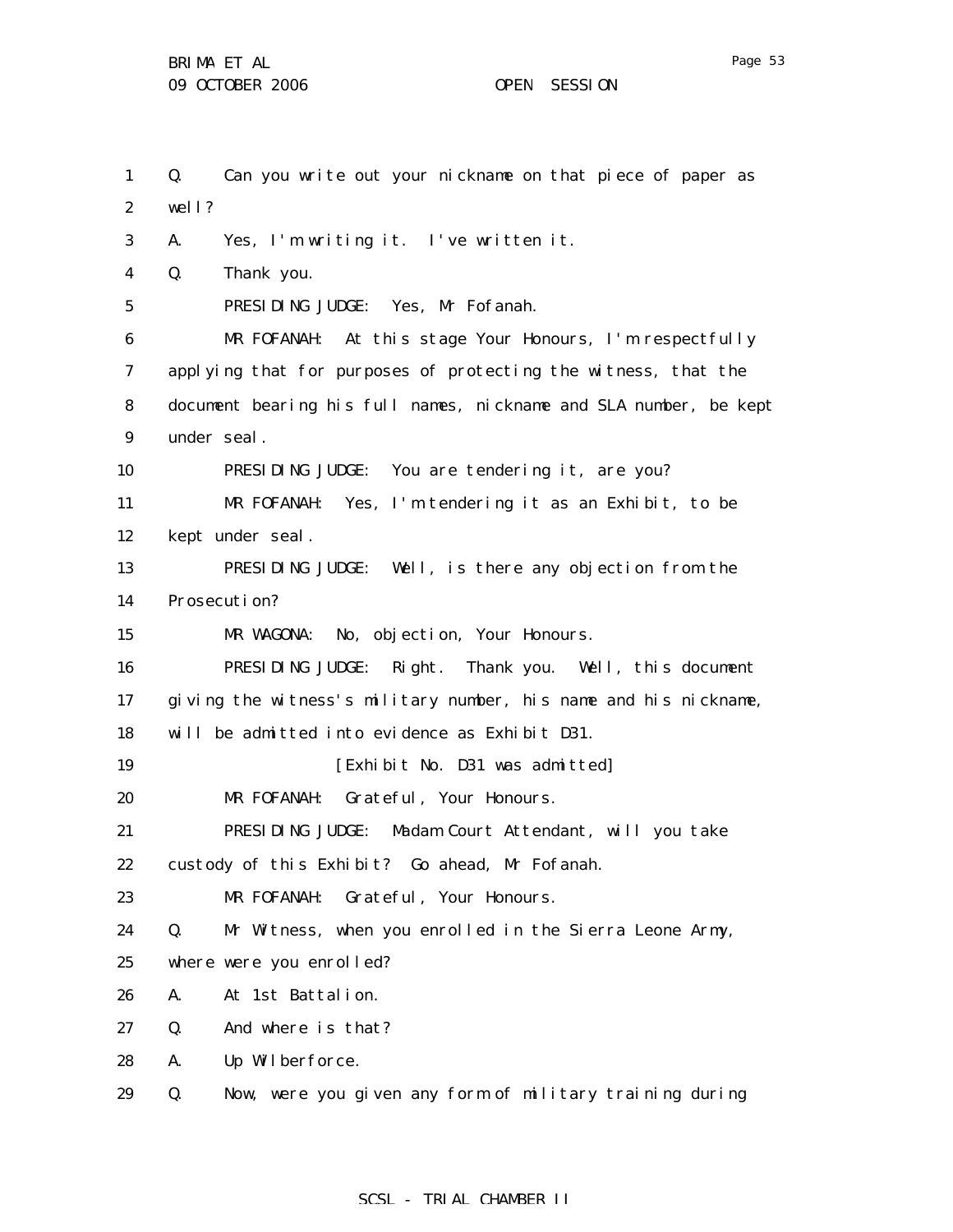Q. Can you write out your nickname on that piece of paper as well?

A. Yes, I'm writing it. I've written it.

Q. Thank you.

PRESIDING JUDGE: Yes, Mr Fofanah.

MR FOFANAH: At this stage Your Honours, I'm respectfully applying that for purposes of protecting the witness, that the document bearing his full names, nickname and SLA number, be kept under seal.

PRESIDING JUDGE: You are tendering it, are you?

MR FOFANAH: Yes, I'm tendering it as an Exhibit, to be kept under seal.

PRESIDING JUDGE: Well, is there any objection from the Prosecution?

MR WAGONA: No, objection, Your Honours.

PRESIDING JUDGE: Right. Thank you. Well, this document giving the witness's military number, his name and his nickname, will be admitted into evidence as Exhibit D31.

[Exhibit No. D31 was admitted]

MR FOFANAH: Grateful, Your Honours.

PRESIDING JUDGE: Madam Court Attendant, will you take custody of this Exhibit? Go ahead, Mr Fofanah.

MR FOFANAH: Grateful, Your Honours.

Q. Mr Witness, when you enrolled in the Sierra Leone Army, where were you enrolled?

A. At 1st Battalion.

Q. And where is that?

A. Up Wilberforce.

Q. Now, were you given any form of military training during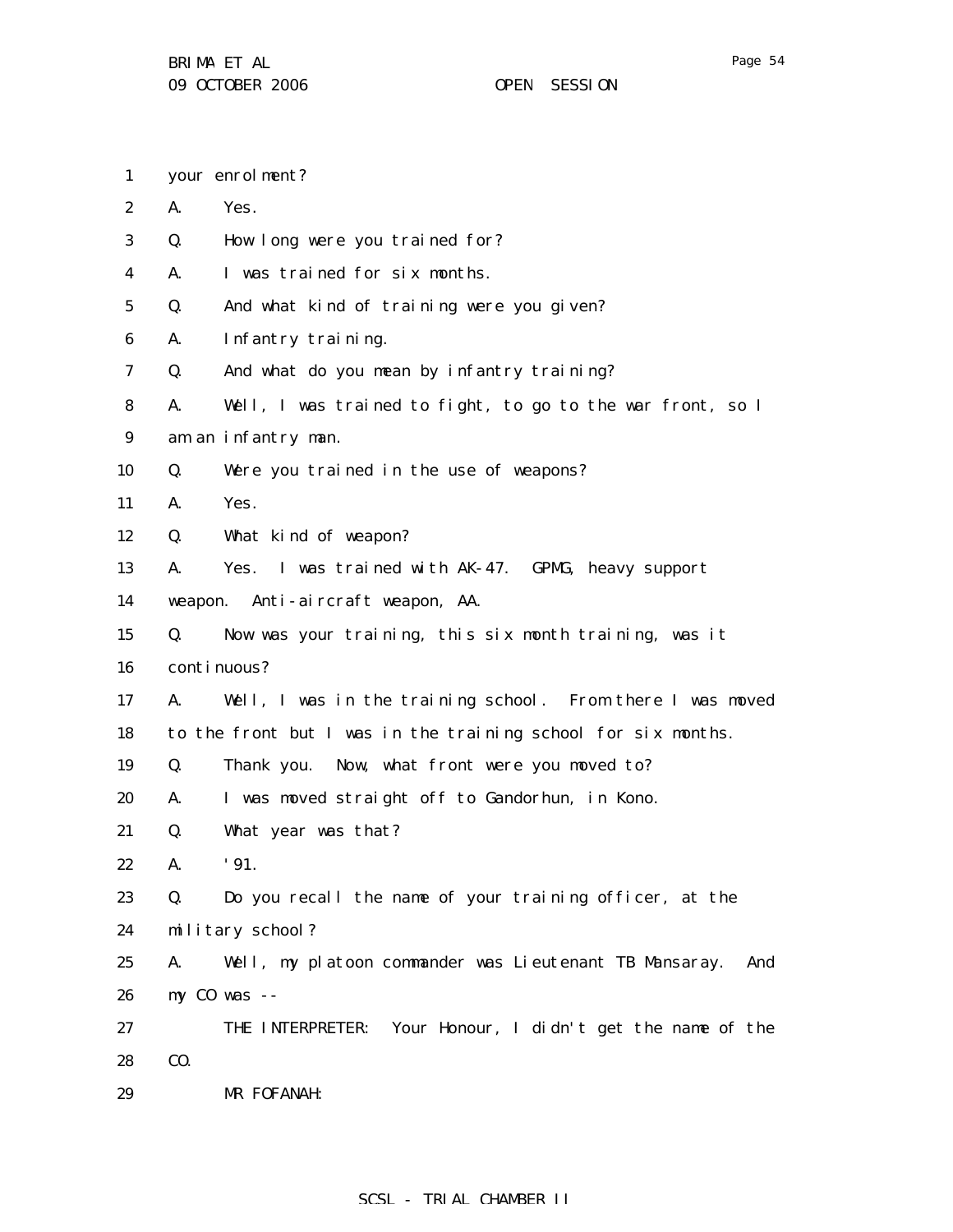your enrolment?

A. Yes.

Q. How long were you trained for?

A. I was trained for six months.

Q. And what kind of training were you given?

A. Infantry training.

Q. And what do you mean by infantry training?

A. Well, I was trained to fight, to go to the war front, so I am an infantry man.

Q. Were you trained in the use of weapons?

A. Yes.

Q. What kind of weapon?

A. Yes. I was trained with AK-47. GPMG, heavy support weapon. Anti-aircraft weapon, AA.

Q. Now was your training, this six month training, was it continuous?

A. Well, I was in the training school. From there I was moved to the front but I was in the training school for six months.

Q. Thank you. Now, what front were you moved to?

A. I was moved straight off to Gandorhun, in Kono.

Q. What year was that?

A. '91.

Q. Do you recall the name of your training officer, at the military school?

A. Well, my platoon commander was Lieutenant TB Mansaray. And my CO was --

THE INTERPRETER: Your Honour, I didn't get the name of the CO.

MR FOFANAH: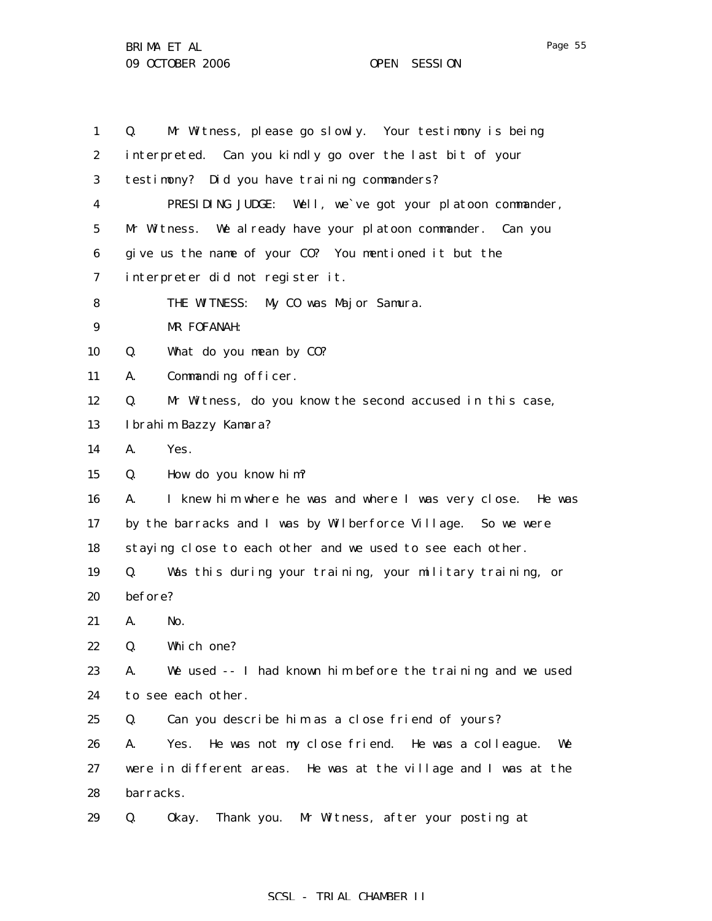Q. Mr Witness, please go slowly. Your testimony is being interpreted. Can you kindly go over the last bit of your testimony? Did you have training commanders?

PRESIDING JUDGE: Well, we`ve got your platoon commander, Mr Witness. We already have your platoon commander. Can you give us the name of your CO? You mentioned it but the interpreter did not register it.

THE WITNESS: My CO was Major Samura.

MR FOFANAH:

Q. What do you mean by CO?

A. Commanding officer.

Q. Mr Witness, do you know the second accused in this case, Ibrahim Bazzy Kamara?

A. Yes.

Q. How do you know him?

A. I knew him where he was and where I was very close. He was by the barracks and I was by Wilberforce Village. So we were staying close to each other and we used to see each other.

Q. Was this during your training, your military training, or before?

A. No.

Q. Which one?

A. We used -- I had known him before the training and we used to see each other.

Q. Can you describe him as a close friend of yours?

A. Yes. He was not my close friend. He was a colleague. We were in different areas. He was at the village and I was at the barracks.

Q. Okay. Thank you. Mr Witness, after your posting at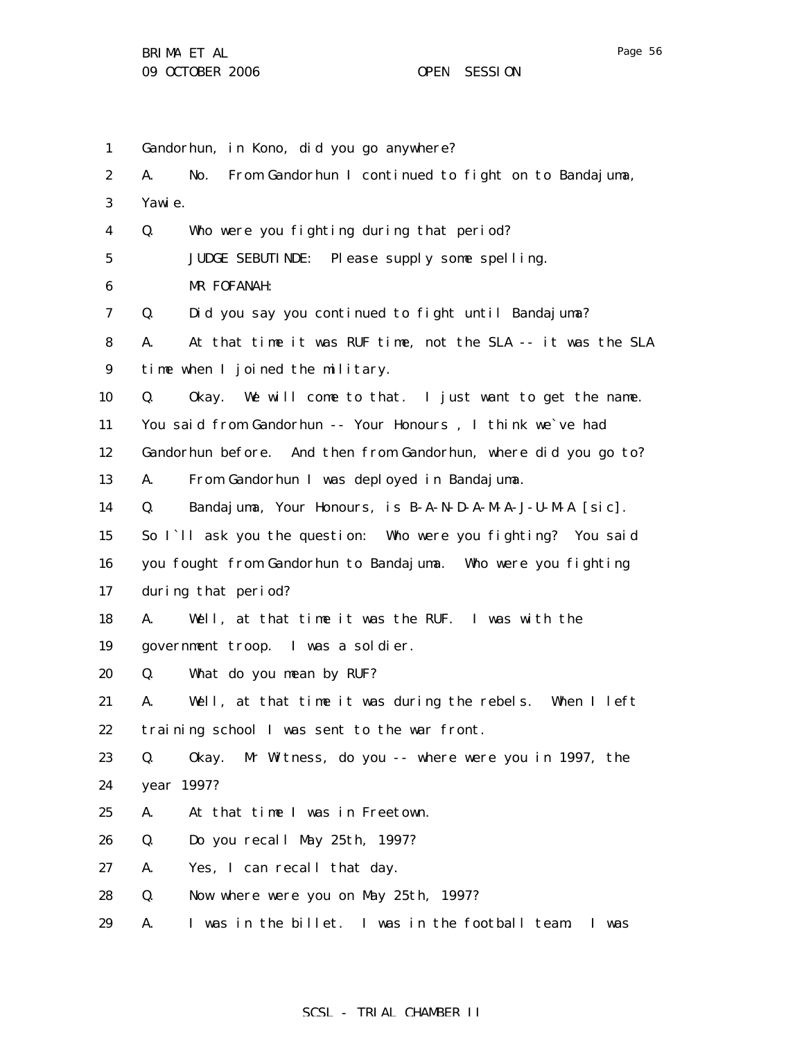Gandorhun, in Kono, did you go anywhere?

A. No. From Gandorhun I continued to fight on to Bandajuma, Yawie.

Q. Who were you fighting during that period?

JUDGE SEBUTINDE: Please supply some spelling.

MR FOFANAH:

Q. Did you say you continued to fight until Bandajuma?

A. At that time it was RUF time, not the SLA -- it was the SLA time when I joined the military.

Q. Okay. We will come to that. I just want to get the name. You said from Gandorhun -- Your Honours , I think we`ve had Gandorhun before. And then from Gandorhun, where did you go to?

A. From Gandorhun I was deployed in Bandajuma.

Q. Bandajuma, Your Honours, is B-A-N-D-A-M-A-J-U-M-A [sic]. So I`ll ask you the question: Who were you fighting? You said you fought from Gandorhun to Bandajuma. Who were you fighting during that period?

A. Well, at that time it was the RUF. I was with the government troop. I was a soldier.

Q. What do you mean by RUF?

A. Well, at that time it was during the rebels. When I left training school I was sent to the war front.

Q. Okay. Mr Witness, do you -- where were you in 1997, the year 1997?

A. At that time I was in Freetown.

Q. Do you recall May 25th, 1997?

A. Yes, I can recall that day.

Q. Now where were you on May 25th, 1997?

A. I was in the billet. I was in the football team. I was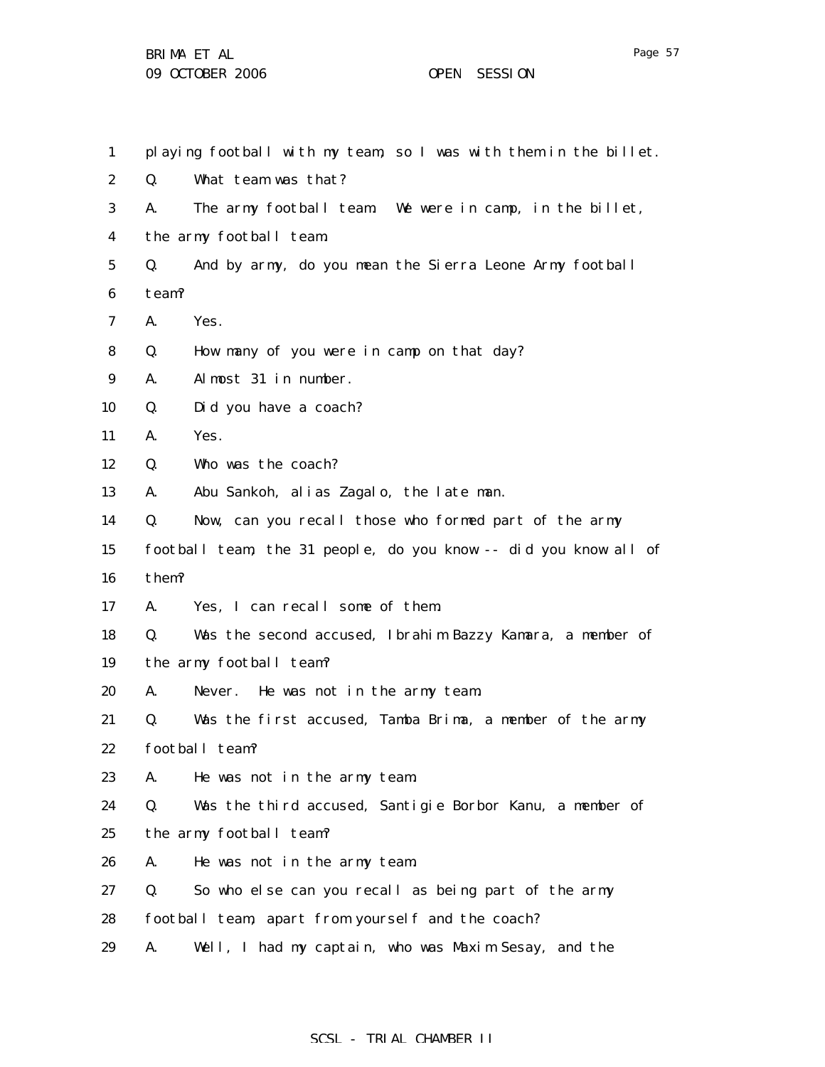1 playing football with my team, so I was with them in the billet.

2 Q. What team was that?

3 A. The army football team. We were in camp, in the billet,

4 the army football team.

5 Q. And by army, do you mean the Sierra Leone Army football

6 team?

7 A. Yes.

8 Q. How many of you were in camp on that day?

9 A. Almost 31 in number.

10 Q. Did you have a coach?

11 A. Yes.

12 Q. Who was the coach?

13 A. Abu Sankoh, alias Zagalo, the late man.

14 Q. Now, can you recall those who formed part of the army

15 football team, the 31 people, do you know -- did you know all of

16 them?

17 A. Yes, I can recall some of them.

18 Q. Was the second accused, Ibrahim Bazzy Kamara, a member of

19 the army football team?

20 A. Never. He was not in the army team.

21 Q. Was the first accused, Tamba Brima, a member of the army

22 football team?

23 A. He was not in the army team.

24 Q. Was the third accused, Santigie Borbor Kanu, a member of

25 the army football team?

26 A. He was not in the army team.

27 Q. So who else can you recall as being part of the army

28 football team, apart from yourself and the coach?

29 A. Well, I had my captain, who was Maxim Sesay, and the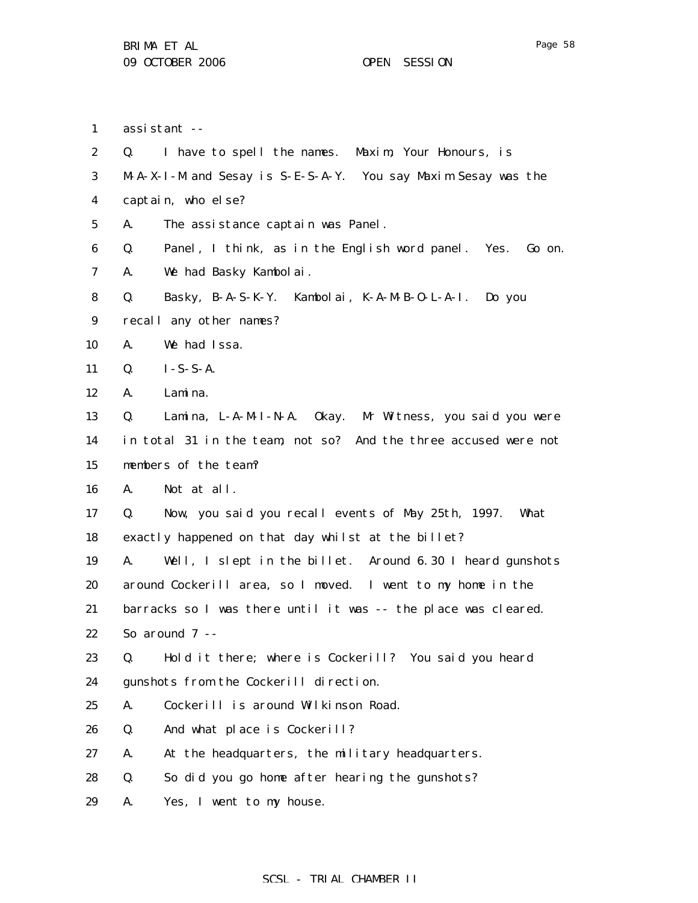assistant --

Q. I have to spell the names. Maxim, Your Honours, is M-A-X-I-M and Sesay is S-E-S-A-Y. You say Maxim Sesay was the captain, who else?

A. The assistance captain was Panel.

Q. Panel, I think, as in the English word panel. Yes. Go on.

A. We had Basky Kambolai.

Q. Basky, B-A-S-K-Y. Kambolai, K-A-M-B-O-L-A-I. Do you recall any other names?

A. We had Issa.

Q. I-S-S-A.

A. Lamina.

Q. Lamina, L-A-M-I-N-A. Okay. Mr Witness, you said you were in total 31 in the team, not so? And the three accused were not members of the team?

A. Not at all.

Q. Now, you said you recall events of May 25th, 1997. What exactly happened on that day whilst at the billet?

A. Well, I slept in the billet. Around 6.30 I heard gunshots around Cockerill area, so I moved. I went to my home in the barracks so I was there until it was -- the place was cleared. So around 7 --

Q. Hold it there; where is Cockerill? You said you heard gunshots from the Cockerill direction.

A. Cockerill is around Wilkinson Road.

Q. And what place is Cockerill?

A. At the headquarters, the military headquarters.

Q. So did you go home after hearing the gunshots?

A. Yes, I went to my house.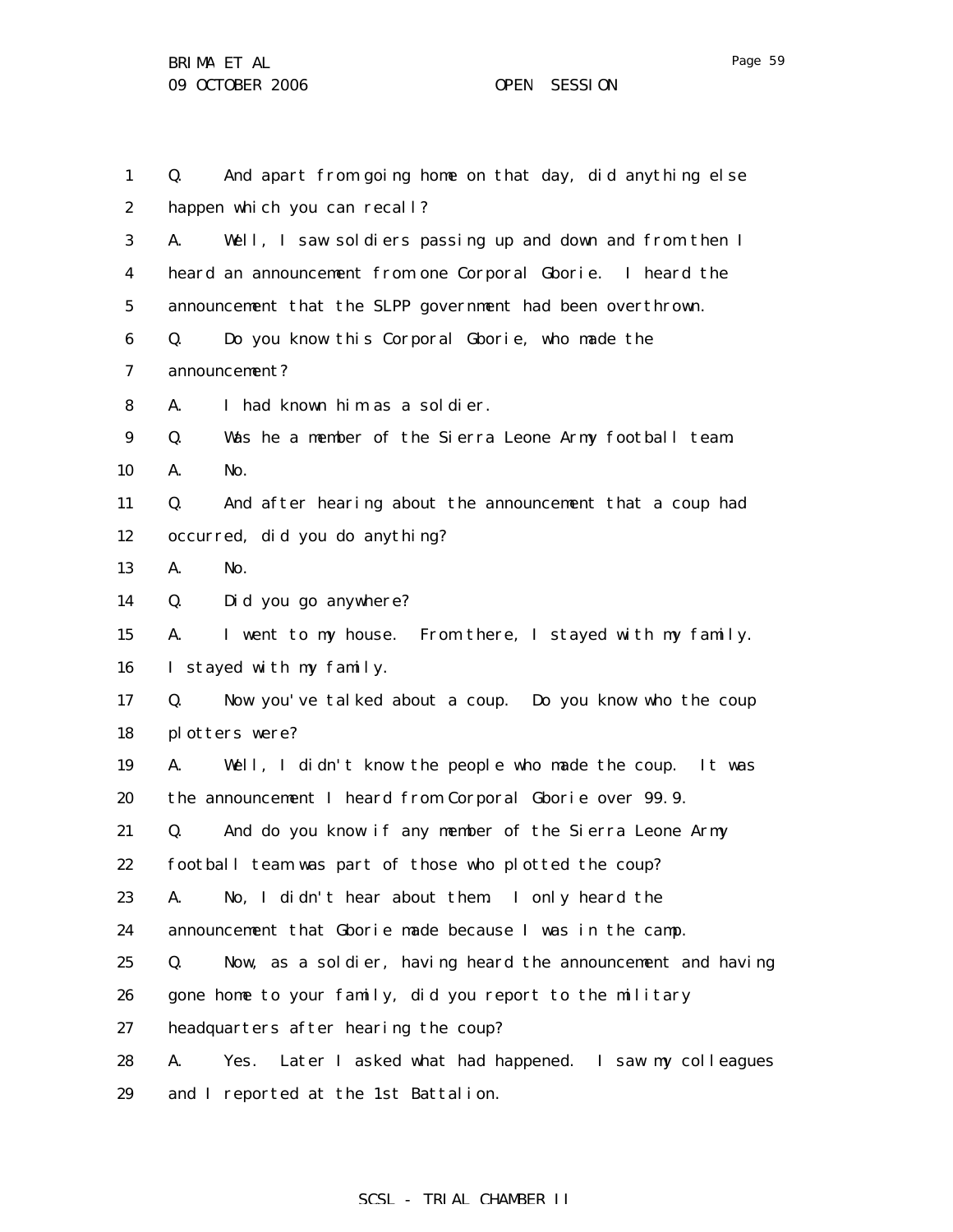Q. And apart from going home on that day, did anything else happen which you can recall?

A. Well, I saw soldiers passing up and down and from then I heard an announcement from one Corporal Gborie. I heard the announcement that the SLPP government had been overthrown.

Q. Do you know this Corporal Gborie, who made the announcement?

A. I had known him as a soldier.

Q. Was he a member of the Sierra Leone Army football team.

A. No.

Q. And after hearing about the announcement that a coup had occurred, did you do anything?

A. No.

Q. Did you go anywhere?

A. I went to my house. From there, I stayed with my family. I stayed with my family.

Q. Now you've talked about a coup. Do you know who the coup plotters were?

A. Well, I didn't know the people who made the coup. It was the announcement I heard from Corporal Gborie over 99.9.

Q. And do you know if any member of the Sierra Leone Army football team was part of those who plotted the coup?

A. No, I didn't hear about them. I only heard the announcement that Gborie made because I was in the camp.

Q. Now, as a soldier, having heard the announcement and having gone home to your family, did you report to the military headquarters after hearing the coup?

A. Yes. Later I asked what had happened. I saw my colleagues and I reported at the 1st Battalion.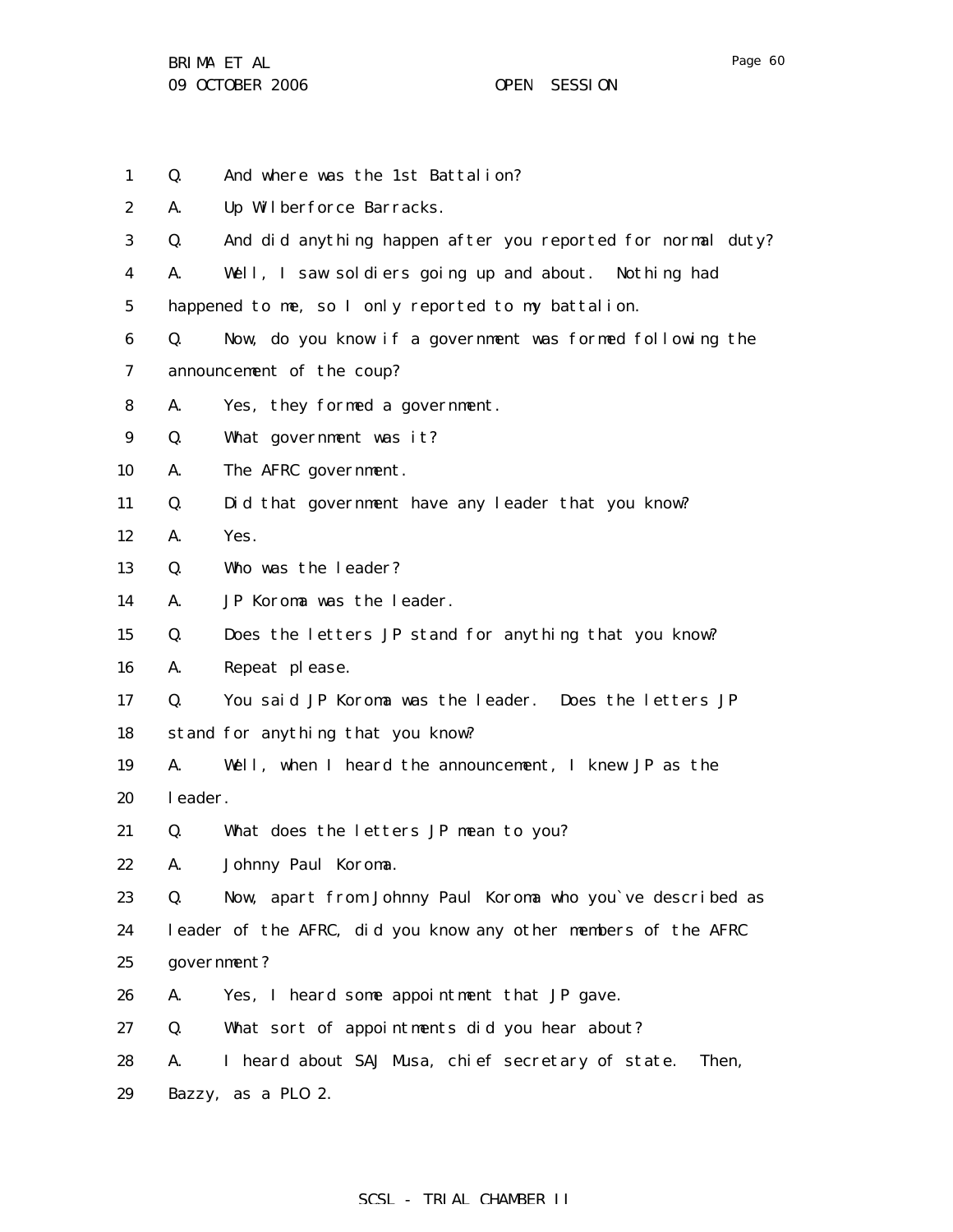Q. And where was the 1st Battalion?

A. Up Wilberforce Barracks.

Q. And did anything happen after you reported for normal duty?

A. Well, I saw soldiers going up and about. Nothing had happened to me, so I only reported to my battalion.

Q. Now, do you know if a government was formed following the announcement of the coup?

A. Yes, they formed a government.

Q. What government was it?

A. The AFRC government.

Q. Did that government have any leader that you know?

A. Yes.

Q. Who was the leader?

A. JP Koroma was the leader.

Q. Does the letters JP stand for anything that you know?

A. Repeat please.

Q. You said JP Koroma was the leader. Does the letters JP stand for anything that you know?

A. Well, when I heard the announcement, I knew JP as the leader.

Q. What does the letters JP mean to you?

A. Johnny Paul Koroma.

Q. Now, apart from Johnny Paul Koroma who you`ve described as leader of the AFRC, did you know any other members of the AFRC government?

A. Yes, I heard some appointment that JP gave.

Q. What sort of appointments did you hear about?

A. I heard about SAJ Musa, chief secretary of state. Then, Bazzy, as a PLO 2.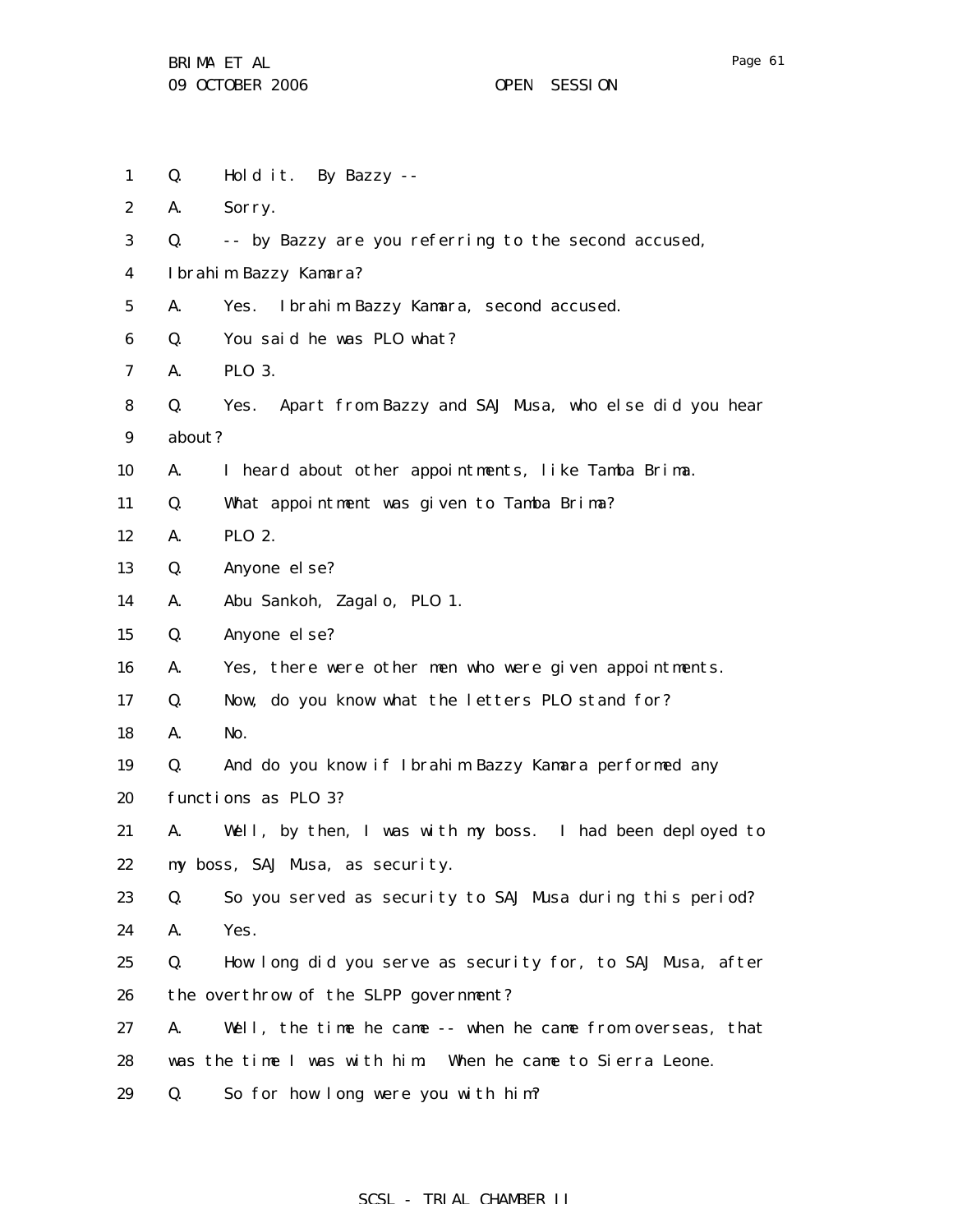1 Q. Hold it. By Bazzy --

2 A. Sorry.

3 Q. -- by Bazzy are you referring to the second accused,

4 Ibrahim Bazzy Kamara?

5 A. Yes. Ibrahim Bazzy Kamara, second accused.

6 Q. You said he was PLO what?

7 A. PLO 3.

8 Q. Yes. Apart from Bazzy and SAJ Musa, who else did you hear

9 about?

10 A. I heard about other appointments, like Tamba Brima.

11 Q. What appointment was given to Tamba Brima?

12 A. PLO 2.

13 Q. Anyone else?

14 A. Abu Sankoh, Zagalo, PLO 1.

15 Q. Anyone else?

16 A. Yes, there were other men who were given appointments.

17 Q. Now, do you know what the letters PLO stand for?

18 A. No.

19 Q. And do you know if Ibrahim Bazzy Kamara performed any

20 functions as PLO 3?

21 A. Well, by then, I was with my boss. I had been deployed to

22 my boss, SAJ Musa, as security.

23 Q. So you served as security to SAJ Musa during this period?

24 A. Yes.

25 Q. How long did you serve as security for, to SAJ Musa, after

26 the overthrow of the SLPP government?

27 A. Well, the time he came -- when he came from overseas, that

28 was the time I was with him. When he came to Sierra Leone.

29 Q. So for how long were you with him?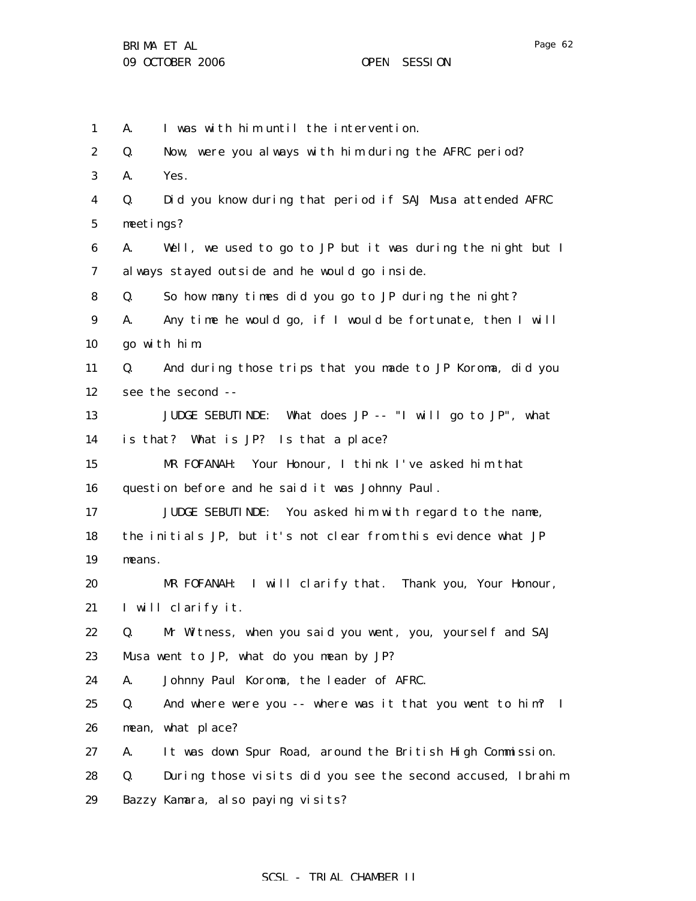A. I was with him until the intervention.

Q. Now, were you always with him during the AFRC period?

A. Yes.

Q. Did you know during that period if SAJ Musa attended AFRC meetings?

A. Well, we used to go to JP but it was during the night but I always stayed outside and he would go inside.

Q. So how many times did you go to JP during the night?

A. Any time he would go, if I would be fortunate, then I will go with him.

Q. And during those trips that you made to JP Koroma, did you see the second --

JUDGE SEBUTINDE: What does JP -- "I will go to JP", what is that? What is JP? Is that a place?

MR FOFANAH: Your Honour, I think I've asked him that question before and he said it was Johnny Paul.

JUDGE SEBUTINDE: You asked him with regard to the name, the initials JP, but it's not clear from this evidence what JP means.

MR FOFANAH: I will clarify that. Thank you, Your Honour, I will clarify it.

Q. Mr Witness, when you said you went, you, yourself and SAJ Musa went to JP, what do you mean by JP?

A. Johnny Paul Koroma, the leader of AFRC.

Q. And where were you -- where was it that you went to him? I mean, what place?

A. It was down Spur Road, around the British High Commission.

Q. During those visits did you see the second accused, Ibrahim Bazzy Kamara, also paying visits?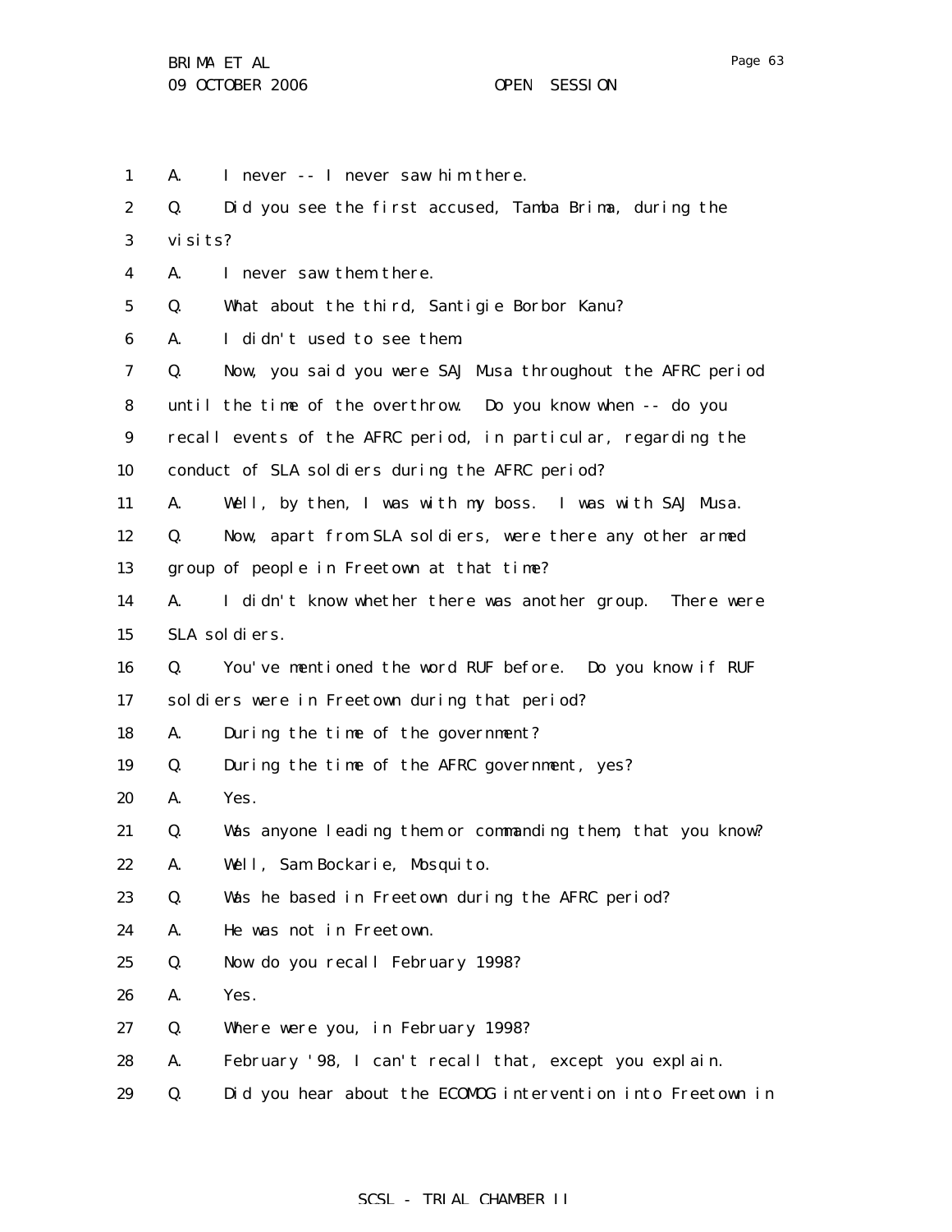1 A. I never -- I never saw him there.

2 Q. Did you see the first accused, Tamba Brima, during the

3 visits?

4 A. I never saw them there.

5 Q. What about the third, Santigie Borbor Kanu?

6 A. I didn't used to see them.

7 Q. Now, you said you were SAJ Musa throughout the AFRC period

8 until the time of the overthrow. Do you know when -- do you

9 recall events of the AFRC period, in particular, regarding the

10 conduct of SLA soldiers during the AFRC period?

11 A. Well, by then, I was with my boss. I was with SAJ Musa.

12 Q. Now, apart from SLA soldiers, were there any other armed

13 group of people in Freetown at that time?

14 A. I didn't know whether there was another group. There were

15 SLA soldiers.

16 Q. You've mentioned the word RUF before. Do you know if RUF

17 soldiers were in Freetown during that period?

18 A. During the time of the government?

19 Q. During the time of the AFRC government, yes?

20 A. Yes.

21 Q. Was anyone leading them or commanding them, that you know?

22 A. Well, Sam Bockarie, Mosquito.

23 Q. Was he based in Freetown during the AFRC period?

24 A. He was not in Freetown.

25 Q. Now do you recall February 1998?

26 A. Yes.

27 Q. Where were you, in February 1998?

28 A. February '98, I can't recall that, except you explain.

29 Q. Did you hear about the ECOMOG intervention into Freetown in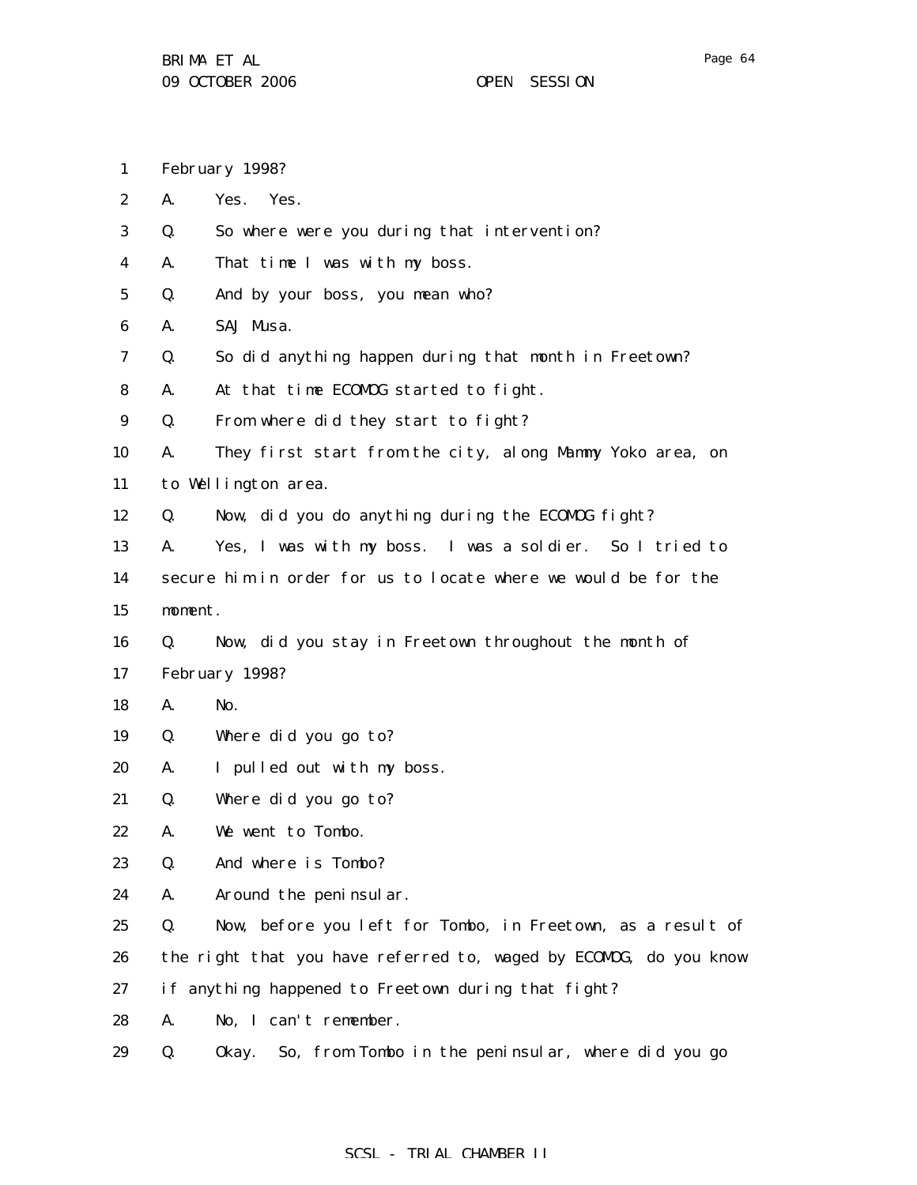1 February 1998?

2 A. Yes. Yes.

3 Q. So where were you during that intervention?

4 A. That time I was with my boss.

5 Q. And by your boss, you mean who?

6 A. SAJ Musa.

7 Q. So did anything happen during that month in Freetown?

8 A. At that time ECOMOG started to fight.

9 Q. From where did they start to fight?

10 A. They first start from the city, along Mammy Yoko area, on

11 to Wellington area.

12 Q. Now, did you do anything during the ECOMOG fight?

13 A. Yes, I was with my boss. I was a soldier. So I tried to

14 secure him in order for us to locate where we would be for the

15 moment.

16 Q. Now, did you stay in Freetown throughout the month of

17 February 1998?

18 A. No.

19 Q. Where did you go to?

20 A. I pulled out with my boss.

21 Q. Where did you go to?

22 A. We went to Tombo.

23 Q. And where is Tombo?

24 A. Around the peninsular.

25 Q. Now, before you left for Tombo, in Freetown, as a result of

26 the right that you have referred to, waged by ECOMOG, do you know

27 if anything happened to Freetown during that fight?

28 A. No, I can't remember.

29 Q. Okay. So, from Tombo in the peninsular, where did you go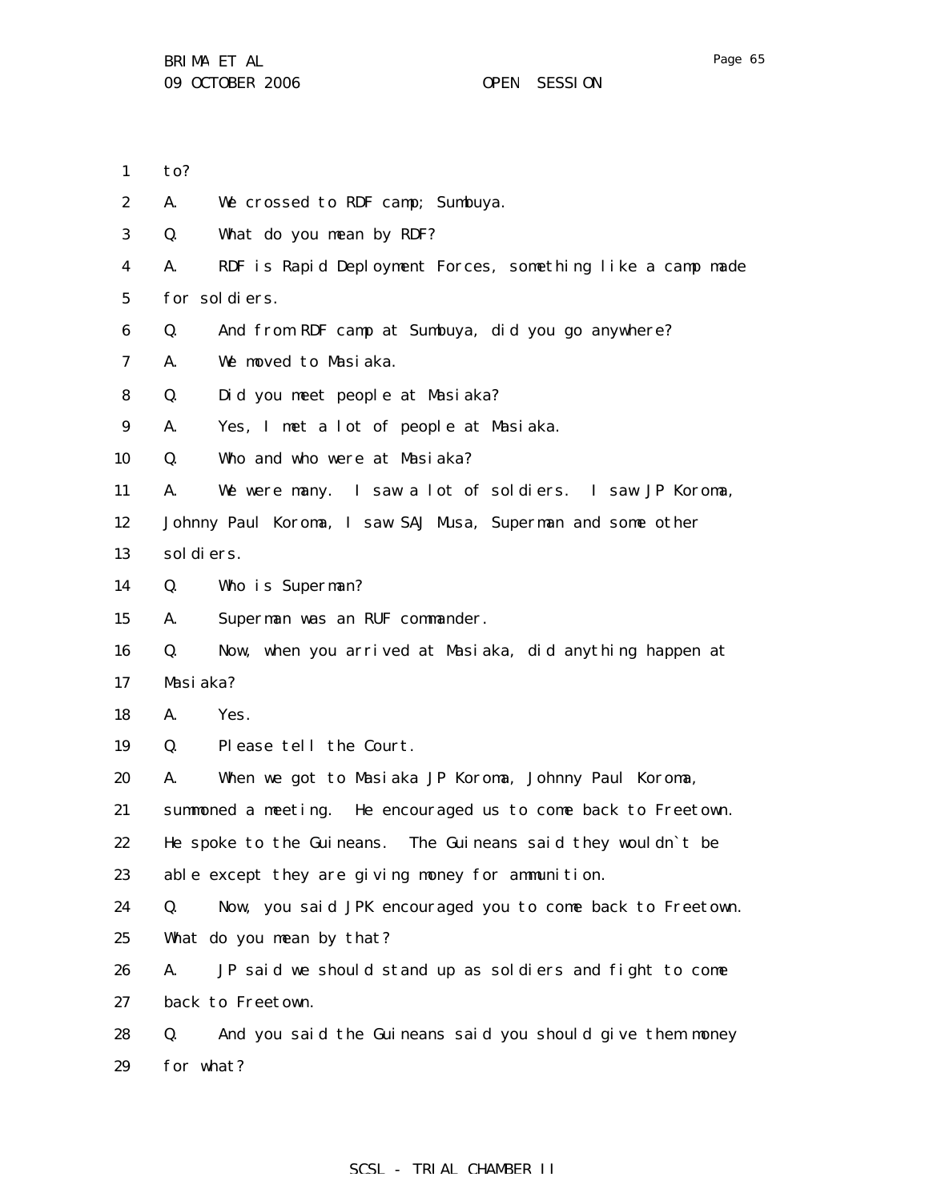to?

A. We crossed to RDF camp; Sumbuya.

Q. What do you mean by RDF?

A. RDF is Rapid Deployment Forces, something like a camp made for soldiers.

Q. And from RDF camp at Sumbuya, did you go anywhere?

A. We moved to Masiaka.

Q. Did you meet people at Masiaka?

A. Yes, I met a lot of people at Masiaka.

Q. Who and who were at Masiaka?

A. We were many. I saw a lot of soldiers. I saw JP Koroma, Johnny Paul Koroma, I saw SAJ Musa, Superman and some other soldiers.

Q. Who is Superman?

A. Superman was an RUF commander.

Q. Now, when you arrived at Masiaka, did anything happen at Masiaka?

A. Yes.

Q. Please tell the Court.

A. When we got to Masiaka JP Koroma, Johnny Paul Koroma, summoned a meeting. He encouraged us to come back to Freetown. He spoke to the Guineans. The Guineans said they wouldn`t be able except they are giving money for ammunition.

Q. Now, you said JPK encouraged you to come back to Freetown. What do you mean by that?

A. JP said we should stand up as soldiers and fight to come back to Freetown.

Q. And you said the Guineans said you should give them money for what?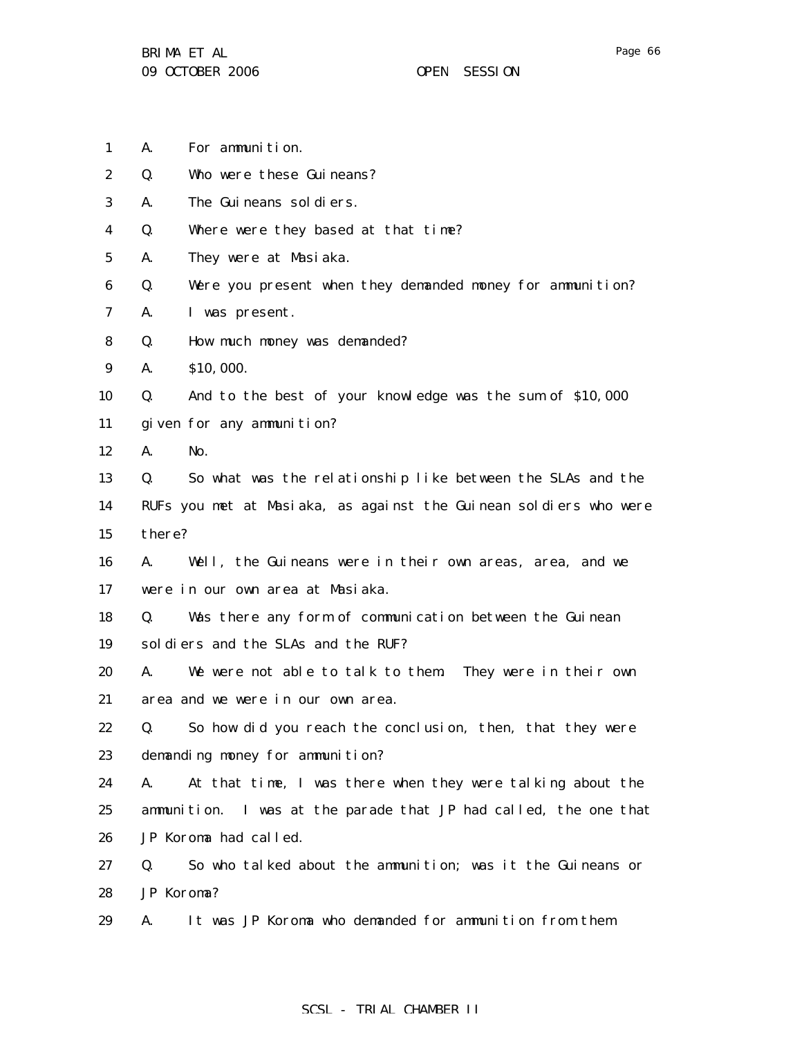1 A. For ammunition.

2 Q. Who were these Guineans?

3 A. The Guineans soldiers.

4 Q. Where were they based at that time?

5 A. They were at Masiaka.

6 Q. Were you present when they demanded money for ammunition?

7 A. I was present.

8 Q. How much money was demanded?

9 A. $10,000.

10 Q. And to the best of your knowledge was the sum of $10,000

11 given for any ammunition?

12 A. No.

13 Q. So what was the relationship like between the SLAs and the

14 RUFs you met at Masiaka, as against the Guinean soldiers who were

15 there?

16 A. Well, the Guineans were in their own areas, area, and we

17 were in our own area at Masiaka.

18 Q. Was there any form of communication between the Guinean

19 soldiers and the SLAs and the RUF?

20 A. We were not able to talk to them. They were in their own

21 area and we were in our own area.

22 Q. So how did you reach the conclusion, then, that they were

23 demanding money for ammunition?

24 A. At that time, I was there when they were talking about the

25 ammunition. I was at the parade that JP had called, the one that

26 JP Koroma had called.

27 Q. So who talked about the ammunition; was it the Guineans or

28 JP Koroma?

29 A. It was JP Koroma who demanded for ammunition from them.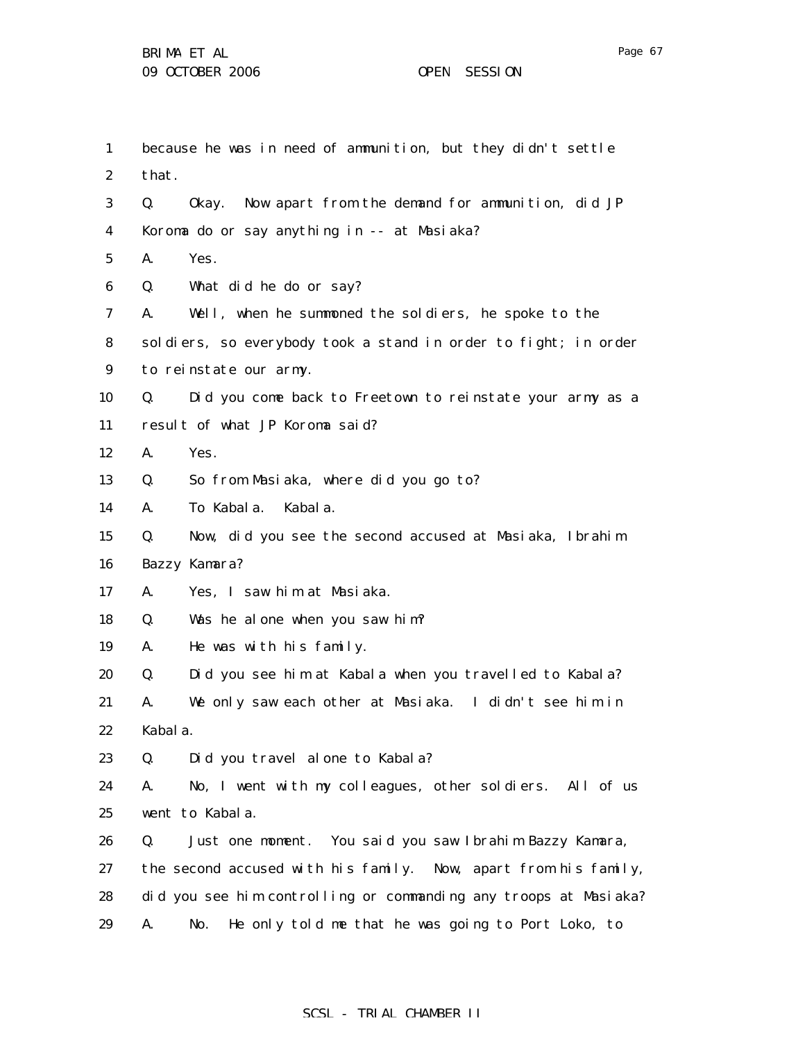because he was in need of ammunition, but they didn't settle that.

Q. Okay. Now apart from the demand for ammunition, did JP Koroma do or say anything in -- at Masiaka?

A. Yes.

Q. What did he do or say?

A. Well, when he summoned the soldiers, he spoke to the soldiers, so everybody took a stand in order to fight; in order to reinstate our army.

Q. Did you come back to Freetown to reinstate your army as a result of what JP Koroma said?

A. Yes.

Q. So from Masiaka, where did you go to?

A. To Kabala. Kabala.

Q. Now, did you see the second accused at Masiaka, Ibrahim Bazzy Kamara?

A. Yes, I saw him at Masiaka.

Q. Was he alone when you saw him?

A. He was with his family.

Q. Did you see him at Kabala when you travelled to Kabala?

A. We only saw each other at Masiaka. I didn't see him in Kabala.

Q. Did you travel alone to Kabala?

A. No, I went with my colleagues, other soldiers. All of us went to Kabala.

Q. Just one moment. You said you saw Ibrahim Bazzy Kamara, the second accused with his family. Now, apart from his family, did you see him controlling or commanding any troops at Masiaka?

A. No. He only told me that he was going to Port Loko, to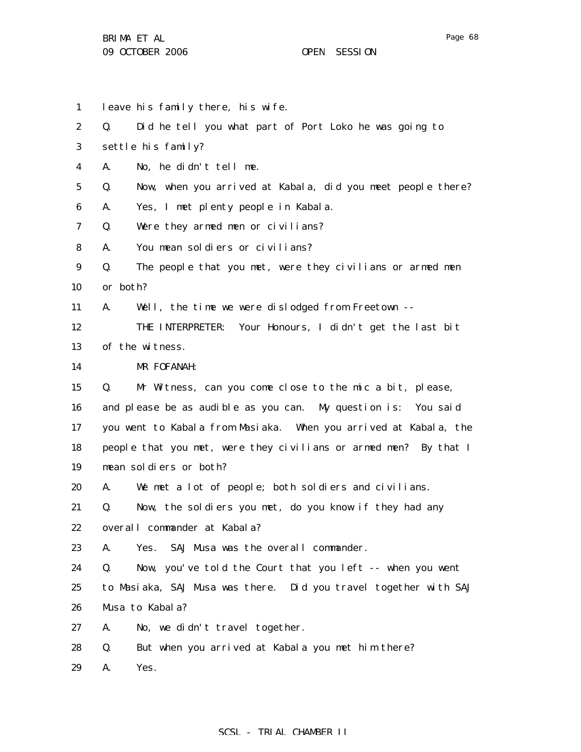leave his family there, his wife.

Q. Did he tell you what part of Port Loko he was going to settle his family?

A. No, he didn't tell me.

Q. Now, when you arrived at Kabala, did you meet people there?

A. Yes, I met plenty people in Kabala.

Q. Were they armed men or civilians?

A. You mean soldiers or civilians?

Q. The people that you met, were they civilians or armed men or both?

A. Well, the time we were dislodged from Freetown --

THE INTERPRETER: Your Honours, I didn't get the last bit of the witness.

MR FOFANAH:

Q. Mr Witness, can you come close to the mic a bit, please, and please be as audible as you can. My question is: You said you went to Kabala from Masiaka. When you arrived at Kabala, the people that you met, were they civilians or armed men? By that I mean soldiers or both?

A. We met a lot of people; both soldiers and civilians.

Q. Now, the soldiers you met, do you know if they had any overall commander at Kabala?

A. Yes. SAJ Musa was the overall commander.

Q. Now, you've told the Court that you left -- when you went to Masiaka, SAJ Musa was there. Did you travel together with SAJ Musa to Kabala?

A. No, we didn't travel together.

Q. But when you arrived at Kabala you met him there?

A. Yes.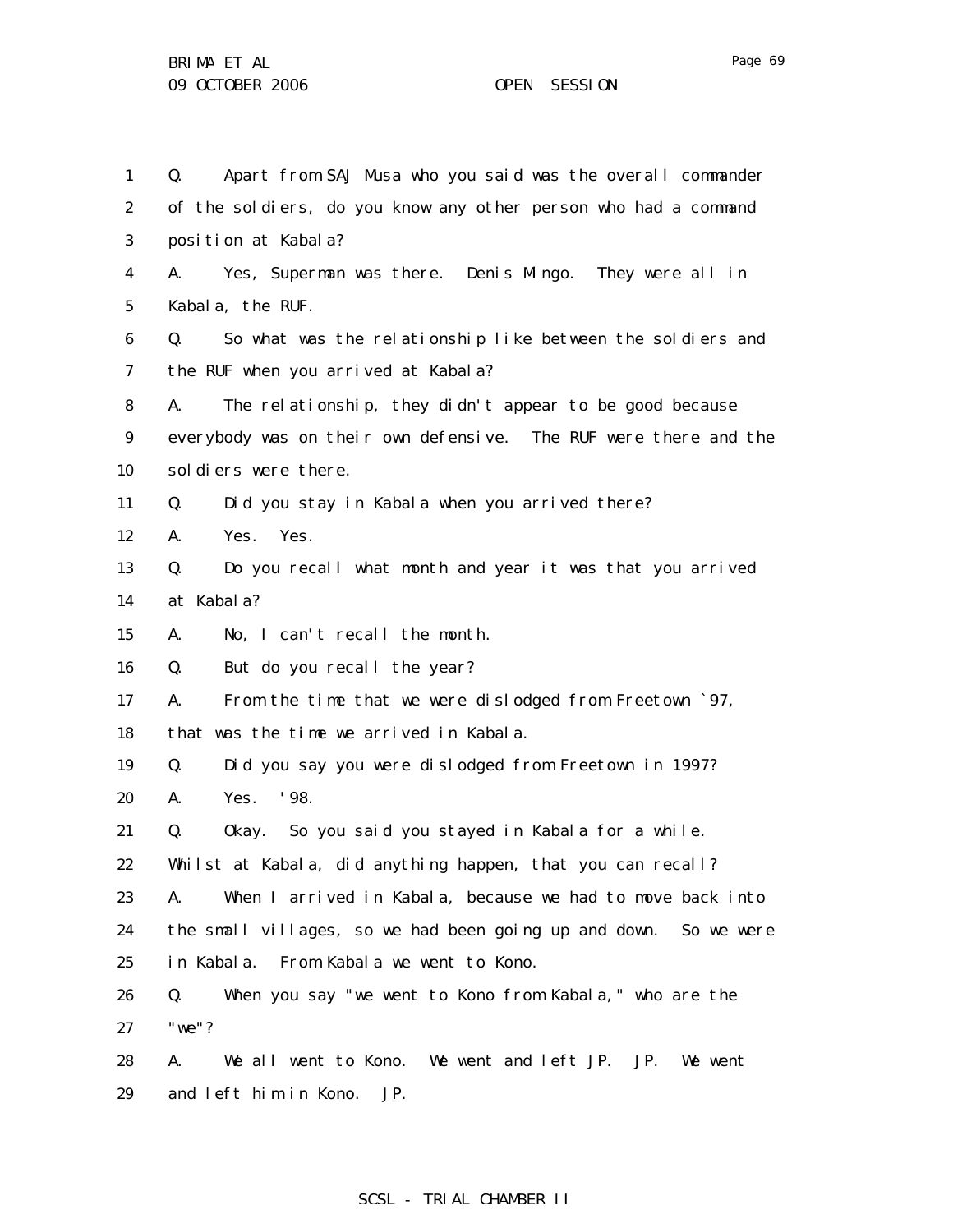Q. Apart from SAJ Musa who you said was the overall commander of the soldiers, do you know any other person who had a command position at Kabala?

A. Yes, Superman was there. Denis Mingo. They were all in Kabala, the RUF.

Q. So what was the relationship like between the soldiers and the RUF when you arrived at Kabala?

A. The relationship, they didn't appear to be good because everybody was on their own defensive. The RUF were there and the soldiers were there.

Q. Did you stay in Kabala when you arrived there?

A. Yes. Yes.

Q. Do you recall what month and year it was that you arrived at Kabala?

A. No, I can't recall the month.

Q. But do you recall the year?

A. From the time that we were dislodged from Freetown `97, that was the time we arrived in Kabala.

Q. Did you say you were dislodged from Freetown in 1997?

A. Yes. '98.

Q. Okay. So you said you stayed in Kabala for a while. Whilst at Kabala, did anything happen, that you can recall?

A. When I arrived in Kabala, because we had to move back into the small villages, so we had been going up and down. So we were in Kabala. From Kabala we went to Kono.

Q. When you say "we went to Kono from Kabala," who are the "we"?

A. We all went to Kono. We went and left JP. JP. We went and left him in Kono. JP.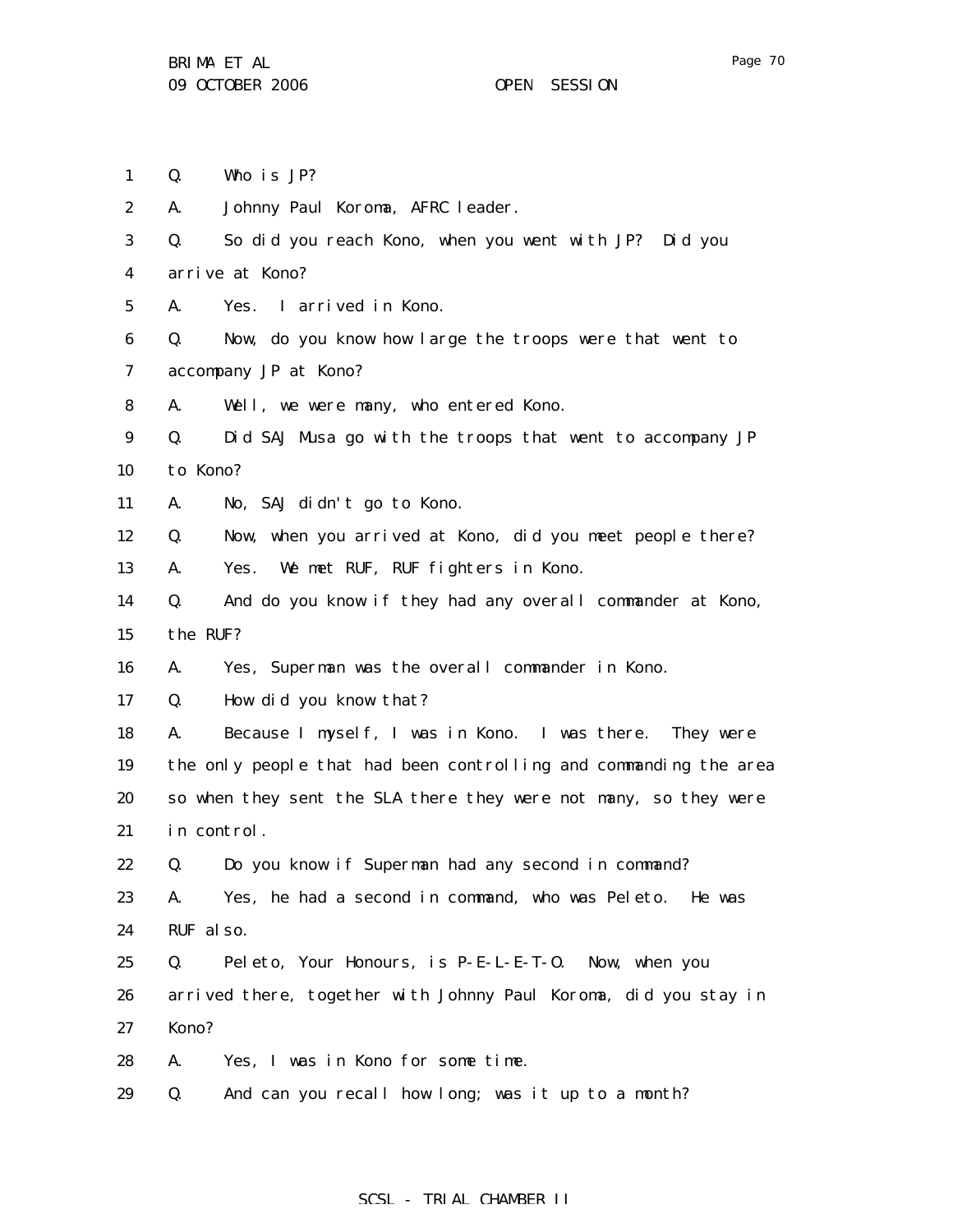1 Q. Who is JP?

2 A. Johnny Paul Koroma, AFRC leader.

3 Q. So did you reach Kono, when you went with JP? Did you

4 arrive at Kono?

5 A. Yes. I arrived in Kono.

6 Q. Now, do you know how large the troops were that went to

7 accompany JP at Kono?

8 A. Well, we were many, who entered Kono.

9 Q. Did SAJ Musa go with the troops that went to accompany JP

10 to Kono?

11 A. No, SAJ didn't go to Kono.

12 Q. Now, when you arrived at Kono, did you meet people there?

13 A. Yes. We met RUF, RUF fighters in Kono.

14 Q. And do you know if they had any overall commander at Kono,

15 the RUF?

16 A. Yes, Superman was the overall commander in Kono.

17 Q. How did you know that?

18 A. Because I myself, I was in Kono. I was there. They were

19 the only people that had been controlling and commanding the area

20 so when they sent the SLA there they were not many, so they were

21 in control.

22 Q. Do you know if Superman had any second in command?

23 A. Yes, he had a second in command, who was Peleto. He was

24 RUF also.

25 Q. Peleto, Your Honours, is P-E-L-E-T-O. Now, when you

26 arrived there, together with Johnny Paul Koroma, did you stay in

27 Kono?

28 A. Yes, I was in Kono for some time.

29 Q. And can you recall how long; was it up to a month?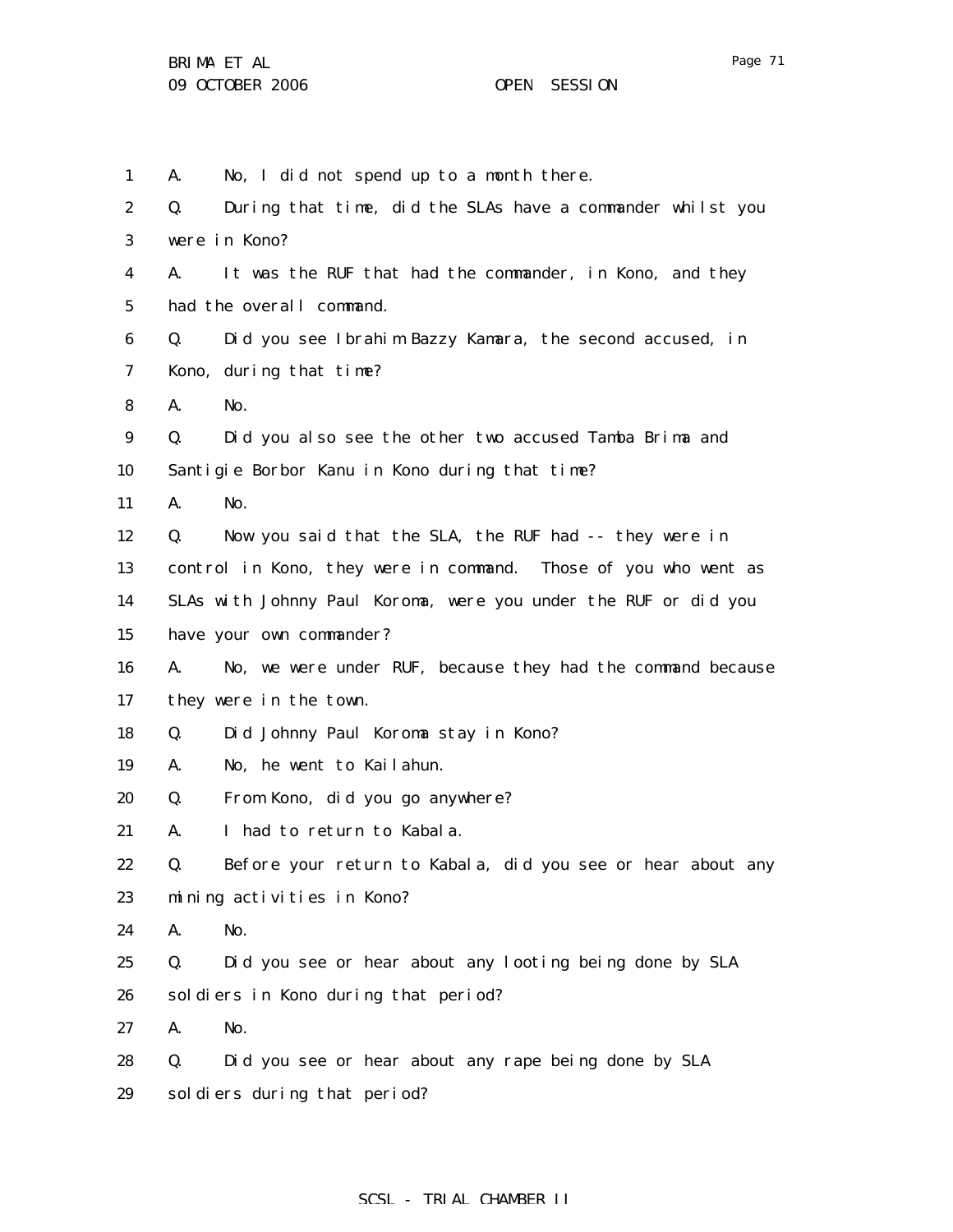1 A. No, I did not spend up to a month there.

2 Q. During that time, did the SLAs have a commander whilst you

3 were in Kono?

4 A. It was the RUF that had the commander, in Kono, and they

5 had the overall command.

6 Q. Did you see Ibrahim Bazzy Kamara, the second accused, in

7 Kono, during that time?

8 A. No.

9 Q. Did you also see the other two accused Tamba Brima and

10 Santigie Borbor Kanu in Kono during that time?

11 A. No.

12 Q. Now you said that the SLA, the RUF had -- they were in

13 control in Kono, they were in command. Those of you who went as

14 SLAs with Johnny Paul Koroma, were you under the RUF or did you

15 have your own commander?

16 A. No, we were under RUF, because they had the command because

17 they were in the town.

18 Q. Did Johnny Paul Koroma stay in Kono?

19 A. No, he went to Kailahun.

20 Q. From Kono, did you go anywhere?

21 A. I had to return to Kabala.

22 Q. Before your return to Kabala, did you see or hear about any

23 mining activities in Kono?

24 A. No.

25 Q. Did you see or hear about any looting being done by SLA

26 soldiers in Kono during that period?

27 A. No.

28 Q. Did you see or hear about any rape being done by SLA

29 soldiers during that period?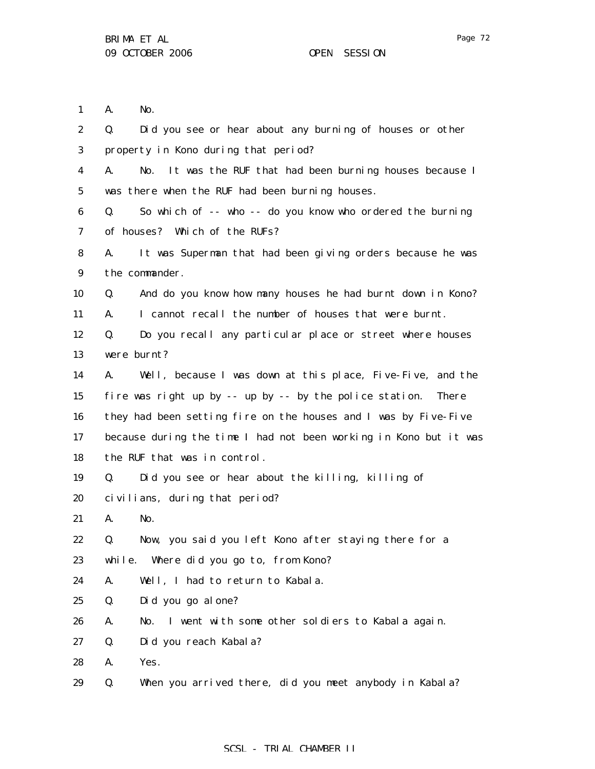A. No.

Q. Did you see or hear about any burning of houses or other property in Kono during that period?

A. No. It was the RUF that had been burning houses because I was there when the RUF had been burning houses.

Q. So which of -- who -- do you know who ordered the burning of houses? Which of the RUFs?

A. It was Superman that had been giving orders because he was the commander.

Q. And do you know how many houses he had burnt down in Kono?

A. I cannot recall the number of houses that were burnt.

Q. Do you recall any particular place or street where houses were burnt?

A. Well, because I was down at this place, Five-Five, and the fire was right up by -- up by -- by the police station. There they had been setting fire on the houses and I was by Five-Five because during the time I had not been working in Kono but it was the RUF that was in control.

Q. Did you see or hear about the killing, killing of civilians, during that period?

A. No.

Q. Now, you said you left Kono after staying there for a while. Where did you go to, from Kono?

A. Well, I had to return to Kabala.

Q. Did you go alone?

A. No. I went with some other soldiers to Kabala again.

Q. Did you reach Kabala?

A. Yes.

Q. When you arrived there, did you meet anybody in Kabala?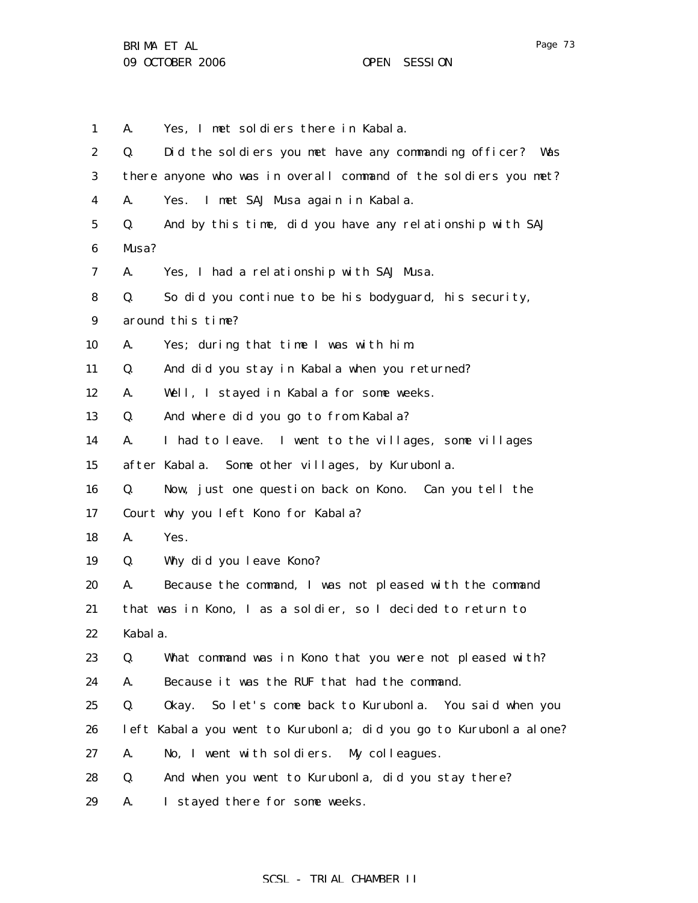1 A. Yes, I met soldiers there in Kabala.

2 Q. Did the soldiers you met have any commanding officer? Was

3 there anyone who was in overall command of the soldiers you met?

4 A. Yes. I met SAJ Musa again in Kabala.

5 Q. And by this time, did you have any relationship with SAJ

6 Musa?

7 A. Yes, I had a relationship with SAJ Musa.

8 Q. So did you continue to be his bodyguard, his security,

9 around this time?

10 A. Yes; during that time I was with him.

11 Q. And did you stay in Kabala when you returned?

12 A. Well, I stayed in Kabala for some weeks.

13 Q. And where did you go to from Kabala?

14 A. I had to leave. I went to the villages, some villages

15 after Kabala. Some other villages, by Kurubonla.

16 Q. Now, just one question back on Kono. Can you tell the

17 Court why you left Kono for Kabala?

18 A. Yes.

19 Q. Why did you leave Kono?

20 A. Because the command, I was not pleased with the command

21 that was in Kono, I as a soldier, so I decided to return to

22 Kabala.

23 Q. What command was in Kono that you were not pleased with?

24 A. Because it was the RUF that had the command.

25 Q. Okay. So let's come back to Kurubonla. You said when you

26 left Kabala you went to Kurubonla; did you go to Kurubonla alone?

27 A. No, I went with soldiers. My colleagues.

28 Q. And when you went to Kurubonla, did you stay there?

29 A. I stayed there for some weeks.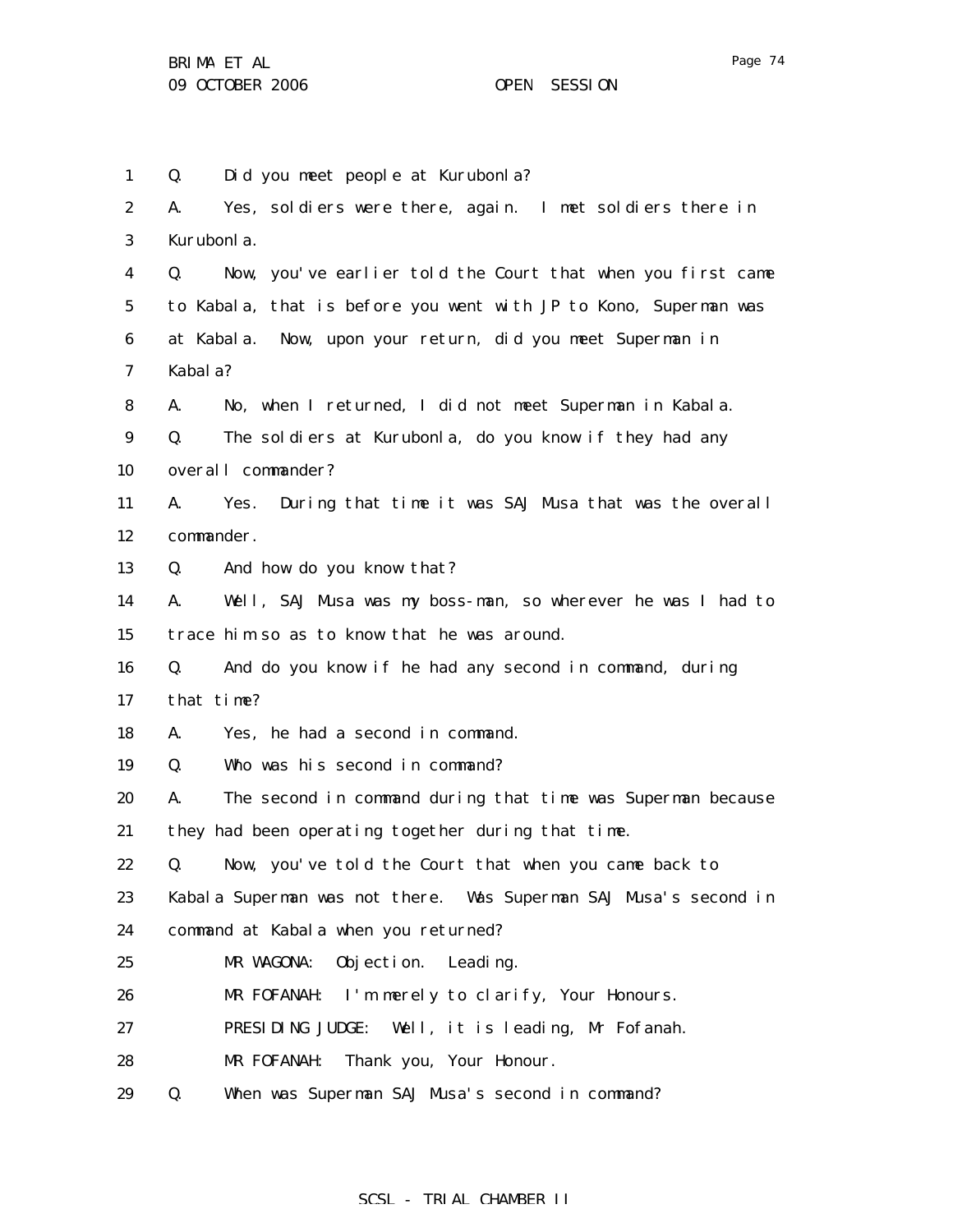Q. Did you meet people at Kurubonla?

A. Yes, soldiers were there, again. I met soldiers there in Kurubonla.

Q. Now, you've earlier told the Court that when you first came to Kabala, that is before you went with JP to Kono, Superman was at Kabala. Now, upon your return, did you meet Superman in Kabala?

A. No, when I returned, I did not meet Superman in Kabala.

Q. The soldiers at Kurubonla, do you know if they had any overall commander?

A. Yes. During that time it was SAJ Musa that was the overall commander.

Q. And how do you know that?

A. Well, SAJ Musa was my boss-man, so wherever he was I had to trace him so as to know that he was around.

Q. And do you know if he had any second in command, during that time?

A. Yes, he had a second in command.

Q. Who was his second in command?

A. The second in command during that time was Superman because they had been operating together during that time.

Q. Now, you've told the Court that when you came back to Kabala Superman was not there. Was Superman SAJ Musa's second in command at Kabala when you returned?

MR WAGONA: Objection. Leading.

MR FOFANAH: I'm merely to clarify, Your Honours.

PRESIDING JUDGE: Well, it is leading, Mr Fofanah.

MR FOFANAH: Thank you, Your Honour.

Q. When was Superman SAJ Musa's second in command?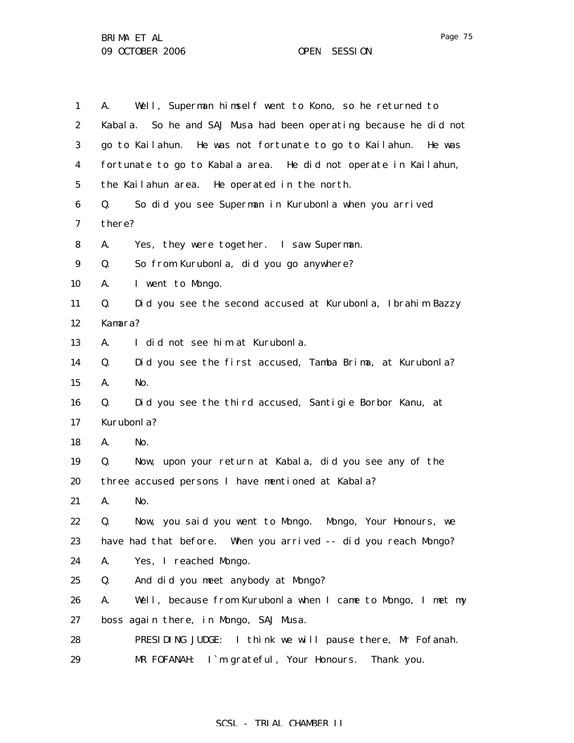A. Well, Superman himself went to Kono, so he returned to Kabala. So he and SAJ Musa had been operating because he did not go to Kailahun. He was not fortunate to go to Kailahun. He was fortunate to go to Kabala area. He did not operate in Kailahun, the Kailahun area. He operated in the north.

Q. So did you see Superman in Kurubonla when you arrived there?

A. Yes, they were together. I saw Superman.

Q. So from Kurubonla, did you go anywhere?

A. I went to Mongo.

Q. Did you see the second accused at Kurubonla, Ibrahim Bazzy Kamara?

A. I did not see him at Kurubonla.

Q. Did you see the first accused, Tamba Brima, at Kurubonla?

A. No.

Q. Did you see the third accused, Santigie Borbor Kanu, at Kurubonla?

A. No.

Q. Now, upon your return at Kabala, did you see any of the three accused persons I have mentioned at Kabala?

A. No.

Q. Now, you said you went to Mongo. Mongo, Your Honours, we have had that before. When you arrived -- did you reach Mongo?

A. Yes, I reached Mongo.

Q. And did you meet anybody at Mongo?

A. Well, because from Kurubonla when I came to Mongo, I met my boss again there, in Mongo, SAJ Musa.

PRESIDING JUDGE: I think we will pause there, Mr Fofanah.

MR FOFANAH: I`m grateful, Your Honours. Thank you.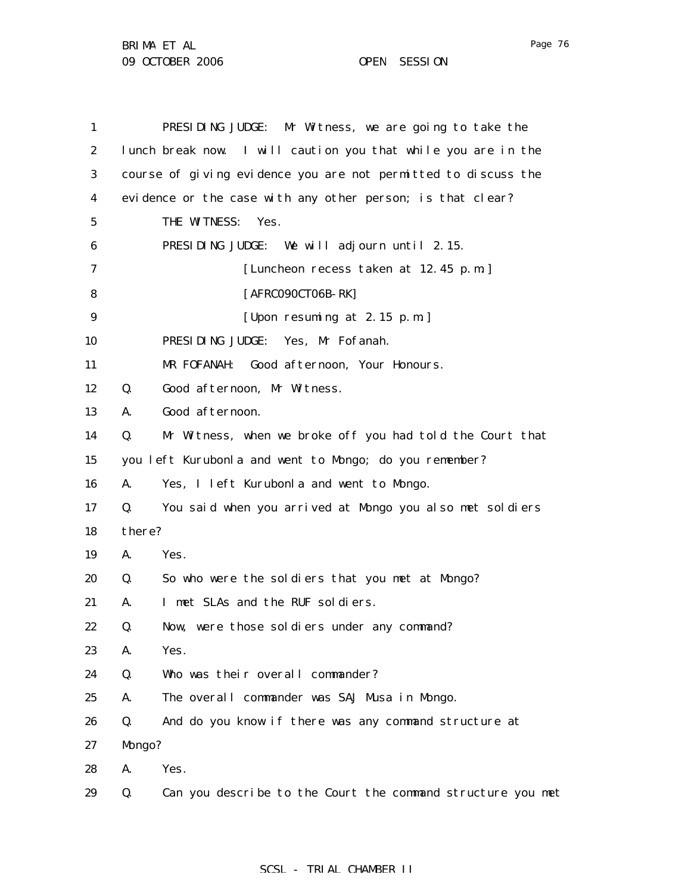PRESIDING JUDGE: Mr Witness, we are going to take the lunch break now. I will caution you that while you are in the course of giving evidence you are not permitted to discuss the evidence or the case with any other person; is that clear?

THE WITNESS: Yes.

PRESIDING JUDGE: We will adjourn until 2.15.

[Luncheon recess taken at 12.45 p.m.]

[AFRC09OCT06B-RK]

[Upon resuming at 2.15 p.m.]

PRESIDING JUDGE: Yes, Mr Fofanah.

MR FOFANAH: Good afternoon, Your Honours.

Q. Good afternoon, Mr Witness.

A. Good afternoon.

Q. Mr Witness, when we broke off you had told the Court that you left Kurubonla and went to Mongo; do you remember?

A. Yes, I left Kurubonla and went to Mongo.

Q. You said when you arrived at Mongo you also met soldiers there?

A. Yes.

Q. So who were the soldiers that you met at Mongo?

A. I met SLAs and the RUF soldiers.

Q. Now, were those soldiers under any command?

A. Yes.

Q. Who was their overall commander?

A. The overall commander was SAJ Musa in Mongo.

Q. And do you know if there was any command structure at Mongo?

A. Yes.

Q. Can you describe to the Court the command structure you met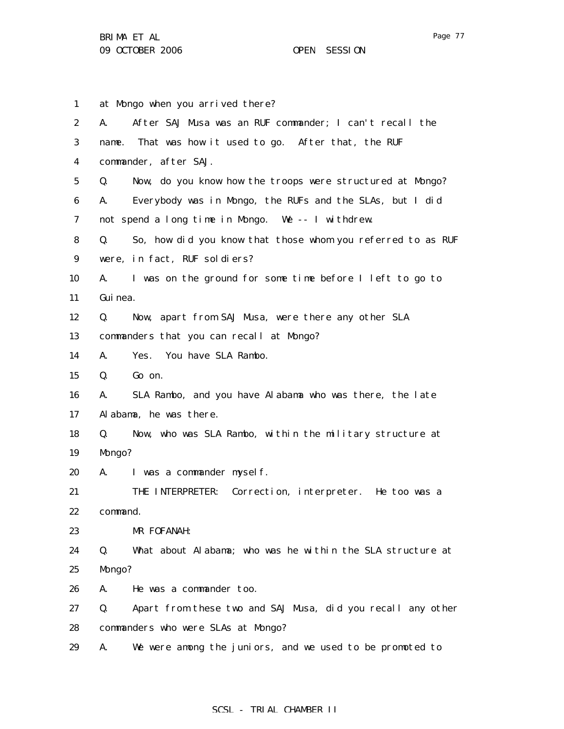at Mongo when you arrived there?

A. After SAJ Musa was an RUF commander; I can't recall the name. That was how it used to go. After that, the RUF commander, after SAJ.

Q. Now, do you know how the troops were structured at Mongo?

A. Everybody was in Mongo, the RUFs and the SLAs, but I did not spend a long time in Mongo. We -- I withdrew.

Q. So, how did you know that those whom you referred to as RUF were, in fact, RUF soldiers?

A. I was on the ground for some time before I left to go to Guinea.

Q. Now, apart from SAJ Musa, were there any other SLA commanders that you can recall at Mongo?

A. Yes. You have SLA Rambo.

Q. Go on.

A. SLA Rambo, and you have Alabama who was there, the late Alabama, he was there.

Q. Now, who was SLA Rambo, within the military structure at Mongo?

A. I was a commander myself.

THE INTERPRETER: Correction, interpreter. He too was a command.

MR FOFANAH:

Q. What about Alabama; who was he within the SLA structure at Mongo?

A. He was a commander too.

Q. Apart from these two and SAJ Musa, did you recall any other commanders who were SLAs at Mongo?

A. We were among the juniors, and we used to be promoted to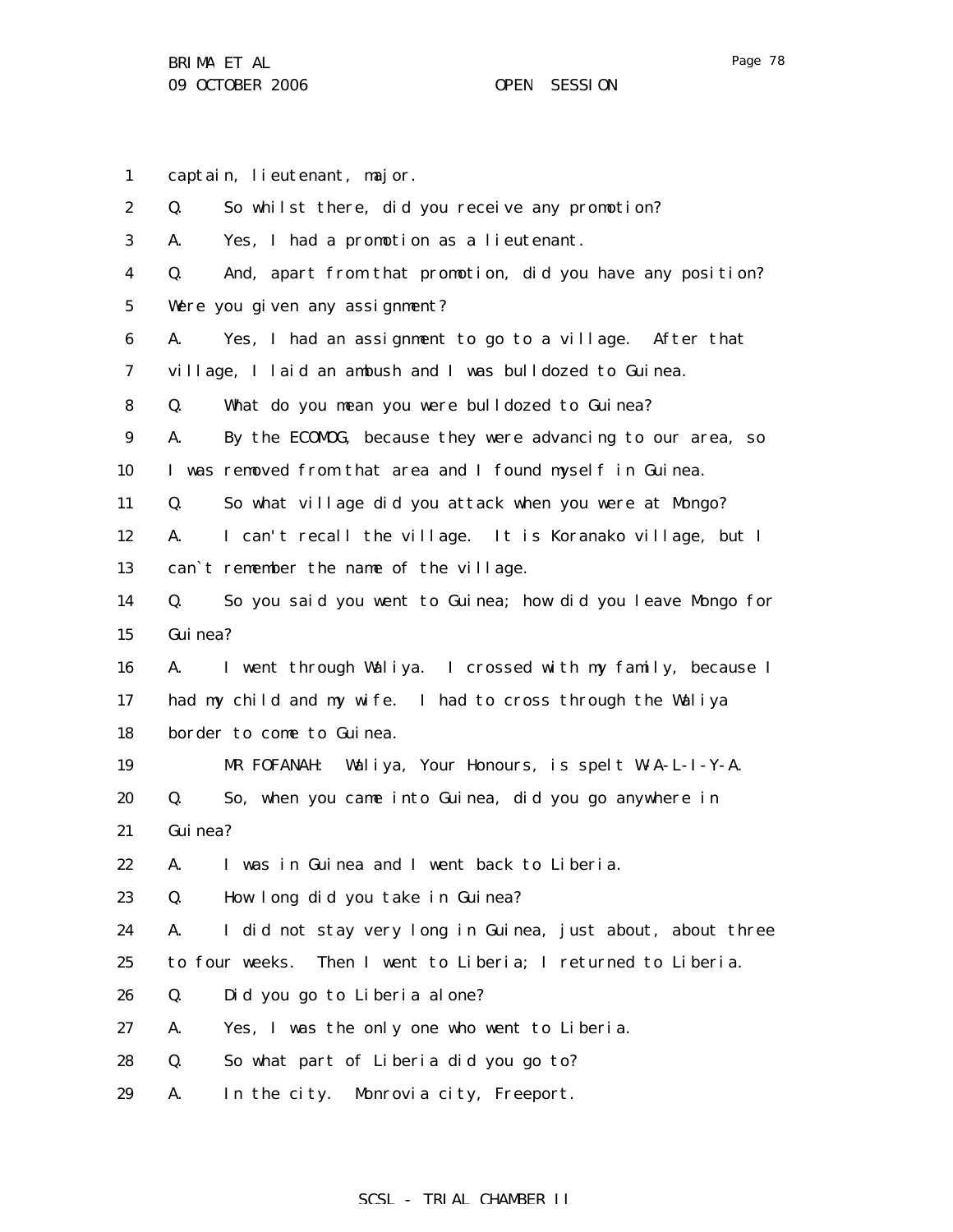1 captain, lieutenant, major.

2 Q. So whilst there, did you receive any promotion?

3 A. Yes, I had a promotion as a lieutenant.

4 Q. And, apart from that promotion, did you have any position?

5 Were you given any assignment?

6 A. Yes, I had an assignment to go to a village. After that

7 village, I laid an ambush and I was bulldozed to Guinea.

8 Q. What do you mean you were bulldozed to Guinea?

9 A. By the ECOMOG, because they were advancing to our area, so

10 I was removed from that area and I found myself in Guinea.

11 Q. So what village did you attack when you were at Mongo?

12 A. I can't recall the village. It is Koranako village, but I

13 can`t remember the name of the village.

14 Q. So you said you went to Guinea; how did you leave Mongo for

15 Guinea?

16 A. I went through Waliya. I crossed with my family, because I

17 had my child and my wife. I had to cross through the Waliya

18 border to come to Guinea.

19 MR FOFANAH: Waliya, Your Honours, is spelt W-A-L-I-Y-A.

20 Q. So, when you came into Guinea, did you go anywhere in

21 Guinea?

22 A. I was in Guinea and I went back to Liberia.

23 Q. How long did you take in Guinea?

24 A. I did not stay very long in Guinea, just about, about three

25 to four weeks. Then I went to Liberia; I returned to Liberia.

26 Q. Did you go to Liberia alone?

27 A. Yes, I was the only one who went to Liberia.

28 Q. So what part of Liberia did you go to?

29 A. In the city. Monrovia city, Freeport.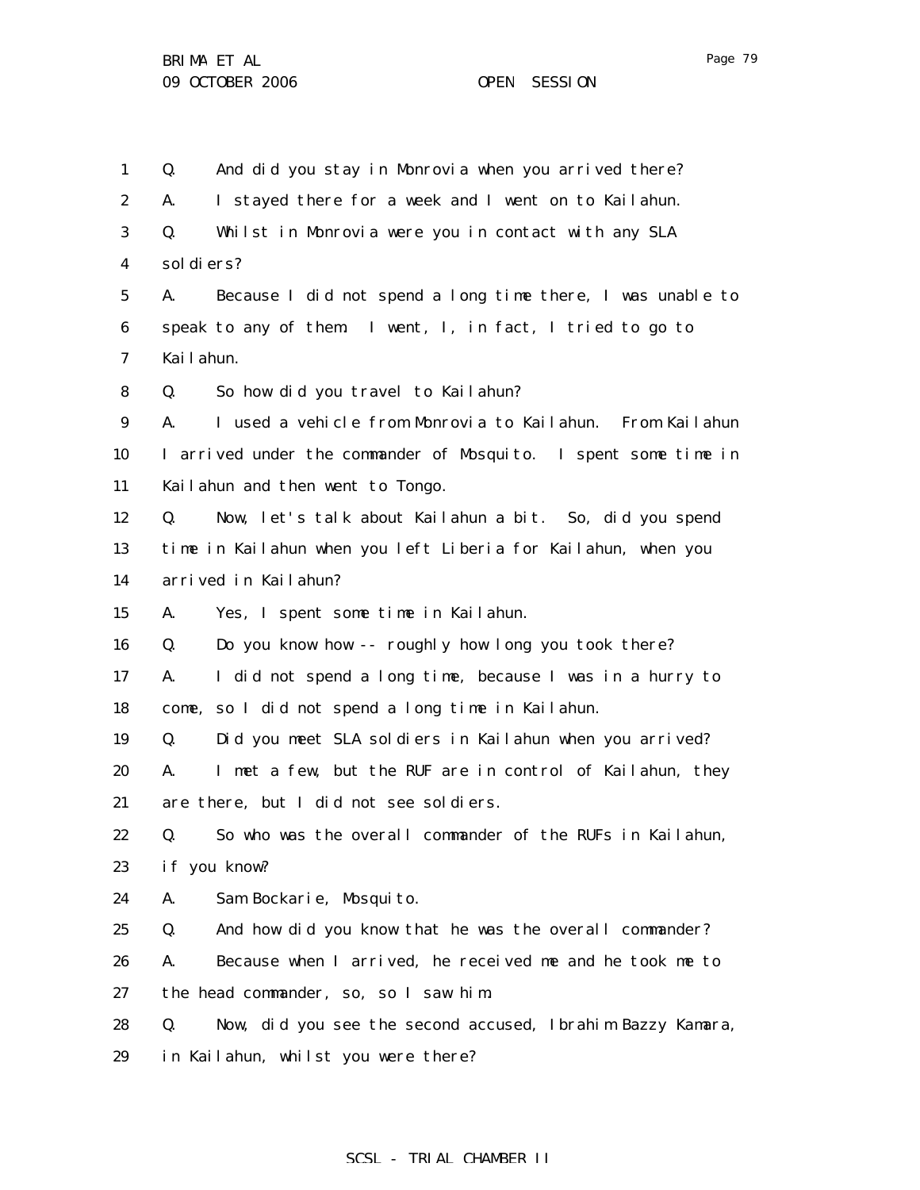1 Q. And did you stay in Monrovia when you arrived there?

2 A. I stayed there for a week and I went on to Kailahun.

3 Q. Whilst in Monrovia were you in contact with any SLA

4 soldiers?

5 A. Because I did not spend a long time there, I was unable to

6 speak to any of them. I went, I, in fact, I tried to go to

7 Kailahun.

8 Q. So how did you travel to Kailahun?

9 A. I used a vehicle from Monrovia to Kailahun. From Kailahun

10 I arrived under the commander of Mosquito. I spent some time in

11 Kailahun and then went to Tongo.

12 Q. Now, let's talk about Kailahun a bit. So, did you spend

13 time in Kailahun when you left Liberia for Kailahun, when you

14 arrived in Kailahun?

15 A. Yes, I spent some time in Kailahun.

16 Q. Do you know how -- roughly how long you took there?

17 A. I did not spend a long time, because I was in a hurry to

18 come, so I did not spend a long time in Kailahun.

19 Q. Did you meet SLA soldiers in Kailahun when you arrived?

20 A. I met a few, but the RUF are in control of Kailahun, they

21 are there, but I did not see soldiers.

22 Q. So who was the overall commander of the RUFs in Kailahun,

23 if you know?

24 A. Sam Bockarie, Mosquito.

25 Q. And how did you know that he was the overall commander?

26 A. Because when I arrived, he received me and he took me to

27 the head commander, so, so I saw him.

28 Q. Now, did you see the second accused, Ibrahim Bazzy Kamara,

29 in Kailahun, whilst you were there?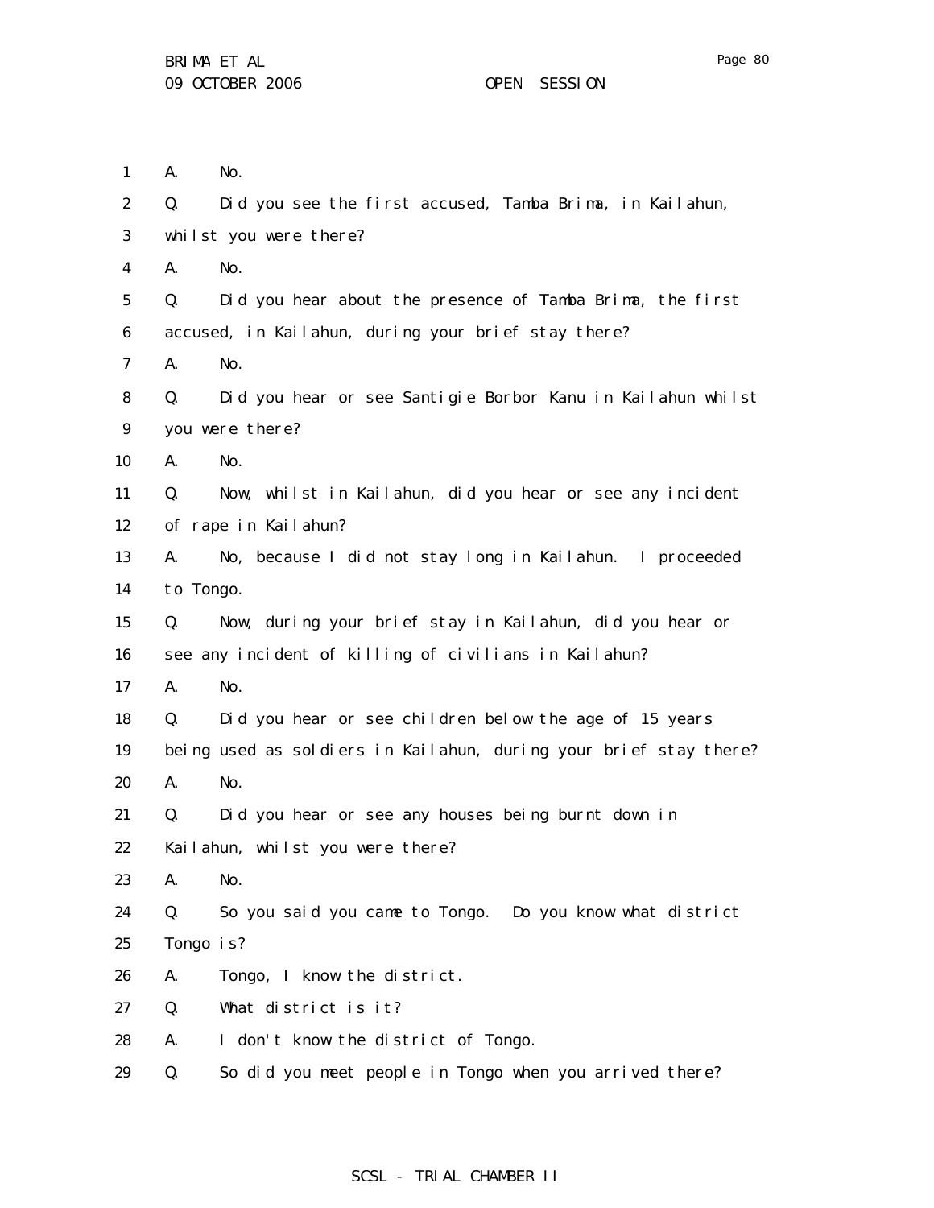A. No.

Q. Did you see the first accused, Tamba Brima, in Kailahun, whilst you were there?

A. No.

Q. Did you hear about the presence of Tamba Brima, the first accused, in Kailahun, during your brief stay there?

A. No.

Q. Did you hear or see Santigie Borbor Kanu in Kailahun whilst you were there?

A. No.

Q. Now, whilst in Kailahun, did you hear or see any incident of rape in Kailahun?

A. No, because I did not stay long in Kailahun. I proceeded to Tongo.

Q. Now, during your brief stay in Kailahun, did you hear or see any incident of killing of civilians in Kailahun?

A. No.

Q. Did you hear or see children below the age of 15 years being used as soldiers in Kailahun, during your brief stay there?

A. No.

Q. Did you hear or see any houses being burnt down in Kailahun, whilst you were there?

A. No.

Q. So you said you came to Tongo. Do you know what district Tongo is?

A. Tongo, I know the district.

Q. What district is it?

A. I don't know the district of Tongo.

Q. So did you meet people in Tongo when you arrived there?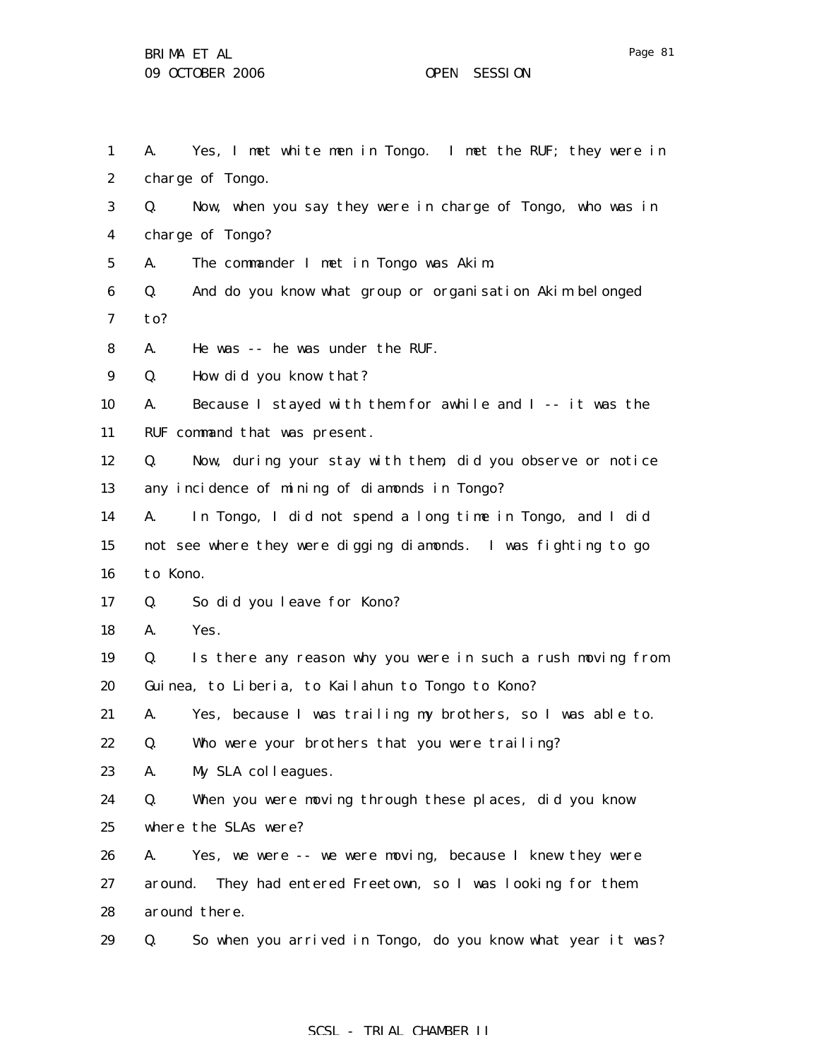1 A. Yes, I met white men in Tongo. I met the RUF; they were in
2 charge of Tongo.
3 Q. Now, when you say they were in charge of Tongo, who was in
4 charge of Tongo?
5 A. The commander I met in Tongo was Akim.
6 Q. And do you know what group or organisation Akim belonged
7 to?
8 A. He was -- he was under the RUF.
9 Q. How did you know that?
10 A. Because I stayed with them for awhile and I -- it was the
11 RUF command that was present.
12 Q. Now, during your stay with them, did you observe or notice
13 any incidence of mining of diamonds in Tongo?
14 A. In Tongo, I did not spend a long time in Tongo, and I did
15 not see where they were digging diamonds. I was fighting to go
16 to Kono.
17 Q. So did you leave for Kono?
18 A. Yes.
19 Q. Is there any reason why you were in such a rush moving from
20 Guinea, to Liberia, to Kailahun to Tongo to Kono?
21 A. Yes, because I was trailing my brothers, so I was able to.
22 Q. Who were your brothers that you were trailing?
23 A. My SLA colleagues.
24 Q. When you were moving through these places, did you know
25 where the SLAs were?
26 A. Yes, we were -- we were moving, because I knew they were
27 around. They had entered Freetown, so I was looking for them
28 around there.
29 Q. So when you arrived in Tongo, do you know what year it was?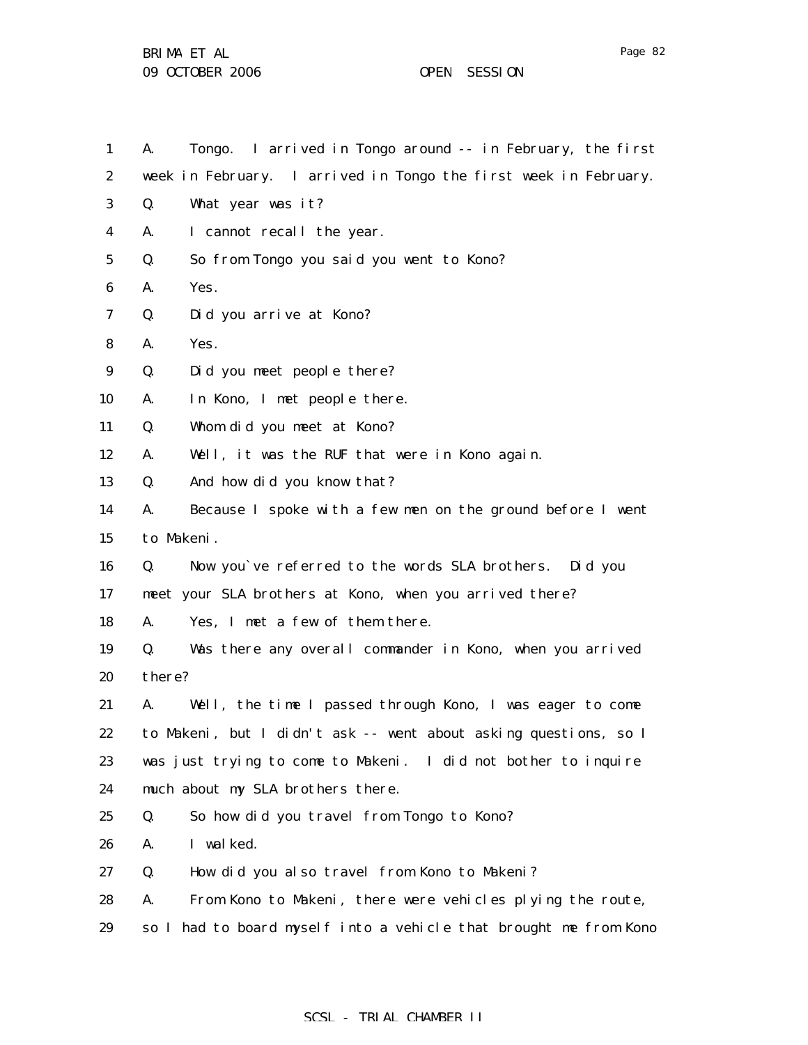1 A. Tongo. I arrived in Tongo around -- in February, the first
2 week in February. I arrived in Tongo the first week in February.
3 Q. What year was it?
4 A. I cannot recall the year.
5 Q. So from Tongo you said you went to Kono?
6 A. Yes.
7 Q. Did you arrive at Kono?
8 A. Yes.
9 Q. Did you meet people there?
10 A. In Kono, I met people there.
11 Q. Whom did you meet at Kono?
12 A. Well, it was the RUF that were in Kono again.
13 Q. And how did you know that?
14 A. Because I spoke with a few men on the ground before I went
15 to Makeni.
16 Q. Now you`ve referred to the words SLA brothers. Did you
17 meet your SLA brothers at Kono, when you arrived there?
18 A. Yes, I met a few of them there.
19 Q. Was there any overall commander in Kono, when you arrived
20 there?
21 A. Well, the time I passed through Kono, I was eager to come
22 to Makeni, but I didn't ask -- went about asking questions, so I
23 was just trying to come to Makeni. I did not bother to inquire
24 much about my SLA brothers there.
25 Q. So how did you travel from Tongo to Kono?
26 A. I walked.
27 Q. How did you also travel from Kono to Makeni?
28 A. From Kono to Makeni, there were vehicles plying the route,
29 so I had to board myself into a vehicle that brought me from Kono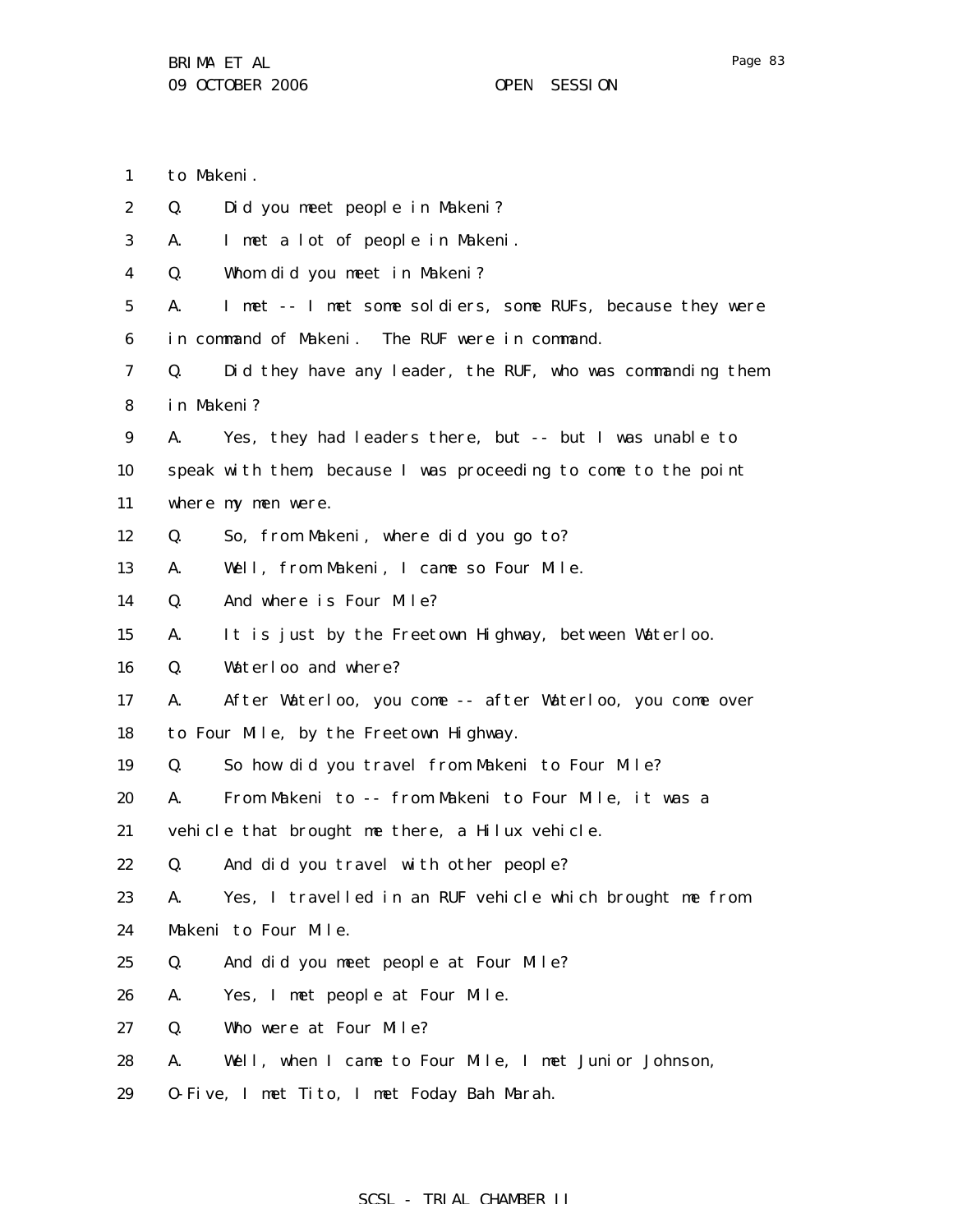to Makeni.

Q. Did you meet people in Makeni?

A. I met a lot of people in Makeni.

Q. Whom did you meet in Makeni?

A. I met -- I met some soldiers, some RUFs, because they were in command of Makeni. The RUF were in command.

Q. Did they have any leader, the RUF, who was commanding them in Makeni?

A. Yes, they had leaders there, but -- but I was unable to speak with them, because I was proceeding to come to the point where my men were.

Q. So, from Makeni, where did you go to?

A. Well, from Makeni, I came so Four Mile.

Q. And where is Four Mile?

A. It is just by the Freetown Highway, between Waterloo.

Q. Waterloo and where?

A. After Waterloo, you come -- after Waterloo, you come over to Four Mile, by the Freetown Highway.

Q. So how did you travel from Makeni to Four Mile?

A. From Makeni to -- from Makeni to Four Mile, it was a vehicle that brought me there, a Hilux vehicle.

Q. And did you travel with other people?

A. Yes, I travelled in an RUF vehicle which brought me from Makeni to Four Mile.

Q. And did you meet people at Four Mile?

A. Yes, I met people at Four Mile.

Q. Who were at Four Mile?

A. Well, when I came to Four Mile, I met Junior Johnson, O-Five, I met Tito, I met Foday Bah Marah.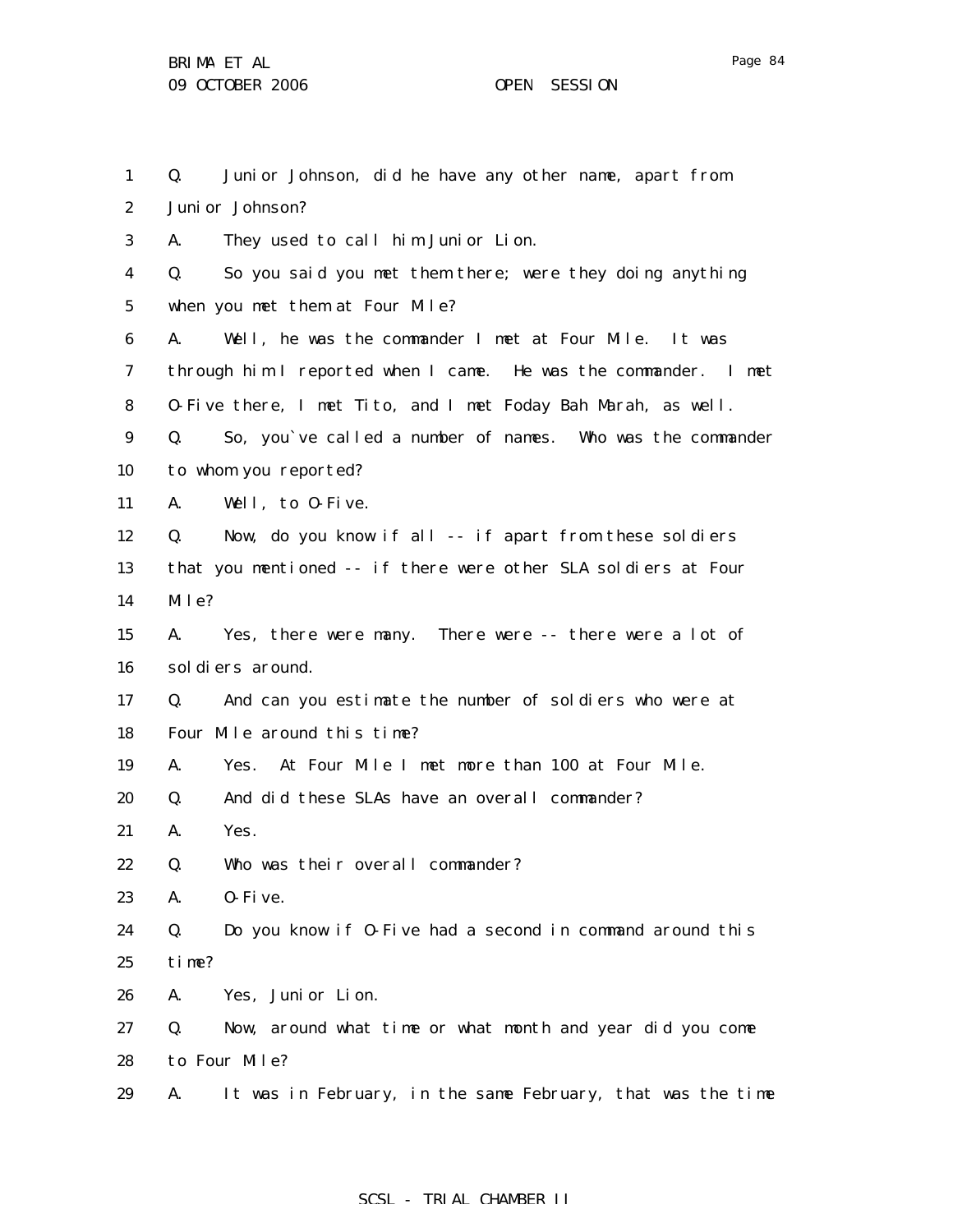Q. Junior Johnson, did he have any other name, apart from Junior Johnson?

A. They used to call him Junior Lion.

Q. So you said you met them there; were they doing anything when you met them at Four Mile?

A. Well, he was the commander I met at Four Mile. It was through him I reported when I came. He was the commander. I met O-Five there, I met Tito, and I met Foday Bah Marah, as well.

Q. So, you`ve called a number of names. Who was the commander to whom you reported?

A. Well, to O-Five.

Q. Now, do you know if all -- if apart from these soldiers that you mentioned -- if there were other SLA soldiers at Four Mile?

A. Yes, there were many. There were -- there were a lot of soldiers around.

Q. And can you estimate the number of soldiers who were at Four Mile around this time?

A. Yes. At Four Mile I met more than 100 at Four Mile.

Q. And did these SLAs have an overall commander?

A. Yes.

Q. Who was their overall commander?

A. O-Five.

Q. Do you know if O-Five had a second in command around this time?

A. Yes, Junior Lion.

Q. Now, around what time or what month and year did you come to Four Mile?

A. It was in February, in the same February, that was the time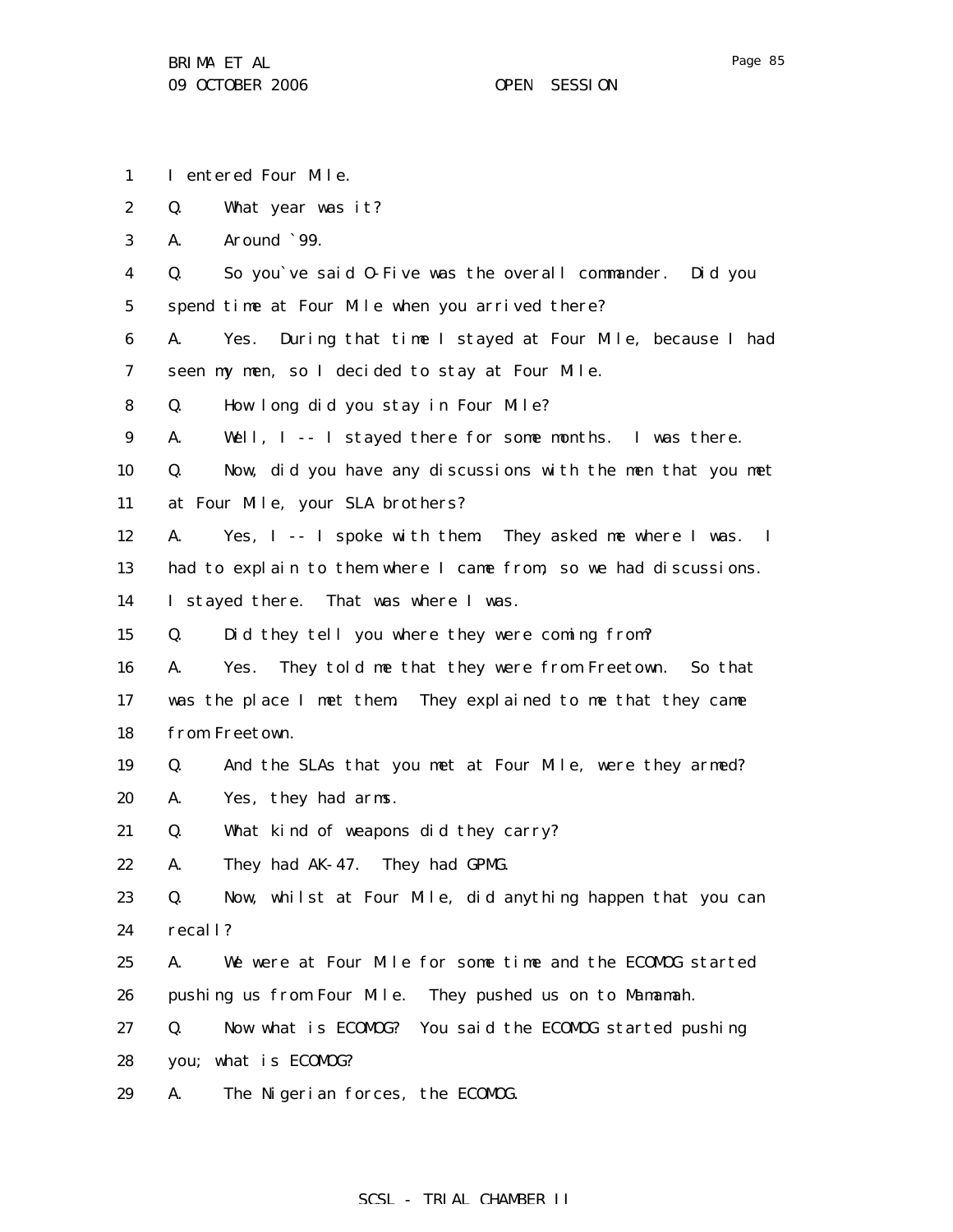I entered Four Mile.

Q. What year was it?

A. Around `99.

Q. So you`ve said O-Five was the overall commander. Did you spend time at Four Mile when you arrived there?

A. Yes. During that time I stayed at Four Mile, because I had seen my men, so I decided to stay at Four Mile.

Q. How long did you stay in Four Mile?

A. Well, I -- I stayed there for some months. I was there.

Q. Now, did you have any discussions with the men that you met at Four Mile, your SLA brothers?

A. Yes, I -- I spoke with them. They asked me where I was. I had to explain to them where I came from, so we had discussions. I stayed there. That was where I was.

Q. Did they tell you where they were coming from?

A. Yes. They told me that they were from Freetown. So that was the place I met them. They explained to me that they came from Freetown.

Q. And the SLAs that you met at Four Mile, were they armed?

A. Yes, they had arms.

Q. What kind of weapons did they carry?

A. They had AK-47. They had GPMG.

Q. Now, whilst at Four Mile, did anything happen that you can recall?

A. We were at Four Mile for some time and the ECOMOG started pushing us from Four Mile. They pushed us on to Mamamah.

Q. Now what is ECOMOG? You said the ECOMOG started pushing you; what is ECOMOG?

A. The Nigerian forces, the ECOMOG.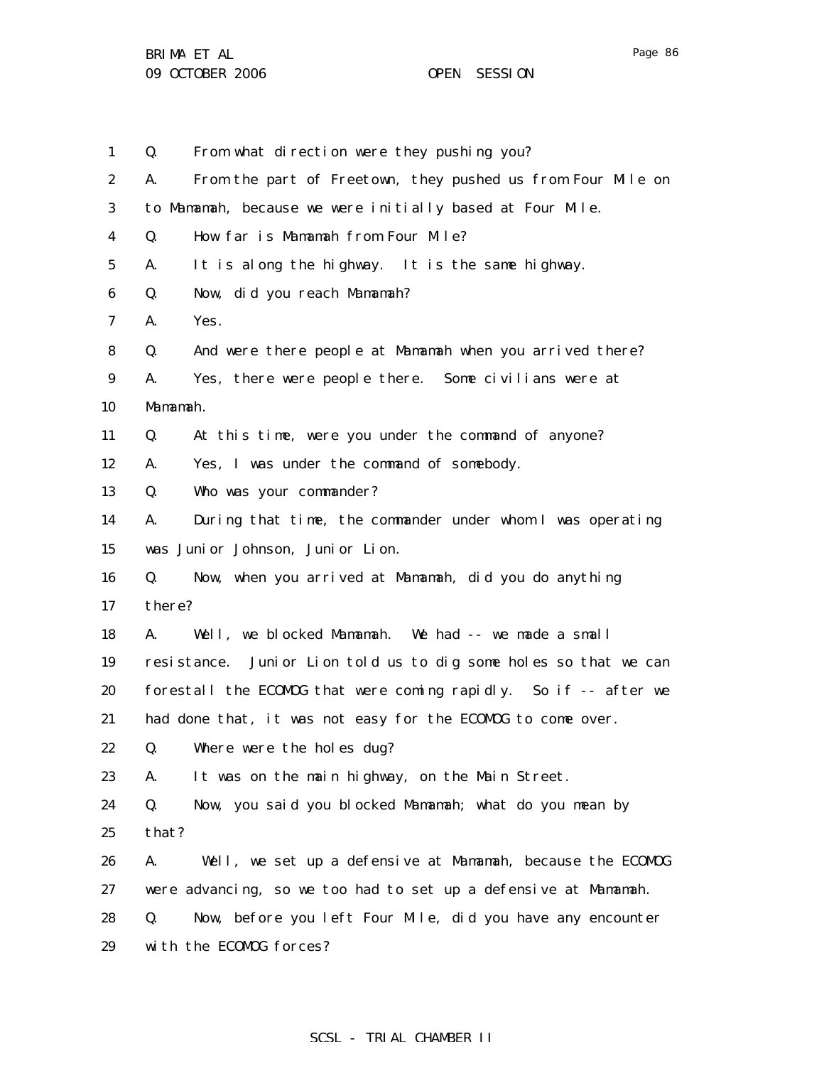Q. From what direction were they pushing you?

A. From the part of Freetown, they pushed us from Four Mile on to Mamamah, because we were initially based at Four Mile.

Q. How far is Mamamah from Four Mile?

A. It is along the highway. It is the same highway.

Q. Now, did you reach Mamamah?

A. Yes.

Q. And were there people at Mamamah when you arrived there?

A. Yes, there were people there. Some civilians were at Mamamah.

Q. At this time, were you under the command of anyone?

A. Yes, I was under the command of somebody.

Q. Who was your commander?

A. During that time, the commander under whom I was operating was Junior Johnson, Junior Lion.

Q. Now, when you arrived at Mamamah, did you do anything there?

A. Well, we blocked Mamamah. We had -- we made a small resistance. Junior Lion told us to dig some holes so that we can forestall the ECOMOG that were coming rapidly. So if -- after we had done that, it was not easy for the ECOMOG to come over.

Q. Where were the holes dug?

A. It was on the main highway, on the Main Street.

Q. Now, you said you blocked Mamamah; what do you mean by that?

A. Well, we set up a defensive at Mamamah, because the ECOMOG were advancing, so we too had to set up a defensive at Mamamah.

Q. Now, before you left Four Mile, did you have any encounter with the ECOMOG forces?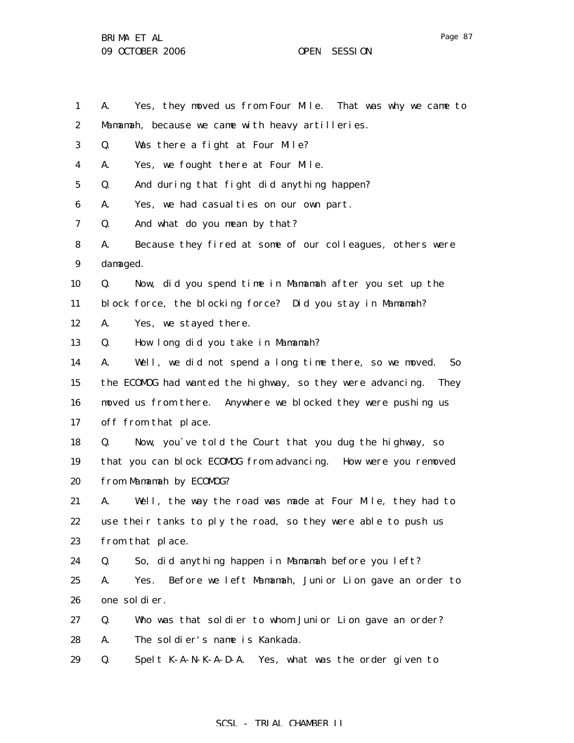A. Yes, they moved us from Four Mile. That was why we came to Mamamah, because we came with heavy artilleries.

Q. Was there a fight at Four Mile?

A. Yes, we fought there at Four Mile.

Q. And during that fight did anything happen?

A. Yes, we had casualties on our own part.

Q. And what do you mean by that?

A. Because they fired at some of our colleagues, others were damaged.

Q. Now, did you spend time in Mamamah after you set up the block force, the blocking force? Did you stay in Mamamah?

A. Yes, we stayed there.

Q. How long did you take in Mamamah?

A. Well, we did not spend a long time there, so we moved. So the ECOMOG had wanted the highway, so they were advancing. They moved us from there. Anywhere we blocked they were pushing us off from that place.

Q. Now, you`ve told the Court that you dug the highway, so that you can block ECOMOG from advancing. How were you removed from Mamamah by ECOMOG?

A. Well, the way the road was made at Four Mile, they had to use their tanks to ply the road, so they were able to push us from that place.

Q. So, did anything happen in Mamamah before you left?

A. Yes. Before we left Mamamah, Junior Lion gave an order to one soldier.

Q. Who was that soldier to whom Junior Lion gave an order?

A. The soldier's name is Kankada.

Q. Spelt K-A-N-K-A-D-A. Yes, what was the order given to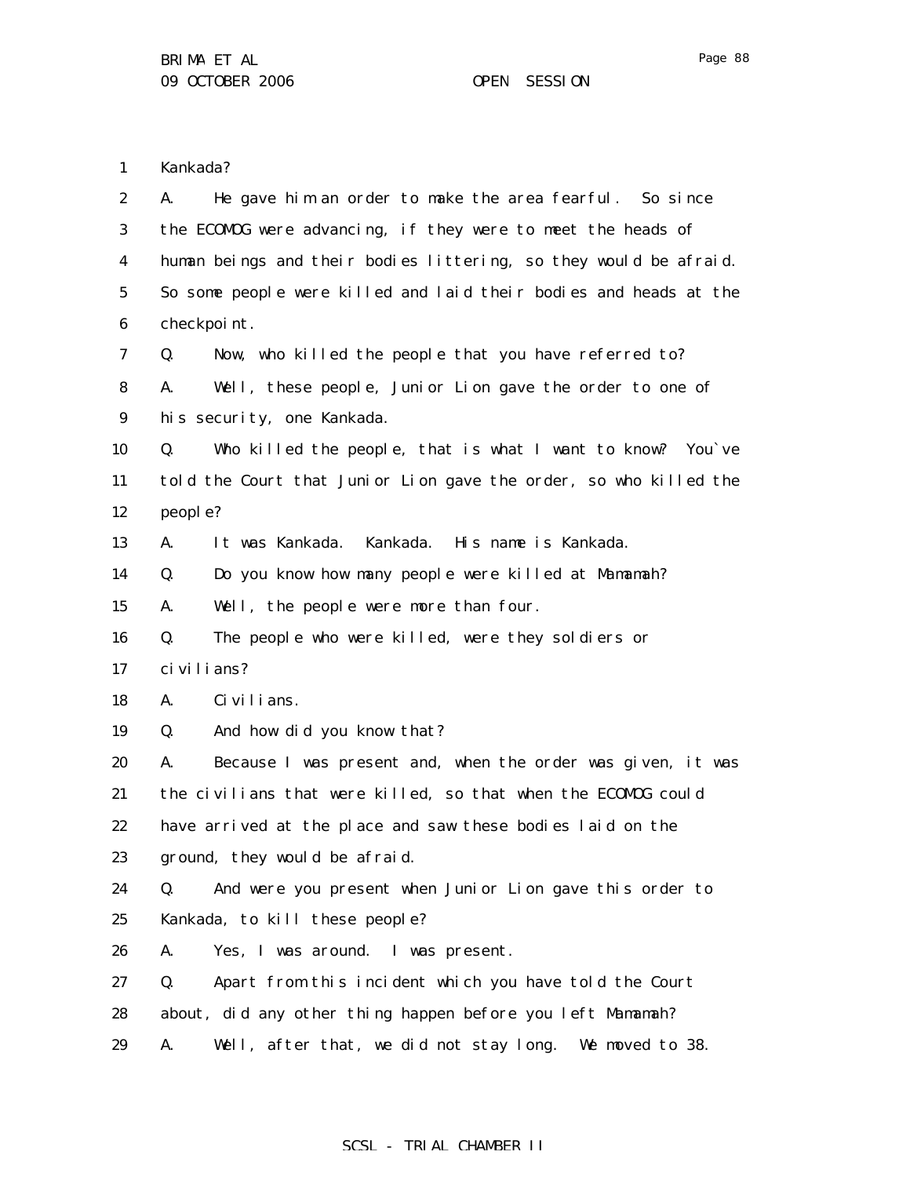Kankada?

A. He gave him an order to make the area fearful. So since the ECOMOG were advancing, if they were to meet the heads of human beings and their bodies littering, so they would be afraid. So some people were killed and laid their bodies and heads at the checkpoint.

Q. Now, who killed the people that you have referred to?

A. Well, these people, Junior Lion gave the order to one of his security, one Kankada.

Q. Who killed the people, that is what I want to know? You`ve told the Court that Junior Lion gave the order, so who killed the people?

A. It was Kankada. Kankada. His name is Kankada.

Q. Do you know how many people were killed at Mamamah?

A. Well, the people were more than four.

Q. The people who were killed, were they soldiers or civilians?

A. Civilians.

Q. And how did you know that?

A. Because I was present and, when the order was given, it was the civilians that were killed, so that when the ECOMOG could have arrived at the place and saw these bodies laid on the ground, they would be afraid.

Q. And were you present when Junior Lion gave this order to Kankada, to kill these people?

A. Yes, I was around. I was present.

Q. Apart from this incident which you have told the Court about, did any other thing happen before you left Mamamah?

A. Well, after that, we did not stay long. We moved to 38.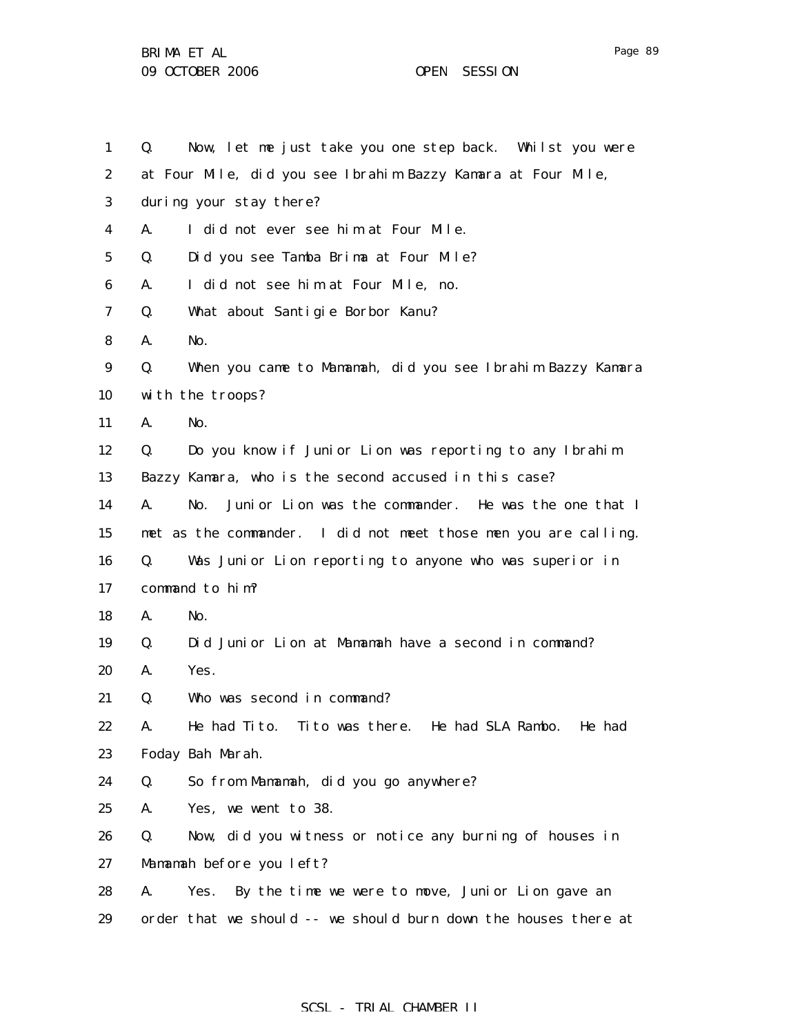Q. Now, let me just take you one step back. Whilst you were at Four Mile, did you see Ibrahim Bazzy Kamara at Four Mile, during your stay there?

A. I did not ever see him at Four Mile.

Q. Did you see Tamba Brima at Four Mile?

A. I did not see him at Four Mile, no.

Q. What about Santigie Borbor Kanu?

A. No.

Q. When you came to Mamamah, did you see Ibrahim Bazzy Kamara with the troops?

A. No.

Q. Do you know if Junior Lion was reporting to any Ibrahim Bazzy Kamara, who is the second accused in this case?

A. No. Junior Lion was the commander. He was the one that I met as the commander. I did not meet those men you are calling.

Q. Was Junior Lion reporting to anyone who was superior in command to him?

A. No.

Q. Did Junior Lion at Mamamah have a second in command?

A. Yes.

Q. Who was second in command?

A. He had Tito. Tito was there. He had SLA Rambo. He had Foday Bah Marah.

Q. So from Mamamah, did you go anywhere?

A. Yes, we went to 38.

Q. Now, did you witness or notice any burning of houses in Mamamah before you left?

A. Yes. By the time we were to move, Junior Lion gave an order that we should -- we should burn down the houses there at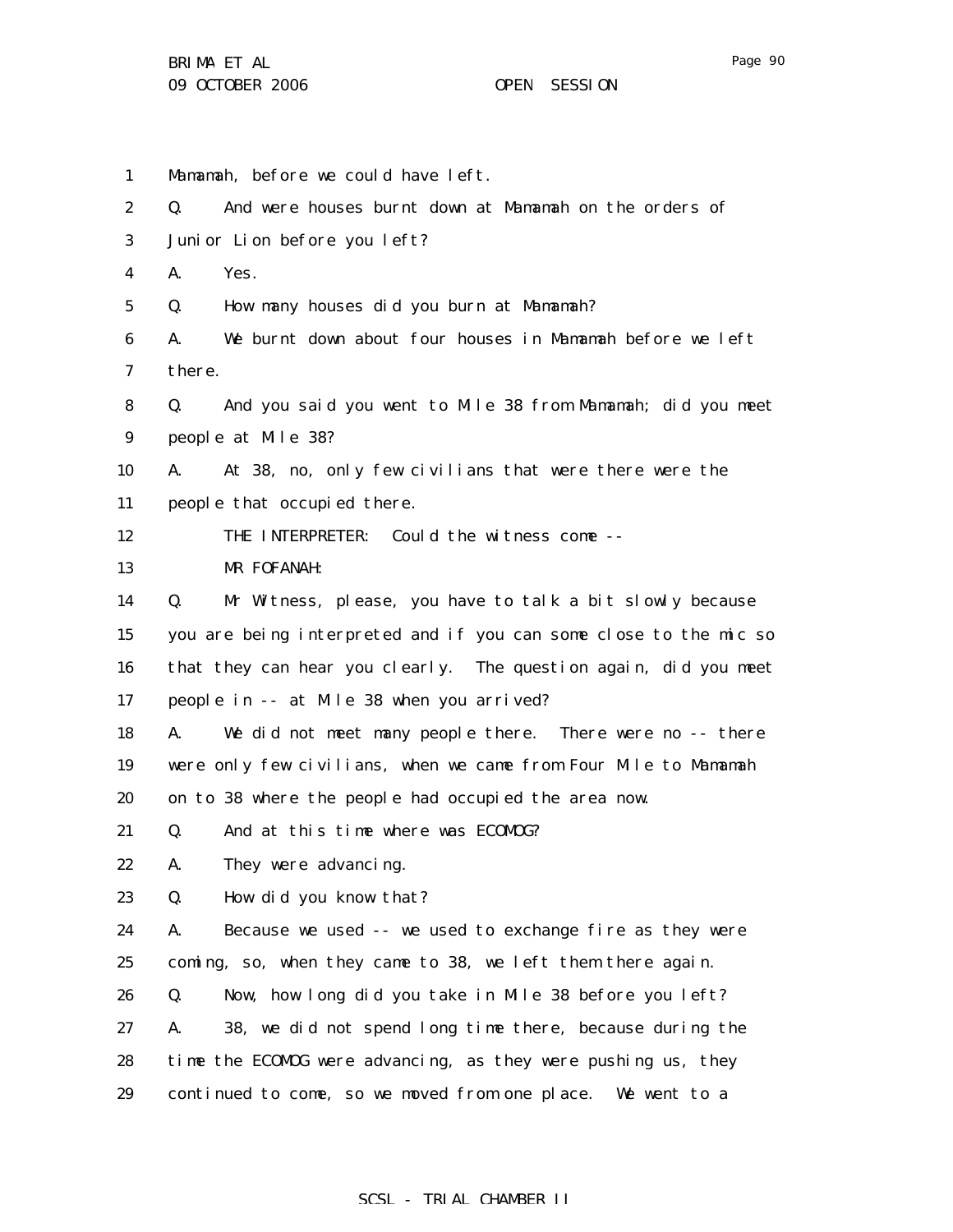Mamamah, before we could have left.

Q. And were houses burnt down at Mamamah on the orders of Junior Lion before you left?

A. Yes.

Q. How many houses did you burn at Mamamah?

A. We burnt down about four houses in Mamamah before we left there.

Q. And you said you went to Mile 38 from Mamamah; did you meet people at Mile 38?

A. At 38, no, only few civilians that were there were the people that occupied there.

THE INTERPRETER: Could the witness come --

MR FOFANAH:

Q. Mr Witness, please, you have to talk a bit slowly because you are being interpreted and if you can some close to the mic so that they can hear you clearly. The question again, did you meet people in -- at Mile 38 when you arrived?

A. We did not meet many people there. There were no -- there were only few civilians, when we came from Four Mile to Mamamah on to 38 where the people had occupied the area now.

Q. And at this time where was ECOMOG?

A. They were advancing.

Q. How did you know that?

A. Because we used -- we used to exchange fire as they were coming, so, when they came to 38, we left them there again.

Q. Now, how long did you take in Mile 38 before you left?

A. 38, we did not spend long time there, because during the time the ECOMOG were advancing, as they were pushing us, they continued to come, so we moved from one place. We went to a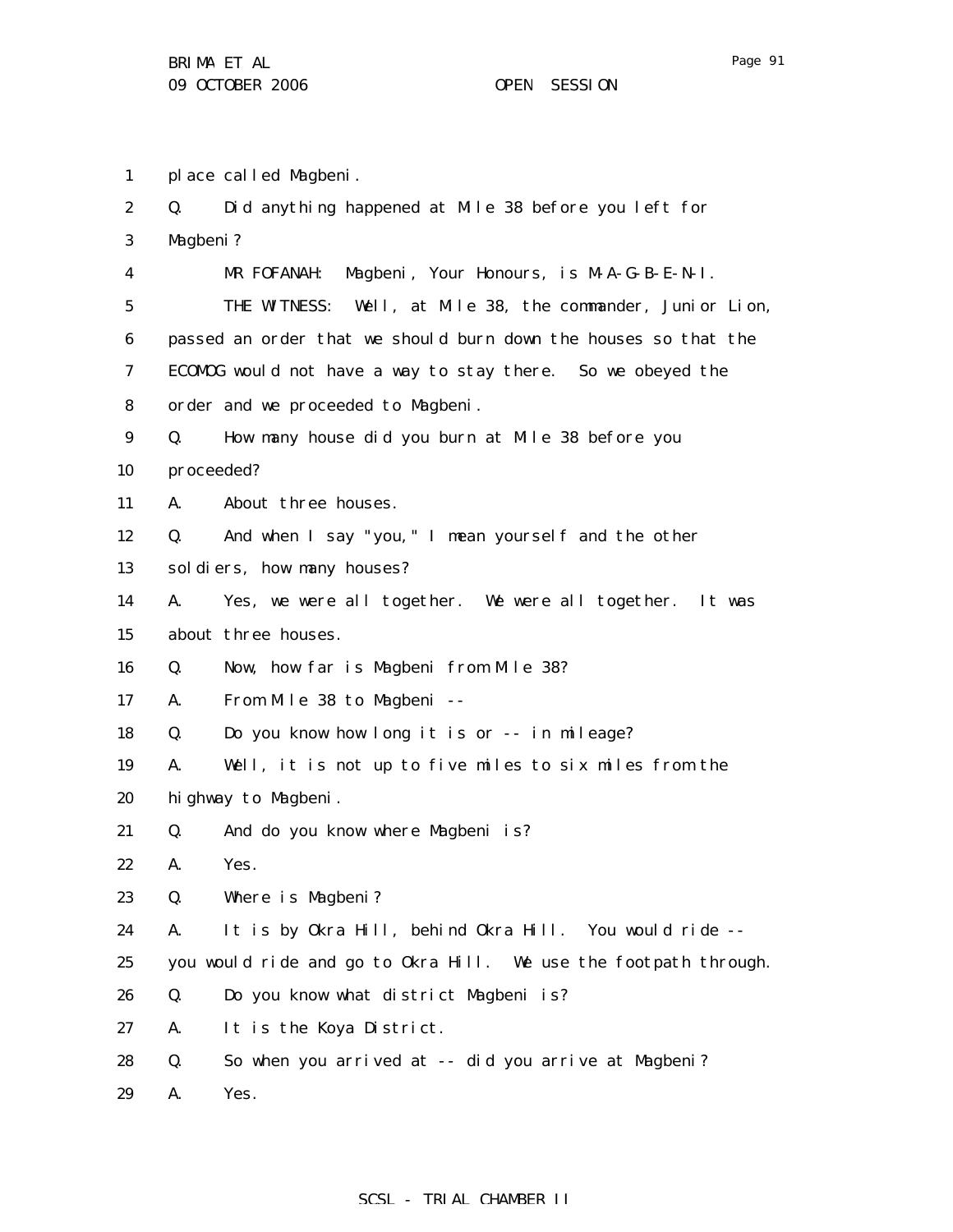place called Magbeni.

Q. Did anything happened at Mile 38 before you left for Magbeni?

MR FOFANAH: Magbeni, Your Honours, is M-A-G-B-E-N-I.

THE WITNESS: Well, at Mile 38, the commander, Junior Lion, passed an order that we should burn down the houses so that the ECOMOG would not have a way to stay there. So we obeyed the order and we proceeded to Magbeni.

Q. How many house did you burn at Mile 38 before you proceeded?

A. About three houses.

Q. And when I say "you," I mean yourself and the other soldiers, how many houses?

A. Yes, we were all together. We were all together. It was about three houses.

Q. Now, how far is Magbeni from Mile 38?

A. From Mile 38 to Magbeni --

Q. Do you know how long it is or -- in mileage?

A. Well, it is not up to five miles to six miles from the highway to Magbeni.

Q. And do you know where Magbeni is?

A. Yes.

Q. Where is Magbeni?

A. It is by Okra Hill, behind Okra Hill. You would ride -- you would ride and go to Okra Hill. We use the footpath through.

Q. Do you know what district Magbeni is?

A. It is the Koya District.

Q. So when you arrived at -- did you arrive at Magbeni?

A. Yes.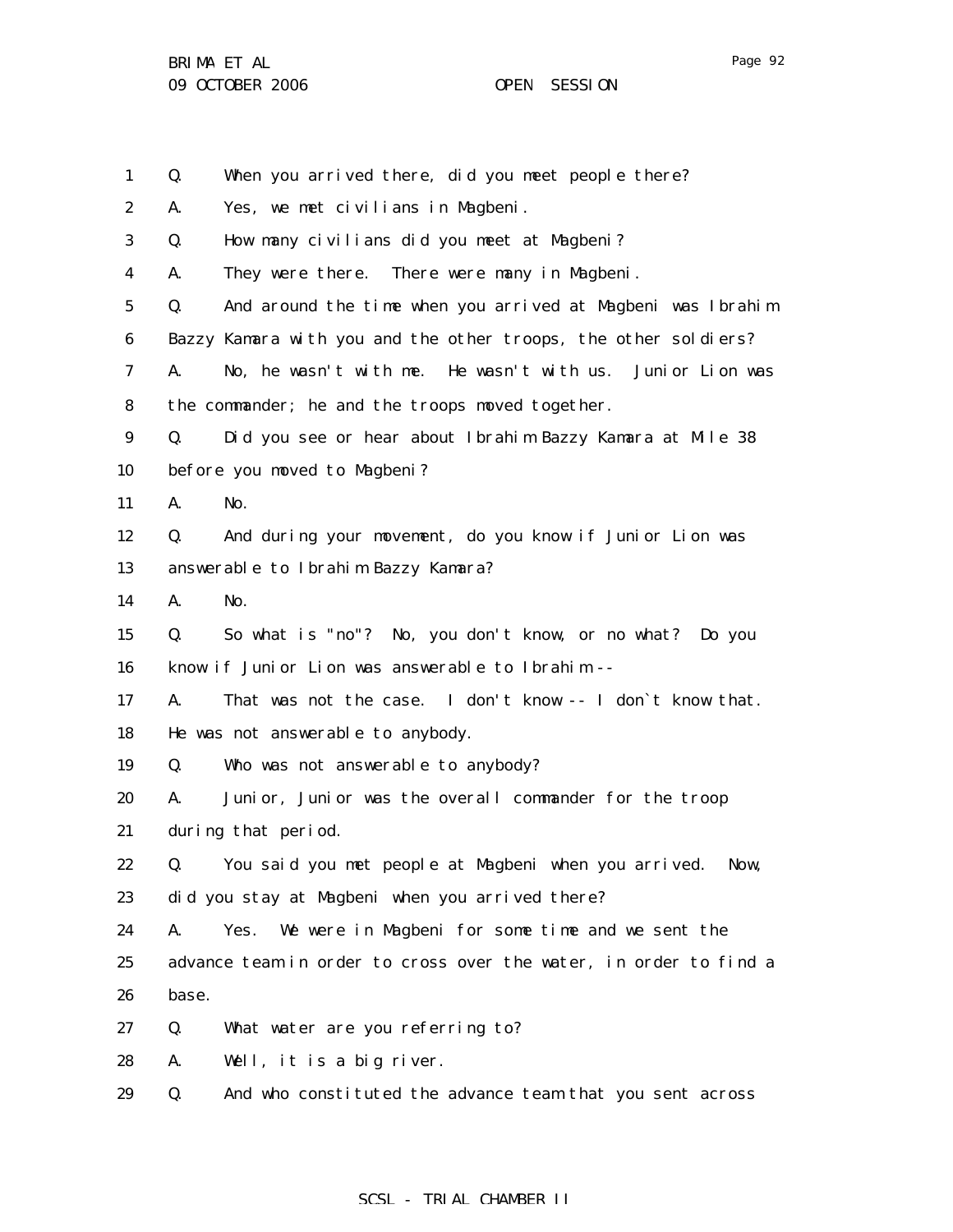1 Q. When you arrived there, did you meet people there?

2 A. Yes, we met civilians in Magbeni.

3 Q. How many civilians did you meet at Magbeni?

4 A. They were there. There were many in Magbeni.

5 Q. And around the time when you arrived at Magbeni was Ibrahim

6 Bazzy Kamara with you and the other troops, the other soldiers?

7 A. No, he wasn't with me. He wasn't with us. Junior Lion was

8 the commander; he and the troops moved together.

9 Q. Did you see or hear about Ibrahim Bazzy Kamara at Mile 38

10 before you moved to Magbeni?

11 A. No.

12 Q. And during your movement, do you know if Junior Lion was

13 answerable to Ibrahim Bazzy Kamara?

14 A. No.

15 Q. So what is "no"? No, you don't know, or no what? Do you

16 know if Junior Lion was answerable to Ibrahim --

17 A. That was not the case. I don't know -- I don`t know that.

18 He was not answerable to anybody.

19 Q. Who was not answerable to anybody?

20 A. Junior, Junior was the overall commander for the troop

21 during that period.

22 Q. You said you met people at Magbeni when you arrived. Now,

23 did you stay at Magbeni when you arrived there?

24 A. Yes. We were in Magbeni for some time and we sent the

25 advance team in order to cross over the water, in order to find a

26 base.

27 Q. What water are you referring to?

28 A. Well, it is a big river.

29 Q. And who constituted the advance team that you sent across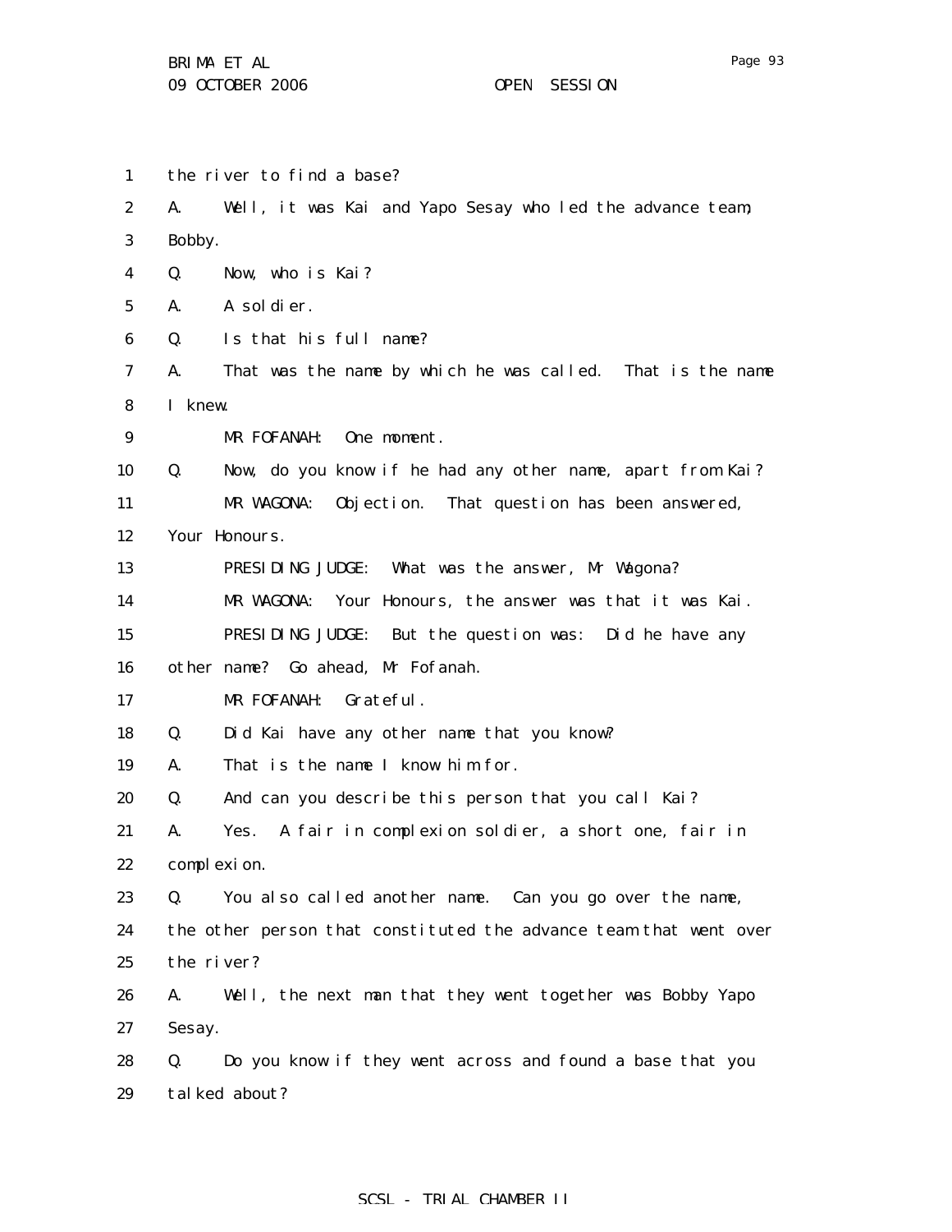the river to find a base?

A. Well, it was Kai and Yapo Sesay who led the advance team; Bobby.

Q. Now, who is Kai?

A. A soldier.

Q. Is that his full name?

A. That was the name by which he was called. That is the name I knew.

MR FOFANAH: One moment.

Q. Now, do you know if he had any other name, apart from Kai?

MR WAGONA: Objection. That question has been answered, Your Honours.

PRESIDING JUDGE: What was the answer, Mr Wagona?

MR WAGONA: Your Honours, the answer was that it was Kai.

PRESIDING JUDGE: But the question was: Did he have any other name? Go ahead, Mr Fofanah.

MR FOFANAH: Grateful.

Q. Did Kai have any other name that you know?

A. That is the name I know him for.

Q. And can you describe this person that you call Kai?

A. Yes. A fair in complexion soldier, a short one, fair in complexion.

Q. You also called another name. Can you go over the name, the other person that constituted the advance team that went over the river?

A. Well, the next man that they went together was Bobby Yapo Sesay.

Q. Do you know if they went across and found a base that you talked about?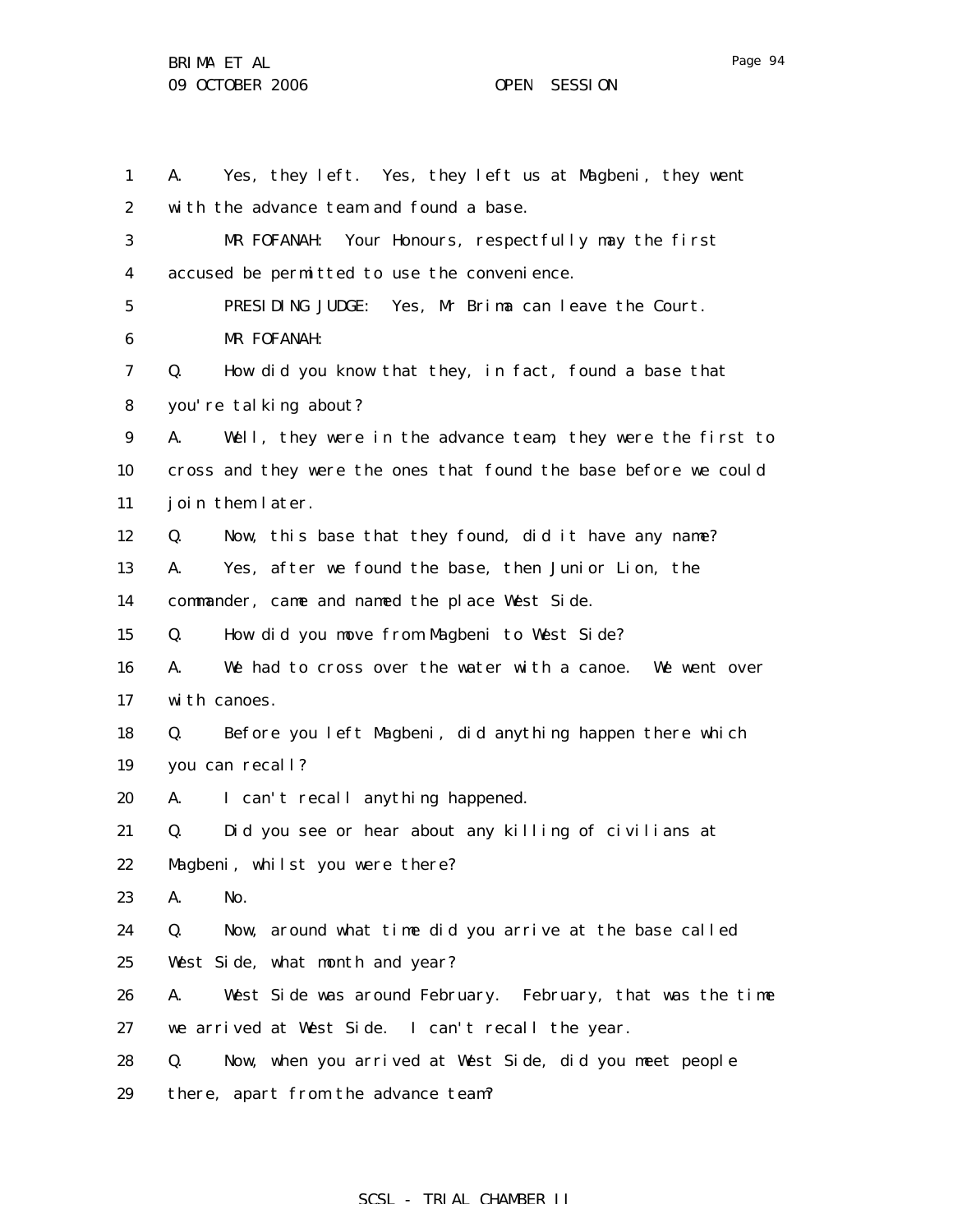A. Yes, they left. Yes, they left us at Magbeni, they went with the advance team and found a base.

MR FOFANAH: Your Honours, respectfully may the first accused be permitted to use the convenience.

PRESIDING JUDGE: Yes, Mr Brima can leave the Court.

MR FOFANAH:

Q. How did you know that they, in fact, found a base that you're talking about?

A. Well, they were in the advance team, they were the first to cross and they were the ones that found the base before we could join them later.

Q. Now, this base that they found, did it have any name?

A. Yes, after we found the base, then Junior Lion, the commander, came and named the place West Side.

Q. How did you move from Magbeni to West Side?

A. We had to cross over the water with a canoe. We went over with canoes.

Q. Before you left Magbeni, did anything happen there which you can recall?

A. I can't recall anything happened.

Q. Did you see or hear about any killing of civilians at Magbeni, whilst you were there?

A. No.

Q. Now, around what time did you arrive at the base called West Side, what month and year?

A. West Side was around February. February, that was the time we arrived at West Side. I can't recall the year.

Q. Now, when you arrived at West Side, did you meet people there, apart from the advance team?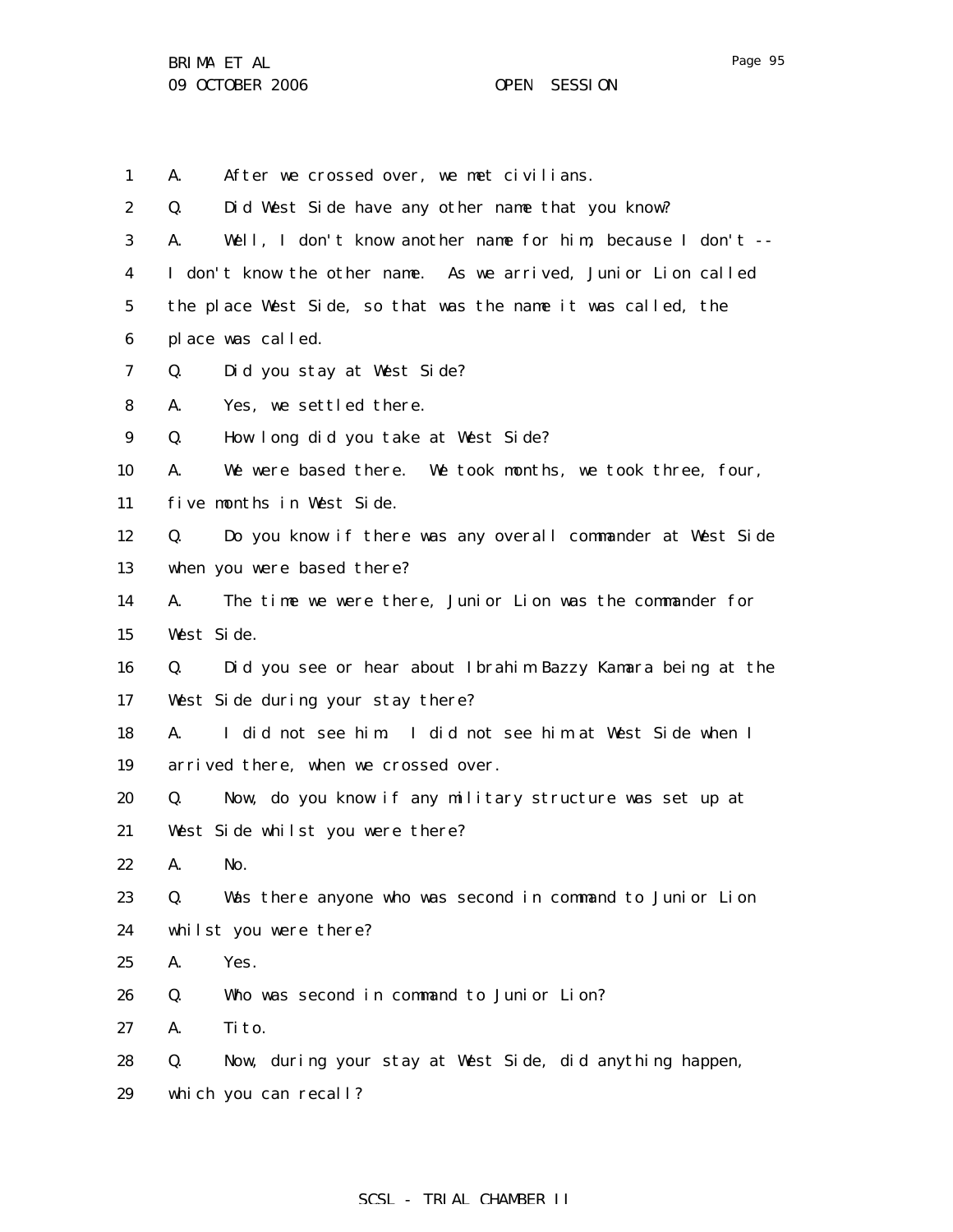A. After we crossed over, we met civilians.

Q. Did West Side have any other name that you know?

A. Well, I don't know another name for him, because I don't -- I don't know the other name. As we arrived, Junior Lion called the place West Side, so that was the name it was called, the place was called.

Q. Did you stay at West Side?

A. Yes, we settled there.

Q. How long did you take at West Side?

A. We were based there. We took months, we took three, four, five months in West Side.

Q. Do you know if there was any overall commander at West Side when you were based there?

A. The time we were there, Junior Lion was the commander for West Side.

Q. Did you see or hear about Ibrahim Bazzy Kamara being at the West Side during your stay there?

A. I did not see him. I did not see him at West Side when I arrived there, when we crossed over.

Q. Now, do you know if any military structure was set up at West Side whilst you were there?

A. No.

Q. Was there anyone who was second in command to Junior Lion whilst you were there?

A. Yes.

Q. Who was second in command to Junior Lion?

A. Tito.

Q. Now, during your stay at West Side, did anything happen, which you can recall?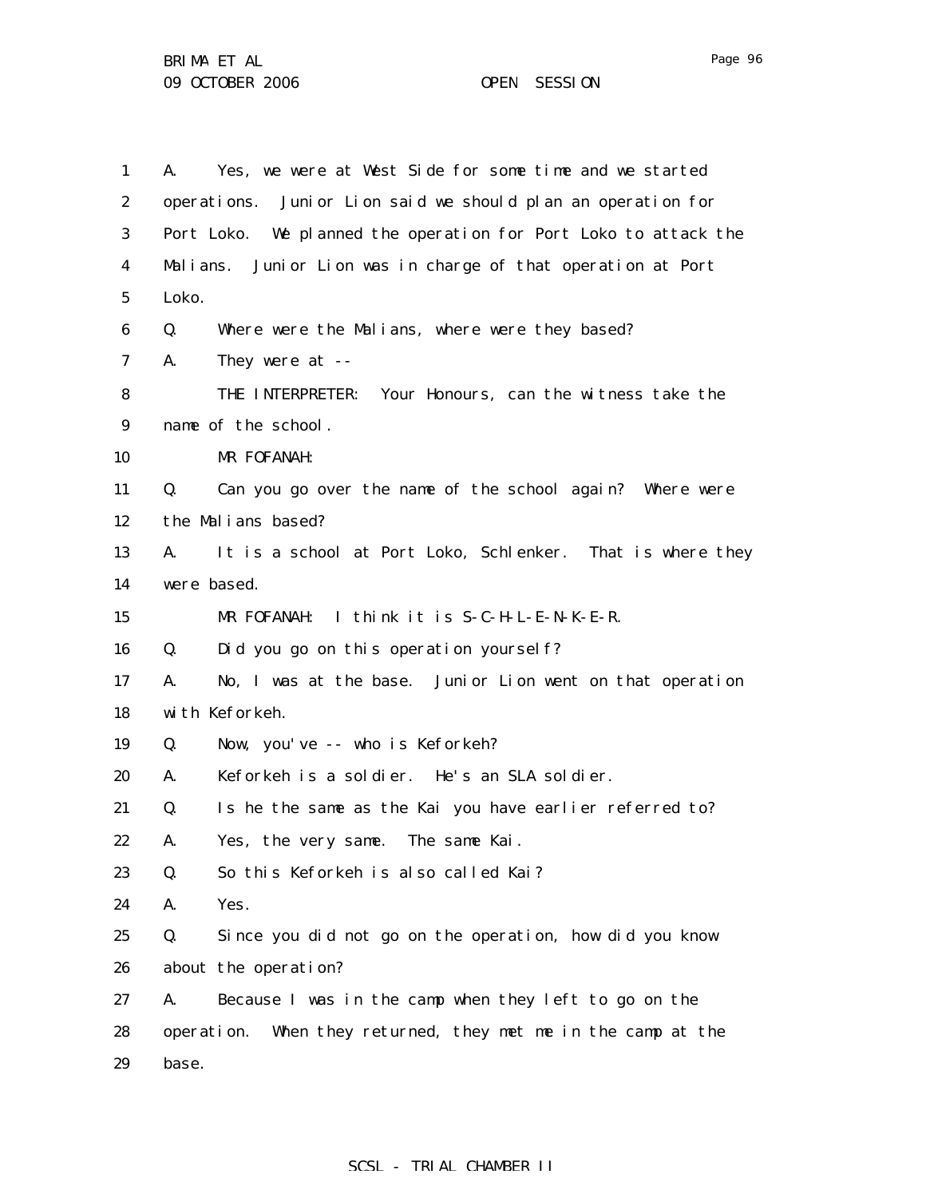A. Yes, we were at West Side for some time and we started operations. Junior Lion said we should plan an operation for Port Loko. We planned the operation for Port Loko to attack the Malians. Junior Lion was in charge of that operation at Port Loko.

Q. Where were the Malians, where were they based?

A. They were at --

THE INTERPRETER: Your Honours, can the witness take the name of the school.

MR FOFANAH:

Q. Can you go over the name of the school again? Where were the Malians based?

A. It is a school at Port Loko, Schlenker. That is where they were based.

MR FOFANAH: I think it is S-C-H-L-E-N-K-E-R.

Q. Did you go on this operation yourself?

A. No, I was at the base. Junior Lion went on that operation with Keforkeh.

Q. Now, you've -- who is Keforkeh?

A. Keforkeh is a soldier. He's an SLA soldier.

Q. Is he the same as the Kai you have earlier referred to?

A. Yes, the very same. The same Kai.

Q. So this Keforkeh is also called Kai?

A. Yes.

Q. Since you did not go on the operation, how did you know about the operation?

A. Because I was in the camp when they left to go on the operation. When they returned, they met me in the camp at the base.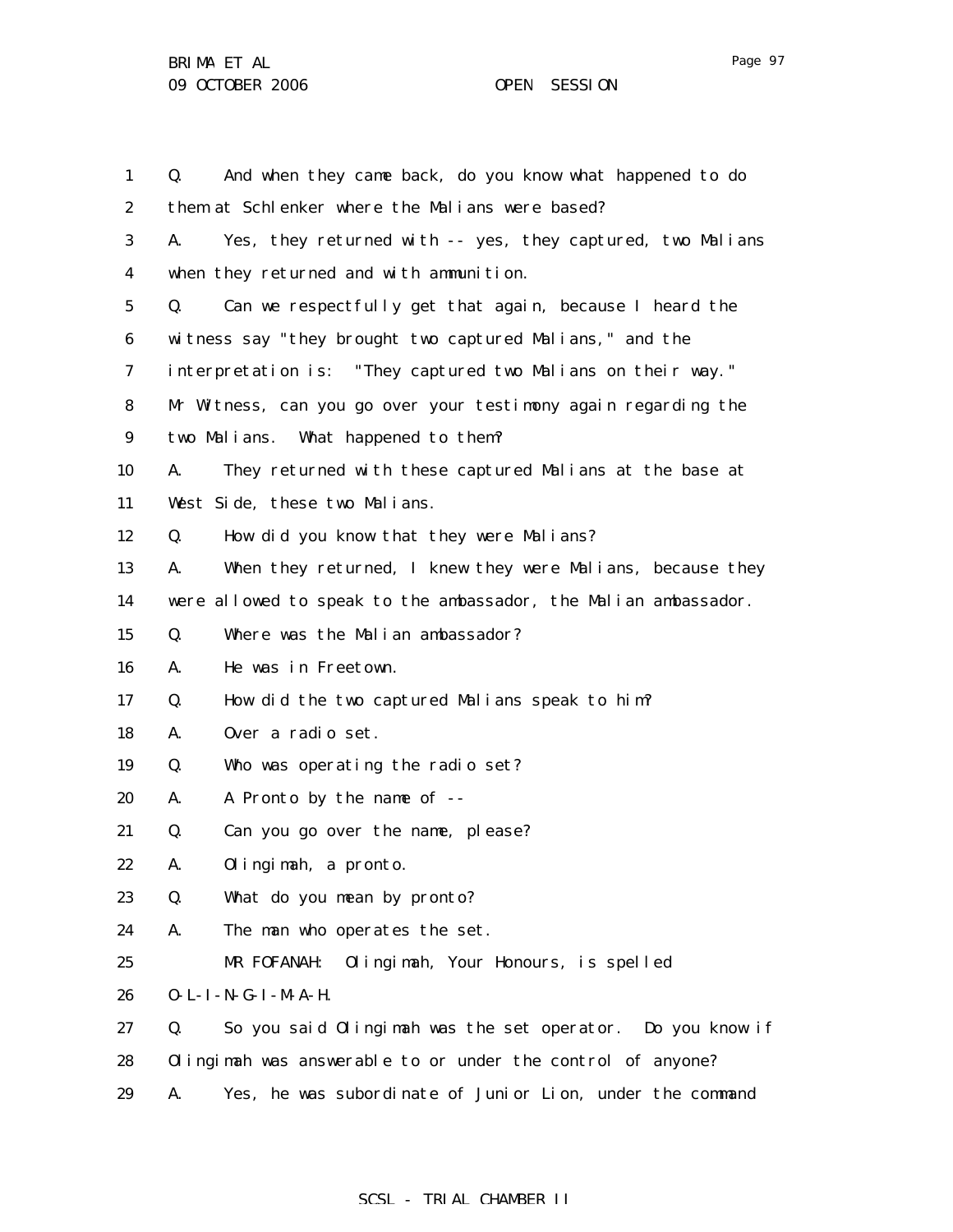1 Q. And when they came back, do you know what happened to do
2 them at Schlenker where the Malians were based?
3 A. Yes, they returned with -- yes, they captured, two Malians
4 when they returned and with ammunition.
5 Q. Can we respectfully get that again, because I heard the
6 witness say "they brought two captured Malians," and the
7 interpretation is: "They captured two Malians on their way."
8 Mr Witness, can you go over your testimony again regarding the
9 two Malians. What happened to them?
10 A. They returned with these captured Malians at the base at
11 West Side, these two Malians.
12 Q. How did you know that they were Malians?
13 A. When they returned, I knew they were Malians, because they
14 were allowed to speak to the ambassador, the Malian ambassador.
15 Q. Where was the Malian ambassador?
16 A. He was in Freetown.
17 Q. How did the two captured Malians speak to him?
18 A. Over a radio set.
19 Q. Who was operating the radio set?
20 A. A Pronto by the name of --
21 Q. Can you go over the name, please?
22 A. Olingimah, a pronto.
23 Q. What do you mean by pronto?
24 A. The man who operates the set.
25 MR FOFANAH: Olingimah, Your Honours, is spelled
26 O-L-I-N-G-I-M-A-H.
27 Q. So you said Olingimah was the set operator. Do you know if
28 Olingimah was answerable to or under the control of anyone?
29 A. Yes, he was subordinate of Junior Lion, under the command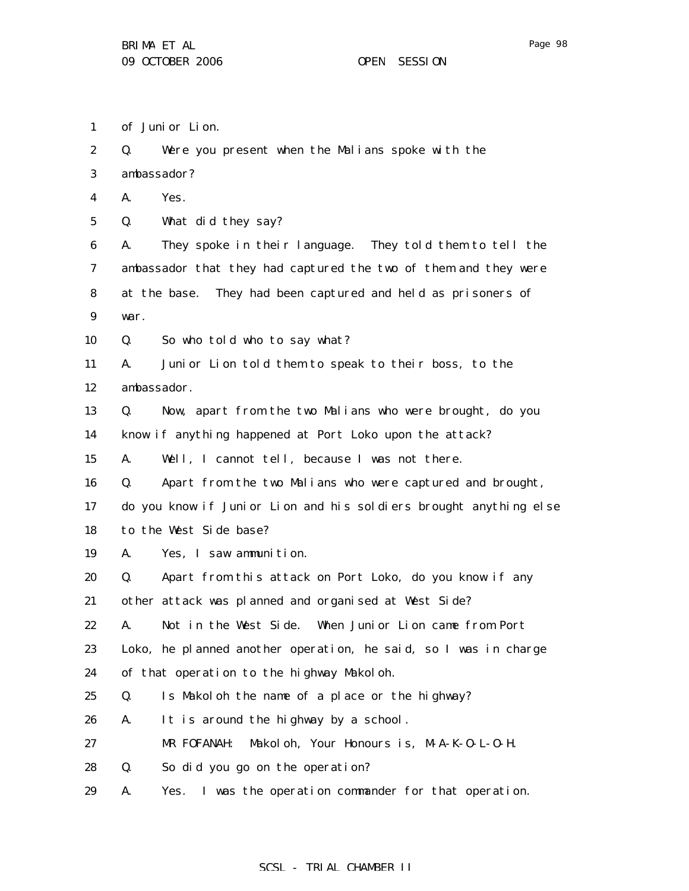of Junior Lion.

Q. Were you present when the Malians spoke with the ambassador?

A. Yes.

Q. What did they say?

A. They spoke in their language. They told them to tell the ambassador that they had captured the two of them and they were at the base. They had been captured and held as prisoners of war.

Q. So who told who to say what?

A. Junior Lion told them to speak to their boss, to the ambassador.

Q. Now, apart from the two Malians who were brought, do you know if anything happened at Port Loko upon the attack?

A. Well, I cannot tell, because I was not there.

Q. Apart from the two Malians who were captured and brought, do you know if Junior Lion and his soldiers brought anything else to the West Side base?

A. Yes, I saw ammunition.

Q. Apart from this attack on Port Loko, do you know if any other attack was planned and organised at West Side?

A. Not in the West Side. When Junior Lion came from Port Loko, he planned another operation, he said, so I was in charge of that operation to the highway Makoloh.

Q. Is Makoloh the name of a place or the highway?

A. It is around the highway by a school.

MR FOFANAH: Makoloh, Your Honours is, M-A-K-O-L-O-H.

Q. So did you go on the operation?

A. Yes. I was the operation commander for that operation.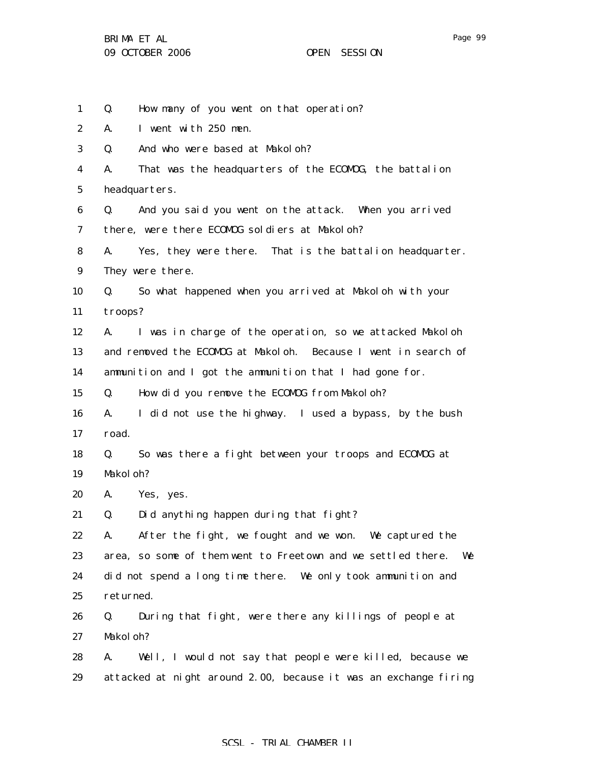1 Q. How many of you went on that operation?

2 A. I went with 250 men.

3 Q. And who were based at Makoloh?

4 A. That was the headquarters of the ECOMOG, the battalion
5 headquarters.

6 Q. And you said you went on the attack. When you arrived
7 there, were there ECOMOG soldiers at Makoloh?

8 A. Yes, they were there. That is the battalion headquarter.
9 They were there.

10 Q. So what happened when you arrived at Makoloh with your
11 troops?

12 A. I was in charge of the operation, so we attacked Makoloh
13 and removed the ECOMOG at Makoloh. Because I went in search of
14 ammunition and I got the ammunition that I had gone for.

15 Q. How did you remove the ECOMOG from Makoloh?

16 A. I did not use the highway. I used a bypass, by the bush
17 road.

18 Q. So was there a fight between your troops and ECOMOG at
19 Makoloh?

20 A. Yes, yes.

21 Q. Did anything happen during that fight?

22 A. After the fight, we fought and we won. We captured the
23 area, so some of them went to Freetown and we settled there. We
24 did not spend a long time there. We only took ammunition and
25 returned.

26 Q. During that fight, were there any killings of people at
27 Makoloh?

28 A. Well, I would not say that people were killed, because we
29 attacked at night around 2.00, because it was an exchange firing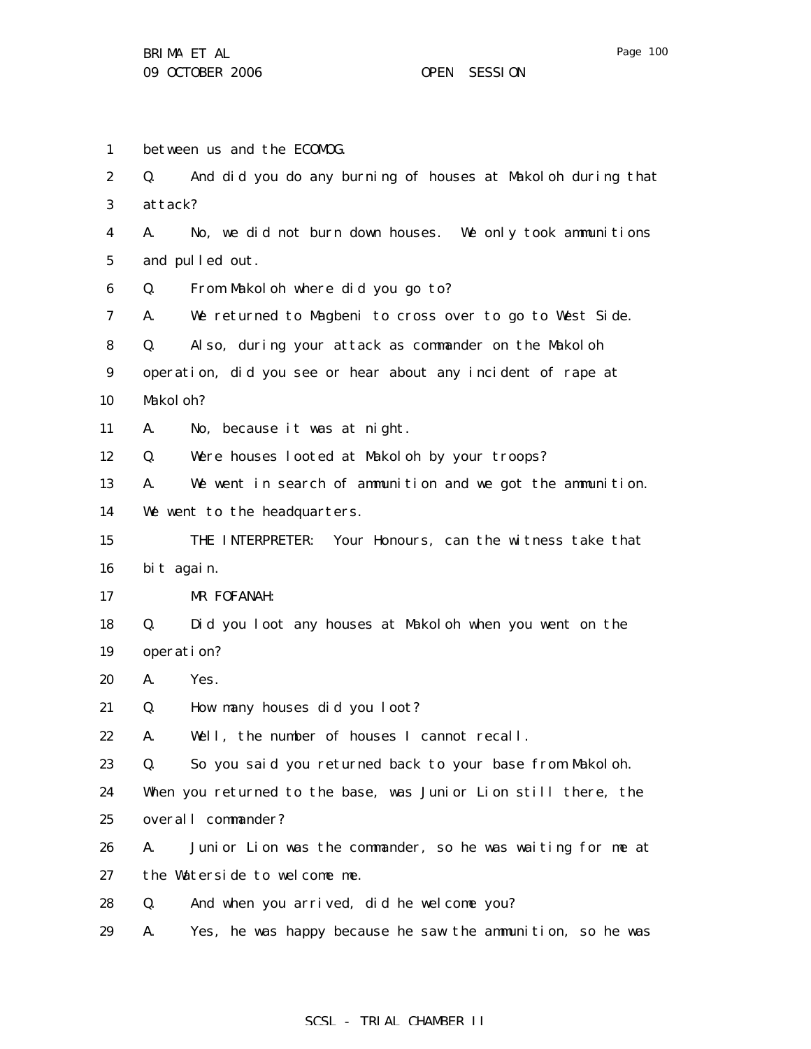between us and the ECOMOG.

Q. And did you do any burning of houses at Makoloh during that attack?

A. No, we did not burn down houses. We only took ammunitions and pulled out.

Q. From Makoloh where did you go to?

A. We returned to Magbeni to cross over to go to West Side.

Q. Also, during your attack as commander on the Makoloh operation, did you see or hear about any incident of rape at Makoloh?

A. No, because it was at night.

Q. Were houses looted at Makoloh by your troops?

A. We went in search of ammunition and we got the ammunition. We went to the headquarters.

THE INTERPRETER: Your Honours, can the witness take that bit again.

MR FOFANAH:

Q. Did you loot any houses at Makoloh when you went on the operation?

A. Yes.

Q. How many houses did you loot?

A. Well, the number of houses I cannot recall.

Q. So you said you returned back to your base from Makoloh. When you returned to the base, was Junior Lion still there, the overall commander?

A. Junior Lion was the commander, so he was waiting for me at the Waterside to welcome me.

Q. And when you arrived, did he welcome you?

A. Yes, he was happy because he saw the ammunition, so he was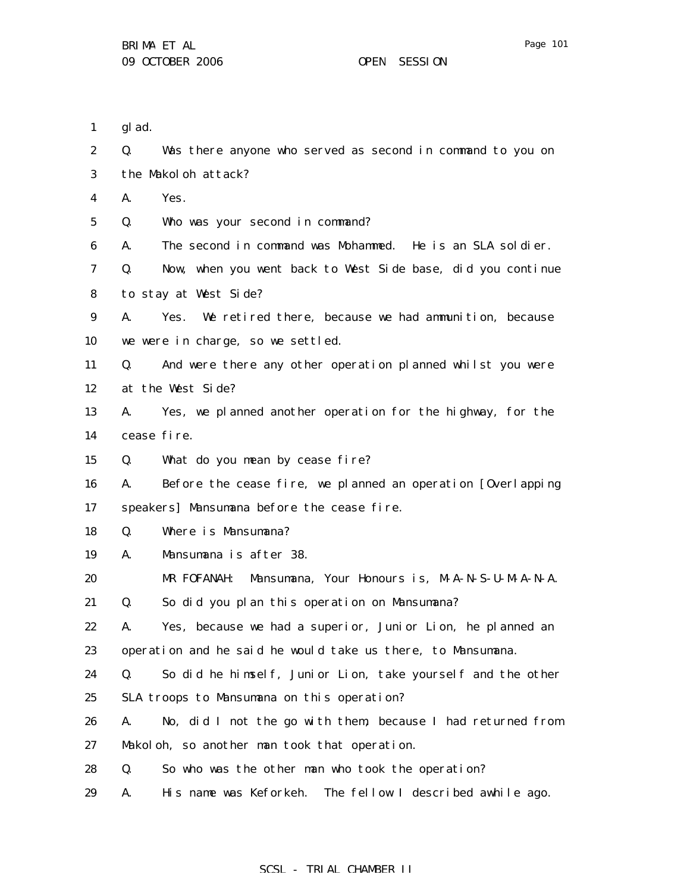1 glad.

2 Q. Was there anyone who served as second in command to you on

3 the Makoloh attack?

4 A. Yes.

5 Q. Who was your second in command?

6 A. The second in command was Mohammed. He is an SLA soldier.

7 Q. Now, when you went back to West Side base, did you continue

8 to stay at West Side?

9 A. Yes. We retired there, because we had ammunition, because

10 we were in charge, so we settled.

11 Q. And were there any other operation planned whilst you were

12 at the West Side?

13 A. Yes, we planned another operation for the highway, for the

14 cease fire.

15 Q. What do you mean by cease fire?

16 A. Before the cease fire, we planned an operation [Overlapping

17 speakers] Mansumana before the cease fire.

18 Q. Where is Mansumana?

19 A. Mansumana is after 38.

20 MR FOFANAH: Mansumana, Your Honours is, M-A-N-S-U-M-A-N-A.

21 Q. So did you plan this operation on Mansumana?

22 A. Yes, because we had a superior, Junior Lion, he planned an

23 operation and he said he would take us there, to Mansumana.

24 Q. So did he himself, Junior Lion, take yourself and the other

25 SLA troops to Mansumana on this operation?

26 A. No, did I not the go with them, because I had returned from

27 Makoloh, so another man took that operation.

28 Q. So who was the other man who took the operation?

29 A. His name was Keforkeh. The fellow I described awhile ago.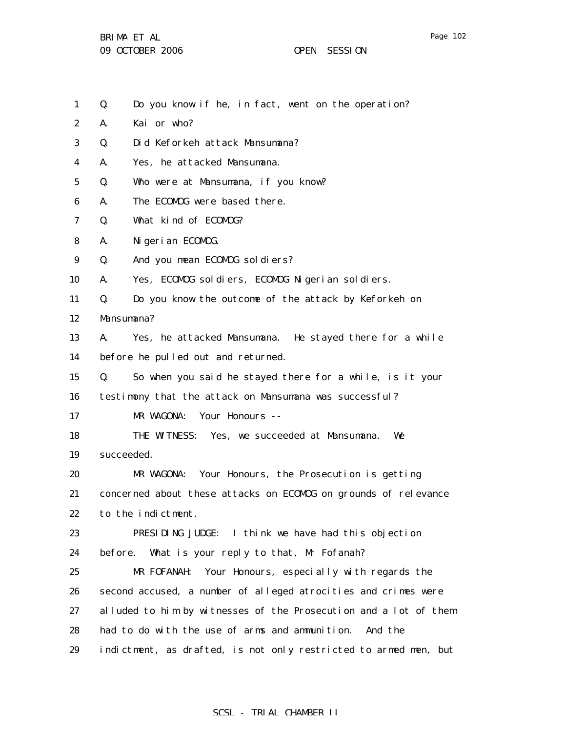Q. Do you know if he, in fact, went on the operation?

A. Kai or who?

Q. Did Keforkeh attack Mansumana?

A. Yes, he attacked Mansumana.

Q. Who were at Mansumana, if you know?

A. The ECOMOG were based there.

Q. What kind of ECOMOG?

A. Nigerian ECOMOG.

Q. And you mean ECOMOG soldiers?

A. Yes, ECOMOG soldiers, ECOMOG Nigerian soldiers.

Q. Do you know the outcome of the attack by Keforkeh on Mansumana?

A. Yes, he attacked Mansumana. He stayed there for a while before he pulled out and returned.

Q. So when you said he stayed there for a while, is it your testimony that the attack on Mansumana was successful?

MR WAGONA: Your Honours --

THE WITNESS: Yes, we succeeded at Mansumana. We succeeded.

MR WAGONA: Your Honours, the Prosecution is getting concerned about these attacks on ECOMOG on grounds of relevance to the indictment.

PRESIDING JUDGE: I think we have had this objection before. What is your reply to that, Mr Fofanah?

MR FOFANAH: Your Honours, especially with regards the second accused, a number of alleged atrocities and crimes were alluded to him by witnesses of the Prosecution and a lot of them had to do with the use of arms and ammunition. And the indictment, as drafted, is not only restricted to armed men, but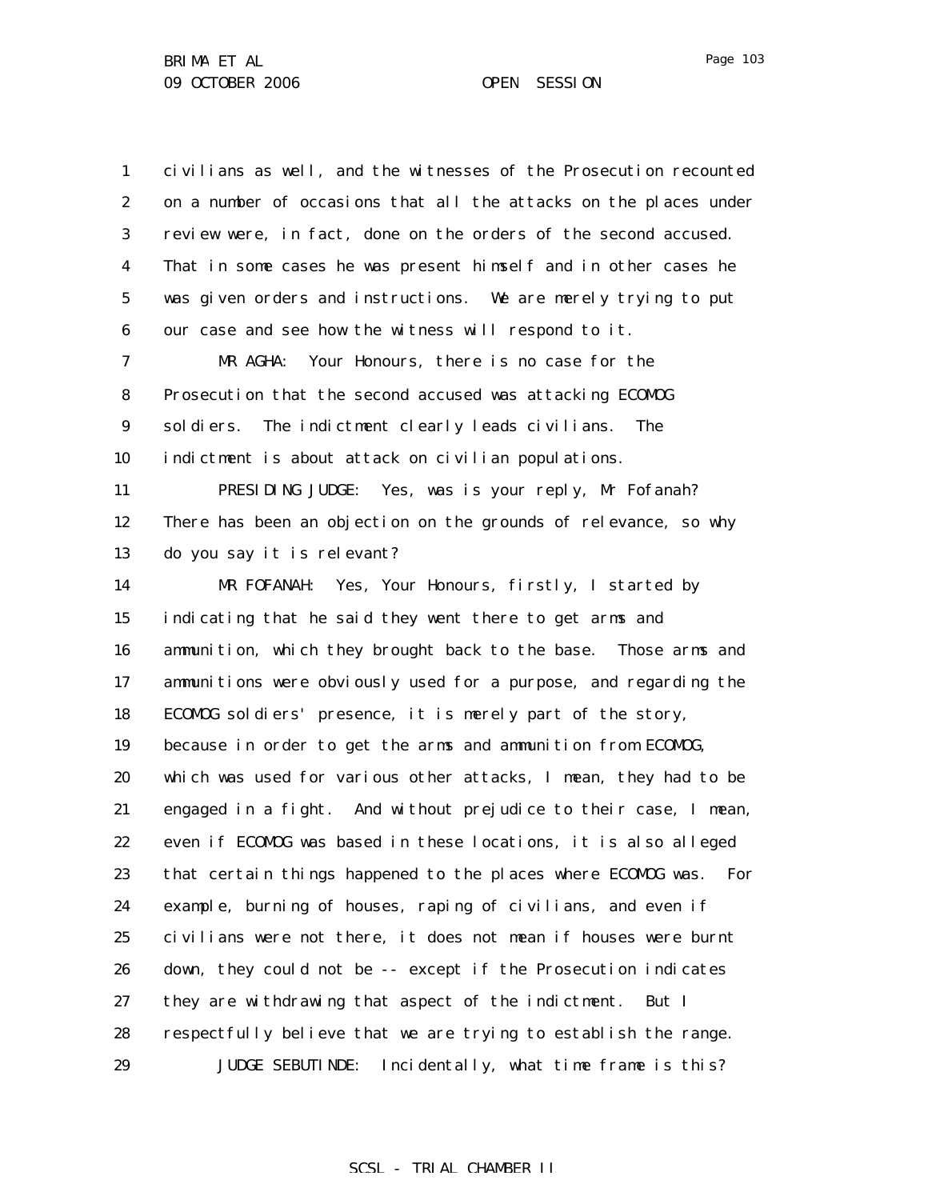civilians as well, and the witnesses of the Prosecution recounted on a number of occasions that all the attacks on the places under review were, in fact, done on the orders of the second accused. That in some cases he was present himself and in other cases he was given orders and instructions. We are merely trying to put our case and see how the witness will respond to it.

MR AGHA: Your Honours, there is no case for the Prosecution that the second accused was attacking ECOMOG soldiers. The indictment clearly leads civilians. The indictment is about attack on civilian populations.

PRESIDING JUDGE: Yes, was is your reply, Mr Fofanah? There has been an objection on the grounds of relevance, so why do you say it is relevant?

MR FOFANAH: Yes, Your Honours, firstly, I started by indicating that he said they went there to get arms and ammunition, which they brought back to the base. Those arms and ammunitions were obviously used for a purpose, and regarding the ECOMOG soldiers' presence, it is merely part of the story, because in order to get the arms and ammunition from ECOMOG, which was used for various other attacks, I mean, they had to be engaged in a fight. And without prejudice to their case, I mean, even if ECOMOG was based in these locations, it is also alleged that certain things happened to the places where ECOMOG was. For example, burning of houses, raping of civilians, and even if civilians were not there, it does not mean if houses were burnt down, they could not be -- except if the Prosecution indicates they are withdrawing that aspect of the indictment. But I respectfully believe that we are trying to establish the range.

JUDGE SEBUTINDE: Incidentally, what time frame is this?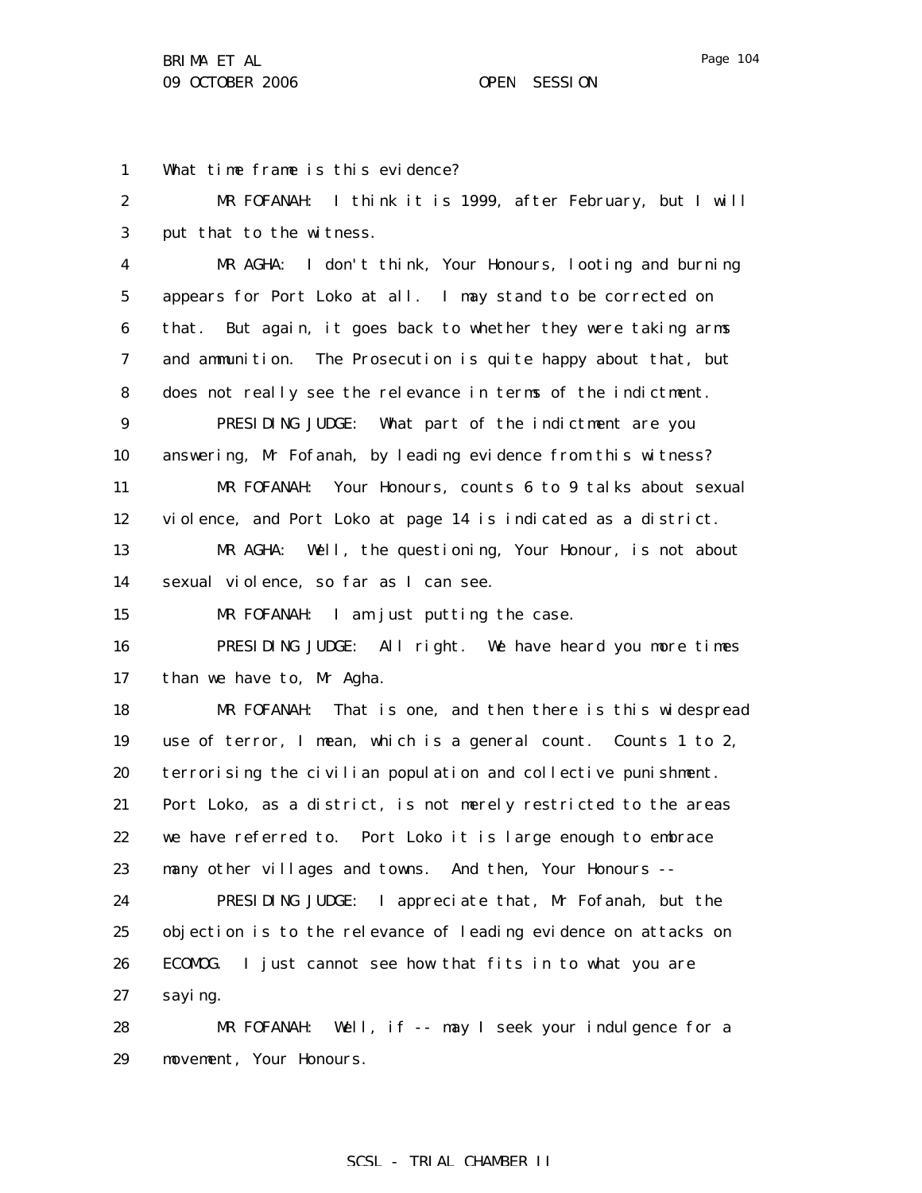What time frame is this evidence?

MR FOFANAH: I think it is 1999, after February, but I will put that to the witness.

MR AGHA: I don't think, Your Honours, looting and burning appears for Port Loko at all. I may stand to be corrected on that. But again, it goes back to whether they were taking arms and ammunition. The Prosecution is quite happy about that, but does not really see the relevance in terms of the indictment.

PRESIDING JUDGE: What part of the indictment are you answering, Mr Fofanah, by leading evidence from this witness?

MR FOFANAH: Your Honours, counts 6 to 9 talks about sexual violence, and Port Loko at page 14 is indicated as a district.

MR AGHA: Well, the questioning, Your Honour, is not about sexual violence, so far as I can see.

MR FOFANAH: I am just putting the case.

PRESIDING JUDGE: All right. We have heard you more times than we have to, Mr Agha.

MR FOFANAH: That is one, and then there is this widespread use of terror, I mean, which is a general count. Counts 1 to 2, terrorising the civilian population and collective punishment. Port Loko, as a district, is not merely restricted to the areas we have referred to. Port Loko it is large enough to embrace many other villages and towns. And then, Your Honours --

PRESIDING JUDGE: I appreciate that, Mr Fofanah, but the objection is to the relevance of leading evidence on attacks on ECOMOG. I just cannot see how that fits in to what you are saying.

MR FOFANAH: Well, if -- may I seek your indulgence for a movement, Your Honours.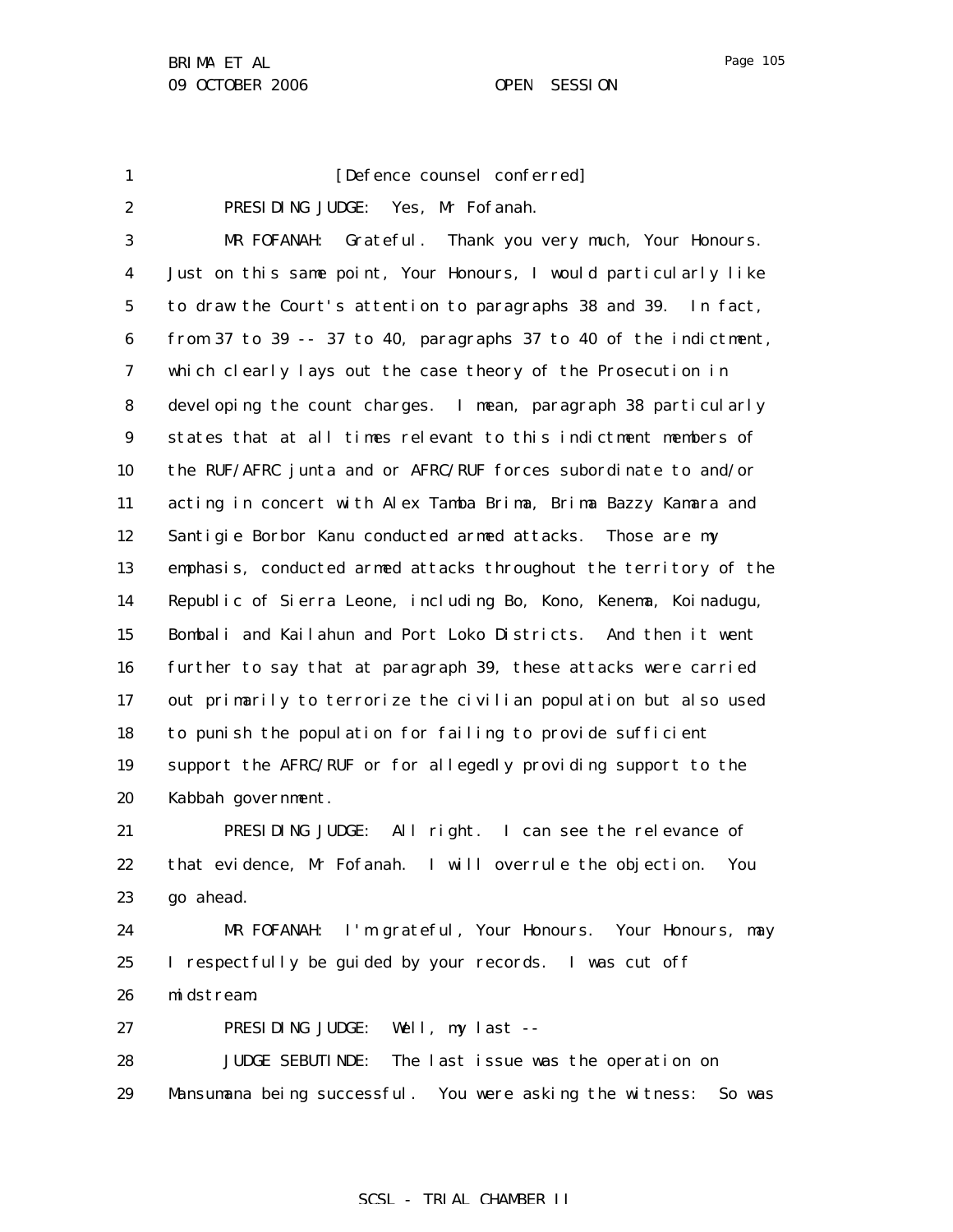[Defence counsel conferred]

PRESIDING JUDGE: Yes, Mr Fofanah.

MR FOFANAH: Grateful. Thank you very much, Your Honours. Just on this same point, Your Honours, I would particularly like to draw the Court's attention to paragraphs 38 and 39. In fact, from 37 to 39 -- 37 to 40, paragraphs 37 to 40 of the indictment, which clearly lays out the case theory of the Prosecution in developing the count charges. I mean, paragraph 38 particularly states that at all times relevant to this indictment members of the RUF/AFRC junta and or AFRC/RUF forces subordinate to and/or acting in concert with Alex Tamba Brima, Brima Bazzy Kamara and Santigie Borbor Kanu conducted armed attacks. Those are my emphasis, conducted armed attacks throughout the territory of the Republic of Sierra Leone, including Bo, Kono, Kenema, Koinadugu, Bombali and Kailahun and Port Loko Districts. And then it went further to say that at paragraph 39, these attacks were carried out primarily to terrorize the civilian population but also used to punish the population for failing to provide sufficient support the AFRC/RUF or for allegedly providing support to the Kabbah government.

PRESIDING JUDGE: All right. I can see the relevance of that evidence, Mr Fofanah. I will overrule the objection. You go ahead.

MR FOFANAH: I'm grateful, Your Honours. Your Honours, may I respectfully be guided by your records. I was cut off midstream.

PRESIDING JUDGE: Well, my last --

JUDGE SEBUTINDE: The last issue was the operation on Mansumana being successful. You were asking the witness: So was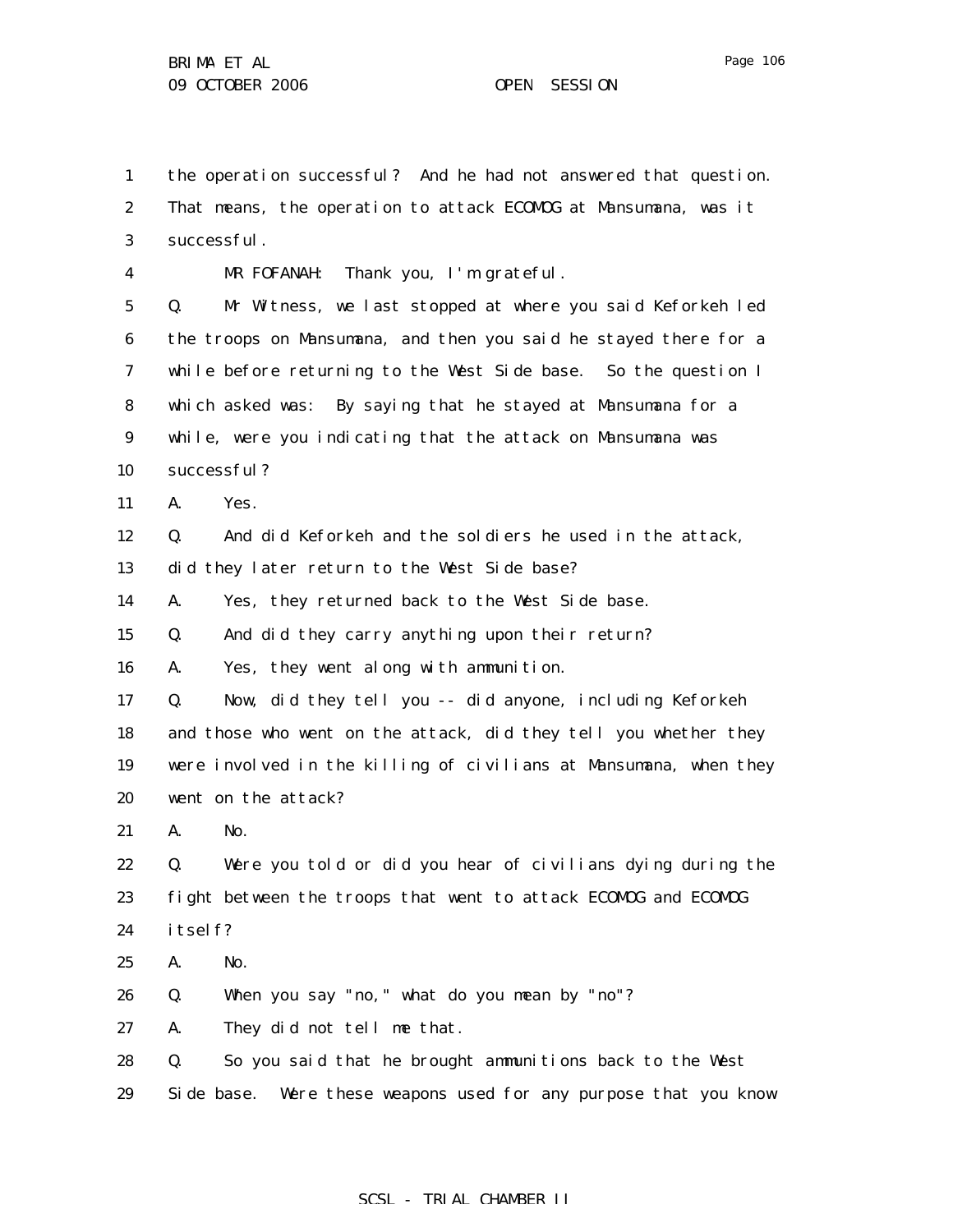the operation successful? And he had not answered that question. That means, the operation to attack ECOMOG at Mansumana, was it successful.

MR FOFANAH: Thank you, I'm grateful.

Q. Mr Witness, we last stopped at where you said Keforkeh led the troops on Mansumana, and then you said he stayed there for a while before returning to the West Side base. So the question I which asked was: By saying that he stayed at Mansumana for a while, were you indicating that the attack on Mansumana was successful?

A. Yes.

Q. And did Keforkeh and the soldiers he used in the attack, did they later return to the West Side base?

A. Yes, they returned back to the West Side base.

Q. And did they carry anything upon their return?

A. Yes, they went along with ammunition.

Q. Now, did they tell you -- did anyone, including Keforkeh and those who went on the attack, did they tell you whether they were involved in the killing of civilians at Mansumana, when they went on the attack?

A. No.

Q. Were you told or did you hear of civilians dying during the fight between the troops that went to attack ECOMOG and ECOMOG itself?

A. No.

Q. When you say "no," what do you mean by "no"?

A. They did not tell me that.

Q. So you said that he brought ammunitions back to the West Side base. Were these weapons used for any purpose that you know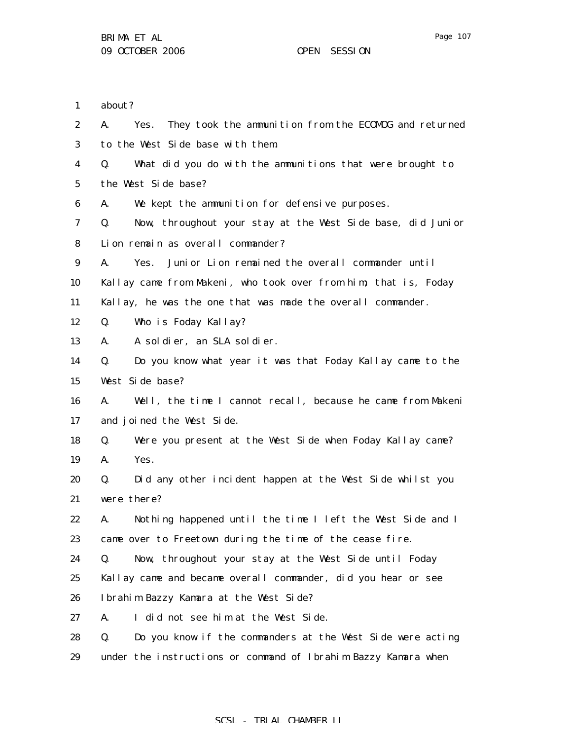1 about?

2 A. Yes. They took the ammunition from the ECOMOG and returned

3 to the West Side base with them.

4 Q. What did you do with the ammunitions that were brought to

5 the West Side base?

6 A. We kept the ammunition for defensive purposes.

7 Q. Now, throughout your stay at the West Side base, did Junior

8 Lion remain as overall commander?

9 A. Yes. Junior Lion remained the overall commander until

10 Kallay came from Makeni, who took over from him; that is, Foday

11 Kallay, he was the one that was made the overall commander.

12 Q. Who is Foday Kallay?

13 A. A soldier, an SLA soldier.

14 Q. Do you know what year it was that Foday Kallay came to the

15 West Side base?

16 A. Well, the time I cannot recall, because he came from Makeni

17 and joined the West Side.

18 Q. Were you present at the West Side when Foday Kallay came?

19 A. Yes.

20 Q. Did any other incident happen at the West Side whilst you

21 were there?

22 A. Nothing happened until the time I left the West Side and I

23 came over to Freetown during the time of the cease fire.

24 Q. Now, throughout your stay at the West Side until Foday

25 Kallay came and became overall commander, did you hear or see

26 Ibrahim Bazzy Kamara at the West Side?

27 A. I did not see him at the West Side.

28 Q. Do you know if the commanders at the West Side were acting

29 under the instructions or command of Ibrahim Bazzy Kamara when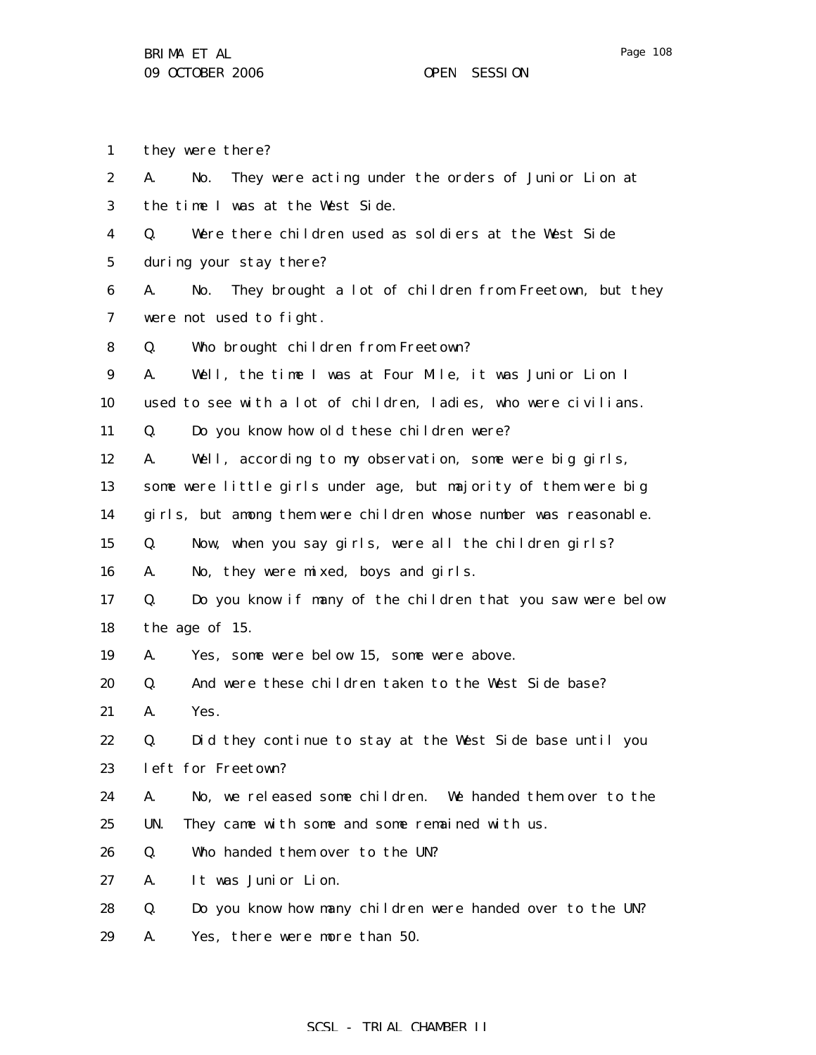they were there?

A. No. They were acting under the orders of Junior Lion at the time I was at the West Side.

Q. Were there children used as soldiers at the West Side during your stay there?

A. No. They brought a lot of children from Freetown, but they were not used to fight.

Q. Who brought children from Freetown?

A. Well, the time I was at Four Mile, it was Junior Lion I used to see with a lot of children, ladies, who were civilians.

Q. Do you know how old these children were?

A. Well, according to my observation, some were big girls, some were little girls under age, but majority of them were big girls, but among them were children whose number was reasonable.

Q. Now, when you say girls, were all the children girls?

A. No, they were mixed, boys and girls.

Q. Do you know if many of the children that you saw were below the age of 15.

A. Yes, some were below 15, some were above.

Q. And were these children taken to the West Side base?

A. Yes.

Q. Did they continue to stay at the West Side base until you left for Freetown?

A. No, we released some children. We handed them over to the UN. They came with some and some remained with us.

Q. Who handed them over to the UN?

A. It was Junior Lion.

Q. Do you know how many children were handed over to the UN?

A. Yes, there were more than 50.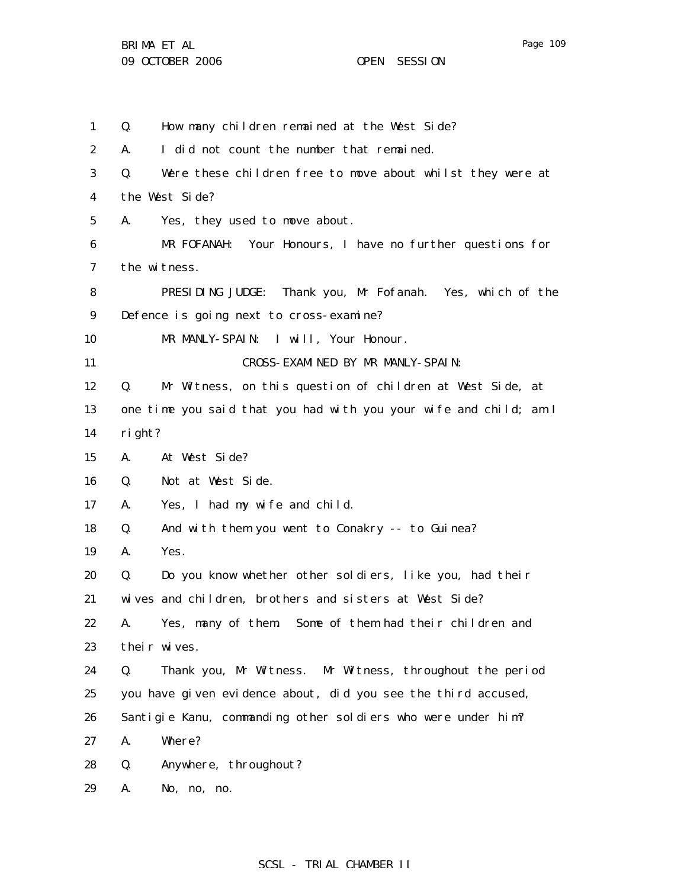Q. How many children remained at the West Side?

A. I did not count the number that remained.

Q. Were these children free to move about whilst they were at the West Side?

A. Yes, they used to move about.

MR FOFANAH: Your Honours, I have no further questions for the witness.

PRESIDING JUDGE: Thank you, Mr Fofanah. Yes, which of the Defence is going next to cross-examine?

MR MANLY-SPAIN: I will, Your Honour.

CROSS-EXAMINED BY MR MANLY-SPAIN:

Q. Mr Witness, on this question of children at West Side, at one time you said that you had with you your wife and child; am I right?

A. At West Side?

Q. Not at West Side.

A. Yes, I had my wife and child.

Q. And with them you went to Conakry -- to Guinea?

A. Yes.

Q. Do you know whether other soldiers, like you, had their wives and children, brothers and sisters at West Side?

A. Yes, many of them. Some of them had their children and their wives.

Q. Thank you, Mr Witness. Mr Witness, throughout the period you have given evidence about, did you see the third accused, Santigie Kanu, commanding other soldiers who were under him?

A. Where?

Q. Anywhere, throughout?

A. No, no, no.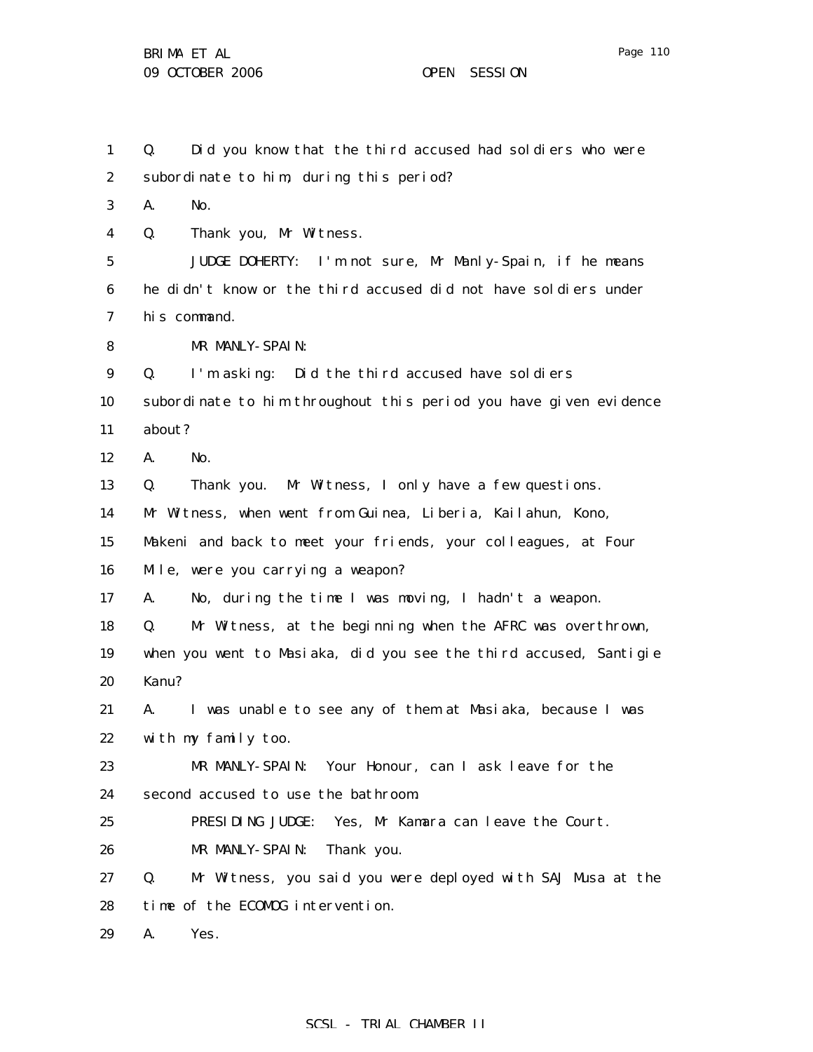Q. Did you know that the third accused had soldiers who were subordinate to him, during this period?

A. No.

Q. Thank you, Mr Witness.

JUDGE DOHERTY: I'm not sure, Mr Manly-Spain, if he means he didn't know or the third accused did not have soldiers under his command.

MR MANLY-SPAIN:

Q. I'm asking: Did the third accused have soldiers subordinate to him throughout this period you have given evidence about?

A. No.

Q. Thank you. Mr Witness, I only have a few questions. Mr Witness, when went from Guinea, Liberia, Kailahun, Kono, Makeni and back to meet your friends, your colleagues, at Four Mile, were you carrying a weapon?

A. No, during the time I was moving, I hadn't a weapon.

Q. Mr Witness, at the beginning when the AFRC was overthrown, when you went to Masiaka, did you see the third accused, Santigie Kanu?

A. I was unable to see any of them at Masiaka, because I was with my family too.

MR MANLY-SPAIN: Your Honour, can I ask leave for the second accused to use the bathroom.

PRESIDING JUDGE: Yes, Mr Kamara can leave the Court.

MR MANLY-SPAIN: Thank you.

Q. Mr Witness, you said you were deployed with SAJ Musa at the time of the ECOMOG intervention.

A. Yes.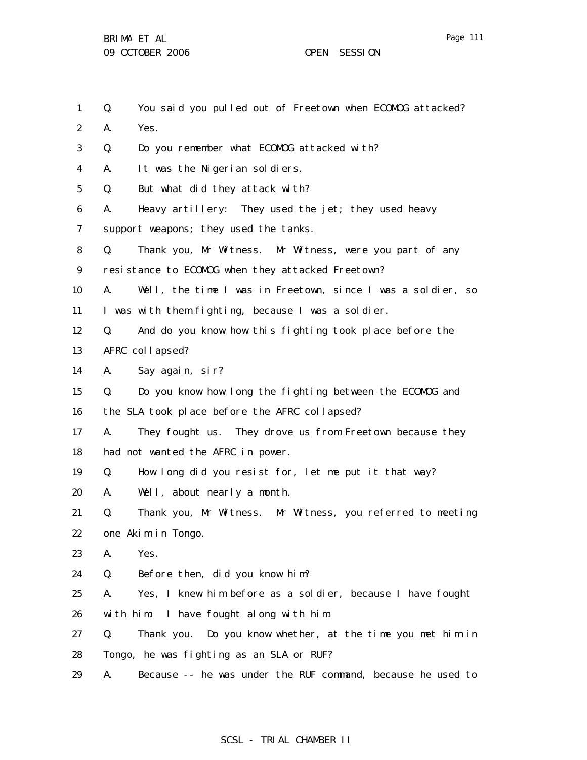1 Q. You said you pulled out of Freetown when ECOMOG attacked?
2 A. Yes.
3 Q. Do you remember what ECOMOG attacked with?
4 A. It was the Nigerian soldiers.
5 Q. But what did they attack with?
6 A. Heavy artillery: They used the jet; they used heavy
7 support weapons; they used the tanks.
8 Q. Thank you, Mr Witness. Mr Witness, were you part of any
9 resistance to ECOMOG when they attacked Freetown?
10 A. Well, the time I was in Freetown, since I was a soldier, so
11 I was with them fighting, because I was a soldier.
12 Q. And do you know how this fighting took place before the
13 AFRC collapsed?
14 A. Say again, sir?
15 Q. Do you know how long the fighting between the ECOMOG and
16 the SLA took place before the AFRC collapsed?
17 A. They fought us. They drove us from Freetown because they
18 had not wanted the AFRC in power.
19 Q. How long did you resist for, let me put it that way?
20 A. Well, about nearly a month.
21 Q. Thank you, Mr Witness. Mr Witness, you referred to meeting
22 one Akim in Tongo.
23 A. Yes.
24 Q. Before then, did you know him?
25 A. Yes, I knew him before as a soldier, because I have fought
26 with him. I have fought along with him.
27 Q. Thank you. Do you know whether, at the time you met him in
28 Tongo, he was fighting as an SLA or RUF?
29 A. Because -- he was under the RUF command, because he used to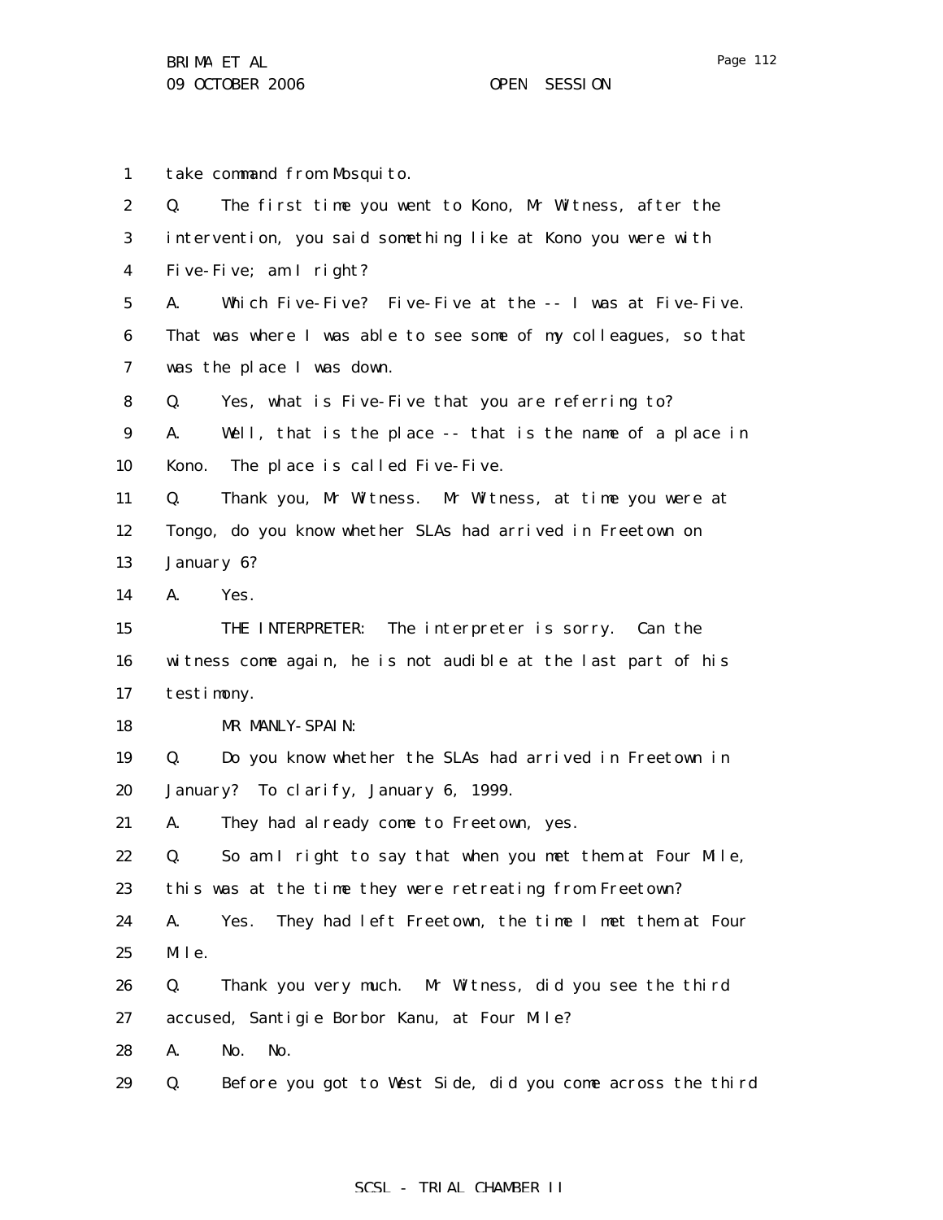take command from Mosquito.

Q. The first time you went to Kono, Mr Witness, after the intervention, you said something like at Kono you were with Five-Five; am I right?

A. Which Five-Five? Five-Five at the -- I was at Five-Five. That was where I was able to see some of my colleagues, so that was the place I was down.

Q. Yes, what is Five-Five that you are referring to?

A. Well, that is the place -- that is the name of a place in Kono. The place is called Five-Five.

Q. Thank you, Mr Witness. Mr Witness, at time you were at Tongo, do you know whether SLAs had arrived in Freetown on January 6?

A. Yes.

THE INTERPRETER: The interpreter is sorry. Can the witness come again, he is not audible at the last part of his testimony.

MR MANLY-SPAIN:

Q. Do you know whether the SLAs had arrived in Freetown in January? To clarify, January 6, 1999.

A. They had already come to Freetown, yes.

Q. So am I right to say that when you met them at Four Mile, this was at the time they were retreating from Freetown?

A. Yes. They had left Freetown, the time I met them at Four Mile.

Q. Thank you very much. Mr Witness, did you see the third accused, Santigie Borbor Kanu, at Four Mile?

A. No. No.

Q. Before you got to West Side, did you come across the third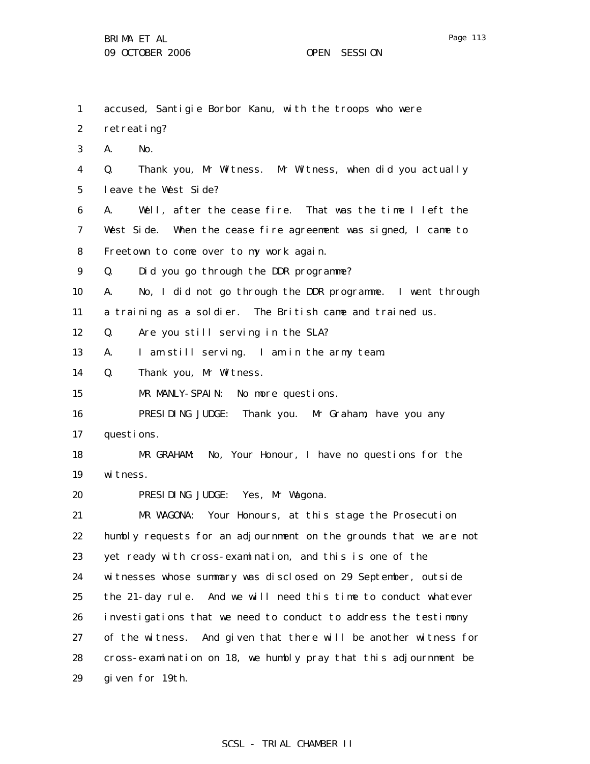accused, Santigie Borbor Kanu, with the troops who were retreating?

A. No.

Q. Thank you, Mr Witness. Mr Witness, when did you actually leave the West Side?

A. Well, after the cease fire. That was the time I left the West Side. When the cease fire agreement was signed, I came to Freetown to come over to my work again.

Q. Did you go through the DDR programme?

A. No, I did not go through the DDR programme. I went through a training as a soldier. The British came and trained us.

Q. Are you still serving in the SLA?

A. I am still serving. I am in the army team.

Q. Thank you, Mr Witness.

MR MANLY-SPAIN: No more questions.

PRESIDING JUDGE: Thank you. Mr Graham, have you any questions.

MR GRAHAM: No, Your Honour, I have no questions for the witness.

PRESIDING JUDGE: Yes, Mr Wagona.

MR WAGONA: Your Honours, at this stage the Prosecution humbly requests for an adjournment on the grounds that we are not yet ready with cross-examination, and this is one of the witnesses whose summary was disclosed on 29 September, outside the 21-day rule. And we will need this time to conduct whatever investigations that we need to conduct to address the testimony of the witness. And given that there will be another witness for cross-examination on 18, we humbly pray that this adjournment be given for 19th.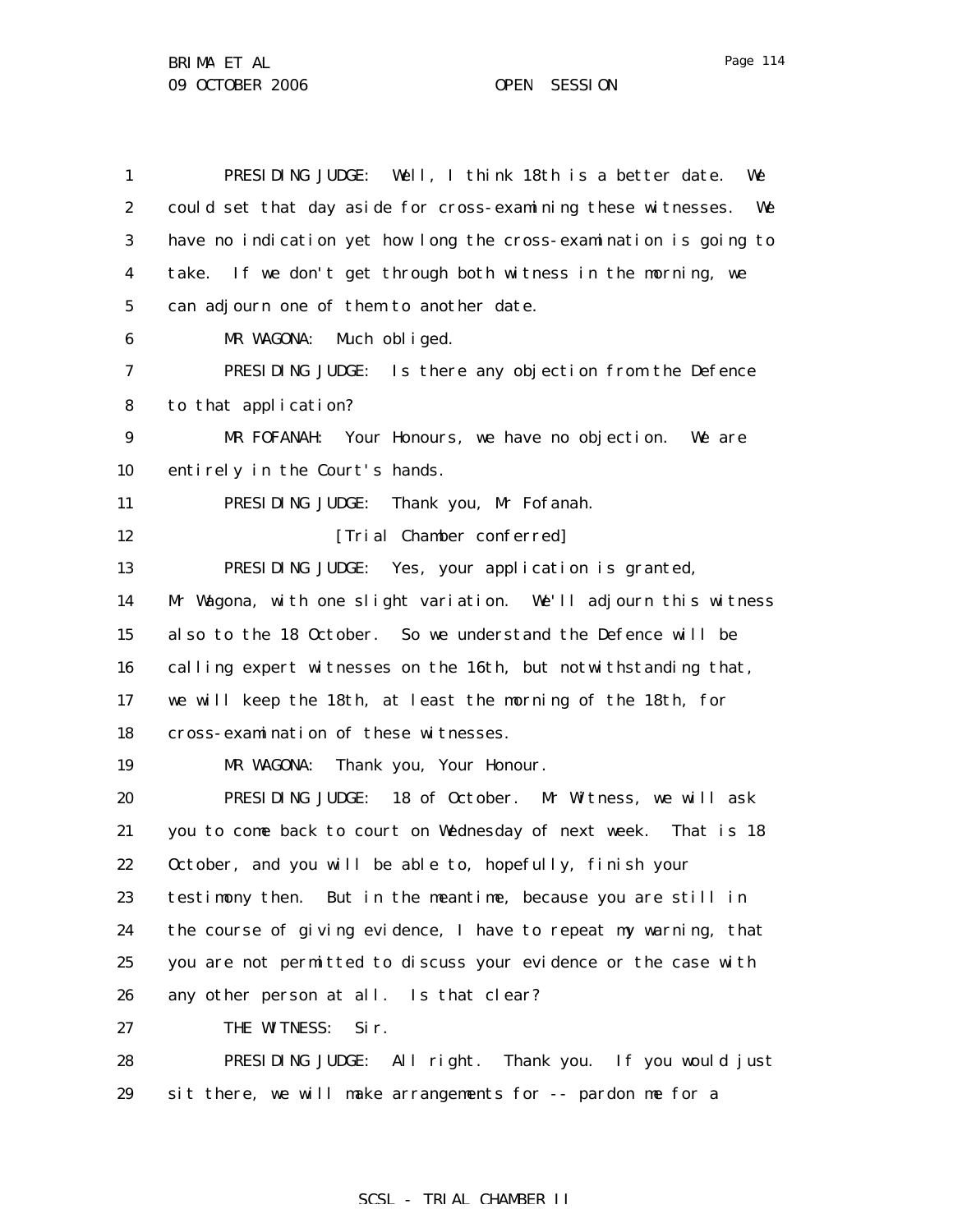PRESIDING JUDGE: Well, I think 18th is a better date. We could set that day aside for cross-examining these witnesses. We have no indication yet how long the cross-examination is going to take. If we don't get through both witness in the morning, we can adjourn one of them to another date.

MR WAGONA: Much obliged.

PRESIDING JUDGE: Is there any objection from the Defence to that application?

MR FOFANAH: Your Honours, we have no objection. We are entirely in the Court's hands.

PRESIDING JUDGE: Thank you, Mr Fofanah.

[Trial Chamber conferred]

PRESIDING JUDGE: Yes, your application is granted, Mr Wagona, with one slight variation. We'll adjourn this witness also to the 18 October. So we understand the Defence will be calling expert witnesses on the 16th, but notwithstanding that, we will keep the 18th, at least the morning of the 18th, for cross-examination of these witnesses.

MR WAGONA: Thank you, Your Honour.

PRESIDING JUDGE: 18 of October. Mr Witness, we will ask you to come back to court on Wednesday of next week. That is 18 October, and you will be able to, hopefully, finish your testimony then. But in the meantime, because you are still in the course of giving evidence, I have to repeat my warning, that you are not permitted to discuss your evidence or the case with any other person at all. Is that clear?

THE WITNESS: Sir.

PRESIDING JUDGE: All right. Thank you. If you would just sit there, we will make arrangements for -- pardon me for a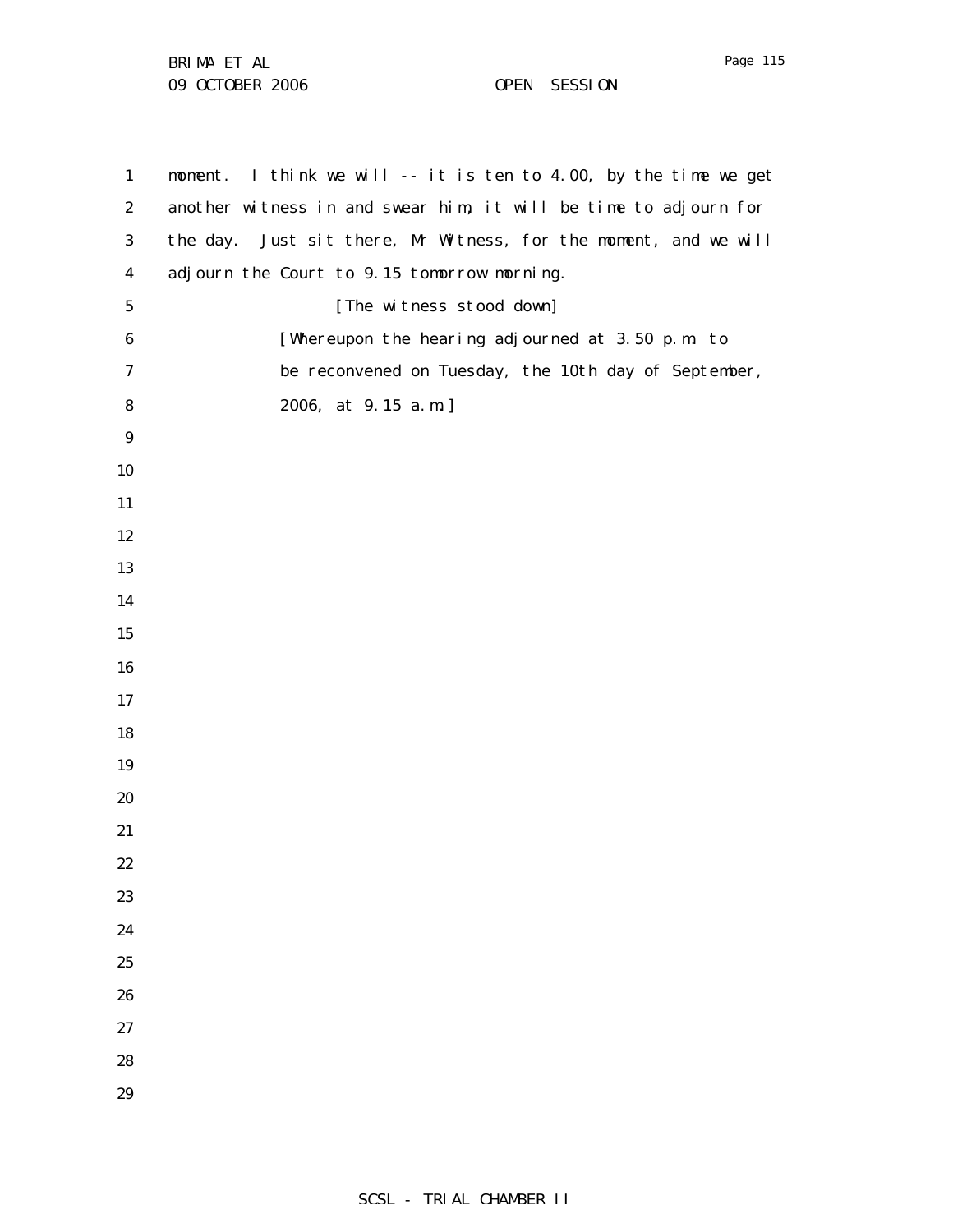moment. I think we will -- it is ten to 4.00, by the time we get another witness in and swear him, it will be time to adjourn for the day. Just sit there, Mr Witness, for the moment, and we will adjourn the Court to 9.15 tomorrow morning.

[The witness stood down]

[Whereupon the hearing adjourned at 3.50 p.m. to be reconvened on Tuesday, the 10th day of September, 2006, at 9.15 a.m.]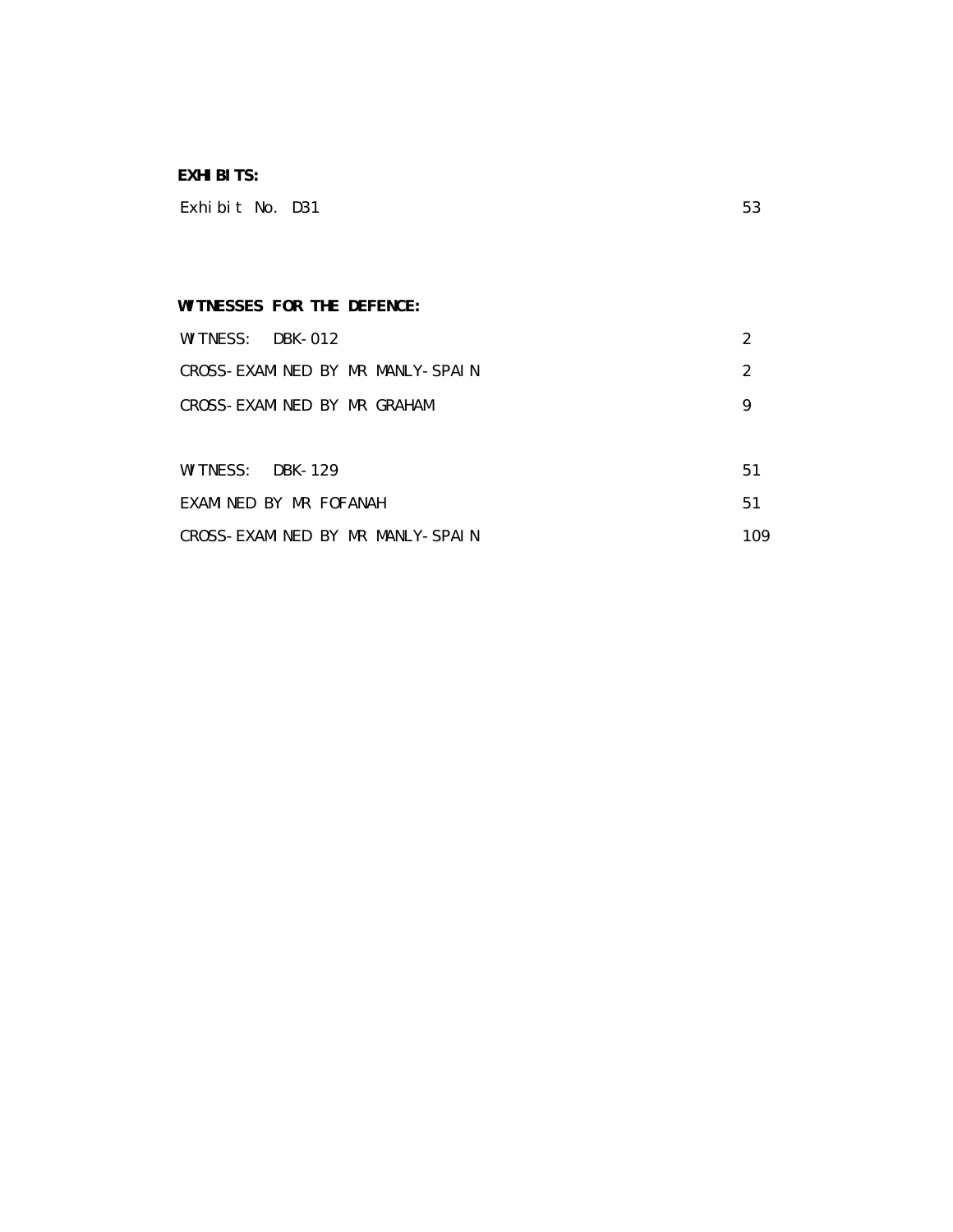**EXHIBITS:**

| | |
|---|---|
| Exhibit No. D31 | 53 |

**WITNESSES FOR THE DEFENCE:**

| | |
|---|---|
| WITNESS: DBK-012 | 2 |
| CROSS-EXAMINED BY MR MANLY-SPAIN | 2 |
| CROSS-EXAMINED BY MR GRAHAM | 9 |
| | |
| WITNESS: DBK-129 | 51 |
| EXAMINED BY MR FOFANAH | 51 |
| CROSS-EXAMINED BY MR MANLY-SPAIN | 109 |